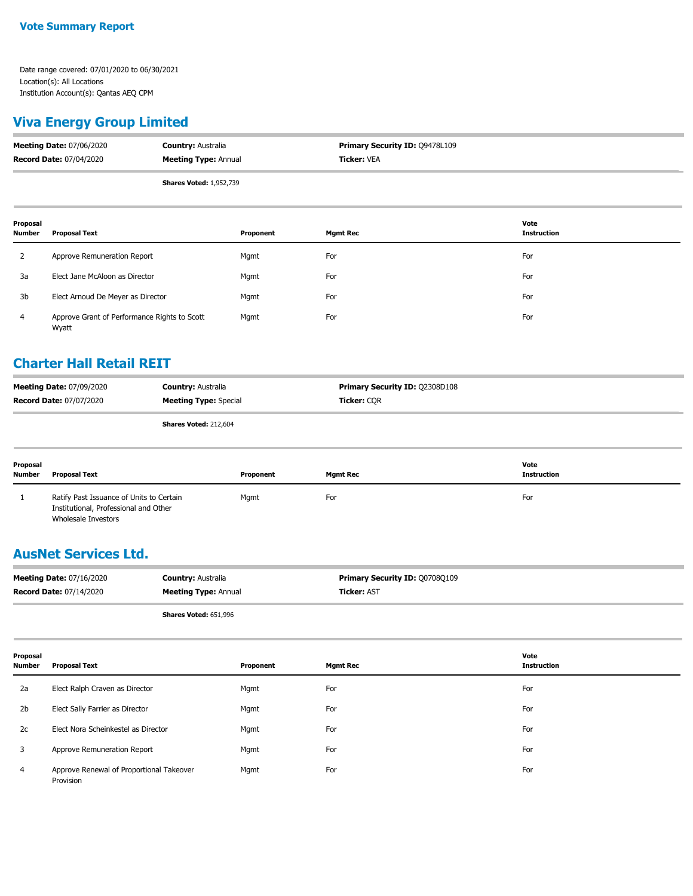# Vote Summary Report

Date range covered: 07/01/2020 to 06/30/2021
Location(s): All Locations
Institution Account(s): Qantas AEQ CPM

## Viva Energy Group Limited

**Meeting Date:** 07/06/2020 **Country:** Australia **Primary Security ID:** Q9478L109
**Record Date:** 07/04/2020 **Meeting Type:** Annual **Ticker:** VEA

**Shares Voted:** 1,952,739

| Proposal Number | Proposal Text | Proponent | Mgmt Rec | Vote Instruction |
|---|---|---|---|---|
| 2 | Approve Remuneration Report | Mgmt | For | For |
| 3a | Elect Jane McAloon as Director | Mgmt | For | For |
| 3b | Elect Arnoud De Meyer as Director | Mgmt | For | For |
| 4 | Approve Grant of Performance Rights to Scott Wyatt | Mgmt | For | For |

## Charter Hall Retail REIT

**Meeting Date:** 07/09/2020 **Country:** Australia **Primary Security ID:** Q2308D108
**Record Date:** 07/07/2020 **Meeting Type:** Special **Ticker:** CQR

**Shares Voted:** 212,604

| Proposal Number | Proposal Text | Proponent | Mgmt Rec | Vote Instruction |
|---|---|---|---|---|
| 1 | Ratify Past Issuance of Units to Certain Institutional, Professional and Other Wholesale Investors | Mgmt | For | For |

## AusNet Services Ltd.

**Meeting Date:** 07/16/2020 **Country:** Australia **Primary Security ID:** Q0708Q109
**Record Date:** 07/14/2020 **Meeting Type:** Annual **Ticker:** AST

**Shares Voted:** 651,996

| Proposal Number | Proposal Text | Proponent | Mgmt Rec | Vote Instruction |
|---|---|---|---|---|
| 2a | Elect Ralph Craven as Director | Mgmt | For | For |
| 2b | Elect Sally Farrier as Director | Mgmt | For | For |
| 2c | Elect Nora Scheinkestel as Director | Mgmt | For | For |
| 3 | Approve Remuneration Report | Mgmt | For | For |
| 4 | Approve Renewal of Proportional Takeover Provision | Mgmt | For | For |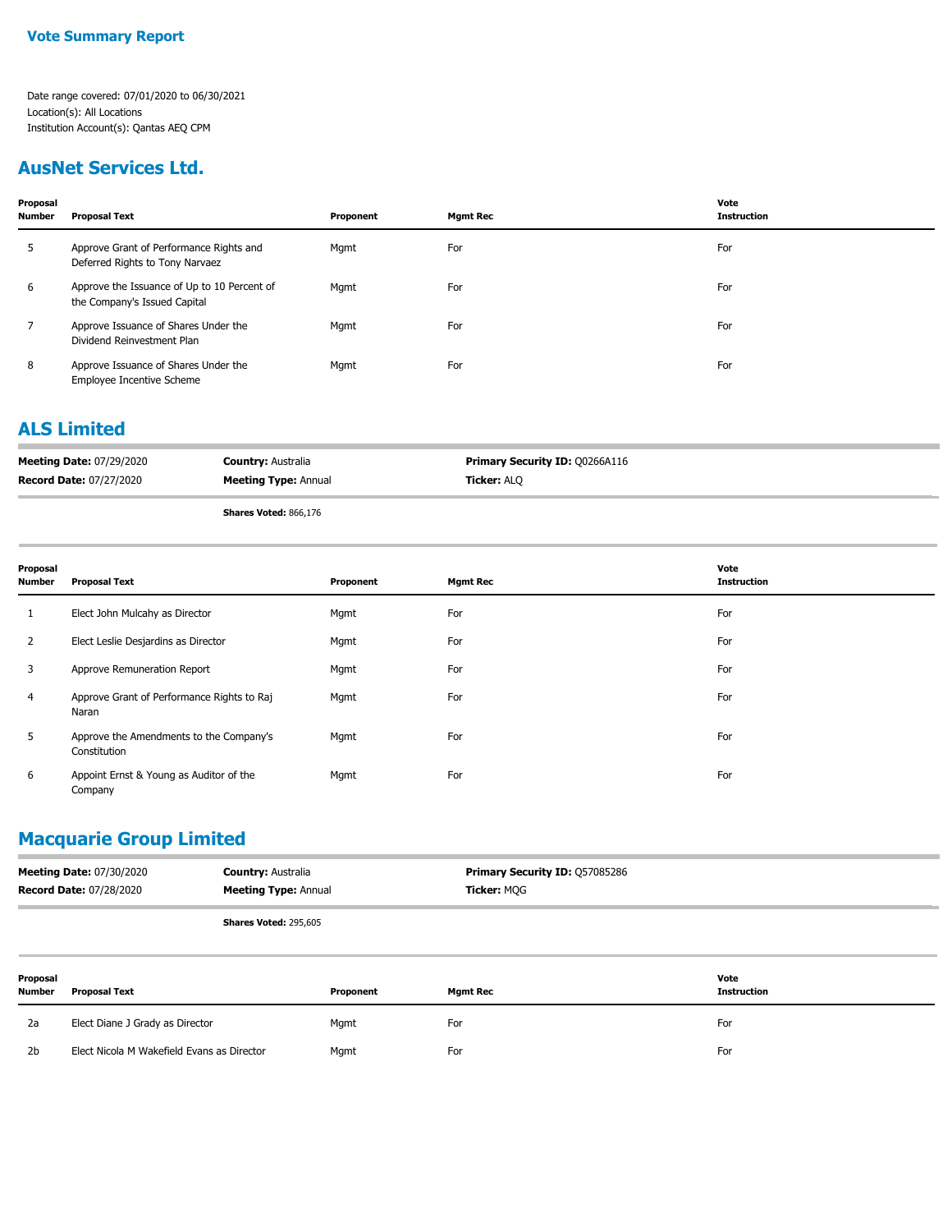**Vote Summary Report**

Date range covered: 07/01/2020 to 06/30/2021
Location(s): All Locations
Institution Account(s): Qantas AEQ CPM

## AusNet Services Ltd.

| Proposal Number | Proposal Text | Proponent | Mgmt Rec | Vote Instruction |
|---|---|---|---|---|
| 5 | Approve Grant of Performance Rights and Deferred Rights to Tony Narvaez | Mgmt | For | For |
| 6 | Approve the Issuance of Up to 10 Percent of the Company's Issued Capital | Mgmt | For | For |
| 7 | Approve Issuance of Shares Under the Dividend Reinvestment Plan | Mgmt | For | For |
| 8 | Approve Issuance of Shares Under the Employee Incentive Scheme | Mgmt | For | For |

## ALS Limited

**Meeting Date:** 07/29/2020 **Country:** Australia **Primary Security ID:** Q0266A116
**Record Date:** 07/27/2020 **Meeting Type:** Annual **Ticker:** ALQ

**Shares Voted:** 866,176

| Proposal Number | Proposal Text | Proponent | Mgmt Rec | Vote Instruction |
|---|---|---|---|---|
| 1 | Elect John Mulcahy as Director | Mgmt | For | For |
| 2 | Elect Leslie Desjardins as Director | Mgmt | For | For |
| 3 | Approve Remuneration Report | Mgmt | For | For |
| 4 | Approve Grant of Performance Rights to Raj Naran | Mgmt | For | For |
| 5 | Approve the Amendments to the Company's Constitution | Mgmt | For | For |
| 6 | Appoint Ernst & Young as Auditor of the Company | Mgmt | For | For |

## Macquarie Group Limited

**Meeting Date:** 07/30/2020 **Country:** Australia **Primary Security ID:** Q57085286
**Record Date:** 07/28/2020 **Meeting Type:** Annual **Ticker:** MQG

**Shares Voted:** 295,605

| Proposal Number | Proposal Text | Proponent | Mgmt Rec | Vote Instruction |
|---|---|---|---|---|
| 2a | Elect Diane J Grady as Director | Mgmt | For | For |
| 2b | Elect Nicola M Wakefield Evans as Director | Mgmt | For | For |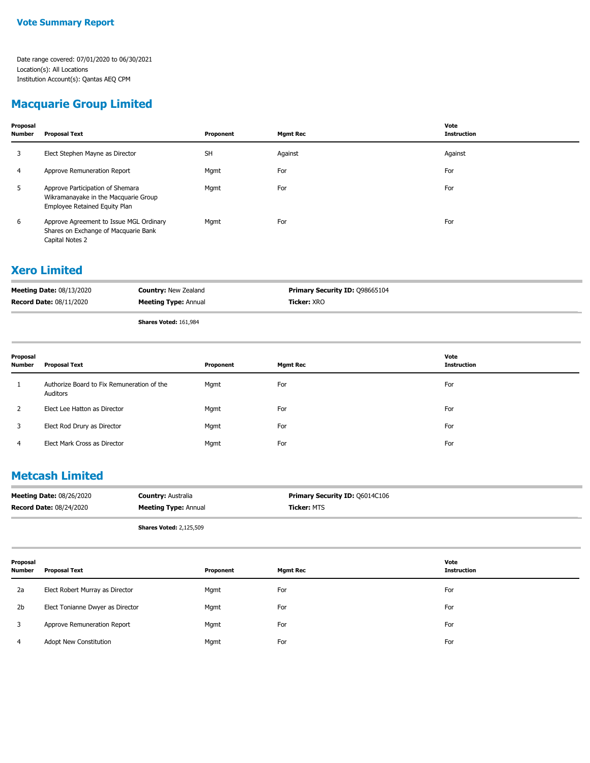**Vote Summary Report**

Date range covered: 07/01/2020 to 06/30/2021
Location(s): All Locations
Institution Account(s): Qantas AEQ CPM

## Macquarie Group Limited

| Proposal Number | Proposal Text | Proponent | Mgmt Rec | Vote Instruction |
|---|---|---|---|---|
| 3 | Elect Stephen Mayne as Director | SH | Against | Against |
| 4 | Approve Remuneration Report | Mgmt | For | For |
| 5 | Approve Participation of Shemara Wikramanayake in the Macquarie Group Employee Retained Equity Plan | Mgmt | For | For |
| 6 | Approve Agreement to Issue MGL Ordinary Shares on Exchange of Macquarie Bank Capital Notes 2 | Mgmt | For | For |

## Xero Limited

**Meeting Date:** 08/13/2020 | **Country:** New Zealand | **Primary Security ID:** Q98665104
**Record Date:** 08/11/2020 | **Meeting Type:** Annual | **Ticker:** XRO

**Shares Voted:** 161,984

| Proposal Number | Proposal Text | Proponent | Mgmt Rec | Vote Instruction |
|---|---|---|---|---|
| 1 | Authorize Board to Fix Remuneration of the Auditors | Mgmt | For | For |
| 2 | Elect Lee Hatton as Director | Mgmt | For | For |
| 3 | Elect Rod Drury as Director | Mgmt | For | For |
| 4 | Elect Mark Cross as Director | Mgmt | For | For |

## Metcash Limited

**Meeting Date:** 08/26/2020 | **Country:** Australia | **Primary Security ID:** Q6014C106
**Record Date:** 08/24/2020 | **Meeting Type:** Annual | **Ticker:** MTS

**Shares Voted:** 2,125,509

| Proposal Number | Proposal Text | Proponent | Mgmt Rec | Vote Instruction |
|---|---|---|---|---|
| 2a | Elect Robert Murray as Director | Mgmt | For | For |
| 2b | Elect Tonianne Dwyer as Director | Mgmt | For | For |
| 3 | Approve Remuneration Report | Mgmt | For | For |
| 4 | Adopt New Constitution | Mgmt | For | For |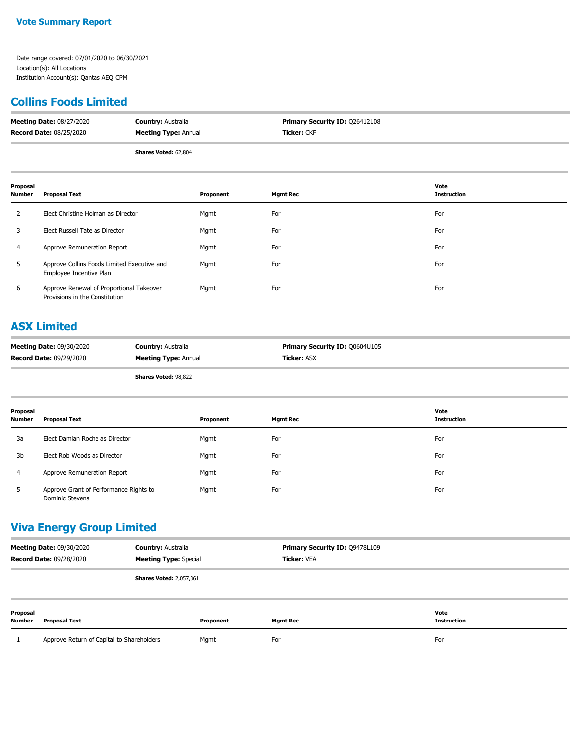**Vote Summary Report**

Date range covered: 07/01/2020 to 06/30/2021
Location(s): All Locations
Institution Account(s): Qantas AEQ CPM

## Collins Foods Limited

| | | |
|---|---|---|
| **Meeting Date:** 08/27/2020 | **Country:** Australia | **Primary Security ID:** Q26412108 |
| **Record Date:** 08/25/2020 | **Meeting Type:** Annual | **Ticker:** CKF |

**Shares Voted:** 62,804

| Proposal Number | Proposal Text | Proponent | Mgmt Rec | Vote Instruction |
|---|---|---|---|---|
| 2 | Elect Christine Holman as Director | Mgmt | For | For |
| 3 | Elect Russell Tate as Director | Mgmt | For | For |
| 4 | Approve Remuneration Report | Mgmt | For | For |
| 5 | Approve Collins Foods Limited Executive and Employee Incentive Plan | Mgmt | For | For |
| 6 | Approve Renewal of Proportional Takeover Provisions in the Constitution | Mgmt | For | For |

## ASX Limited

| | | |
|---|---|---|
| **Meeting Date:** 09/30/2020 | **Country:** Australia | **Primary Security ID:** Q0604U105 |
| **Record Date:** 09/29/2020 | **Meeting Type:** Annual | **Ticker:** ASX |

**Shares Voted:** 98,822

| Proposal Number | Proposal Text | Proponent | Mgmt Rec | Vote Instruction |
|---|---|---|---|---|
| 3a | Elect Damian Roche as Director | Mgmt | For | For |
| 3b | Elect Rob Woods as Director | Mgmt | For | For |
| 4 | Approve Remuneration Report | Mgmt | For | For |
| 5 | Approve Grant of Performance Rights to Dominic Stevens | Mgmt | For | For |

## Viva Energy Group Limited

| | | |
|---|---|---|
| **Meeting Date:** 09/30/2020 | **Country:** Australia | **Primary Security ID:** Q9478L109 |
| **Record Date:** 09/28/2020 | **Meeting Type:** Special | **Ticker:** VEA |

**Shares Voted:** 2,057,361

| Proposal Number | Proposal Text | Proponent | Mgmt Rec | Vote Instruction |
|---|---|---|---|---|
| 1 | Approve Return of Capital to Shareholders | Mgmt | For | For |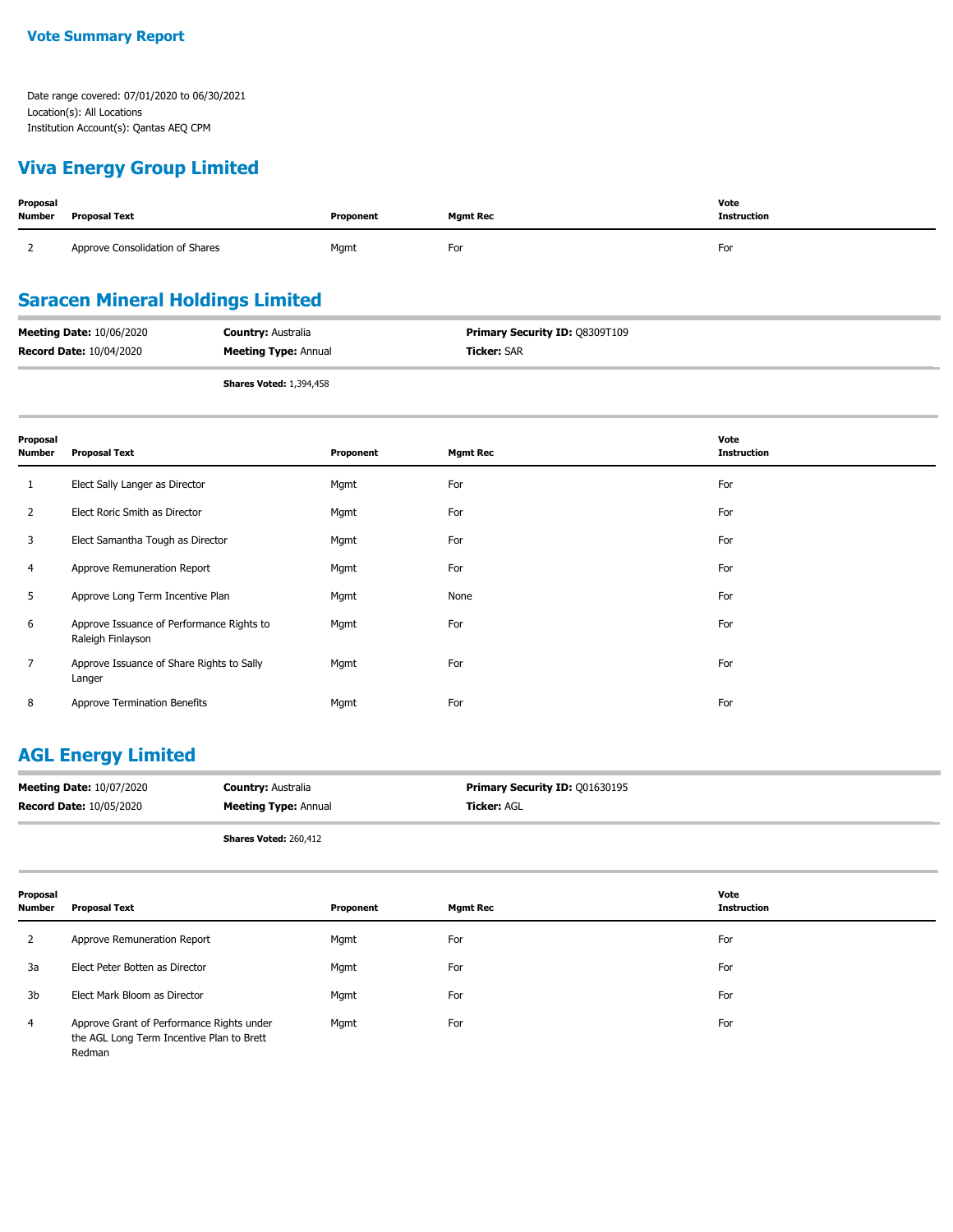# Vote Summary Report

Date range covered: 07/01/2020 to 06/30/2021
Location(s): All Locations
Institution Account(s): Qantas AEQ CPM

## Viva Energy Group Limited

| Proposal Number | Proposal Text | Proponent | Mgmt Rec | Vote Instruction |
|---|---|---|---|---|
| 2 | Approve Consolidation of Shares | Mgmt | For | For |

## Saracen Mineral Holdings Limited

**Meeting Date:** 10/06/2020 **Country:** Australia **Primary Security ID:** Q8309T109
**Record Date:** 10/04/2020 **Meeting Type:** Annual **Ticker:** SAR

**Shares Voted:** 1,394,458

| Proposal Number | Proposal Text | Proponent | Mgmt Rec | Vote Instruction |
|---|---|---|---|---|
| 1 | Elect Sally Langer as Director | Mgmt | For | For |
| 2 | Elect Roric Smith as Director | Mgmt | For | For |
| 3 | Elect Samantha Tough as Director | Mgmt | For | For |
| 4 | Approve Remuneration Report | Mgmt | For | For |
| 5 | Approve Long Term Incentive Plan | Mgmt | None | For |
| 6 | Approve Issuance of Performance Rights to Raleigh Finlayson | Mgmt | For | For |
| 7 | Approve Issuance of Share Rights to Sally Langer | Mgmt | For | For |
| 8 | Approve Termination Benefits | Mgmt | For | For |

## AGL Energy Limited

**Meeting Date:** 10/07/2020 **Country:** Australia **Primary Security ID:** Q01630195
**Record Date:** 10/05/2020 **Meeting Type:** Annual **Ticker:** AGL

**Shares Voted:** 260,412

| Proposal Number | Proposal Text | Proponent | Mgmt Rec | Vote Instruction |
|---|---|---|---|---|
| 2 | Approve Remuneration Report | Mgmt | For | For |
| 3a | Elect Peter Botten as Director | Mgmt | For | For |
| 3b | Elect Mark Bloom as Director | Mgmt | For | For |
| 4 | Approve Grant of Performance Rights under the AGL Long Term Incentive Plan to Brett Redman | Mgmt | For | For |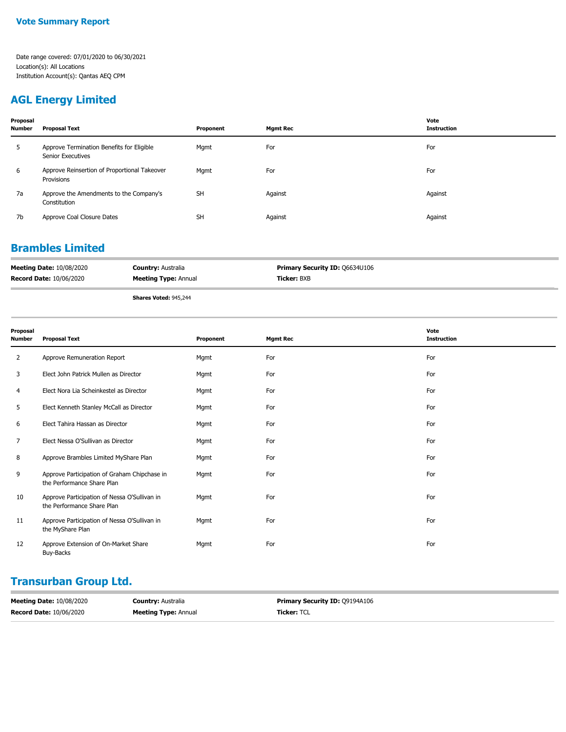**Vote Summary Report**

Date range covered: 07/01/2020 to 06/30/2021
Location(s): All Locations
Institution Account(s): Qantas AEQ CPM

## AGL Energy Limited

| Proposal Number | Proposal Text | Proponent | Mgmt Rec | Vote Instruction |
|---|---|---|---|---|
| 5 | Approve Termination Benefits for Eligible Senior Executives | Mgmt | For | For |
| 6 | Approve Reinsertion of Proportional Takeover Provisions | Mgmt | For | For |
| 7a | Approve the Amendments to the Company's Constitution | SH | Against | Against |
| 7b | Approve Coal Closure Dates | SH | Against | Against |

## Brambles Limited

**Meeting Date:** 10/08/2020 **Country:** Australia **Primary Security ID:** Q6634U106
**Record Date:** 10/06/2020 **Meeting Type:** Annual **Ticker:** BXB

**Shares Voted:** 945,244

| Proposal Number | Proposal Text | Proponent | Mgmt Rec | Vote Instruction |
|---|---|---|---|---|
| 2 | Approve Remuneration Report | Mgmt | For | For |
| 3 | Elect John Patrick Mullen as Director | Mgmt | For | For |
| 4 | Elect Nora Lia Scheinkestel as Director | Mgmt | For | For |
| 5 | Elect Kenneth Stanley McCall as Director | Mgmt | For | For |
| 6 | Elect Tahira Hassan as Director | Mgmt | For | For |
| 7 | Elect Nessa O'Sullivan as Director | Mgmt | For | For |
| 8 | Approve Brambles Limited MyShare Plan | Mgmt | For | For |
| 9 | Approve Participation of Graham Chipchase in the Performance Share Plan | Mgmt | For | For |
| 10 | Approve Participation of Nessa O'Sullivan in the Performance Share Plan | Mgmt | For | For |
| 11 | Approve Participation of Nessa O'Sullivan in the MyShare Plan | Mgmt | For | For |
| 12 | Approve Extension of On-Market Share Buy-Backs | Mgmt | For | For |

## Transurban Group Ltd.

**Meeting Date:** 10/08/2020 **Country:** Australia **Primary Security ID:** Q9194A106
**Record Date:** 10/06/2020 **Meeting Type:** Annual **Ticker:** TCL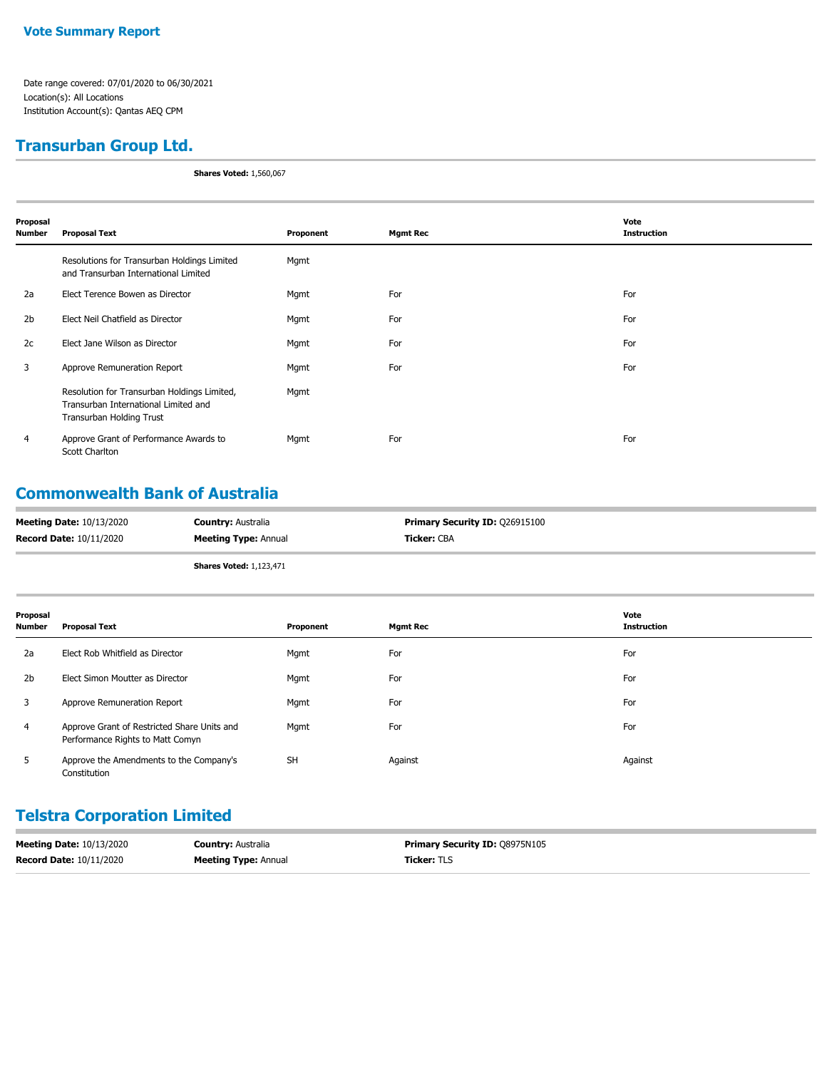**Vote Summary Report**

Date range covered: 07/01/2020 to 06/30/2021
Location(s): All Locations
Institution Account(s): Qantas AEQ CPM

## Transurban Group Ltd.

**Shares Voted:** 1,560,067

| Proposal Number | Proposal Text | Proponent | Mgmt Rec | Vote Instruction |
|---|---|---|---|---|
| | Resolutions for Transurban Holdings Limited and Transurban International Limited | Mgmt | | |
| 2a | Elect Terence Bowen as Director | Mgmt | For | For |
| 2b | Elect Neil Chatfield as Director | Mgmt | For | For |
| 2c | Elect Jane Wilson as Director | Mgmt | For | For |
| 3 | Approve Remuneration Report | Mgmt | For | For |
| | Resolution for Transurban Holdings Limited, Transurban International Limited and Transurban Holding Trust | Mgmt | | |
| 4 | Approve Grant of Performance Awards to Scott Charlton | Mgmt | For | For |

## Commonwealth Bank of Australia

**Meeting Date:** 10/13/2020 | **Country:** Australia | **Primary Security ID:** Q26915100
**Record Date:** 10/11/2020 | **Meeting Type:** Annual | **Ticker:** CBA

**Shares Voted:** 1,123,471

| Proposal Number | Proposal Text | Proponent | Mgmt Rec | Vote Instruction |
|---|---|---|---|---|
| 2a | Elect Rob Whitfield as Director | Mgmt | For | For |
| 2b | Elect Simon Moutter as Director | Mgmt | For | For |
| 3 | Approve Remuneration Report | Mgmt | For | For |
| 4 | Approve Grant of Restricted Share Units and Performance Rights to Matt Comyn | Mgmt | For | For |
| 5 | Approve the Amendments to the Company's Constitution | SH | Against | Against |

## Telstra Corporation Limited

**Meeting Date:** 10/13/2020 | **Country:** Australia | **Primary Security ID:** Q8975N105
**Record Date:** 10/11/2020 | **Meeting Type:** Annual | **Ticker:** TLS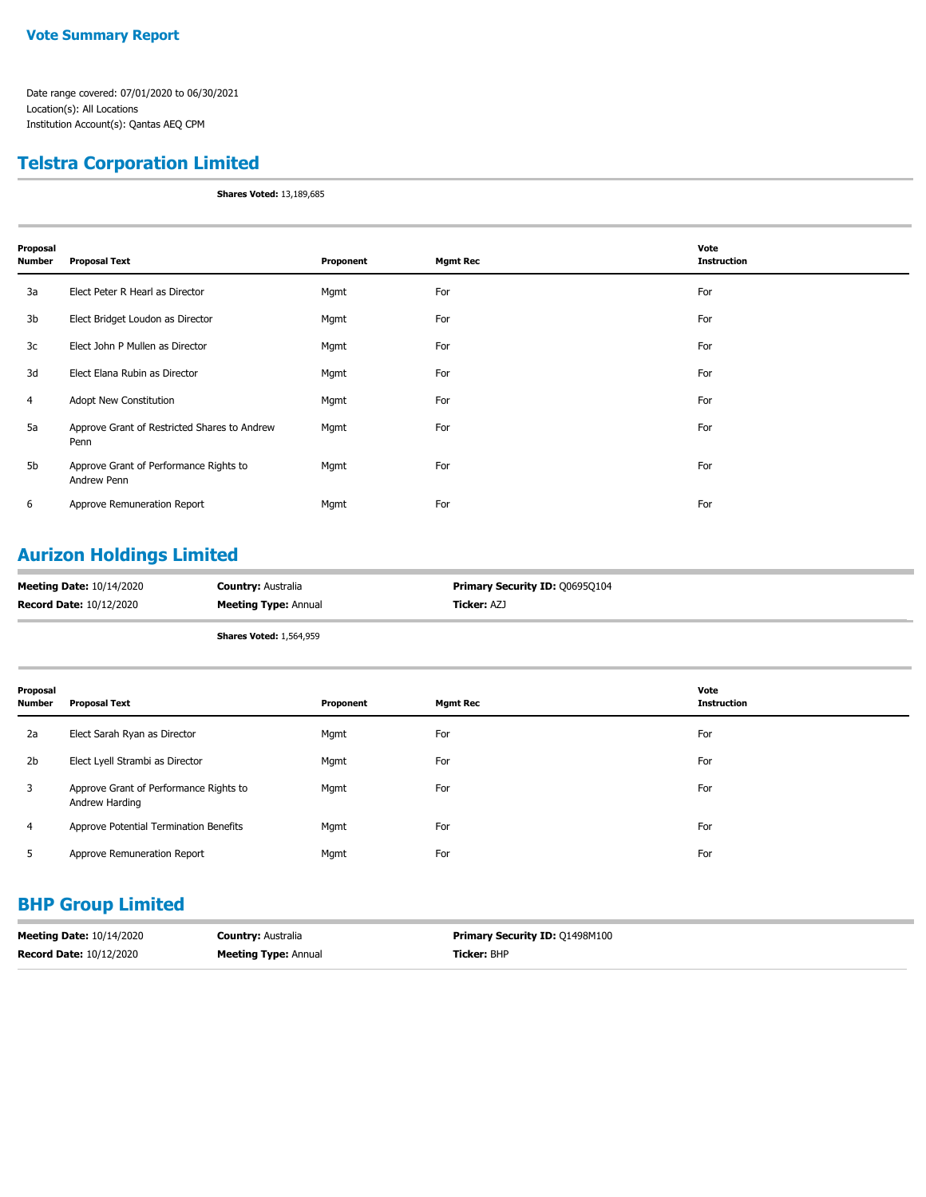# Vote Summary Report

Date range covered: 07/01/2020 to 06/30/2021
Location(s): All Locations
Institution Account(s): Qantas AEQ CPM

## Telstra Corporation Limited

**Shares Voted:** 13,189,685

| Proposal Number | Proposal Text | Proponent | Mgmt Rec | Vote Instruction |
|---|---|---|---|---|
| 3a | Elect Peter R Hearl as Director | Mgmt | For | For |
| 3b | Elect Bridget Loudon as Director | Mgmt | For | For |
| 3c | Elect John P Mullen as Director | Mgmt | For | For |
| 3d | Elect Elana Rubin as Director | Mgmt | For | For |
| 4 | Adopt New Constitution | Mgmt | For | For |
| 5a | Approve Grant of Restricted Shares to Andrew Penn | Mgmt | For | For |
| 5b | Approve Grant of Performance Rights to Andrew Penn | Mgmt | For | For |
| 6 | Approve Remuneration Report | Mgmt | For | For |

## Aurizon Holdings Limited

**Meeting Date:** 10/14/2020 **Country:** Australia **Primary Security ID:** Q0695Q104
**Record Date:** 10/12/2020 **Meeting Type:** Annual **Ticker:** AZJ

**Shares Voted:** 1,564,959

| Proposal Number | Proposal Text | Proponent | Mgmt Rec | Vote Instruction |
|---|---|---|---|---|
| 2a | Elect Sarah Ryan as Director | Mgmt | For | For |
| 2b | Elect Lyell Strambi as Director | Mgmt | For | For |
| 3 | Approve Grant of Performance Rights to Andrew Harding | Mgmt | For | For |
| 4 | Approve Potential Termination Benefits | Mgmt | For | For |
| 5 | Approve Remuneration Report | Mgmt | For | For |

## BHP Group Limited

**Meeting Date:** 10/14/2020 **Country:** Australia **Primary Security ID:** Q1498M100
**Record Date:** 10/12/2020 **Meeting Type:** Annual **Ticker:** BHP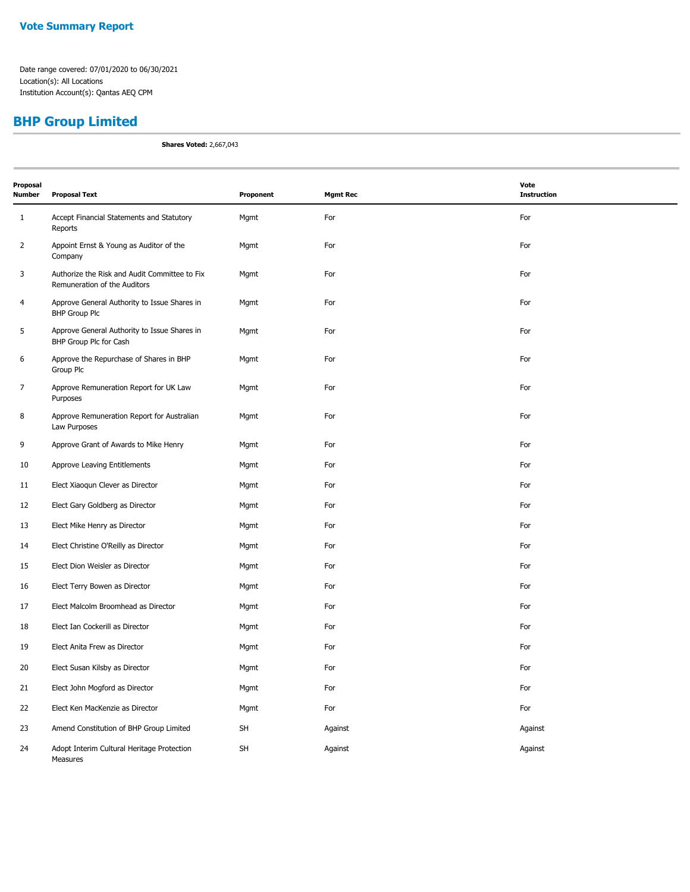## Vote Summary Report

Date range covered: 07/01/2020 to 06/30/2021
Location(s): All Locations
Institution Account(s): Qantas AEQ CPM

## BHP Group Limited

**Shares Voted:** 2,667,043

| Proposal Number | Proposal Text | Proponent | Mgmt Rec | Vote Instruction |
|---|---|---|---|---|
| 1 | Accept Financial Statements and Statutory Reports | Mgmt | For | For |
| 2 | Appoint Ernst & Young as Auditor of the Company | Mgmt | For | For |
| 3 | Authorize the Risk and Audit Committee to Fix Remuneration of the Auditors | Mgmt | For | For |
| 4 | Approve General Authority to Issue Shares in BHP Group Plc | Mgmt | For | For |
| 5 | Approve General Authority to Issue Shares in BHP Group Plc for Cash | Mgmt | For | For |
| 6 | Approve the Repurchase of Shares in BHP Group Plc | Mgmt | For | For |
| 7 | Approve Remuneration Report for UK Law Purposes | Mgmt | For | For |
| 8 | Approve Remuneration Report for Australian Law Purposes | Mgmt | For | For |
| 9 | Approve Grant of Awards to Mike Henry | Mgmt | For | For |
| 10 | Approve Leaving Entitlements | Mgmt | For | For |
| 11 | Elect Xiaoqun Clever as Director | Mgmt | For | For |
| 12 | Elect Gary Goldberg as Director | Mgmt | For | For |
| 13 | Elect Mike Henry as Director | Mgmt | For | For |
| 14 | Elect Christine O'Reilly as Director | Mgmt | For | For |
| 15 | Elect Dion Weisler as Director | Mgmt | For | For |
| 16 | Elect Terry Bowen as Director | Mgmt | For | For |
| 17 | Elect Malcolm Broomhead as Director | Mgmt | For | For |
| 18 | Elect Ian Cockerill as Director | Mgmt | For | For |
| 19 | Elect Anita Frew as Director | Mgmt | For | For |
| 20 | Elect Susan Kilsby as Director | Mgmt | For | For |
| 21 | Elect John Mogford as Director | Mgmt | For | For |
| 22 | Elect Ken MacKenzie as Director | Mgmt | For | For |
| 23 | Amend Constitution of BHP Group Limited | SH | Against | Against |
| 24 | Adopt Interim Cultural Heritage Protection Measures | SH | Against | Against |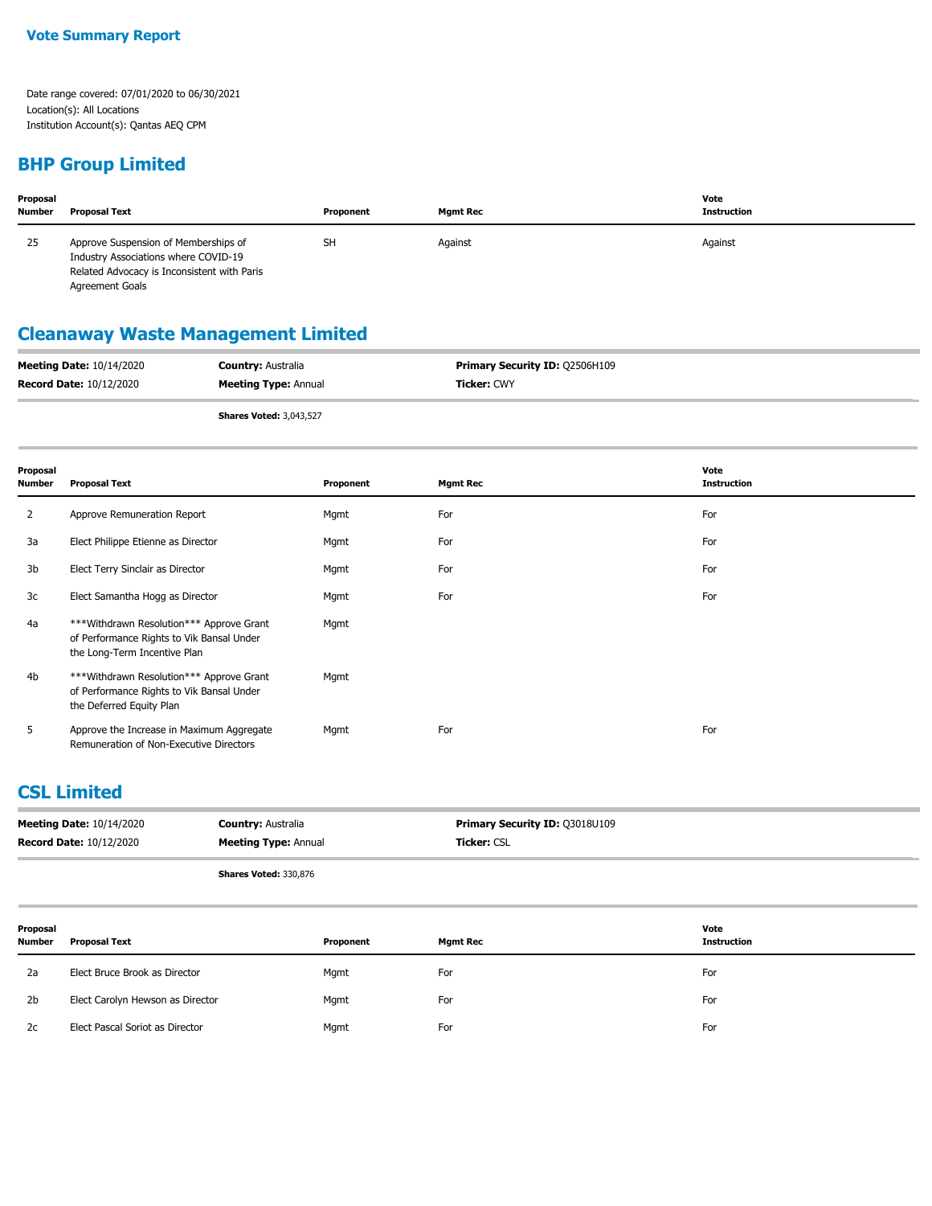# Vote Summary Report

Date range covered: 07/01/2020 to 06/30/2021
Location(s): All Locations
Institution Account(s): Qantas AEQ CPM

## BHP Group Limited

| Proposal Number | Proposal Text | Proponent | Mgmt Rec | Vote Instruction |
|---|---|---|---|---|
| 25 | Approve Suspension of Memberships of Industry Associations where COVID-19 Related Advocacy is Inconsistent with Paris Agreement Goals | SH | Against | Against |

## Cleanaway Waste Management Limited

| | | |
|---|---|---|
| **Meeting Date:** 10/14/2020 | **Country:** Australia | **Primary Security ID:** Q2506H109 |
| **Record Date:** 10/12/2020 | **Meeting Type:** Annual | **Ticker:** CWY |

**Shares Voted:** 3,043,527

| Proposal Number | Proposal Text | Proponent | Mgmt Rec | Vote Instruction |
|---|---|---|---|---|
| 2 | Approve Remuneration Report | Mgmt | For | For |
| 3a | Elect Philippe Etienne as Director | Mgmt | For | For |
| 3b | Elect Terry Sinclair as Director | Mgmt | For | For |
| 3c | Elect Samantha Hogg as Director | Mgmt | For | For |
| 4a | ***Withdrawn Resolution*** Approve Grant of Performance Rights to Vik Bansal Under the Long-Term Incentive Plan | Mgmt | | |
| 4b | ***Withdrawn Resolution*** Approve Grant of Performance Rights to Vik Bansal Under the Deferred Equity Plan | Mgmt | | |
| 5 | Approve the Increase in Maximum Aggregate Remuneration of Non-Executive Directors | Mgmt | For | For |

## CSL Limited

| | | |
|---|---|---|
| **Meeting Date:** 10/14/2020 | **Country:** Australia | **Primary Security ID:** Q3018U109 |
| **Record Date:** 10/12/2020 | **Meeting Type:** Annual | **Ticker:** CSL |

**Shares Voted:** 330,876

| Proposal Number | Proposal Text | Proponent | Mgmt Rec | Vote Instruction |
|---|---|---|---|---|
| 2a | Elect Bruce Brook as Director | Mgmt | For | For |
| 2b | Elect Carolyn Hewson as Director | Mgmt | For | For |
| 2c | Elect Pascal Soriot as Director | Mgmt | For | For |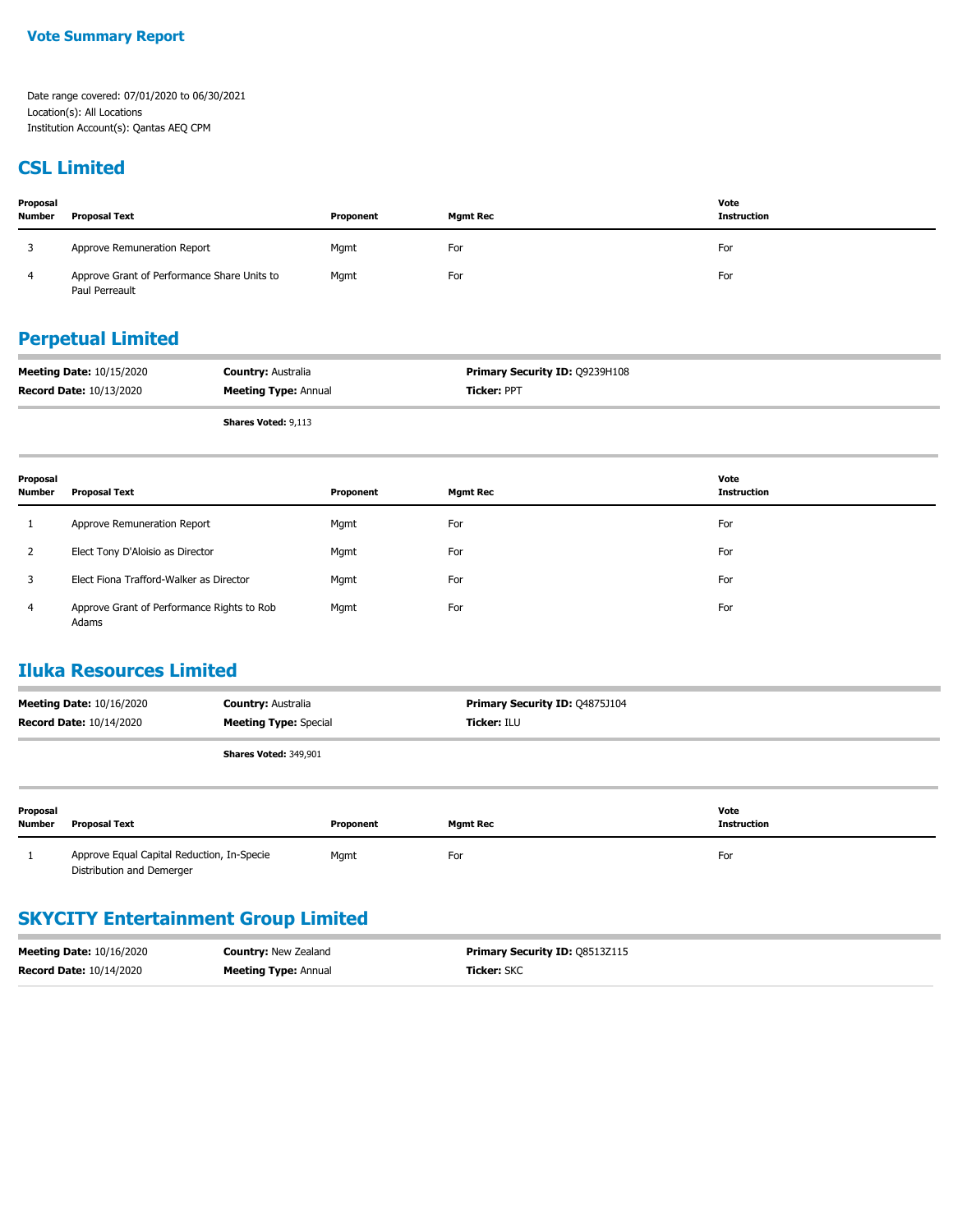**Vote Summary Report**

Date range covered: 07/01/2020 to 06/30/2021
Location(s): All Locations
Institution Account(s): Qantas AEQ CPM

## CSL Limited

| Proposal Number | Proposal Text | Proponent | Mgmt Rec | Vote Instruction |
|---|---|---|---|---|
| 3 | Approve Remuneration Report | Mgmt | For | For |
| 4 | Approve Grant of Performance Share Units to Paul Perreault | Mgmt | For | For |

## Perpetual Limited

**Meeting Date:** 10/15/2020 | **Country:** Australia | **Primary Security ID:** Q9239H108
**Record Date:** 10/13/2020 | **Meeting Type:** Annual | **Ticker:** PPT

**Shares Voted:** 9,113

| Proposal Number | Proposal Text | Proponent | Mgmt Rec | Vote Instruction |
|---|---|---|---|---|
| 1 | Approve Remuneration Report | Mgmt | For | For |
| 2 | Elect Tony D'Aloisio as Director | Mgmt | For | For |
| 3 | Elect Fiona Trafford-Walker as Director | Mgmt | For | For |
| 4 | Approve Grant of Performance Rights to Rob Adams | Mgmt | For | For |

## Iluka Resources Limited

**Meeting Date:** 10/16/2020 | **Country:** Australia | **Primary Security ID:** Q4875J104
**Record Date:** 10/14/2020 | **Meeting Type:** Special | **Ticker:** ILU

**Shares Voted:** 349,901

| Proposal Number | Proposal Text | Proponent | Mgmt Rec | Vote Instruction |
|---|---|---|---|---|
| 1 | Approve Equal Capital Reduction, In-Specie Distribution and Demerger | Mgmt | For | For |

## SKYCITY Entertainment Group Limited

**Meeting Date:** 10/16/2020 | **Country:** New Zealand | **Primary Security ID:** Q8513Z115
**Record Date:** 10/14/2020 | **Meeting Type:** Annual | **Ticker:** SKC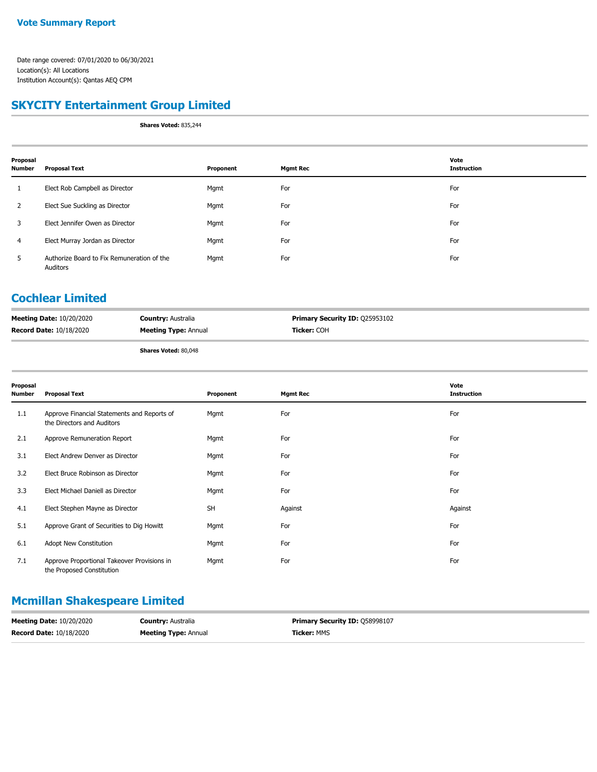**Vote Summary Report**

Date range covered: 07/01/2020 to 06/30/2021
Location(s): All Locations
Institution Account(s): Qantas AEQ CPM

## SKYCITY Entertainment Group Limited

**Shares Voted:** 835,244

| Proposal Number | Proposal Text | Proponent | Mgmt Rec | Vote Instruction |
|---|---|---|---|---|
| 1 | Elect Rob Campbell as Director | Mgmt | For | For |
| 2 | Elect Sue Suckling as Director | Mgmt | For | For |
| 3 | Elect Jennifer Owen as Director | Mgmt | For | For |
| 4 | Elect Murray Jordan as Director | Mgmt | For | For |
| 5 | Authorize Board to Fix Remuneration of the Auditors | Mgmt | For | For |

## Cochlear Limited

**Meeting Date:** 10/20/2020 **Country:** Australia **Primary Security ID:** Q25953102
**Record Date:** 10/18/2020 **Meeting Type:** Annual **Ticker:** COH

**Shares Voted:** 80,048

| Proposal Number | Proposal Text | Proponent | Mgmt Rec | Vote Instruction |
|---|---|---|---|---|
| 1.1 | Approve Financial Statements and Reports of the Directors and Auditors | Mgmt | For | For |
| 2.1 | Approve Remuneration Report | Mgmt | For | For |
| 3.1 | Elect Andrew Denver as Director | Mgmt | For | For |
| 3.2 | Elect Bruce Robinson as Director | Mgmt | For | For |
| 3.3 | Elect Michael Daniell as Director | Mgmt | For | For |
| 4.1 | Elect Stephen Mayne as Director | SH | Against | Against |
| 5.1 | Approve Grant of Securities to Dig Howitt | Mgmt | For | For |
| 6.1 | Adopt New Constitution | Mgmt | For | For |
| 7.1 | Approve Proportional Takeover Provisions in the Proposed Constitution | Mgmt | For | For |

## Mcmillan Shakespeare Limited

**Meeting Date:** 10/20/2020 **Country:** Australia **Primary Security ID:** Q58998107
**Record Date:** 10/18/2020 **Meeting Type:** Annual **Ticker:** MMS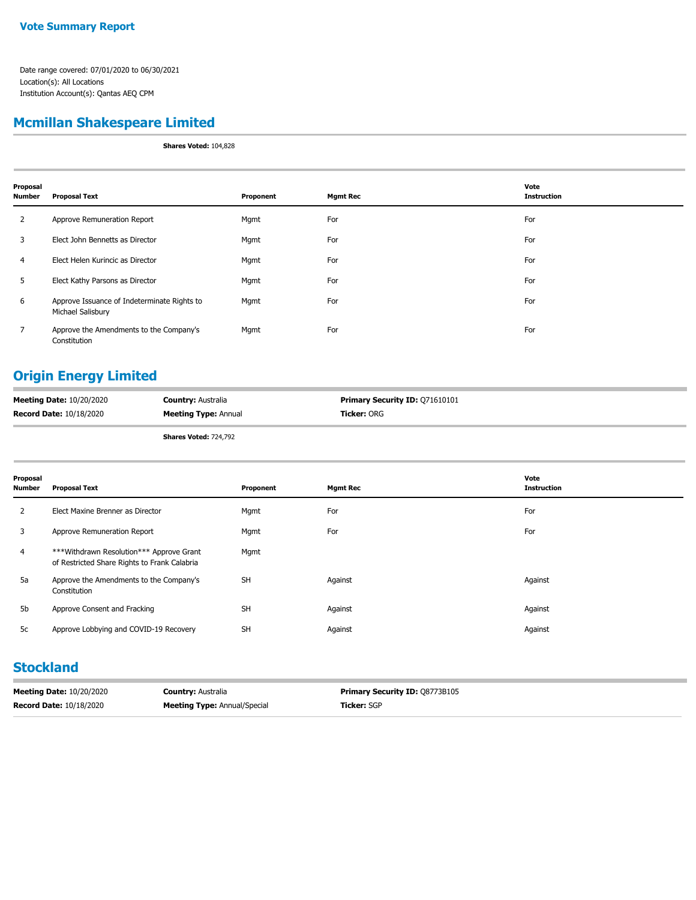**Vote Summary Report**

Date range covered: 07/01/2020 to 06/30/2021
Location(s): All Locations
Institution Account(s): Qantas AEQ CPM

## Mcmillan Shakespeare Limited

**Shares Voted:** 104,828

| Proposal Number | Proposal Text | Proponent | Mgmt Rec | Vote Instruction |
|---|---|---|---|---|
| 2 | Approve Remuneration Report | Mgmt | For | For |
| 3 | Elect John Bennetts as Director | Mgmt | For | For |
| 4 | Elect Helen Kurincic as Director | Mgmt | For | For |
| 5 | Elect Kathy Parsons as Director | Mgmt | For | For |
| 6 | Approve Issuance of Indeterminate Rights to Michael Salisbury | Mgmt | For | For |
| 7 | Approve the Amendments to the Company's Constitution | Mgmt | For | For |

## Origin Energy Limited

**Meeting Date:** 10/20/2020 **Country:** Australia **Primary Security ID:** Q71610101
**Record Date:** 10/18/2020 **Meeting Type:** Annual **Ticker:** ORG

**Shares Voted:** 724,792

| Proposal Number | Proposal Text | Proponent | Mgmt Rec | Vote Instruction |
|---|---|---|---|---|
| 2 | Elect Maxine Brenner as Director | Mgmt | For | For |
| 3 | Approve Remuneration Report | Mgmt | For | For |
| 4 | ***Withdrawn Resolution*** Approve Grant of Restricted Share Rights to Frank Calabria | Mgmt | | |
| 5a | Approve the Amendments to the Company's Constitution | SH | Against | Against |
| 5b | Approve Consent and Fracking | SH | Against | Against |
| 5c | Approve Lobbying and COVID-19 Recovery | SH | Against | Against |

## Stockland

**Meeting Date:** 10/20/2020 **Country:** Australia **Primary Security ID:** Q8773B105
**Record Date:** 10/18/2020 **Meeting Type:** Annual/Special **Ticker:** SGP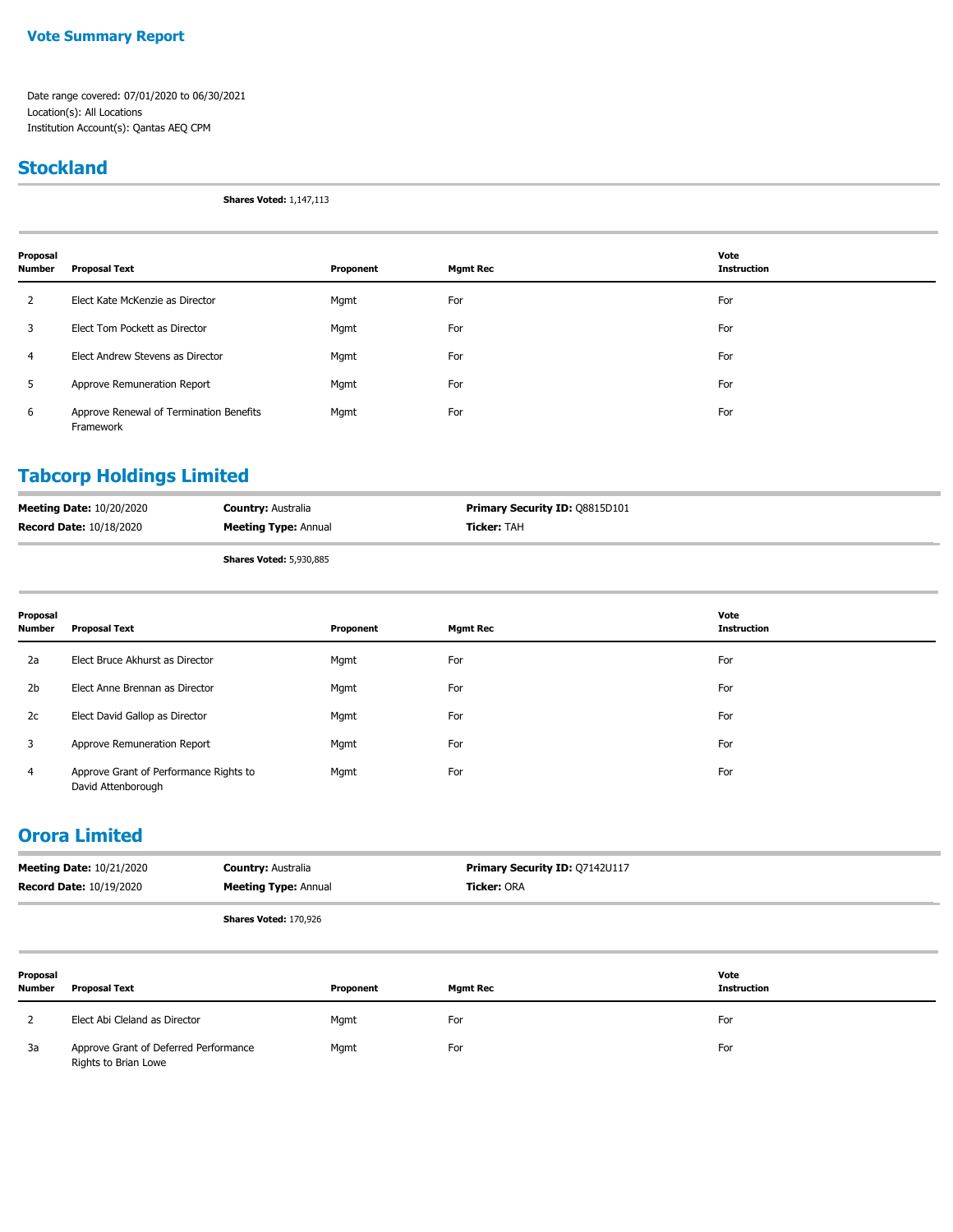**Vote Summary Report**

Date range covered: 07/01/2020 to 06/30/2021
Location(s): All Locations
Institution Account(s): Qantas AEQ CPM

## Stockland

**Shares Voted:** 1,147,113

| Proposal Number | Proposal Text | Proponent | Mgmt Rec | Vote Instruction |
|---|---|---|---|---|
| 2 | Elect Kate McKenzie as Director | Mgmt | For | For |
| 3 | Elect Tom Pockett as Director | Mgmt | For | For |
| 4 | Elect Andrew Stevens as Director | Mgmt | For | For |
| 5 | Approve Remuneration Report | Mgmt | For | For |
| 6 | Approve Renewal of Termination Benefits Framework | Mgmt | For | For |

## Tabcorp Holdings Limited

**Meeting Date:** 10/20/2020
**Record Date:** 10/18/2020
**Country:** Australia
**Meeting Type:** Annual
**Primary Security ID:** Q8815D101
**Ticker:** TAH

**Shares Voted:** 5,930,885

| Proposal Number | Proposal Text | Proponent | Mgmt Rec | Vote Instruction |
|---|---|---|---|---|
| 2a | Elect Bruce Akhurst as Director | Mgmt | For | For |
| 2b | Elect Anne Brennan as Director | Mgmt | For | For |
| 2c | Elect David Gallop as Director | Mgmt | For | For |
| 3 | Approve Remuneration Report | Mgmt | For | For |
| 4 | Approve Grant of Performance Rights to David Attenborough | Mgmt | For | For |

## Orora Limited

**Meeting Date:** 10/21/2020
**Record Date:** 10/19/2020
**Country:** Australia
**Meeting Type:** Annual
**Primary Security ID:** Q7142U117
**Ticker:** ORA

**Shares Voted:** 170,926

| Proposal Number | Proposal Text | Proponent | Mgmt Rec | Vote Instruction |
|---|---|---|---|---|
| 2 | Elect Abi Cleland as Director | Mgmt | For | For |
| 3a | Approve Grant of Deferred Performance Rights to Brian Lowe | Mgmt | For | For |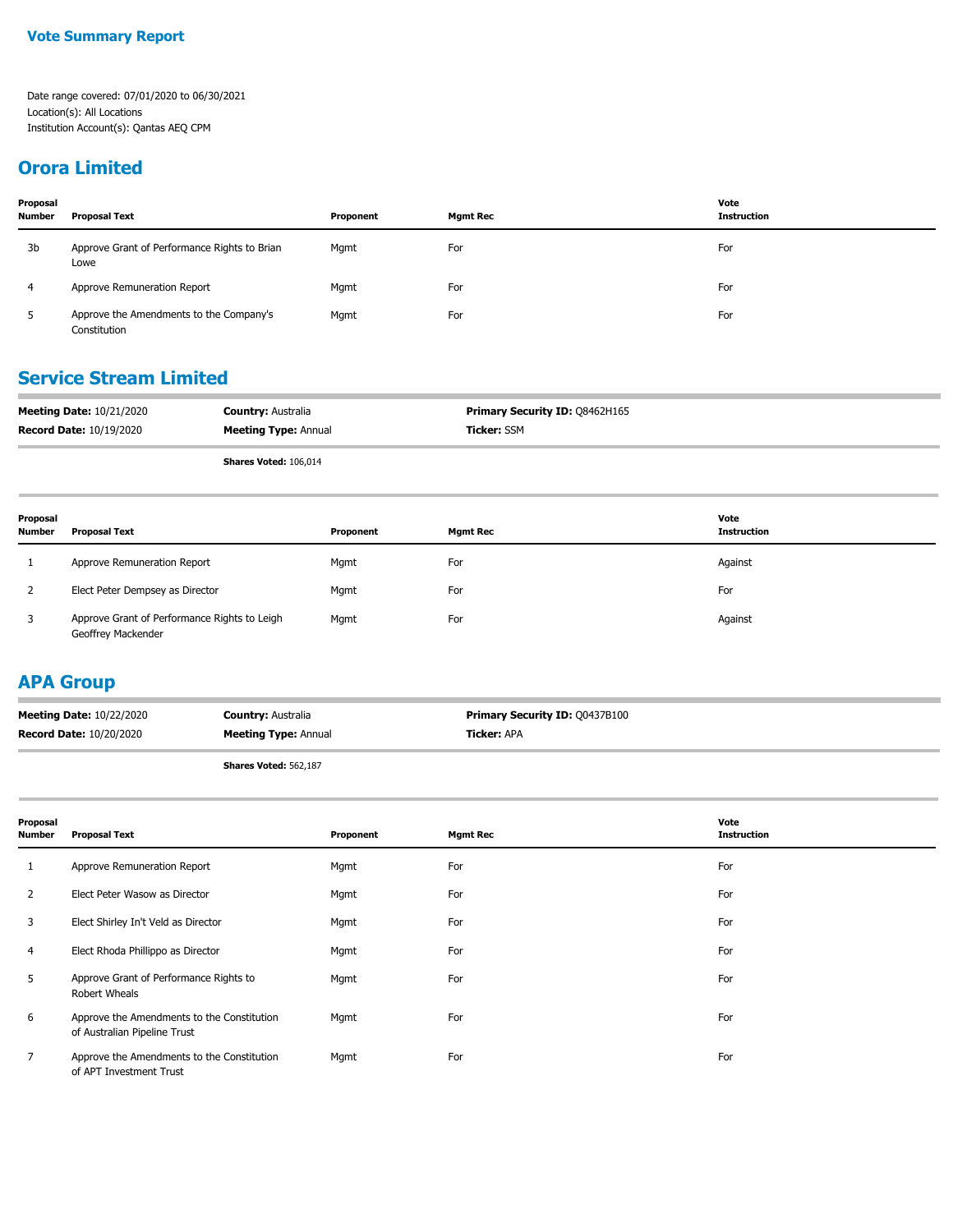**Vote Summary Report**

Date range covered: 07/01/2020 to 06/30/2021
Location(s): All Locations
Institution Account(s): Qantas AEQ CPM

## Orora Limited

| Proposal Number | Proposal Text | Proponent | Mgmt Rec | Vote Instruction |
|---|---|---|---|---|
| 3b | Approve Grant of Performance Rights to Brian Lowe | Mgmt | For | For |
| 4 | Approve Remuneration Report | Mgmt | For | For |
| 5 | Approve the Amendments to the Company's Constitution | Mgmt | For | For |

## Service Stream Limited

**Meeting Date:** 10/21/2020 **Country:** Australia **Primary Security ID:** Q8462H165
**Record Date:** 10/19/2020 **Meeting Type:** Annual **Ticker:** SSM

**Shares Voted:** 106,014

| Proposal Number | Proposal Text | Proponent | Mgmt Rec | Vote Instruction |
|---|---|---|---|---|
| 1 | Approve Remuneration Report | Mgmt | For | Against |
| 2 | Elect Peter Dempsey as Director | Mgmt | For | For |
| 3 | Approve Grant of Performance Rights to Leigh Geoffrey Mackender | Mgmt | For | Against |

## APA Group

**Meeting Date:** 10/22/2020 **Country:** Australia **Primary Security ID:** Q0437B100
**Record Date:** 10/20/2020 **Meeting Type:** Annual **Ticker:** APA

**Shares Voted:** 562,187

| Proposal Number | Proposal Text | Proponent | Mgmt Rec | Vote Instruction |
|---|---|---|---|---|
| 1 | Approve Remuneration Report | Mgmt | For | For |
| 2 | Elect Peter Wasow as Director | Mgmt | For | For |
| 3 | Elect Shirley In't Veld as Director | Mgmt | For | For |
| 4 | Elect Rhoda Phillippo as Director | Mgmt | For | For |
| 5 | Approve Grant of Performance Rights to Robert Wheals | Mgmt | For | For |
| 6 | Approve the Amendments to the Constitution of Australian Pipeline Trust | Mgmt | For | For |
| 7 | Approve the Amendments to the Constitution of APT Investment Trust | Mgmt | For | For |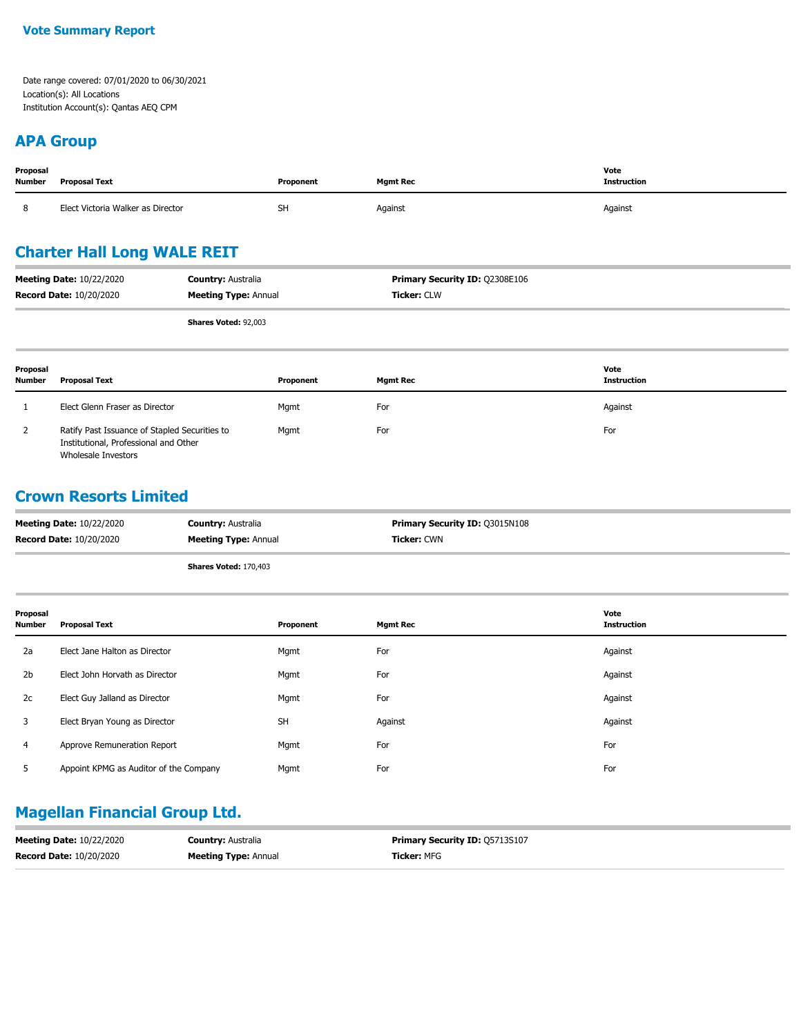**Vote Summary Report**

Date range covered: 07/01/2020 to 06/30/2021
Location(s): All Locations
Institution Account(s): Qantas AEQ CPM

## APA Group

| Proposal Number | Proposal Text | Proponent | Mgmt Rec | Vote Instruction |
|---|---|---|---|---|
| 8 | Elect Victoria Walker as Director | SH | Against | Against |

## Charter Hall Long WALE REIT

**Meeting Date:** 10/22/2020 | **Country:** Australia | **Primary Security ID:** Q2308E106
**Record Date:** 10/20/2020 | **Meeting Type:** Annual | **Ticker:** CLW

**Shares Voted:** 92,003

| Proposal Number | Proposal Text | Proponent | Mgmt Rec | Vote Instruction |
|---|---|---|---|---|
| 1 | Elect Glenn Fraser as Director | Mgmt | For | Against |
| 2 | Ratify Past Issuance of Stapled Securities to Institutional, Professional and Other Wholesale Investors | Mgmt | For | For |

## Crown Resorts Limited

**Meeting Date:** 10/22/2020 | **Country:** Australia | **Primary Security ID:** Q3015N108
**Record Date:** 10/20/2020 | **Meeting Type:** Annual | **Ticker:** CWN

**Shares Voted:** 170,403

| Proposal Number | Proposal Text | Proponent | Mgmt Rec | Vote Instruction |
|---|---|---|---|---|
| 2a | Elect Jane Halton as Director | Mgmt | For | Against |
| 2b | Elect John Horvath as Director | Mgmt | For | Against |
| 2c | Elect Guy Jalland as Director | Mgmt | For | Against |
| 3 | Elect Bryan Young as Director | SH | Against | Against |
| 4 | Approve Remuneration Report | Mgmt | For | For |
| 5 | Appoint KPMG as Auditor of the Company | Mgmt | For | For |

## Magellan Financial Group Ltd.

**Meeting Date:** 10/22/2020 | **Country:** Australia | **Primary Security ID:** Q5713S107
**Record Date:** 10/20/2020 | **Meeting Type:** Annual | **Ticker:** MFG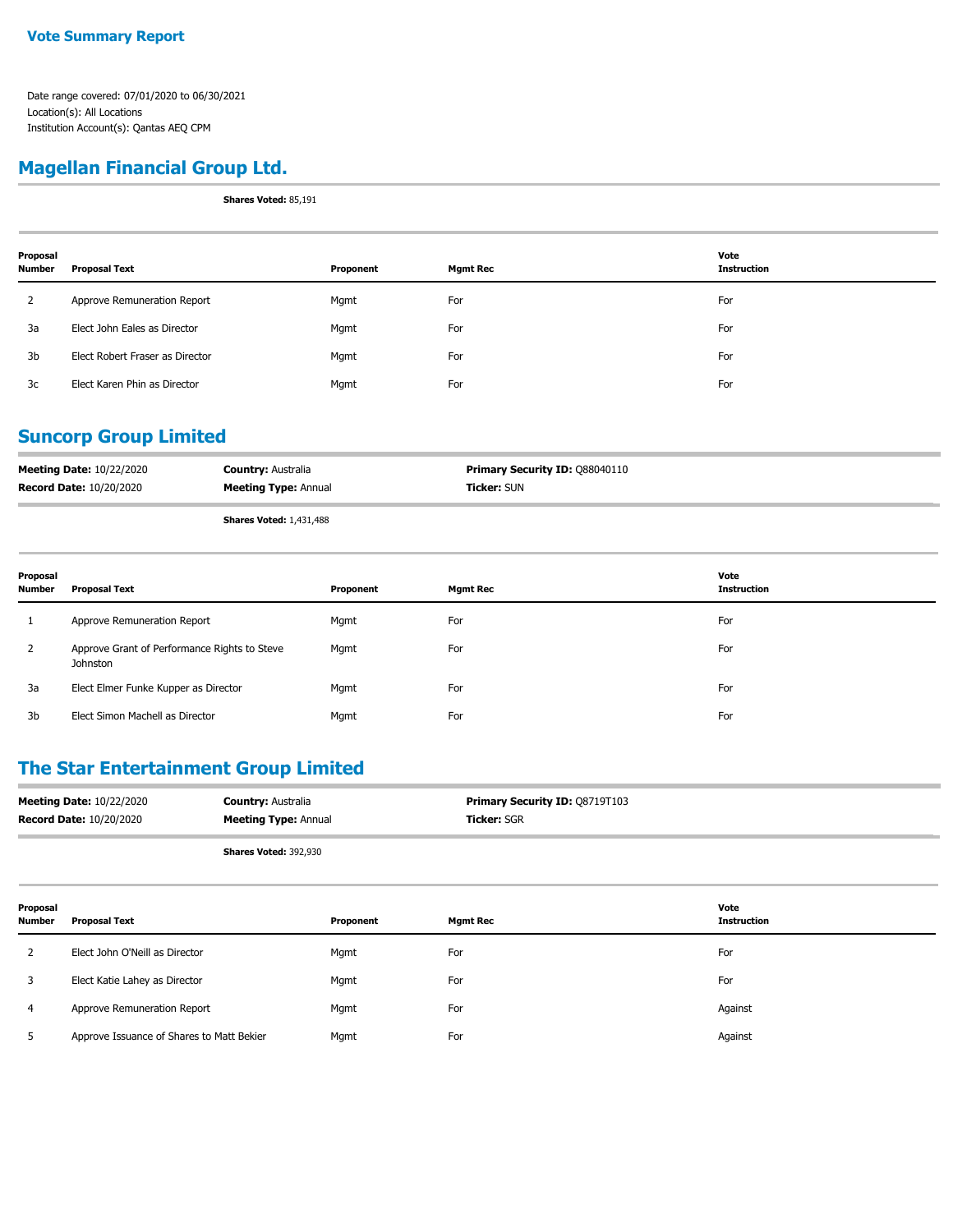**Vote Summary Report**

Date range covered: 07/01/2020 to 06/30/2021
Location(s): All Locations
Institution Account(s): Qantas AEQ CPM

## Magellan Financial Group Ltd.

**Shares Voted:** 85,191

| Proposal Number | Proposal Text | Proponent | Mgmt Rec | Vote Instruction |
|---|---|---|---|---|
| 2 | Approve Remuneration Report | Mgmt | For | For |
| 3a | Elect John Eales as Director | Mgmt | For | For |
| 3b | Elect Robert Fraser as Director | Mgmt | For | For |
| 3c | Elect Karen Phin as Director | Mgmt | For | For |

## Suncorp Group Limited

**Meeting Date:** 10/22/2020 **Country:** Australia **Primary Security ID:** Q88040110
**Record Date:** 10/20/2020 **Meeting Type:** Annual **Ticker:** SUN

**Shares Voted:** 1,431,488

| Proposal Number | Proposal Text | Proponent | Mgmt Rec | Vote Instruction |
|---|---|---|---|---|
| 1 | Approve Remuneration Report | Mgmt | For | For |
| 2 | Approve Grant of Performance Rights to Steve Johnston | Mgmt | For | For |
| 3a | Elect Elmer Funke Kupper as Director | Mgmt | For | For |
| 3b | Elect Simon Machell as Director | Mgmt | For | For |

## The Star Entertainment Group Limited

**Meeting Date:** 10/22/2020 **Country:** Australia **Primary Security ID:** Q8719T103
**Record Date:** 10/20/2020 **Meeting Type:** Annual **Ticker:** SGR

**Shares Voted:** 392,930

| Proposal Number | Proposal Text | Proponent | Mgmt Rec | Vote Instruction |
|---|---|---|---|---|
| 2 | Elect John O'Neill as Director | Mgmt | For | For |
| 3 | Elect Katie Lahey as Director | Mgmt | For | For |
| 4 | Approve Remuneration Report | Mgmt | For | Against |
| 5 | Approve Issuance of Shares to Matt Bekier | Mgmt | For | Against |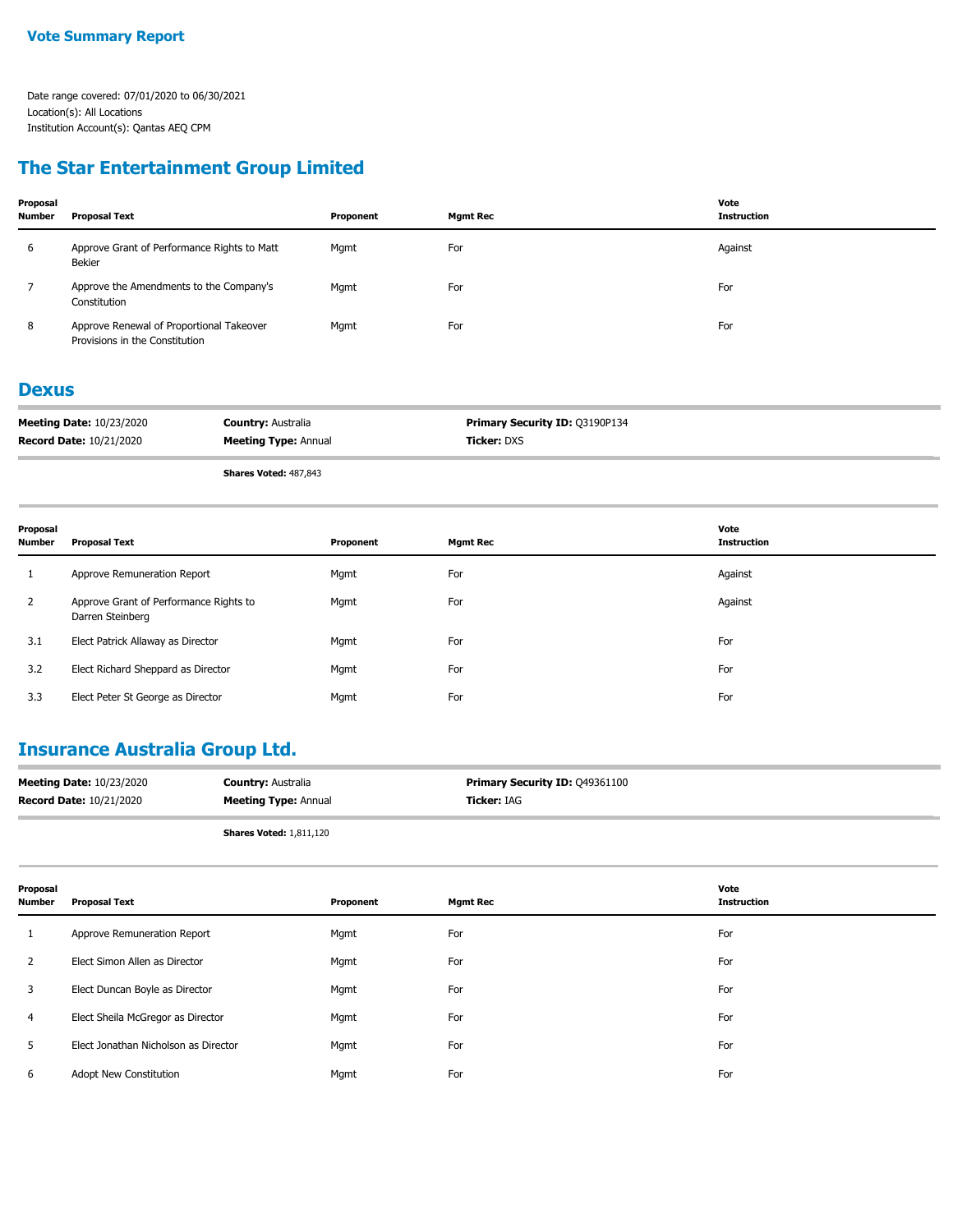**Vote Summary Report**

Date range covered: 07/01/2020 to 06/30/2021
Location(s): All Locations
Institution Account(s): Qantas AEQ CPM

## The Star Entertainment Group Limited

| Proposal Number | Proposal Text | Proponent | Mgmt Rec | Vote Instruction |
|---|---|---|---|---|
| 6 | Approve Grant of Performance Rights to Matt Bekier | Mgmt | For | Against |
| 7 | Approve the Amendments to the Company's Constitution | Mgmt | For | For |
| 8 | Approve Renewal of Proportional Takeover Provisions in the Constitution | Mgmt | For | For |

## Dexus

**Meeting Date:** 10/23/2020 **Country:** Australia **Primary Security ID:** Q3190P134
**Record Date:** 10/21/2020 **Meeting Type:** Annual **Ticker:** DXS

**Shares Voted:** 487,843

| Proposal Number | Proposal Text | Proponent | Mgmt Rec | Vote Instruction |
|---|---|---|---|---|
| 1 | Approve Remuneration Report | Mgmt | For | Against |
| 2 | Approve Grant of Performance Rights to Darren Steinberg | Mgmt | For | Against |
| 3.1 | Elect Patrick Allaway as Director | Mgmt | For | For |
| 3.2 | Elect Richard Sheppard as Director | Mgmt | For | For |
| 3.3 | Elect Peter St George as Director | Mgmt | For | For |

## Insurance Australia Group Ltd.

**Meeting Date:** 10/23/2020 **Country:** Australia **Primary Security ID:** Q49361100
**Record Date:** 10/21/2020 **Meeting Type:** Annual **Ticker:** IAG

**Shares Voted:** 1,811,120

| Proposal Number | Proposal Text | Proponent | Mgmt Rec | Vote Instruction |
|---|---|---|---|---|
| 1 | Approve Remuneration Report | Mgmt | For | For |
| 2 | Elect Simon Allen as Director | Mgmt | For | For |
| 3 | Elect Duncan Boyle as Director | Mgmt | For | For |
| 4 | Elect Sheila McGregor as Director | Mgmt | For | For |
| 5 | Elect Jonathan Nicholson as Director | Mgmt | For | For |
| 6 | Adopt New Constitution | Mgmt | For | For |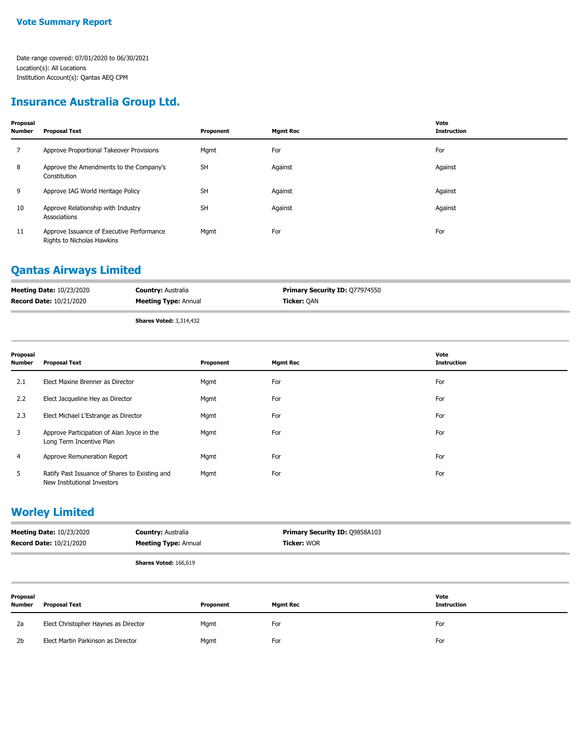## Vote Summary Report

Date range covered: 07/01/2020 to 06/30/2021
Location(s): All Locations
Institution Account(s): Qantas AEQ CPM

# Insurance Australia Group Ltd.

| Proposal Number | Proposal Text | Proponent | Mgmt Rec | Vote Instruction |
|---|---|---|---|---|
| 7 | Approve Proportional Takeover Provisions | Mgmt | For | For |
| 8 | Approve the Amendments to the Company's Constitution | SH | Against | Against |
| 9 | Approve IAG World Heritage Policy | SH | Against | Against |
| 10 | Approve Relationship with Industry Associations | SH | Against | Against |
| 11 | Approve Issuance of Executive Performance Rights to Nicholas Hawkins | Mgmt | For | For |

# Qantas Airways Limited

**Meeting Date:** 10/23/2020 **Country:** Australia **Primary Security ID:** Q77974550
**Record Date:** 10/21/2020 **Meeting Type:** Annual **Ticker:** QAN

**Shares Voted:** 3,314,432

| Proposal Number | Proposal Text | Proponent | Mgmt Rec | Vote Instruction |
|---|---|---|---|---|
| 2.1 | Elect Maxine Brenner as Director | Mgmt | For | For |
| 2.2 | Elect Jacqueline Hey as Director | Mgmt | For | For |
| 2.3 | Elect Michael L'Estrange as Director | Mgmt | For | For |
| 3 | Approve Participation of Alan Joyce in the Long Term Incentive Plan | Mgmt | For | For |
| 4 | Approve Remuneration Report | Mgmt | For | For |
| 5 | Ratify Past Issuance of Shares to Existing and New Institutional Investors | Mgmt | For | For |

# Worley Limited

**Meeting Date:** 10/23/2020 **Country:** Australia **Primary Security ID:** Q9858A103
**Record Date:** 10/21/2020 **Meeting Type:** Annual **Ticker:** WOR

**Shares Voted:** 166,619

| Proposal Number | Proposal Text | Proponent | Mgmt Rec | Vote Instruction |
|---|---|---|---|---|
| 2a | Elect Christopher Haynes as Director | Mgmt | For | For |
| 2b | Elect Martin Parkinson as Director | Mgmt | For | For |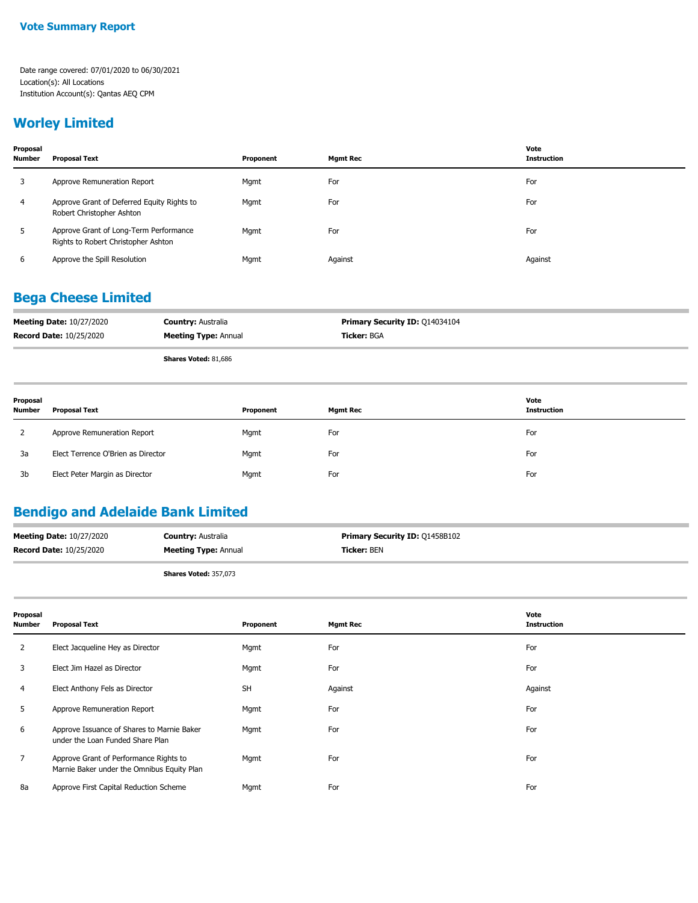## Worley Limited

| Proposal Number | Proposal Text | Proponent | Mgmt Rec | Vote Instruction |
|---|---|---|---|---|
| 3 | Approve Remuneration Report | Mgmt | For | For |
| 4 | Approve Grant of Deferred Equity Rights to Robert Christopher Ashton | Mgmt | For | For |
| 5 | Approve Grant of Long-Term Performance Rights to Robert Christopher Ashton | Mgmt | For | For |
| 6 | Approve the Spill Resolution | Mgmt | Against | Against |

## Bega Cheese Limited

**Meeting Date:** 10/27/2020
**Record Date:** 10/25/2020
**Country:** Australia
**Meeting Type:** Annual
**Primary Security ID:** Q14034104
**Ticker:** BGA

**Shares Voted:** 81,686

| Proposal Number | Proposal Text | Proponent | Mgmt Rec | Vote Instruction |
|---|---|---|---|---|
| 2 | Approve Remuneration Report | Mgmt | For | For |
| 3a | Elect Terrence O'Brien as Director | Mgmt | For | For |
| 3b | Elect Peter Margin as Director | Mgmt | For | For |

## Bendigo and Adelaide Bank Limited

**Meeting Date:** 10/27/2020
**Record Date:** 10/25/2020
**Country:** Australia
**Meeting Type:** Annual
**Primary Security ID:** Q1458B102
**Ticker:** BEN

**Shares Voted:** 357,073

| Proposal Number | Proposal Text | Proponent | Mgmt Rec | Vote Instruction |
|---|---|---|---|---|
| 2 | Elect Jacqueline Hey as Director | Mgmt | For | For |
| 3 | Elect Jim Hazel as Director | Mgmt | For | For |
| 4 | Elect Anthony Fels as Director | SH | Against | Against |
| 5 | Approve Remuneration Report | Mgmt | For | For |
| 6 | Approve Issuance of Shares to Marnie Baker under the Loan Funded Share Plan | Mgmt | For | For |
| 7 | Approve Grant of Performance Rights to Marnie Baker under the Omnibus Equity Plan | Mgmt | For | For |
| 8a | Approve First Capital Reduction Scheme | Mgmt | For | For |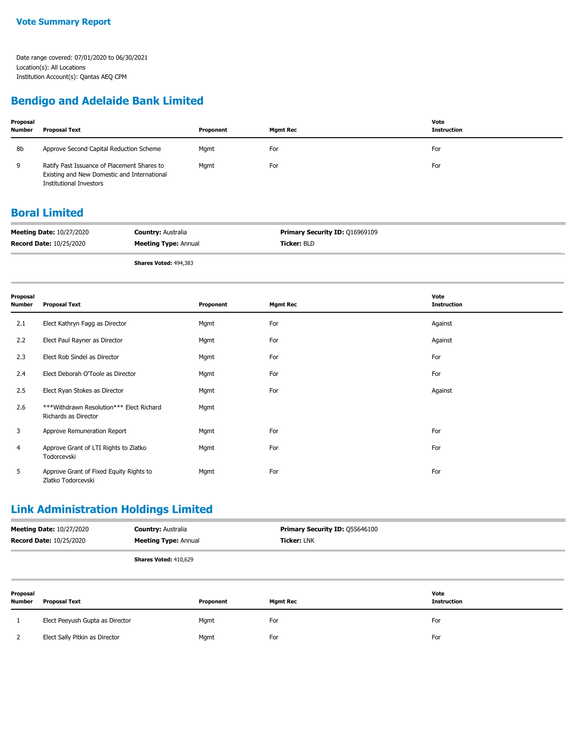**Vote Summary Report**

Date range covered: 07/01/2020 to 06/30/2021
Location(s): All Locations
Institution Account(s): Qantas AEQ CPM

## Bendigo and Adelaide Bank Limited

| Proposal Number | Proposal Text | Proponent | Mgmt Rec | Vote Instruction |
|---|---|---|---|---|
| 8b | Approve Second Capital Reduction Scheme | Mgmt | For | For |
| 9 | Ratify Past Issuance of Placement Shares to Existing and New Domestic and International Institutional Investors | Mgmt | For | For |

## Boral Limited

**Meeting Date:** 10/27/2020 | **Country:** Australia | **Primary Security ID:** Q16969109
**Record Date:** 10/25/2020 | **Meeting Type:** Annual | **Ticker:** BLD

**Shares Voted:** 494,383

| Proposal Number | Proposal Text | Proponent | Mgmt Rec | Vote Instruction |
|---|---|---|---|---|
| 2.1 | Elect Kathryn Fagg as Director | Mgmt | For | Against |
| 2.2 | Elect Paul Rayner as Director | Mgmt | For | Against |
| 2.3 | Elect Rob Sindel as Director | Mgmt | For | For |
| 2.4 | Elect Deborah O'Toole as Director | Mgmt | For | For |
| 2.5 | Elect Ryan Stokes as Director | Mgmt | For | Against |
| 2.6 | ***Withdrawn Resolution*** Elect Richard Richards as Director | Mgmt | | |
| 3 | Approve Remuneration Report | Mgmt | For | For |
| 4 | Approve Grant of LTI Rights to Zlatko Todorcevski | Mgmt | For | For |
| 5 | Approve Grant of Fixed Equity Rights to Zlatko Todorcevski | Mgmt | For | For |

## Link Administration Holdings Limited

**Meeting Date:** 10/27/2020 | **Country:** Australia | **Primary Security ID:** Q5S646100
**Record Date:** 10/25/2020 | **Meeting Type:** Annual | **Ticker:** LNK

**Shares Voted:** 410,629

| Proposal Number | Proposal Text | Proponent | Mgmt Rec | Vote Instruction |
|---|---|---|---|---|
| 1 | Elect Peeyush Gupta as Director | Mgmt | For | For |
| 2 | Elect Sally Pitkin as Director | Mgmt | For | For |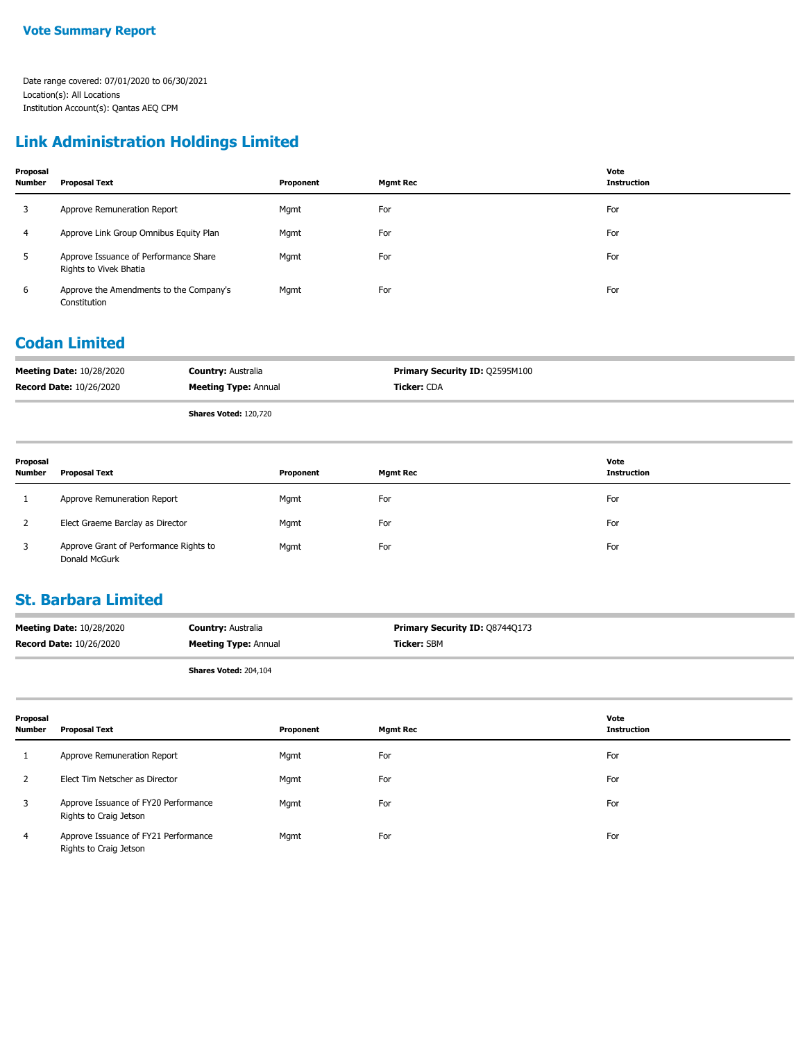**Vote Summary Report**

Date range covered: 07/01/2020 to 06/30/2021
Location(s): All Locations
Institution Account(s): Qantas AEQ CPM

## Link Administration Holdings Limited

| Proposal Number | Proposal Text | Proponent | Mgmt Rec | Vote Instruction |
|---|---|---|---|---|
| 3 | Approve Remuneration Report | Mgmt | For | For |
| 4 | Approve Link Group Omnibus Equity Plan | Mgmt | For | For |
| 5 | Approve Issuance of Performance Share Rights to Vivek Bhatia | Mgmt | For | For |
| 6 | Approve the Amendments to the Company's Constitution | Mgmt | For | For |

## Codan Limited

**Meeting Date:** 10/28/2020 | **Country:** Australia | **Primary Security ID:** Q2595M100
**Record Date:** 10/26/2020 | **Meeting Type:** Annual | **Ticker:** CDA

**Shares Voted:** 120,720

| Proposal Number | Proposal Text | Proponent | Mgmt Rec | Vote Instruction |
|---|---|---|---|---|
| 1 | Approve Remuneration Report | Mgmt | For | For |
| 2 | Elect Graeme Barclay as Director | Mgmt | For | For |
| 3 | Approve Grant of Performance Rights to Donald McGurk | Mgmt | For | For |

## St. Barbara Limited

**Meeting Date:** 10/28/2020 | **Country:** Australia | **Primary Security ID:** Q8744Q173
**Record Date:** 10/26/2020 | **Meeting Type:** Annual | **Ticker:** SBM

**Shares Voted:** 204,104

| Proposal Number | Proposal Text | Proponent | Mgmt Rec | Vote Instruction |
|---|---|---|---|---|
| 1 | Approve Remuneration Report | Mgmt | For | For |
| 2 | Elect Tim Netscher as Director | Mgmt | For | For |
| 3 | Approve Issuance of FY20 Performance Rights to Craig Jetson | Mgmt | For | For |
| 4 | Approve Issuance of FY21 Performance Rights to Craig Jetson | Mgmt | For | For |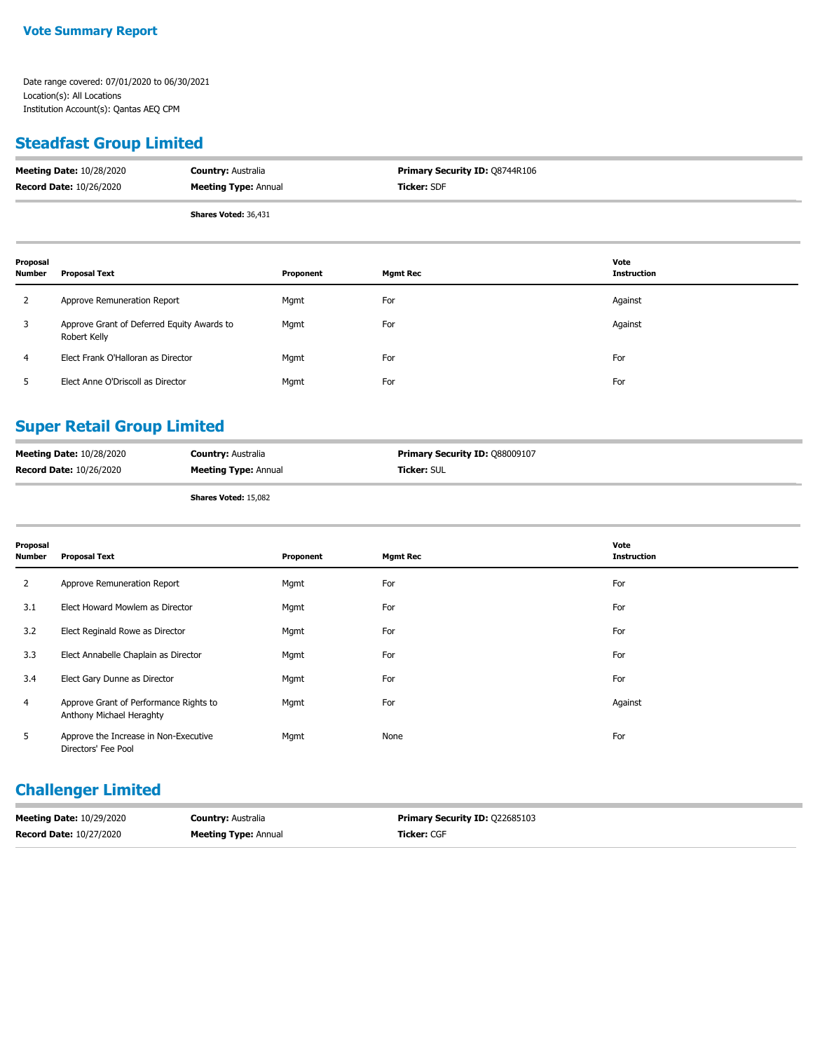**Vote Summary Report**

Date range covered: 07/01/2020 to 06/30/2021
Location(s): All Locations
Institution Account(s): Qantas AEQ CPM

## Steadfast Group Limited

**Meeting Date:** 10/28/2020 **Country:** Australia **Primary Security ID:** Q8744R106
**Record Date:** 10/26/2020 **Meeting Type:** Annual **Ticker:** SDF

**Shares Voted:** 36,431

| Proposal Number | Proposal Text | Proponent | Mgmt Rec | Vote Instruction |
|---|---|---|---|---|
| 2 | Approve Remuneration Report | Mgmt | For | Against |
| 3 | Approve Grant of Deferred Equity Awards to Robert Kelly | Mgmt | For | Against |
| 4 | Elect Frank O'Halloran as Director | Mgmt | For | For |
| 5 | Elect Anne O'Driscoll as Director | Mgmt | For | For |

## Super Retail Group Limited

**Meeting Date:** 10/28/2020 **Country:** Australia **Primary Security ID:** Q88009107
**Record Date:** 10/26/2020 **Meeting Type:** Annual **Ticker:** SUL

**Shares Voted:** 15,082

| Proposal Number | Proposal Text | Proponent | Mgmt Rec | Vote Instruction |
|---|---|---|---|---|
| 2 | Approve Remuneration Report | Mgmt | For | For |
| 3.1 | Elect Howard Mowlem as Director | Mgmt | For | For |
| 3.2 | Elect Reginald Rowe as Director | Mgmt | For | For |
| 3.3 | Elect Annabelle Chaplain as Director | Mgmt | For | For |
| 3.4 | Elect Gary Dunne as Director | Mgmt | For | For |
| 4 | Approve Grant of Performance Rights to Anthony Michael Heraghty | Mgmt | For | Against |
| 5 | Approve the Increase in Non-Executive Directors' Fee Pool | Mgmt | None | For |

## Challenger Limited

**Meeting Date:** 10/29/2020 **Country:** Australia **Primary Security ID:** Q22685103
**Record Date:** 10/27/2020 **Meeting Type:** Annual **Ticker:** CGF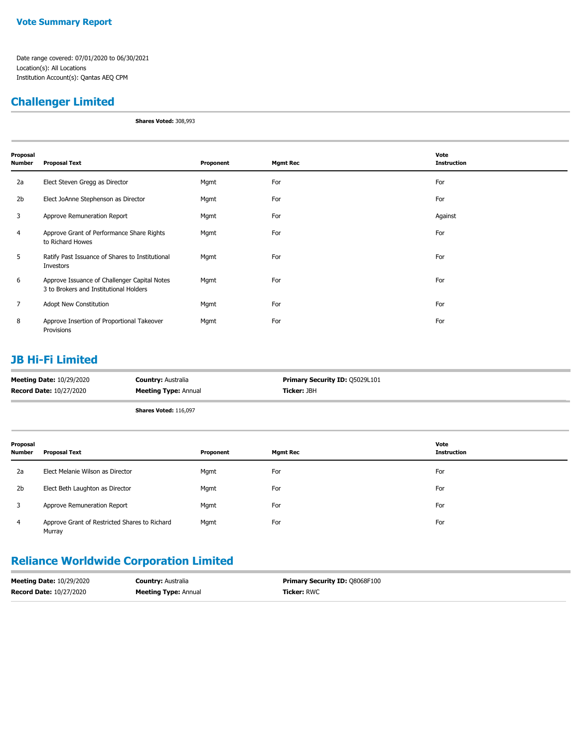**Vote Summary Report**

Date range covered: 07/01/2020 to 06/30/2021
Location(s): All Locations
Institution Account(s): Qantas AEQ CPM

## Challenger Limited

**Shares Voted:** 308,993

| Proposal Number | Proposal Text | Proponent | Mgmt Rec | Vote Instruction |
|---|---|---|---|---|
| 2a | Elect Steven Gregg as Director | Mgmt | For | For |
| 2b | Elect JoAnne Stephenson as Director | Mgmt | For | For |
| 3 | Approve Remuneration Report | Mgmt | For | Against |
| 4 | Approve Grant of Performance Share Rights to Richard Howes | Mgmt | For | For |
| 5 | Ratify Past Issuance of Shares to Institutional Investors | Mgmt | For | For |
| 6 | Approve Issuance of Challenger Capital Notes 3 to Brokers and Institutional Holders | Mgmt | For | For |
| 7 | Adopt New Constitution | Mgmt | For | For |
| 8 | Approve Insertion of Proportional Takeover Provisions | Mgmt | For | For |

## JB Hi-Fi Limited

**Meeting Date:** 10/29/2020 | **Country:** Australia | **Primary Security ID:** Q5029L101
**Record Date:** 10/27/2020 | **Meeting Type:** Annual | **Ticker:** JBH

**Shares Voted:** 116,097

| Proposal Number | Proposal Text | Proponent | Mgmt Rec | Vote Instruction |
|---|---|---|---|---|
| 2a | Elect Melanie Wilson as Director | Mgmt | For | For |
| 2b | Elect Beth Laughton as Director | Mgmt | For | For |
| 3 | Approve Remuneration Report | Mgmt | For | For |
| 4 | Approve Grant of Restricted Shares to Richard Murray | Mgmt | For | For |

## Reliance Worldwide Corporation Limited

**Meeting Date:** 10/29/2020 | **Country:** Australia | **Primary Security ID:** Q8068F100
**Record Date:** 10/27/2020 | **Meeting Type:** Annual | **Ticker:** RWC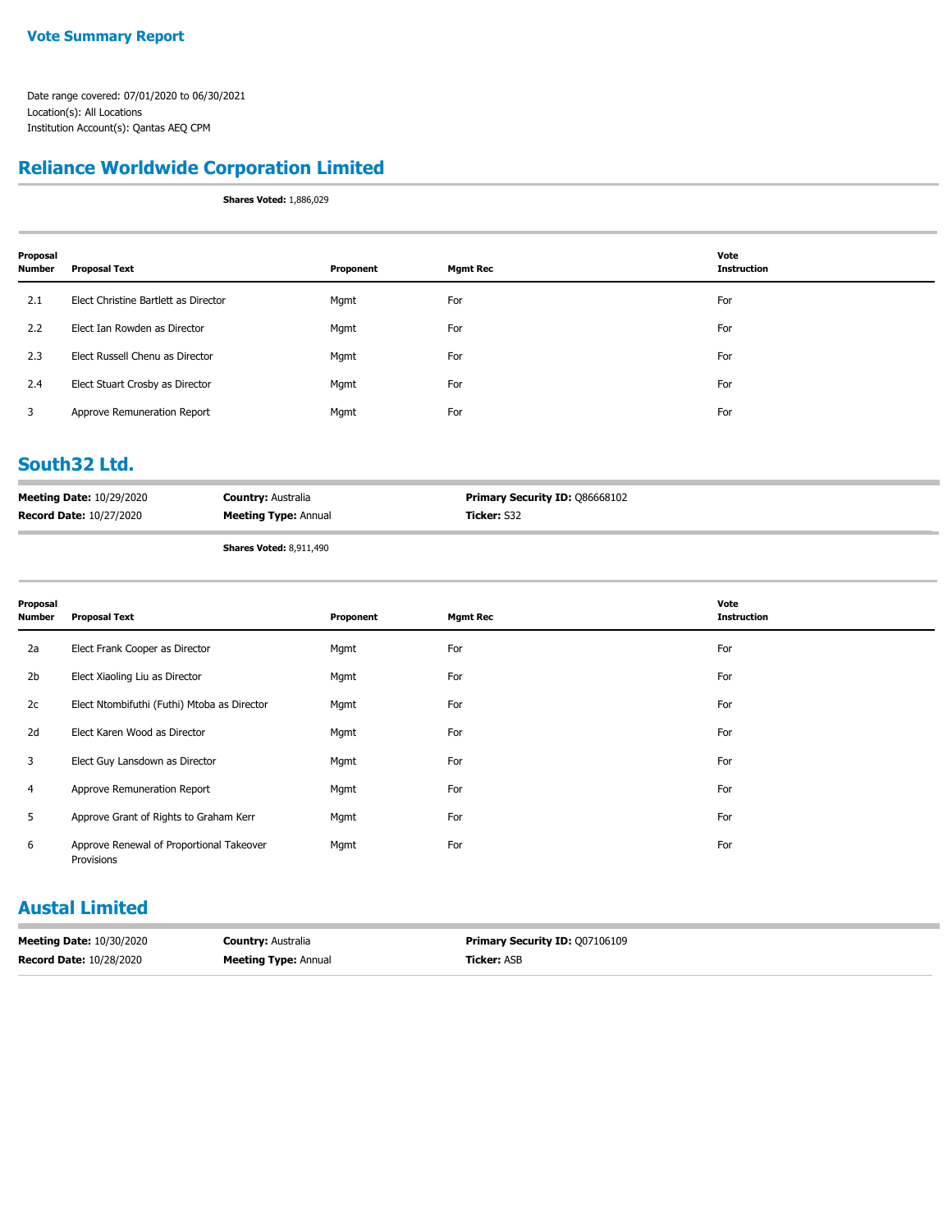**Vote Summary Report**

Date range covered: 07/01/2020 to 06/30/2021
Location(s): All Locations
Institution Account(s): Qantas AEQ CPM

## Reliance Worldwide Corporation Limited

**Shares Voted:** 1,886,029

| Proposal Number | Proposal Text | Proponent | Mgmt Rec | Vote Instruction |
|---|---|---|---|---|
| 2.1 | Elect Christine Bartlett as Director | Mgmt | For | For |
| 2.2 | Elect Ian Rowden as Director | Mgmt | For | For |
| 2.3 | Elect Russell Chenu as Director | Mgmt | For | For |
| 2.4 | Elect Stuart Crosby as Director | Mgmt | For | For |
| 3 | Approve Remuneration Report | Mgmt | For | For |

## South32 Ltd.

**Meeting Date:** 10/29/2020 | **Country:** Australia | **Primary Security ID:** Q86668102
**Record Date:** 10/27/2020 | **Meeting Type:** Annual | **Ticker:** S32

**Shares Voted:** 8,911,490

| Proposal Number | Proposal Text | Proponent | Mgmt Rec | Vote Instruction |
|---|---|---|---|---|
| 2a | Elect Frank Cooper as Director | Mgmt | For | For |
| 2b | Elect Xiaoling Liu as Director | Mgmt | For | For |
| 2c | Elect Ntombifuthi (Futhi) Mtoba as Director | Mgmt | For | For |
| 2d | Elect Karen Wood as Director | Mgmt | For | For |
| 3 | Elect Guy Lansdown as Director | Mgmt | For | For |
| 4 | Approve Remuneration Report | Mgmt | For | For |
| 5 | Approve Grant of Rights to Graham Kerr | Mgmt | For | For |
| 6 | Approve Renewal of Proportional Takeover Provisions | Mgmt | For | For |

## Austal Limited

**Meeting Date:** 10/30/2020 | **Country:** Australia | **Primary Security ID:** Q07106109
**Record Date:** 10/28/2020 | **Meeting Type:** Annual | **Ticker:** ASB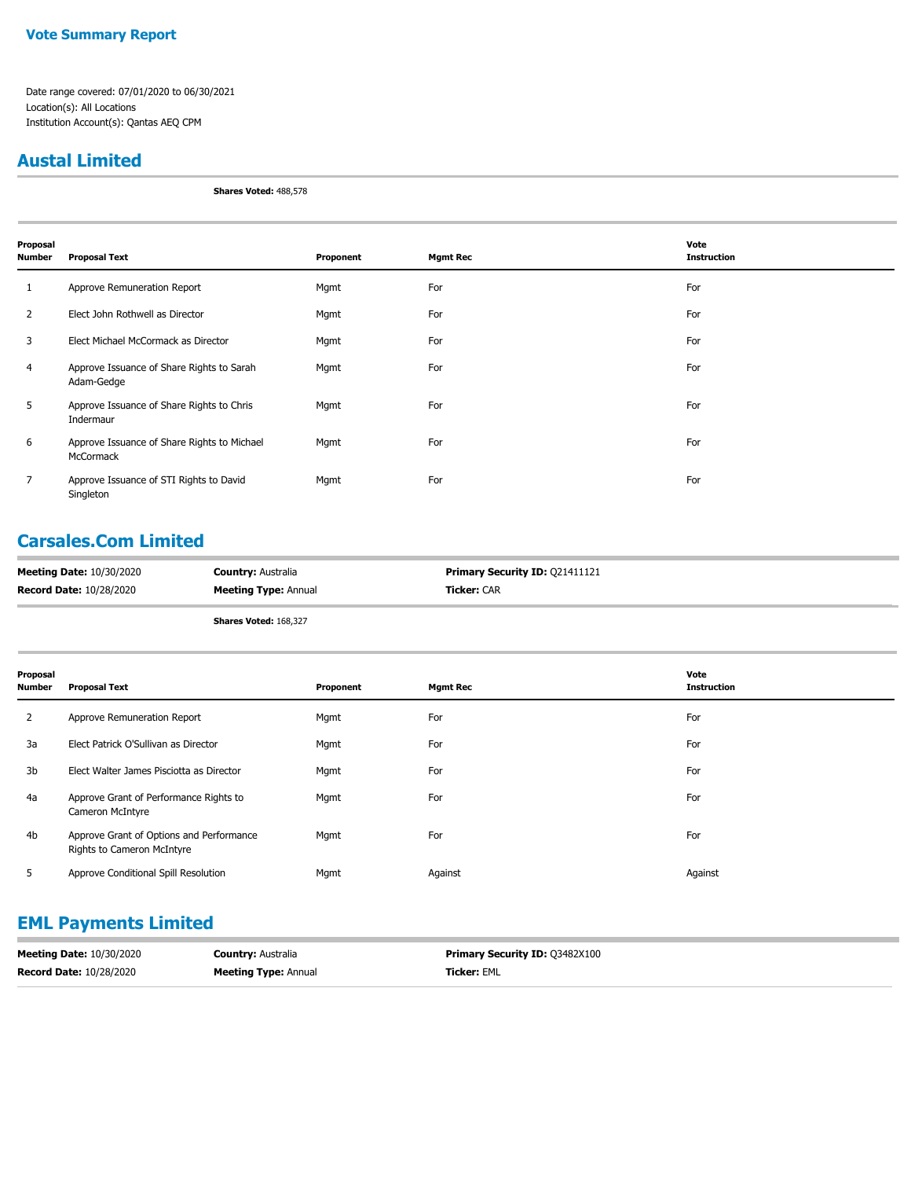**Vote Summary Report**

Date range covered: 07/01/2020 to 06/30/2021
Location(s): All Locations
Institution Account(s): Qantas AEQ CPM

## Austal Limited

**Shares Voted:** 488,578

| Proposal Number | Proposal Text | Proponent | Mgmt Rec | Vote Instruction |
|---|---|---|---|---|
| 1 | Approve Remuneration Report | Mgmt | For | For |
| 2 | Elect John Rothwell as Director | Mgmt | For | For |
| 3 | Elect Michael McCormack as Director | Mgmt | For | For |
| 4 | Approve Issuance of Share Rights to Sarah Adam-Gedge | Mgmt | For | For |
| 5 | Approve Issuance of Share Rights to Chris Indermaur | Mgmt | For | For |
| 6 | Approve Issuance of Share Rights to Michael McCormack | Mgmt | For | For |
| 7 | Approve Issuance of STI Rights to David Singleton | Mgmt | For | For |

## Carsales.Com Limited

**Meeting Date:** 10/30/2020 | **Country:** Australia | **Primary Security ID:** Q21411121
**Record Date:** 10/28/2020 | **Meeting Type:** Annual | **Ticker:** CAR

**Shares Voted:** 168,327

| Proposal Number | Proposal Text | Proponent | Mgmt Rec | Vote Instruction |
|---|---|---|---|---|
| 2 | Approve Remuneration Report | Mgmt | For | For |
| 3a | Elect Patrick O'Sullivan as Director | Mgmt | For | For |
| 3b | Elect Walter James Pisciotta as Director | Mgmt | For | For |
| 4a | Approve Grant of Performance Rights to Cameron McIntyre | Mgmt | For | For |
| 4b | Approve Grant of Options and Performance Rights to Cameron McIntyre | Mgmt | For | For |
| 5 | Approve Conditional Spill Resolution | Mgmt | Against | Against |

## EML Payments Limited

**Meeting Date:** 10/30/2020 | **Country:** Australia | **Primary Security ID:** Q3482X100
**Record Date:** 10/28/2020 | **Meeting Type:** Annual | **Ticker:** EML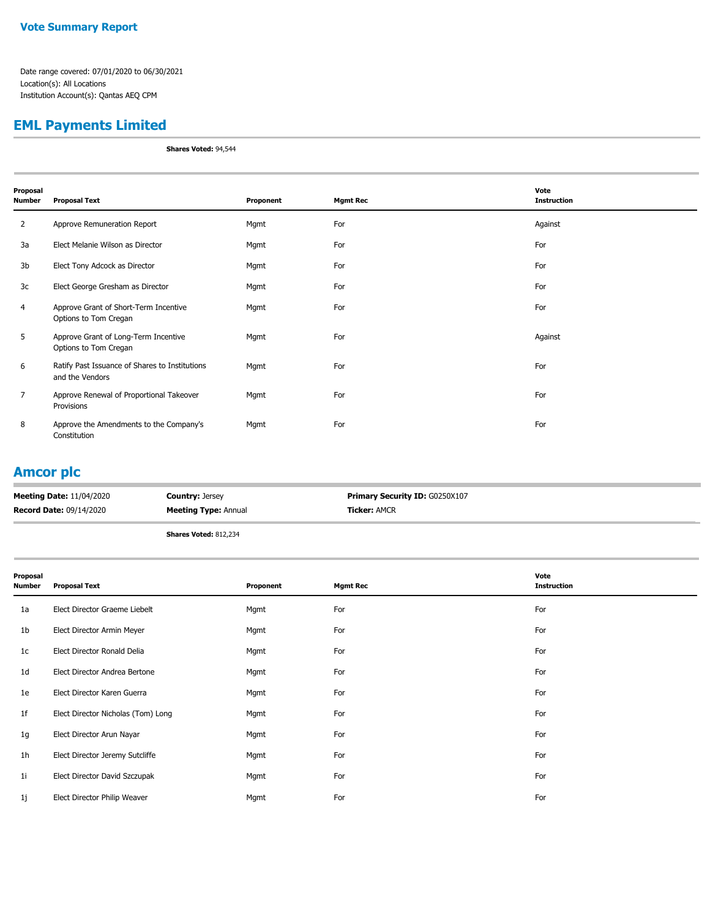**Vote Summary Report**

Date range covered: 07/01/2020 to 06/30/2021
Location(s): All Locations
Institution Account(s): Qantas AEQ CPM

## EML Payments Limited

**Shares Voted:** 94,544

| Proposal Number | Proposal Text | Proponent | Mgmt Rec | Vote Instruction |
|---|---|---|---|---|
| 2 | Approve Remuneration Report | Mgmt | For | Against |
| 3a | Elect Melanie Wilson as Director | Mgmt | For | For |
| 3b | Elect Tony Adcock as Director | Mgmt | For | For |
| 3c | Elect George Gresham as Director | Mgmt | For | For |
| 4 | Approve Grant of Short-Term Incentive Options to Tom Cregan | Mgmt | For | For |
| 5 | Approve Grant of Long-Term Incentive Options to Tom Cregan | Mgmt | For | Against |
| 6 | Ratify Past Issuance of Shares to Institutions and the Vendors | Mgmt | For | For |
| 7 | Approve Renewal of Proportional Takeover Provisions | Mgmt | For | For |
| 8 | Approve the Amendments to the Company's Constitution | Mgmt | For | For |

## Amcor plc

**Meeting Date:** 11/04/2020 | **Country:** Jersey | **Primary Security ID:** G0250X107
**Record Date:** 09/14/2020 | **Meeting Type:** Annual | **Ticker:** AMCR

**Shares Voted:** 812,234

| Proposal Number | Proposal Text | Proponent | Mgmt Rec | Vote Instruction |
|---|---|---|---|---|
| 1a | Elect Director Graeme Liebelt | Mgmt | For | For |
| 1b | Elect Director Armin Meyer | Mgmt | For | For |
| 1c | Elect Director Ronald Delia | Mgmt | For | For |
| 1d | Elect Director Andrea Bertone | Mgmt | For | For |
| 1e | Elect Director Karen Guerra | Mgmt | For | For |
| 1f | Elect Director Nicholas (Tom) Long | Mgmt | For | For |
| 1g | Elect Director Arun Nayar | Mgmt | For | For |
| 1h | Elect Director Jeremy Sutcliffe | Mgmt | For | For |
| 1i | Elect Director David Szczupak | Mgmt | For | For |
| 1j | Elect Director Philip Weaver | Mgmt | For | For |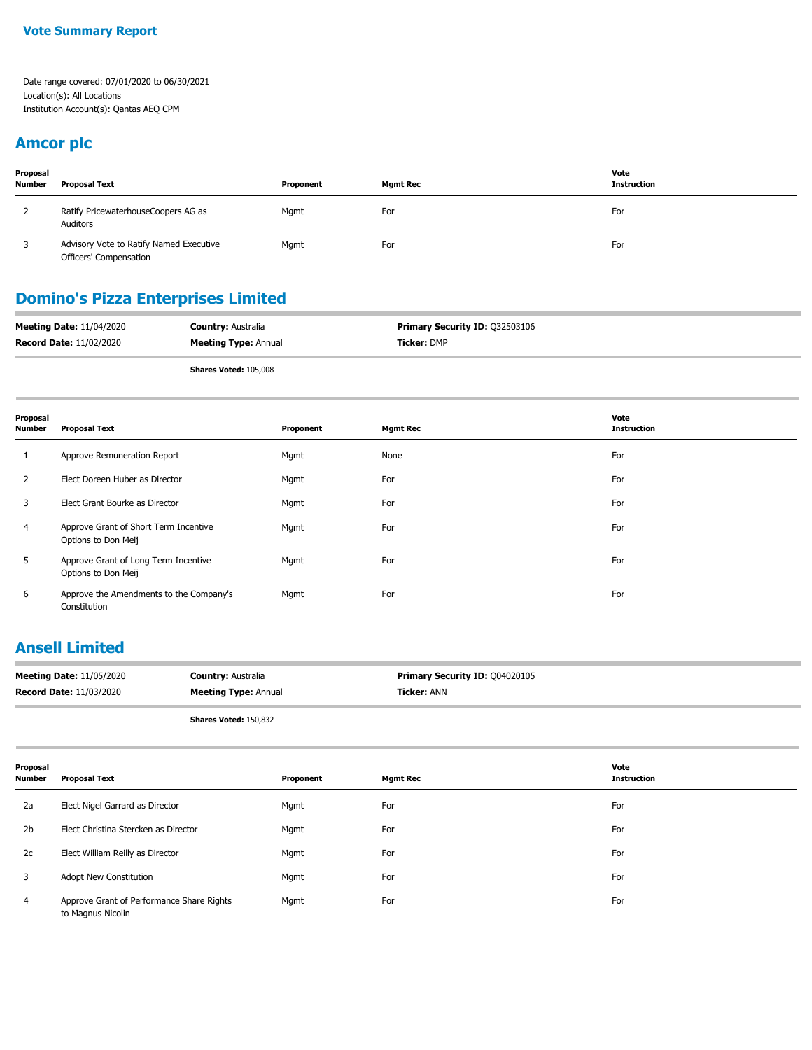## Vote Summary Report

Date range covered: 07/01/2020 to 06/30/2021
Location(s): All Locations
Institution Account(s): Qantas AEQ CPM

## Amcor plc

| Proposal Number | Proposal Text | Proponent | Mgmt Rec | Vote Instruction |
|---|---|---|---|---|
| 2 | Ratify PricewaterhouseCoopers AG as Auditors | Mgmt | For | For |
| 3 | Advisory Vote to Ratify Named Executive Officers' Compensation | Mgmt | For | For |

## Domino's Pizza Enterprises Limited

**Meeting Date:** 11/04/2020 **Country:** Australia **Primary Security ID:** Q32503106
**Record Date:** 11/02/2020 **Meeting Type:** Annual **Ticker:** DMP

**Shares Voted:** 105,008

| Proposal Number | Proposal Text | Proponent | Mgmt Rec | Vote Instruction |
|---|---|---|---|---|
| 1 | Approve Remuneration Report | Mgmt | None | For |
| 2 | Elect Doreen Huber as Director | Mgmt | For | For |
| 3 | Elect Grant Bourke as Director | Mgmt | For | For |
| 4 | Approve Grant of Short Term Incentive Options to Don Meij | Mgmt | For | For |
| 5 | Approve Grant of Long Term Incentive Options to Don Meij | Mgmt | For | For |
| 6 | Approve the Amendments to the Company's Constitution | Mgmt | For | For |

## Ansell Limited

**Meeting Date:** 11/05/2020 **Country:** Australia **Primary Security ID:** Q04020105
**Record Date:** 11/03/2020 **Meeting Type:** Annual **Ticker:** ANN

**Shares Voted:** 150,832

| Proposal Number | Proposal Text | Proponent | Mgmt Rec | Vote Instruction |
|---|---|---|---|---|
| 2a | Elect Nigel Garrard as Director | Mgmt | For | For |
| 2b | Elect Christina Stercken as Director | Mgmt | For | For |
| 2c | Elect William Reilly as Director | Mgmt | For | For |
| 3 | Adopt New Constitution | Mgmt | For | For |
| 4 | Approve Grant of Performance Share Rights to Magnus Nicolin | Mgmt | For | For |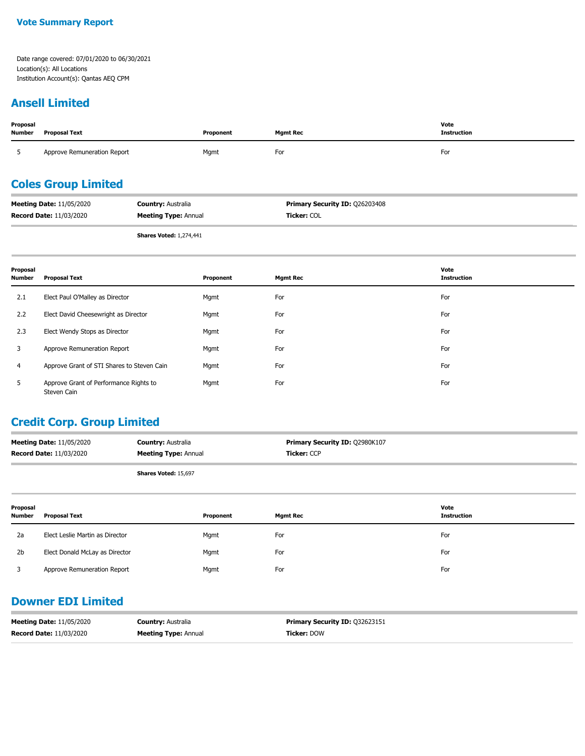**Vote Summary Report**

Date range covered: 07/01/2020 to 06/30/2021
Location(s): All Locations
Institution Account(s): Qantas AEQ CPM

## Ansell Limited

| Proposal Number | Proposal Text | Proponent | Mgmt Rec | Vote Instruction |
|---|---|---|---|---|
| 5 | Approve Remuneration Report | Mgmt | For | For |

## Coles Group Limited

**Meeting Date:** 11/05/2020 | **Country:** Australia | **Primary Security ID:** Q26203408
**Record Date:** 11/03/2020 | **Meeting Type:** Annual | **Ticker:** COL

**Shares Voted:** 1,274,441

| Proposal Number | Proposal Text | Proponent | Mgmt Rec | Vote Instruction |
|---|---|---|---|---|
| 2.1 | Elect Paul O'Malley as Director | Mgmt | For | For |
| 2.2 | Elect David Cheesewright as Director | Mgmt | For | For |
| 2.3 | Elect Wendy Stops as Director | Mgmt | For | For |
| 3 | Approve Remuneration Report | Mgmt | For | For |
| 4 | Approve Grant of STI Shares to Steven Cain | Mgmt | For | For |
| 5 | Approve Grant of Performance Rights to Steven Cain | Mgmt | For | For |

## Credit Corp. Group Limited

**Meeting Date:** 11/05/2020 | **Country:** Australia | **Primary Security ID:** Q2980K107
**Record Date:** 11/03/2020 | **Meeting Type:** Annual | **Ticker:** CCP

**Shares Voted:** 15,697

| Proposal Number | Proposal Text | Proponent | Mgmt Rec | Vote Instruction |
|---|---|---|---|---|
| 2a | Elect Leslie Martin as Director | Mgmt | For | For |
| 2b | Elect Donald McLay as Director | Mgmt | For | For |
| 3 | Approve Remuneration Report | Mgmt | For | For |

## Downer EDI Limited

**Meeting Date:** 11/05/2020 | **Country:** Australia | **Primary Security ID:** Q32623151
**Record Date:** 11/03/2020 | **Meeting Type:** Annual | **Ticker:** DOW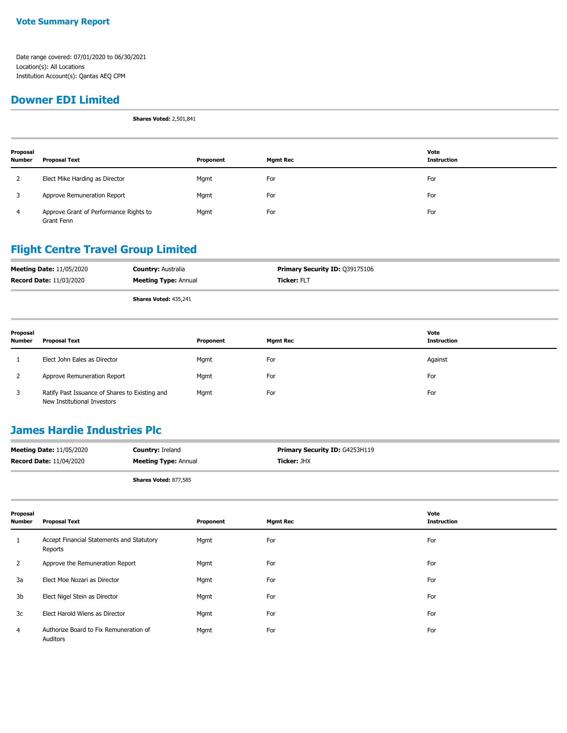**Vote Summary Report**

Date range covered: 07/01/2020 to 06/30/2021
Location(s): All Locations
Institution Account(s): Qantas AEQ CPM

## Downer EDI Limited

**Shares Voted:** 2,501,841

| Proposal Number | Proposal Text | Proponent | Mgmt Rec | Vote Instruction |
|---|---|---|---|---|
| 2 | Elect Mike Harding as Director | Mgmt | For | For |
| 3 | Approve Remuneration Report | Mgmt | For | For |
| 4 | Approve Grant of Performance Rights to Grant Fenn | Mgmt | For | For |

## Flight Centre Travel Group Limited

| | | |
|---|---|---|
| **Meeting Date:** 11/05/2020 | **Country:** Australia | **Primary Security ID:** Q39175106 |
| **Record Date:** 11/03/2020 | **Meeting Type:** Annual | **Ticker:** FLT |

**Shares Voted:** 435,241

| Proposal Number | Proposal Text | Proponent | Mgmt Rec | Vote Instruction |
|---|---|---|---|---|
| 1 | Elect John Eales as Director | Mgmt | For | Against |
| 2 | Approve Remuneration Report | Mgmt | For | For |
| 3 | Ratify Past Issuance of Shares to Existing and New Institutional Investors | Mgmt | For | For |

## James Hardie Industries Plc

| | | |
|---|---|---|
| **Meeting Date:** 11/05/2020 | **Country:** Ireland | **Primary Security ID:** G4253H119 |
| **Record Date:** 11/04/2020 | **Meeting Type:** Annual | **Ticker:** JHX |

**Shares Voted:** 877,585

| Proposal Number | Proposal Text | Proponent | Mgmt Rec | Vote Instruction |
|---|---|---|---|---|
| 1 | Accept Financial Statements and Statutory Reports | Mgmt | For | For |
| 2 | Approve the Remuneration Report | Mgmt | For | For |
| 3a | Elect Moe Nozari as Director | Mgmt | For | For |
| 3b | Elect Nigel Stein as Director | Mgmt | For | For |
| 3c | Elect Harold Wiens as Director | Mgmt | For | For |
| 4 | Authorize Board to Fix Remuneration of Auditors | Mgmt | For | For |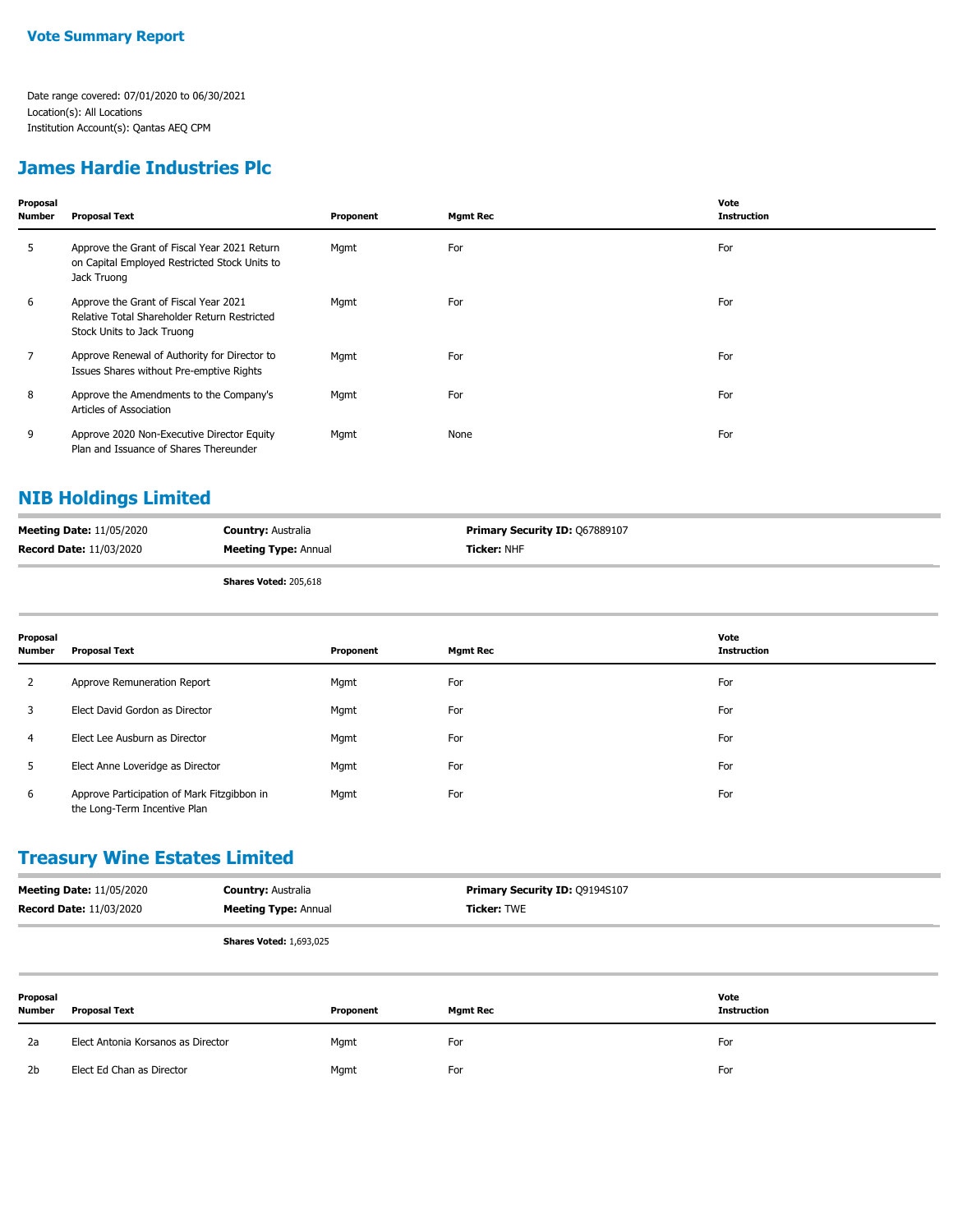**Vote Summary Report**

Date range covered: 07/01/2020 to 06/30/2021
Location(s): All Locations
Institution Account(s): Qantas AEQ CPM

## James Hardie Industries Plc

| Proposal Number | Proposal Text | Proponent | Mgmt Rec | Vote Instruction |
|---|---|---|---|---|
| 5 | Approve the Grant of Fiscal Year 2021 Return on Capital Employed Restricted Stock Units to Jack Truong | Mgmt | For | For |
| 6 | Approve the Grant of Fiscal Year 2021 Relative Total Shareholder Return Restricted Stock Units to Jack Truong | Mgmt | For | For |
| 7 | Approve Renewal of Authority for Director to Issues Shares without Pre-emptive Rights | Mgmt | For | For |
| 8 | Approve the Amendments to the Company's Articles of Association | Mgmt | For | For |
| 9 | Approve 2020 Non-Executive Director Equity Plan and Issuance of Shares Thereunder | Mgmt | None | For |

## NIB Holdings Limited

**Meeting Date:** 11/05/2020 | **Country:** Australia | **Primary Security ID:** Q67889107
**Record Date:** 11/03/2020 | **Meeting Type:** Annual | **Ticker:** NHF

**Shares Voted:** 205,618

| Proposal Number | Proposal Text | Proponent | Mgmt Rec | Vote Instruction |
|---|---|---|---|---|
| 2 | Approve Remuneration Report | Mgmt | For | For |
| 3 | Elect David Gordon as Director | Mgmt | For | For |
| 4 | Elect Lee Ausburn as Director | Mgmt | For | For |
| 5 | Elect Anne Loveridge as Director | Mgmt | For | For |
| 6 | Approve Participation of Mark Fitzgibbon in the Long-Term Incentive Plan | Mgmt | For | For |

## Treasury Wine Estates Limited

**Meeting Date:** 11/05/2020 | **Country:** Australia | **Primary Security ID:** Q9194S107
**Record Date:** 11/03/2020 | **Meeting Type:** Annual | **Ticker:** TWE

**Shares Voted:** 1,693,025

| Proposal Number | Proposal Text | Proponent | Mgmt Rec | Vote Instruction |
|---|---|---|---|---|
| 2a | Elect Antonia Korsanos as Director | Mgmt | For | For |
| 2b | Elect Ed Chan as Director | Mgmt | For | For |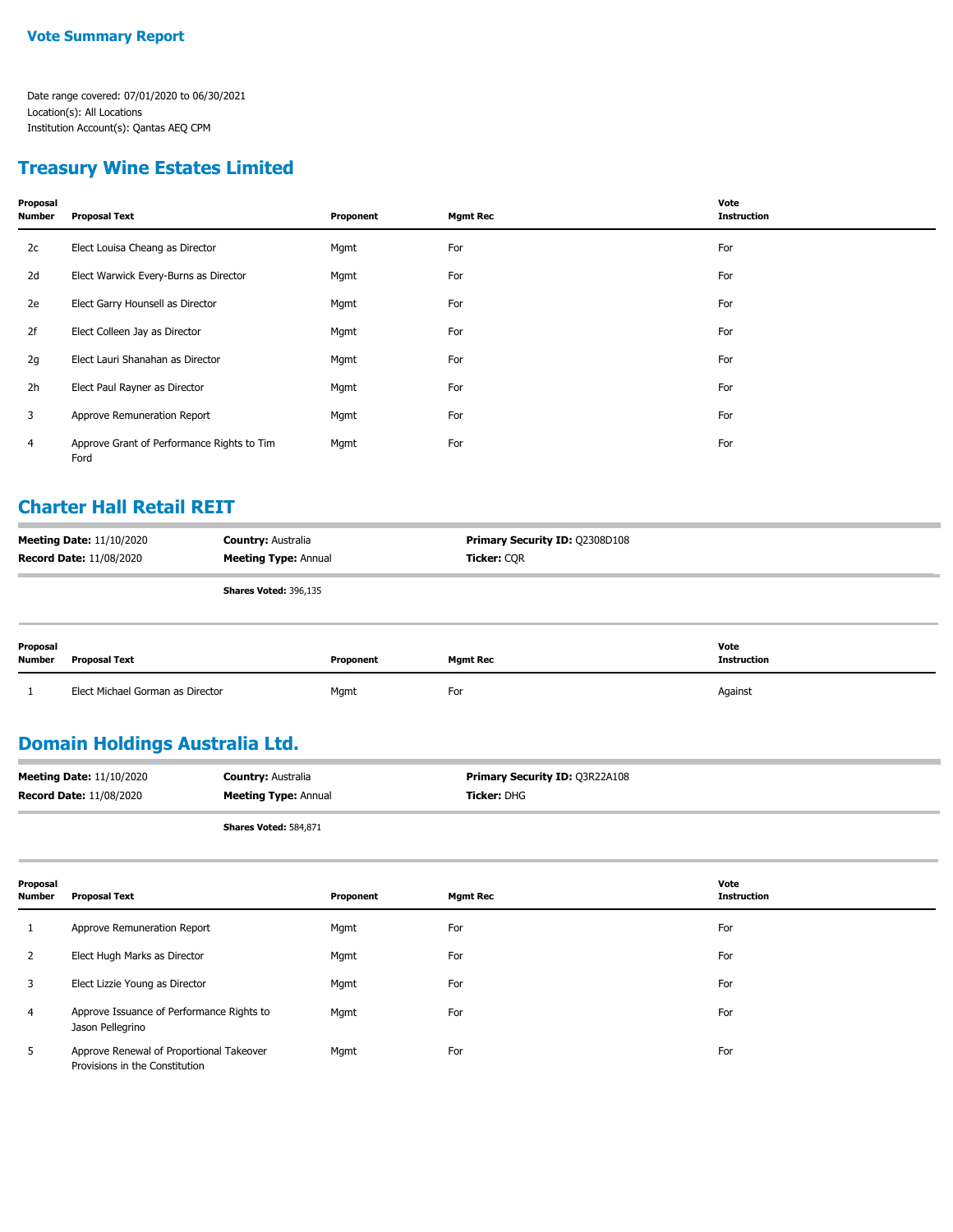**Vote Summary Report**

Date range covered: 07/01/2020 to 06/30/2021
Location(s): All Locations
Institution Account(s): Qantas AEQ CPM

## Treasury Wine Estates Limited

| Proposal Number | Proposal Text | Proponent | Mgmt Rec | Vote Instruction |
|---|---|---|---|---|
| 2c | Elect Louisa Cheang as Director | Mgmt | For | For |
| 2d | Elect Warwick Every-Burns as Director | Mgmt | For | For |
| 2e | Elect Garry Hounsell as Director | Mgmt | For | For |
| 2f | Elect Colleen Jay as Director | Mgmt | For | For |
| 2g | Elect Lauri Shanahan as Director | Mgmt | For | For |
| 2h | Elect Paul Rayner as Director | Mgmt | For | For |
| 3 | Approve Remuneration Report | Mgmt | For | For |
| 4 | Approve Grant of Performance Rights to Tim Ford | Mgmt | For | For |

## Charter Hall Retail REIT

**Meeting Date:** 11/10/2020 **Country:** Australia **Primary Security ID:** Q2308D108
**Record Date:** 11/08/2020 **Meeting Type:** Annual **Ticker:** CQR

**Shares Voted:** 396,135

| Proposal Number | Proposal Text | Proponent | Mgmt Rec | Vote Instruction |
|---|---|---|---|---|
| 1 | Elect Michael Gorman as Director | Mgmt | For | Against |

## Domain Holdings Australia Ltd.

**Meeting Date:** 11/10/2020 **Country:** Australia **Primary Security ID:** Q3R22A108
**Record Date:** 11/08/2020 **Meeting Type:** Annual **Ticker:** DHG

**Shares Voted:** 584,871

| Proposal Number | Proposal Text | Proponent | Mgmt Rec | Vote Instruction |
|---|---|---|---|---|
| 1 | Approve Remuneration Report | Mgmt | For | For |
| 2 | Elect Hugh Marks as Director | Mgmt | For | For |
| 3 | Elect Lizzie Young as Director | Mgmt | For | For |
| 4 | Approve Issuance of Performance Rights to Jason Pellegrino | Mgmt | For | For |
| 5 | Approve Renewal of Proportional Takeover Provisions in the Constitution | Mgmt | For | For |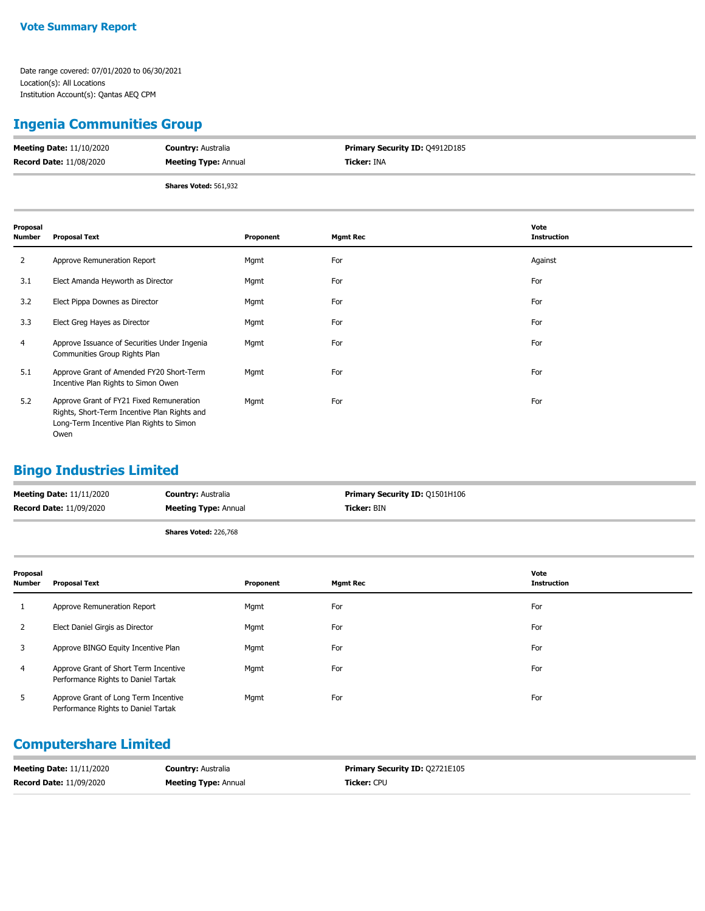**Vote Summary Report**

Date range covered: 07/01/2020 to 06/30/2021
Location(s): All Locations
Institution Account(s): Qantas AEQ CPM

## Ingenia Communities Group

| | | |
|---|---|---|
| **Meeting Date:** 11/10/2020 | **Country:** Australia | **Primary Security ID:** Q4912D185 |
| **Record Date:** 11/08/2020 | **Meeting Type:** Annual | **Ticker:** INA |

**Shares Voted:** 561,932

| Proposal Number | Proposal Text | Proponent | Mgmt Rec | Vote Instruction |
|---|---|---|---|---|
| 2 | Approve Remuneration Report | Mgmt | For | Against |
| 3.1 | Elect Amanda Heyworth as Director | Mgmt | For | For |
| 3.2 | Elect Pippa Downes as Director | Mgmt | For | For |
| 3.3 | Elect Greg Hayes as Director | Mgmt | For | For |
| 4 | Approve Issuance of Securities Under Ingenia Communities Group Rights Plan | Mgmt | For | For |
| 5.1 | Approve Grant of Amended FY20 Short-Term Incentive Plan Rights to Simon Owen | Mgmt | For | For |
| 5.2 | Approve Grant of FY21 Fixed Remuneration Rights, Short-Term Incentive Plan Rights and Long-Term Incentive Plan Rights to Simon Owen | Mgmt | For | For |

## Bingo Industries Limited

| | | |
|---|---|---|
| **Meeting Date:** 11/11/2020 | **Country:** Australia | **Primary Security ID:** Q1501H106 |
| **Record Date:** 11/09/2020 | **Meeting Type:** Annual | **Ticker:** BIN |

**Shares Voted:** 226,768

| Proposal Number | Proposal Text | Proponent | Mgmt Rec | Vote Instruction |
|---|---|---|---|---|
| 1 | Approve Remuneration Report | Mgmt | For | For |
| 2 | Elect Daniel Girgis as Director | Mgmt | For | For |
| 3 | Approve BINGO Equity Incentive Plan | Mgmt | For | For |
| 4 | Approve Grant of Short Term Incentive Performance Rights to Daniel Tartak | Mgmt | For | For |
| 5 | Approve Grant of Long Term Incentive Performance Rights to Daniel Tartak | Mgmt | For | For |

## Computershare Limited

| | | |
|---|---|---|
| **Meeting Date:** 11/11/2020 | **Country:** Australia | **Primary Security ID:** Q2721E105 |
| **Record Date:** 11/09/2020 | **Meeting Type:** Annual | **Ticker:** CPU |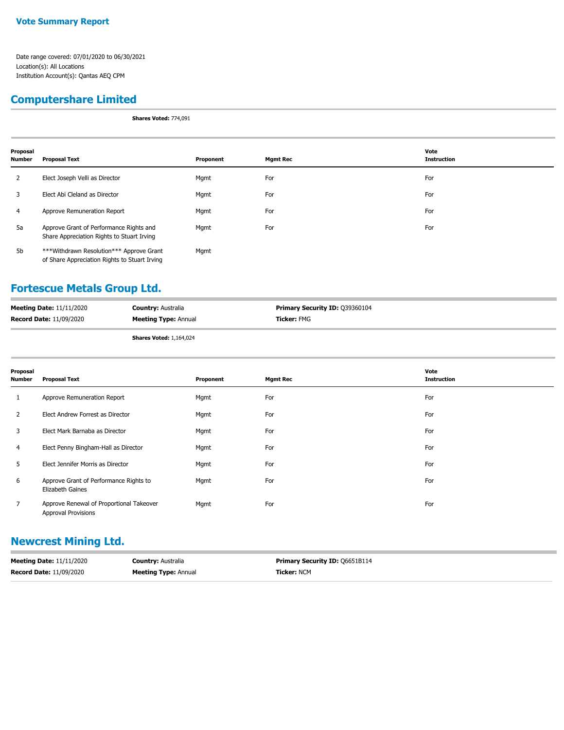**Vote Summary Report**

Date range covered: 07/01/2020 to 06/30/2021
Location(s): All Locations
Institution Account(s): Qantas AEQ CPM

## Computershare Limited

**Shares Voted:** 774,091

| Proposal Number | Proposal Text | Proponent | Mgmt Rec | Vote Instruction |
|---|---|---|---|---|
| 2 | Elect Joseph Velli as Director | Mgmt | For | For |
| 3 | Elect Abi Cleland as Director | Mgmt | For | For |
| 4 | Approve Remuneration Report | Mgmt | For | For |
| 5a | Approve Grant of Performance Rights and Share Appreciation Rights to Stuart Irving | Mgmt | For | For |
| 5b | ***Withdrawn Resolution*** Approve Grant of Share Appreciation Rights to Stuart Irving | Mgmt | | |

## Fortescue Metals Group Ltd.

| | | |
|---|---|---|
| **Meeting Date:** 11/11/2020 | **Country:** Australia | **Primary Security ID:** Q39360104 |
| **Record Date:** 11/09/2020 | **Meeting Type:** Annual | **Ticker:** FMG |

**Shares Voted:** 1,164,024

| Proposal Number | Proposal Text | Proponent | Mgmt Rec | Vote Instruction |
|---|---|---|---|---|
| 1 | Approve Remuneration Report | Mgmt | For | For |
| 2 | Elect Andrew Forrest as Director | Mgmt | For | For |
| 3 | Elect Mark Barnaba as Director | Mgmt | For | For |
| 4 | Elect Penny Bingham-Hall as Director | Mgmt | For | For |
| 5 | Elect Jennifer Morris as Director | Mgmt | For | For |
| 6 | Approve Grant of Performance Rights to Elizabeth Gaines | Mgmt | For | For |
| 7 | Approve Renewal of Proportional Takeover Approval Provisions | Mgmt | For | For |

## Newcrest Mining Ltd.

| | | |
|---|---|---|
| **Meeting Date:** 11/11/2020 | **Country:** Australia | **Primary Security ID:** Q6651B114 |
| **Record Date:** 11/09/2020 | **Meeting Type:** Annual | **Ticker:** NCM |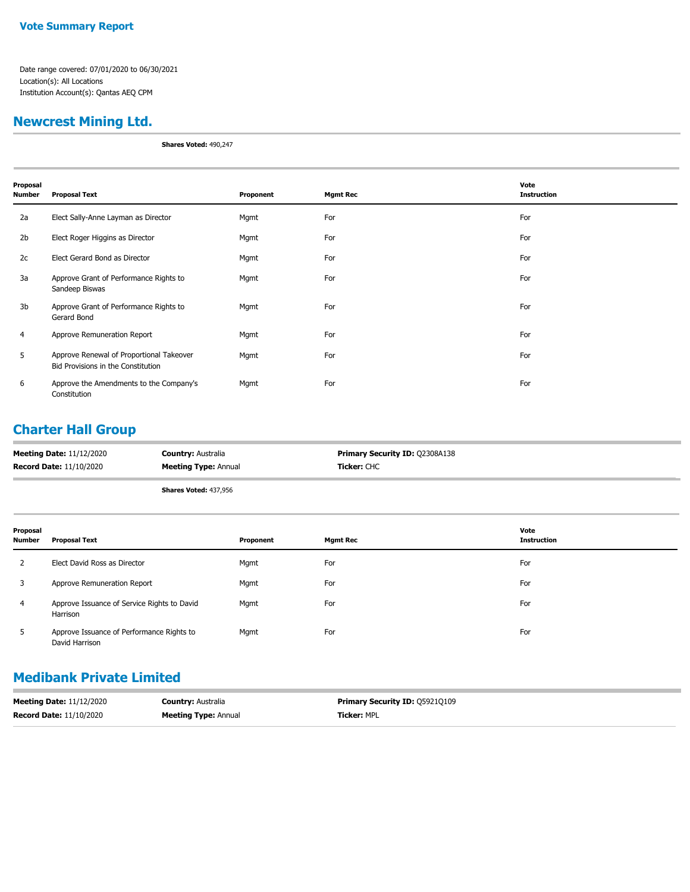**Vote Summary Report**

Date range covered: 07/01/2020 to 06/30/2021
Location(s): All Locations
Institution Account(s): Qantas AEQ CPM

## Newcrest Mining Ltd.

**Shares Voted:** 490,247

| Proposal Number | Proposal Text | Proponent | Mgmt Rec | Vote Instruction |
|---|---|---|---|---|
| 2a | Elect Sally-Anne Layman as Director | Mgmt | For | For |
| 2b | Elect Roger Higgins as Director | Mgmt | For | For |
| 2c | Elect Gerard Bond as Director | Mgmt | For | For |
| 3a | Approve Grant of Performance Rights to Sandeep Biswas | Mgmt | For | For |
| 3b | Approve Grant of Performance Rights to Gerard Bond | Mgmt | For | For |
| 4 | Approve Remuneration Report | Mgmt | For | For |
| 5 | Approve Renewal of Proportional Takeover Bid Provisions in the Constitution | Mgmt | For | For |
| 6 | Approve the Amendments to the Company's Constitution | Mgmt | For | For |

## Charter Hall Group

**Meeting Date:** 11/12/2020 | **Country:** Australia | **Primary Security ID:** Q2308A138
**Record Date:** 11/10/2020 | **Meeting Type:** Annual | **Ticker:** CHC

**Shares Voted:** 437,956

| Proposal Number | Proposal Text | Proponent | Mgmt Rec | Vote Instruction |
|---|---|---|---|---|
| 2 | Elect David Ross as Director | Mgmt | For | For |
| 3 | Approve Remuneration Report | Mgmt | For | For |
| 4 | Approve Issuance of Service Rights to David Harrison | Mgmt | For | For |
| 5 | Approve Issuance of Performance Rights to David Harrison | Mgmt | For | For |

## Medibank Private Limited

**Meeting Date:** 11/12/2020 | **Country:** Australia | **Primary Security ID:** Q5921Q109
**Record Date:** 11/10/2020 | **Meeting Type:** Annual | **Ticker:** MPL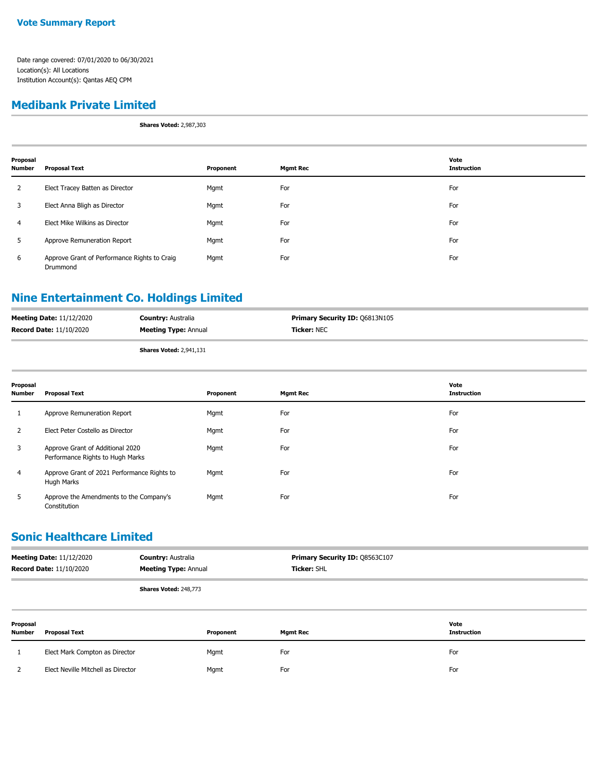**Vote Summary Report**

Date range covered: 07/01/2020 to 06/30/2021
Location(s): All Locations
Institution Account(s): Qantas AEQ CPM

## Medibank Private Limited

**Shares Voted:** 2,987,303

| Proposal Number | Proposal Text | Proponent | Mgmt Rec | Vote Instruction |
|---|---|---|---|---|
| 2 | Elect Tracey Batten as Director | Mgmt | For | For |
| 3 | Elect Anna Bligh as Director | Mgmt | For | For |
| 4 | Elect Mike Wilkins as Director | Mgmt | For | For |
| 5 | Approve Remuneration Report | Mgmt | For | For |
| 6 | Approve Grant of Performance Rights to Craig Drummond | Mgmt | For | For |

## Nine Entertainment Co. Holdings Limited

**Meeting Date:** 11/12/2020 | **Country:** Australia | **Primary Security ID:** Q6813N105
**Record Date:** 11/10/2020 | **Meeting Type:** Annual | **Ticker:** NEC

**Shares Voted:** 2,941,131

| Proposal Number | Proposal Text | Proponent | Mgmt Rec | Vote Instruction |
|---|---|---|---|---|
| 1 | Approve Remuneration Report | Mgmt | For | For |
| 2 | Elect Peter Costello as Director | Mgmt | For | For |
| 3 | Approve Grant of Additional 2020 Performance Rights to Hugh Marks | Mgmt | For | For |
| 4 | Approve Grant of 2021 Performance Rights to Hugh Marks | Mgmt | For | For |
| 5 | Approve the Amendments to the Company's Constitution | Mgmt | For | For |

## Sonic Healthcare Limited

**Meeting Date:** 11/12/2020 | **Country:** Australia | **Primary Security ID:** Q8563C107
**Record Date:** 11/10/2020 | **Meeting Type:** Annual | **Ticker:** SHL

**Shares Voted:** 248,773

| Proposal Number | Proposal Text | Proponent | Mgmt Rec | Vote Instruction |
|---|---|---|---|---|
| 1 | Elect Mark Compton as Director | Mgmt | For | For |
| 2 | Elect Neville Mitchell as Director | Mgmt | For | For |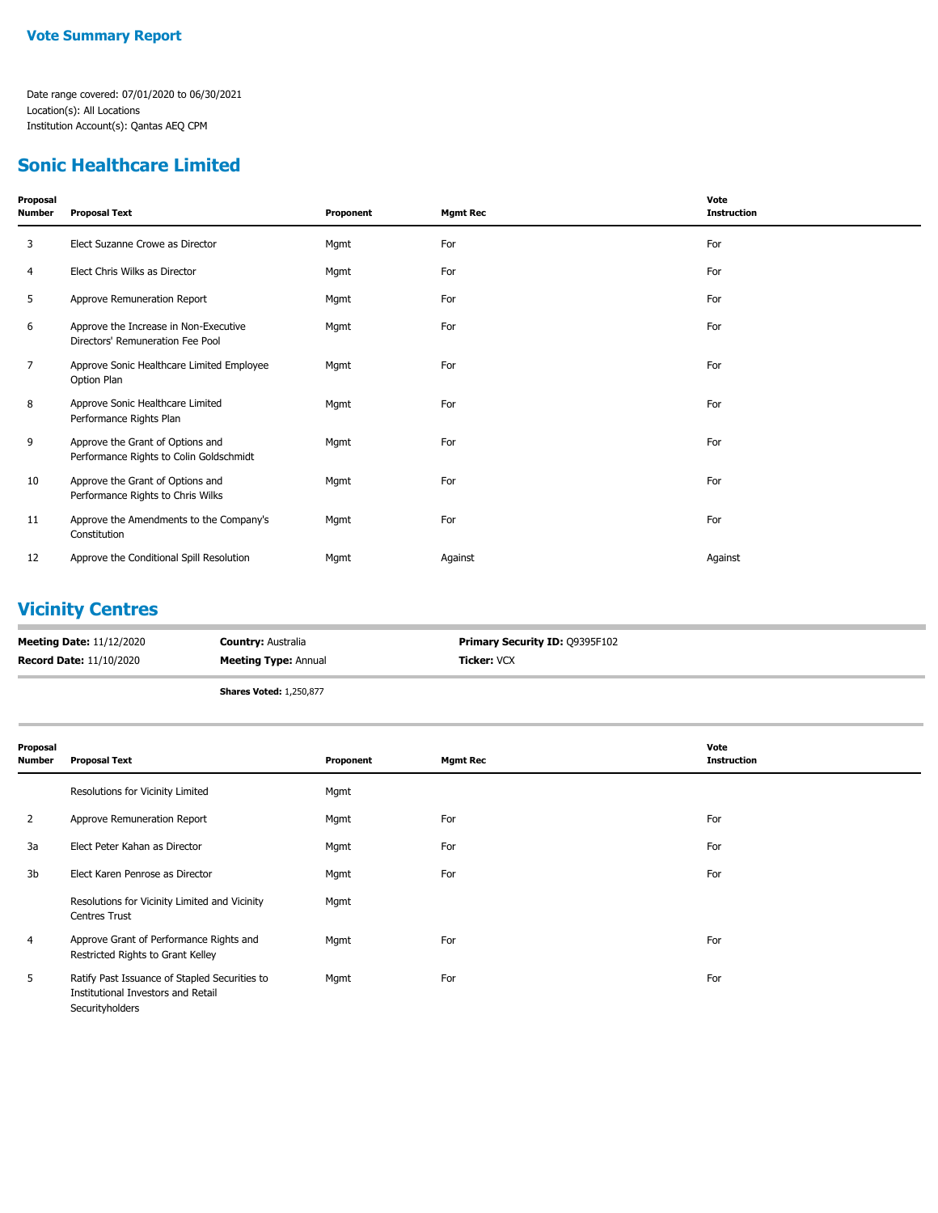**Vote Summary Report**

Date range covered: 07/01/2020 to 06/30/2021
Location(s): All Locations
Institution Account(s): Qantas AEQ CPM

## Sonic Healthcare Limited

| Proposal Number | Proposal Text | Proponent | Mgmt Rec | Vote Instruction |
|---|---|---|---|---|
| 3 | Elect Suzanne Crowe as Director | Mgmt | For | For |
| 4 | Elect Chris Wilks as Director | Mgmt | For | For |
| 5 | Approve Remuneration Report | Mgmt | For | For |
| 6 | Approve the Increase in Non-Executive Directors' Remuneration Fee Pool | Mgmt | For | For |
| 7 | Approve Sonic Healthcare Limited Employee Option Plan | Mgmt | For | For |
| 8 | Approve Sonic Healthcare Limited Performance Rights Plan | Mgmt | For | For |
| 9 | Approve the Grant of Options and Performance Rights to Colin Goldschmidt | Mgmt | For | For |
| 10 | Approve the Grant of Options and Performance Rights to Chris Wilks | Mgmt | For | For |
| 11 | Approve the Amendments to the Company's Constitution | Mgmt | For | For |
| 12 | Approve the Conditional Spill Resolution | Mgmt | Against | Against |

## Vicinity Centres

**Meeting Date:** 11/12/2020 | **Country:** Australia | **Primary Security ID:** Q9395F102
**Record Date:** 11/10/2020 | **Meeting Type:** Annual | **Ticker:** VCX

**Shares Voted:** 1,250,877

| Proposal Number | Proposal Text | Proponent | Mgmt Rec | Vote Instruction |
|---|---|---|---|---|
| | Resolutions for Vicinity Limited | Mgmt | | |
| 2 | Approve Remuneration Report | Mgmt | For | For |
| 3a | Elect Peter Kahan as Director | Mgmt | For | For |
| 3b | Elect Karen Penrose as Director | Mgmt | For | For |
| | Resolutions for Vicinity Limited and Vicinity Centres Trust | Mgmt | | |
| 4 | Approve Grant of Performance Rights and Restricted Rights to Grant Kelley | Mgmt | For | For |
| 5 | Ratify Past Issuance of Stapled Securities to Institutional Investors and Retail Securityholders | Mgmt | For | For |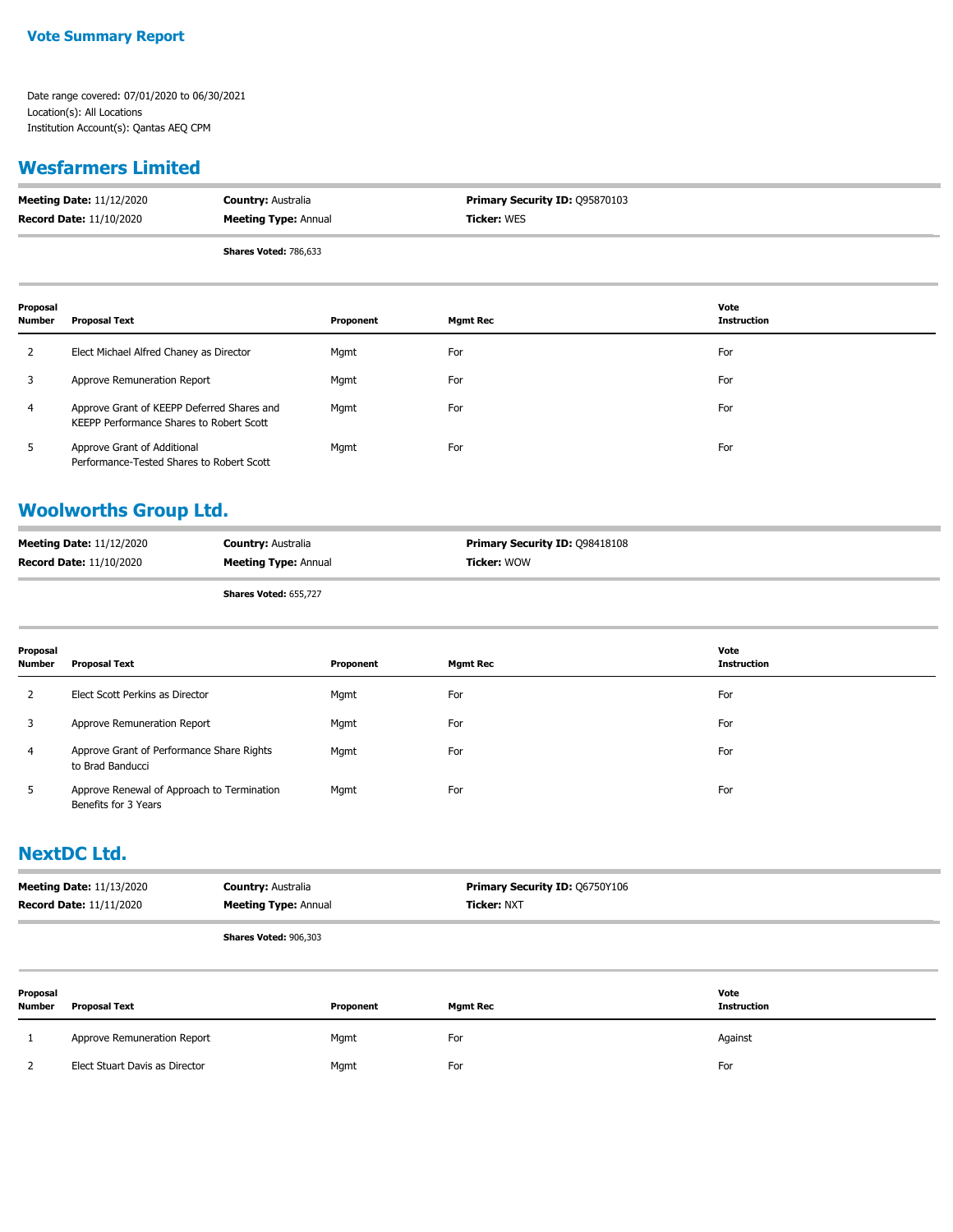**Vote Summary Report**

Date range covered: 07/01/2020 to 06/30/2021
Location(s): All Locations
Institution Account(s): Qantas AEQ CPM

## Wesfarmers Limited

| **Meeting Date:** 11/12/2020 | **Country:** Australia | **Primary Security ID:** Q95870103 |
|---|---|---|
| **Record Date:** 11/10/2020 | **Meeting Type:** Annual | **Ticker:** WES |

**Shares Voted:** 786,633

| Proposal Number | Proposal Text | Proponent | Mgmt Rec | Vote Instruction |
|---|---|---|---|---|
| 2 | Elect Michael Alfred Chaney as Director | Mgmt | For | For |
| 3 | Approve Remuneration Report | Mgmt | For | For |
| 4 | Approve Grant of KEEPP Deferred Shares and KEEPP Performance Shares to Robert Scott | Mgmt | For | For |
| 5 | Approve Grant of Additional Performance-Tested Shares to Robert Scott | Mgmt | For | For |

## Woolworths Group Ltd.

| **Meeting Date:** 11/12/2020 | **Country:** Australia | **Primary Security ID:** Q98418108 |
|---|---|---|
| **Record Date:** 11/10/2020 | **Meeting Type:** Annual | **Ticker:** WOW |

**Shares Voted:** 655,727

| Proposal Number | Proposal Text | Proponent | Mgmt Rec | Vote Instruction |
|---|---|---|---|---|
| 2 | Elect Scott Perkins as Director | Mgmt | For | For |
| 3 | Approve Remuneration Report | Mgmt | For | For |
| 4 | Approve Grant of Performance Share Rights to Brad Banducci | Mgmt | For | For |
| 5 | Approve Renewal of Approach to Termination Benefits for 3 Years | Mgmt | For | For |

## NextDC Ltd.

| **Meeting Date:** 11/13/2020 | **Country:** Australia | **Primary Security ID:** Q6750Y106 |
|---|---|---|
| **Record Date:** 11/11/2020 | **Meeting Type:** Annual | **Ticker:** NXT |

**Shares Voted:** 906,303

| Proposal Number | Proposal Text | Proponent | Mgmt Rec | Vote Instruction |
|---|---|---|---|---|
| 1 | Approve Remuneration Report | Mgmt | For | Against |
| 2 | Elect Stuart Davis as Director | Mgmt | For | For |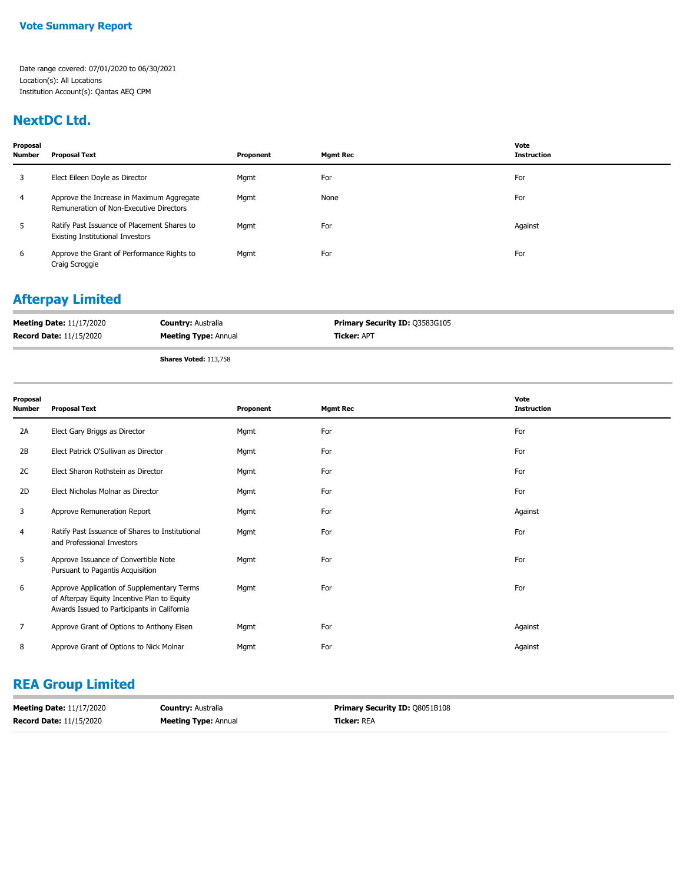**Vote Summary Report**

Date range covered: 07/01/2020 to 06/30/2021
Location(s): All Locations
Institution Account(s): Qantas AEQ CPM

## NextDC Ltd.

| Proposal Number | Proposal Text | Proponent | Mgmt Rec | Vote Instruction |
|---|---|---|---|---|
| 3 | Elect Eileen Doyle as Director | Mgmt | For | For |
| 4 | Approve the Increase in Maximum Aggregate Remuneration of Non-Executive Directors | Mgmt | None | For |
| 5 | Ratify Past Issuance of Placement Shares to Existing Institutional Investors | Mgmt | For | Against |
| 6 | Approve the Grant of Performance Rights to Craig Scroggie | Mgmt | For | For |

## Afterpay Limited

**Meeting Date:** 11/17/2020 | **Country:** Australia | **Primary Security ID:** Q3583G105
**Record Date:** 11/15/2020 | **Meeting Type:** Annual | **Ticker:** APT

**Shares Voted:** 113,758

| Proposal Number | Proposal Text | Proponent | Mgmt Rec | Vote Instruction |
|---|---|---|---|---|
| 2A | Elect Gary Briggs as Director | Mgmt | For | For |
| 2B | Elect Patrick O'Sullivan as Director | Mgmt | For | For |
| 2C | Elect Sharon Rothstein as Director | Mgmt | For | For |
| 2D | Elect Nicholas Molnar as Director | Mgmt | For | For |
| 3 | Approve Remuneration Report | Mgmt | For | Against |
| 4 | Ratify Past Issuance of Shares to Institutional and Professional Investors | Mgmt | For | For |
| 5 | Approve Issuance of Convertible Note Pursuant to Pagantis Acquisition | Mgmt | For | For |
| 6 | Approve Application of Supplementary Terms of Afterpay Equity Incentive Plan to Equity Awards Issued to Participants in California | Mgmt | For | For |
| 7 | Approve Grant of Options to Anthony Eisen | Mgmt | For | Against |
| 8 | Approve Grant of Options to Nick Molnar | Mgmt | For | Against |

## REA Group Limited

**Meeting Date:** 11/17/2020 | **Country:** Australia | **Primary Security ID:** Q8051B108
**Record Date:** 11/15/2020 | **Meeting Type:** Annual | **Ticker:** REA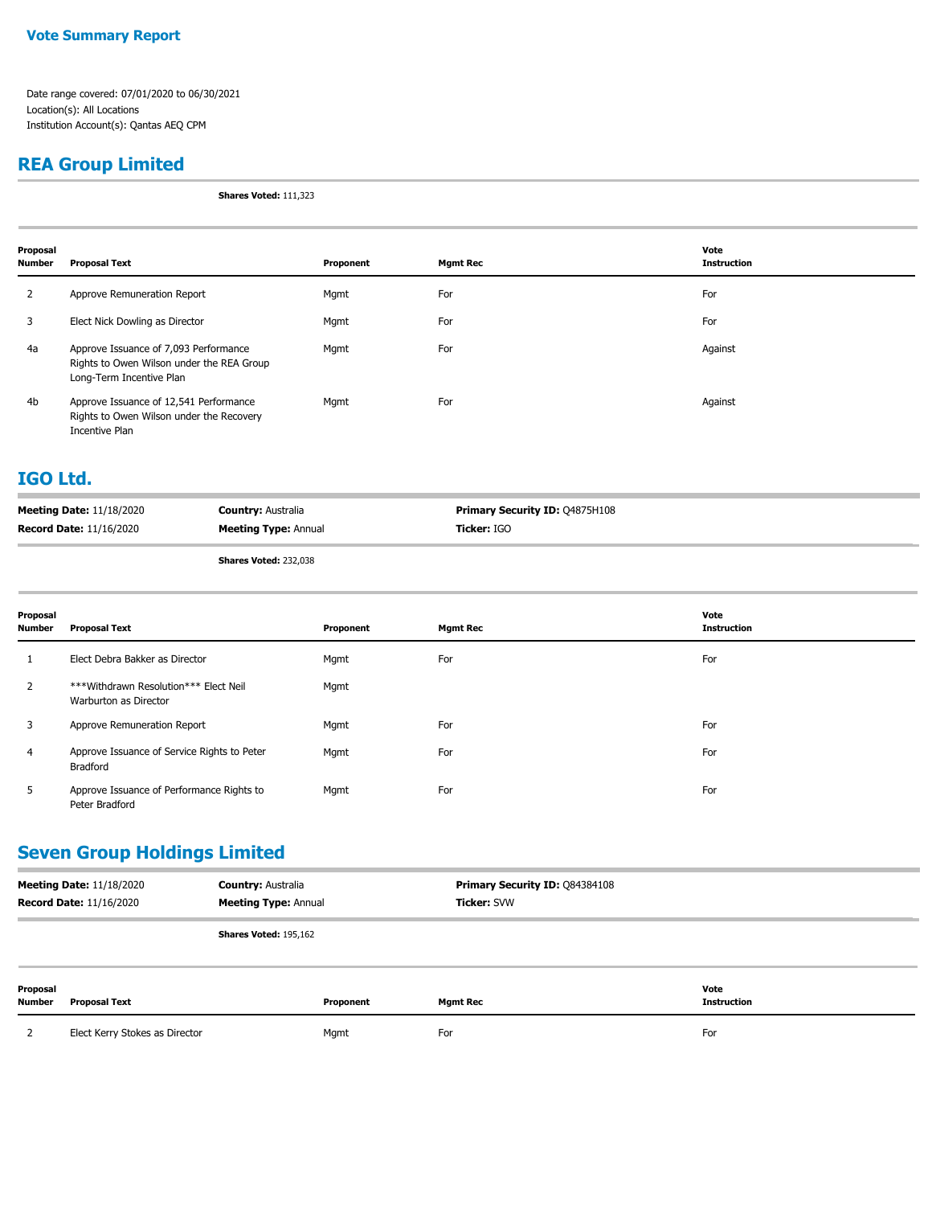**Vote Summary Report**

Date range covered: 07/01/2020 to 06/30/2021
Location(s): All Locations
Institution Account(s): Qantas AEQ CPM

## REA Group Limited

**Shares Voted:** 111,323

| Proposal Number | Proposal Text | Proponent | Mgmt Rec | Vote Instruction |
|---|---|---|---|---|
| 2 | Approve Remuneration Report | Mgmt | For | For |
| 3 | Elect Nick Dowling as Director | Mgmt | For | For |
| 4a | Approve Issuance of 7,093 Performance Rights to Owen Wilson under the REA Group Long-Term Incentive Plan | Mgmt | For | Against |
| 4b | Approve Issuance of 12,541 Performance Rights to Owen Wilson under the Recovery Incentive Plan | Mgmt | For | Against |

## IGO Ltd.

**Meeting Date:** 11/18/2020
**Record Date:** 11/16/2020
**Country:** Australia
**Meeting Type:** Annual
**Primary Security ID:** Q4875H108
**Ticker:** IGO

**Shares Voted:** 232,038

| Proposal Number | Proposal Text | Proponent | Mgmt Rec | Vote Instruction |
|---|---|---|---|---|
| 1 | Elect Debra Bakker as Director | Mgmt | For | For |
| 2 | ***Withdrawn Resolution*** Elect Neil Warburton as Director | Mgmt | | |
| 3 | Approve Remuneration Report | Mgmt | For | For |
| 4 | Approve Issuance of Service Rights to Peter Bradford | Mgmt | For | For |
| 5 | Approve Issuance of Performance Rights to Peter Bradford | Mgmt | For | For |

## Seven Group Holdings Limited

**Meeting Date:** 11/18/2020
**Record Date:** 11/16/2020
**Country:** Australia
**Meeting Type:** Annual
**Primary Security ID:** Q84384108
**Ticker:** SVW

**Shares Voted:** 195,162

| Proposal Number | Proposal Text | Proponent | Mgmt Rec | Vote Instruction |
|---|---|---|---|---|
| 2 | Elect Kerry Stokes as Director | Mgmt | For | For |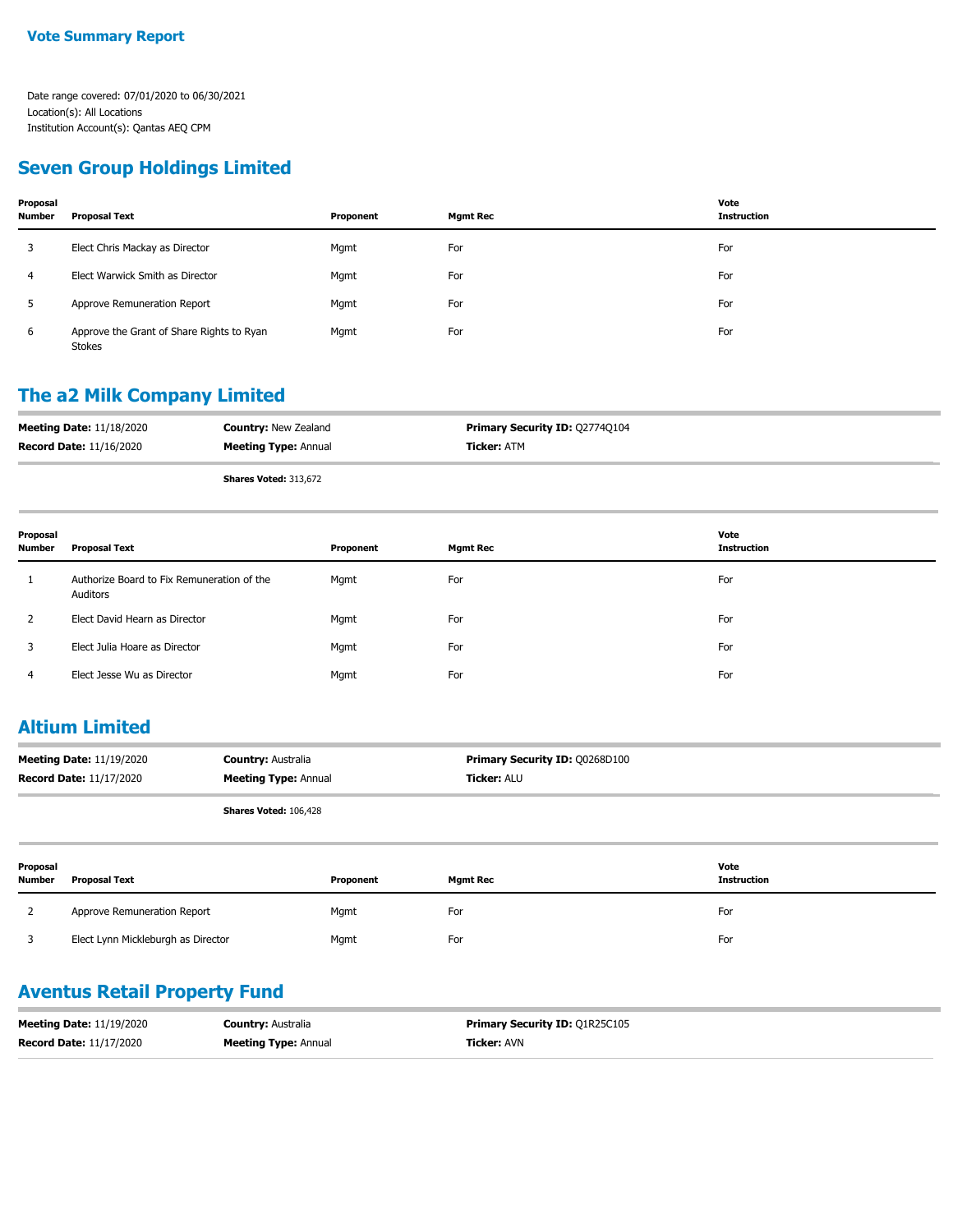**Vote Summary Report**

Date range covered: 07/01/2020 to 06/30/2021
Location(s): All Locations
Institution Account(s): Qantas AEQ CPM

## Seven Group Holdings Limited

| Proposal Number | Proposal Text | Proponent | Mgmt Rec | Vote Instruction |
|---|---|---|---|---|
| 3 | Elect Chris Mackay as Director | Mgmt | For | For |
| 4 | Elect Warwick Smith as Director | Mgmt | For | For |
| 5 | Approve Remuneration Report | Mgmt | For | For |
| 6 | Approve the Grant of Share Rights to Ryan Stokes | Mgmt | For | For |

## The a2 Milk Company Limited

**Meeting Date:** 11/18/2020 **Country:** New Zealand **Primary Security ID:** Q2774Q104
**Record Date:** 11/16/2020 **Meeting Type:** Annual **Ticker:** ATM

**Shares Voted:** 313,672

| Proposal Number | Proposal Text | Proponent | Mgmt Rec | Vote Instruction |
|---|---|---|---|---|
| 1 | Authorize Board to Fix Remuneration of the Auditors | Mgmt | For | For |
| 2 | Elect David Hearn as Director | Mgmt | For | For |
| 3 | Elect Julia Hoare as Director | Mgmt | For | For |
| 4 | Elect Jesse Wu as Director | Mgmt | For | For |

## Altium Limited

**Meeting Date:** 11/19/2020 **Country:** Australia **Primary Security ID:** Q0268D100
**Record Date:** 11/17/2020 **Meeting Type:** Annual **Ticker:** ALU

**Shares Voted:** 106,428

| Proposal Number | Proposal Text | Proponent | Mgmt Rec | Vote Instruction |
|---|---|---|---|---|
| 2 | Approve Remuneration Report | Mgmt | For | For |
| 3 | Elect Lynn Mickleburgh as Director | Mgmt | For | For |

## Aventus Retail Property Fund

**Meeting Date:** 11/19/2020 **Country:** Australia **Primary Security ID:** Q1R25C105
**Record Date:** 11/17/2020 **Meeting Type:** Annual **Ticker:** AVN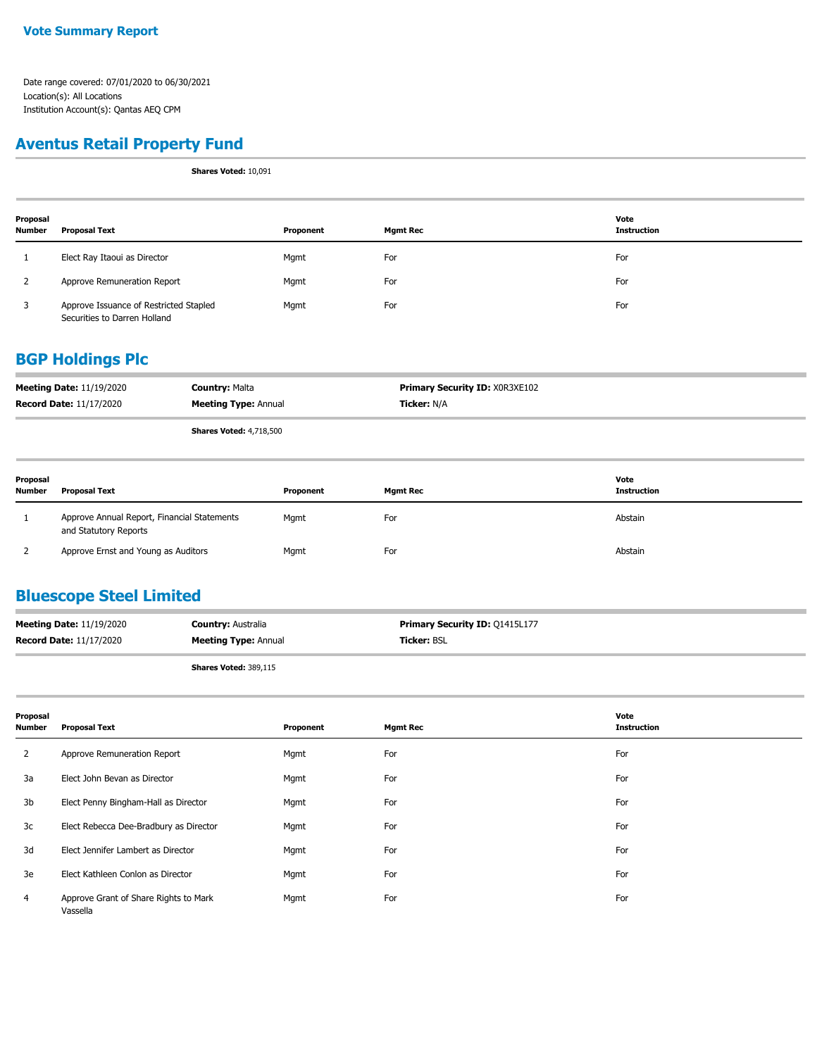**Vote Summary Report**

Date range covered: 07/01/2020 to 06/30/2021
Location(s): All Locations
Institution Account(s): Qantas AEQ CPM

## Aventus Retail Property Fund

**Shares Voted:** 10,091

| Proposal Number | Proposal Text | Proponent | Mgmt Rec | Vote Instruction |
|---|---|---|---|---|
| 1 | Elect Ray Itaoui as Director | Mgmt | For | For |
| 2 | Approve Remuneration Report | Mgmt | For | For |
| 3 | Approve Issuance of Restricted Stapled Securities to Darren Holland | Mgmt | For | For |

## BGP Holdings Plc

**Meeting Date:** 11/19/2020 **Country:** Malta **Primary Security ID:** X0R3XE102
**Record Date:** 11/17/2020 **Meeting Type:** Annual **Ticker:** N/A

**Shares Voted:** 4,718,500

| Proposal Number | Proposal Text | Proponent | Mgmt Rec | Vote Instruction |
|---|---|---|---|---|
| 1 | Approve Annual Report, Financial Statements and Statutory Reports | Mgmt | For | Abstain |
| 2 | Approve Ernst and Young as Auditors | Mgmt | For | Abstain |

## Bluescope Steel Limited

**Meeting Date:** 11/19/2020 **Country:** Australia **Primary Security ID:** Q1415L177
**Record Date:** 11/17/2020 **Meeting Type:** Annual **Ticker:** BSL

**Shares Voted:** 389,115

| Proposal Number | Proposal Text | Proponent | Mgmt Rec | Vote Instruction |
|---|---|---|---|---|
| 2 | Approve Remuneration Report | Mgmt | For | For |
| 3a | Elect John Bevan as Director | Mgmt | For | For |
| 3b | Elect Penny Bingham-Hall as Director | Mgmt | For | For |
| 3c | Elect Rebecca Dee-Bradbury as Director | Mgmt | For | For |
| 3d | Elect Jennifer Lambert as Director | Mgmt | For | For |
| 3e | Elect Kathleen Conlon as Director | Mgmt | For | For |
| 4 | Approve Grant of Share Rights to Mark Vassella | Mgmt | For | For |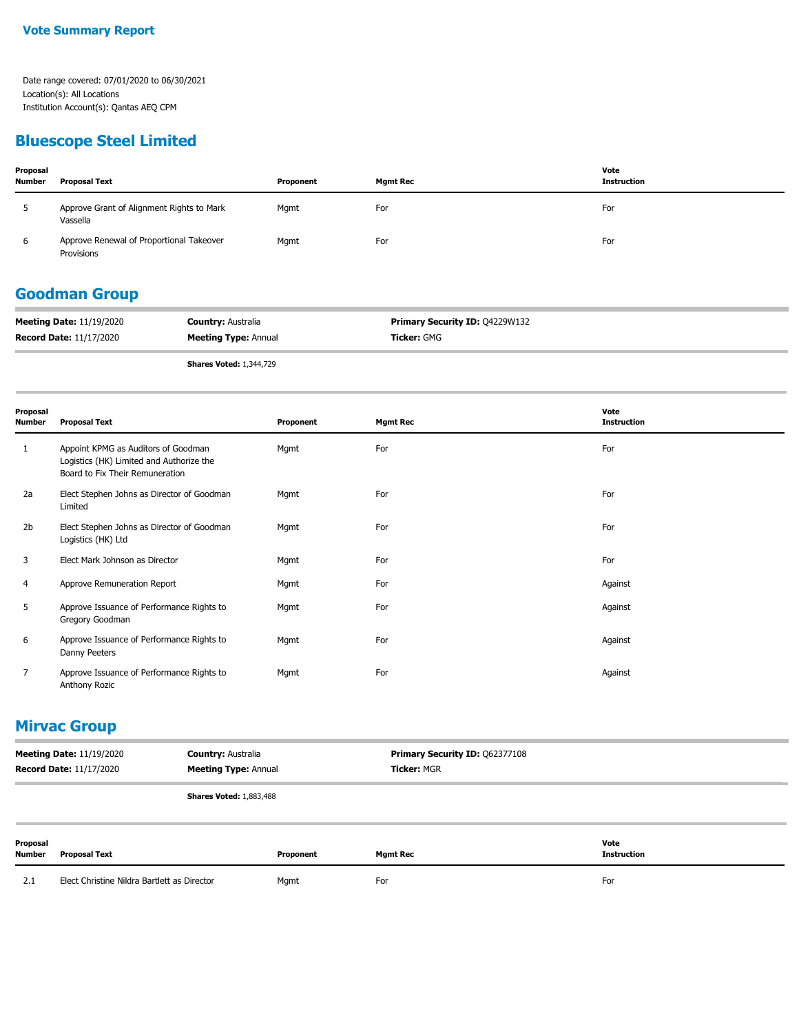**Vote Summary Report**

Date range covered: 07/01/2020 to 06/30/2021
Location(s): All Locations
Institution Account(s): Qantas AEQ CPM

## Bluescope Steel Limited

| Proposal Number | Proposal Text | Proponent | Mgmt Rec | Vote Instruction |
|---|---|---|---|---|
| 5 | Approve Grant of Alignment Rights to Mark Vassella | Mgmt | For | For |
| 6 | Approve Renewal of Proportional Takeover Provisions | Mgmt | For | For |

## Goodman Group

**Meeting Date:** 11/19/2020 **Country:** Australia **Primary Security ID:** Q4229W132
**Record Date:** 11/17/2020 **Meeting Type:** Annual **Ticker:** GMG

**Shares Voted:** 1,344,729

| Proposal Number | Proposal Text | Proponent | Mgmt Rec | Vote Instruction |
|---|---|---|---|---|
| 1 | Appoint KPMG as Auditors of Goodman Logistics (HK) Limited and Authorize the Board to Fix Their Remuneration | Mgmt | For | For |
| 2a | Elect Stephen Johns as Director of Goodman Limited | Mgmt | For | For |
| 2b | Elect Stephen Johns as Director of Goodman Logistics (HK) Ltd | Mgmt | For | For |
| 3 | Elect Mark Johnson as Director | Mgmt | For | For |
| 4 | Approve Remuneration Report | Mgmt | For | Against |
| 5 | Approve Issuance of Performance Rights to Gregory Goodman | Mgmt | For | Against |
| 6 | Approve Issuance of Performance Rights to Danny Peeters | Mgmt | For | Against |
| 7 | Approve Issuance of Performance Rights to Anthony Rozic | Mgmt | For | Against |

## Mirvac Group

**Meeting Date:** 11/19/2020 **Country:** Australia **Primary Security ID:** Q62377108
**Record Date:** 11/17/2020 **Meeting Type:** Annual **Ticker:** MGR

**Shares Voted:** 1,883,488

| Proposal Number | Proposal Text | Proponent | Mgmt Rec | Vote Instruction |
|---|---|---|---|---|
| 2.1 | Elect Christine Nildra Bartlett as Director | Mgmt | For | For |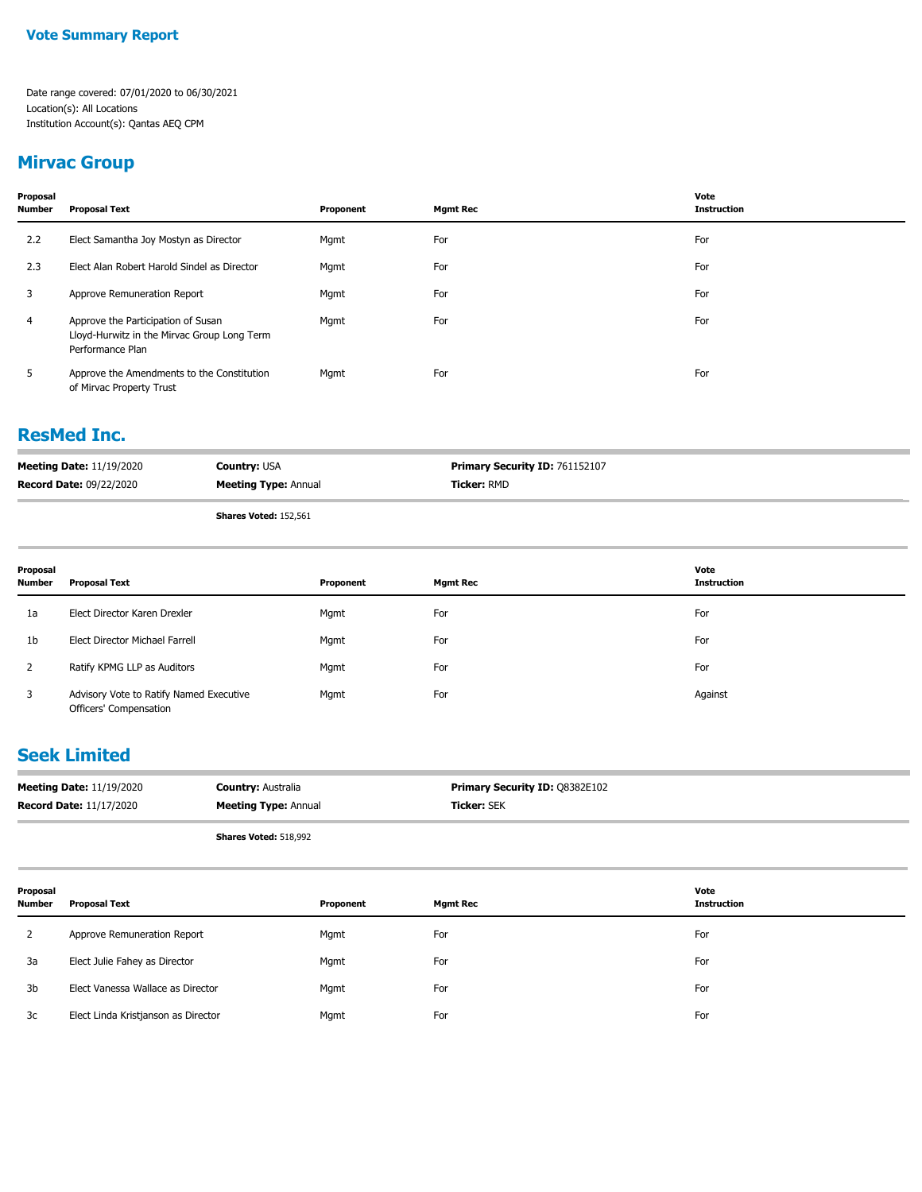## Vote Summary Report

Date range covered: 07/01/2020 to 06/30/2021
Location(s): All Locations
Institution Account(s): Qantas AEQ CPM

## Mirvac Group

| Proposal Number | Proposal Text | Proponent | Mgmt Rec | Vote Instruction |
|---|---|---|---|---|
| 2.2 | Elect Samantha Joy Mostyn as Director | Mgmt | For | For |
| 2.3 | Elect Alan Robert Harold Sindel as Director | Mgmt | For | For |
| 3 | Approve Remuneration Report | Mgmt | For | For |
| 4 | Approve the Participation of Susan Lloyd-Hurwitz in the Mirvac Group Long Term Performance Plan | Mgmt | For | For |
| 5 | Approve the Amendments to the Constitution of Mirvac Property Trust | Mgmt | For | For |

## ResMed Inc.

**Meeting Date:** 11/19/2020 | **Country:** USA | **Primary Security ID:** 761152107
**Record Date:** 09/22/2020 | **Meeting Type:** Annual | **Ticker:** RMD

**Shares Voted:** 152,561

| Proposal Number | Proposal Text | Proponent | Mgmt Rec | Vote Instruction |
|---|---|---|---|---|
| 1a | Elect Director Karen Drexler | Mgmt | For | For |
| 1b | Elect Director Michael Farrell | Mgmt | For | For |
| 2 | Ratify KPMG LLP as Auditors | Mgmt | For | For |
| 3 | Advisory Vote to Ratify Named Executive Officers' Compensation | Mgmt | For | Against |

## Seek Limited

**Meeting Date:** 11/19/2020 | **Country:** Australia | **Primary Security ID:** Q8382E102
**Record Date:** 11/17/2020 | **Meeting Type:** Annual | **Ticker:** SEK

**Shares Voted:** 518,992

| Proposal Number | Proposal Text | Proponent | Mgmt Rec | Vote Instruction |
|---|---|---|---|---|
| 2 | Approve Remuneration Report | Mgmt | For | For |
| 3a | Elect Julie Fahey as Director | Mgmt | For | For |
| 3b | Elect Vanessa Wallace as Director | Mgmt | For | For |
| 3c | Elect Linda Kristjanson as Director | Mgmt | For | For |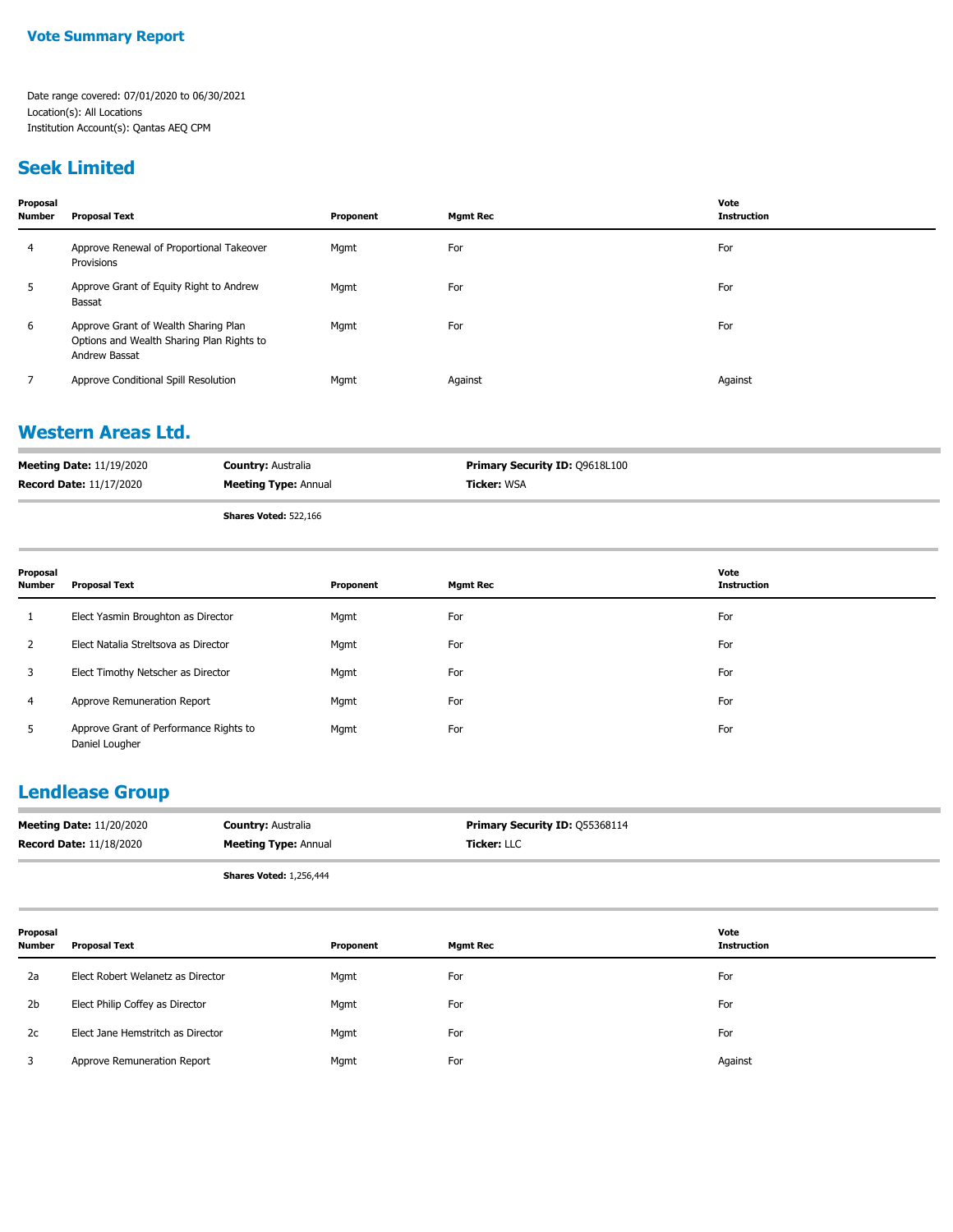## Vote Summary Report

Date range covered: 07/01/2020 to 06/30/2021
Location(s): All Locations
Institution Account(s): Qantas AEQ CPM

## Seek Limited

| Proposal Number | Proposal Text | Proponent | Mgmt Rec | Vote Instruction |
|---|---|---|---|---|
| 4 | Approve Renewal of Proportional Takeover Provisions | Mgmt | For | For |
| 5 | Approve Grant of Equity Right to Andrew Bassat | Mgmt | For | For |
| 6 | Approve Grant of Wealth Sharing Plan Options and Wealth Sharing Plan Rights to Andrew Bassat | Mgmt | For | For |
| 7 | Approve Conditional Spill Resolution | Mgmt | Against | Against |

## Western Areas Ltd.

**Meeting Date:** 11/19/2020 **Country:** Australia **Primary Security ID:** Q9618L100
**Record Date:** 11/17/2020 **Meeting Type:** Annual **Ticker:** WSA

**Shares Voted:** 522,166

| Proposal Number | Proposal Text | Proponent | Mgmt Rec | Vote Instruction |
|---|---|---|---|---|
| 1 | Elect Yasmin Broughton as Director | Mgmt | For | For |
| 2 | Elect Natalia Streltsova as Director | Mgmt | For | For |
| 3 | Elect Timothy Netscher as Director | Mgmt | For | For |
| 4 | Approve Remuneration Report | Mgmt | For | For |
| 5 | Approve Grant of Performance Rights to Daniel Lougher | Mgmt | For | For |

## Lendlease Group

**Meeting Date:** 11/20/2020 **Country:** Australia **Primary Security ID:** Q55368114
**Record Date:** 11/18/2020 **Meeting Type:** Annual **Ticker:** LLC

**Shares Voted:** 1,256,444

| Proposal Number | Proposal Text | Proponent | Mgmt Rec | Vote Instruction |
|---|---|---|---|---|
| 2a | Elect Robert Welanetz as Director | Mgmt | For | For |
| 2b | Elect Philip Coffey as Director | Mgmt | For | For |
| 2c | Elect Jane Hemstritch as Director | Mgmt | For | For |
| 3 | Approve Remuneration Report | Mgmt | For | Against |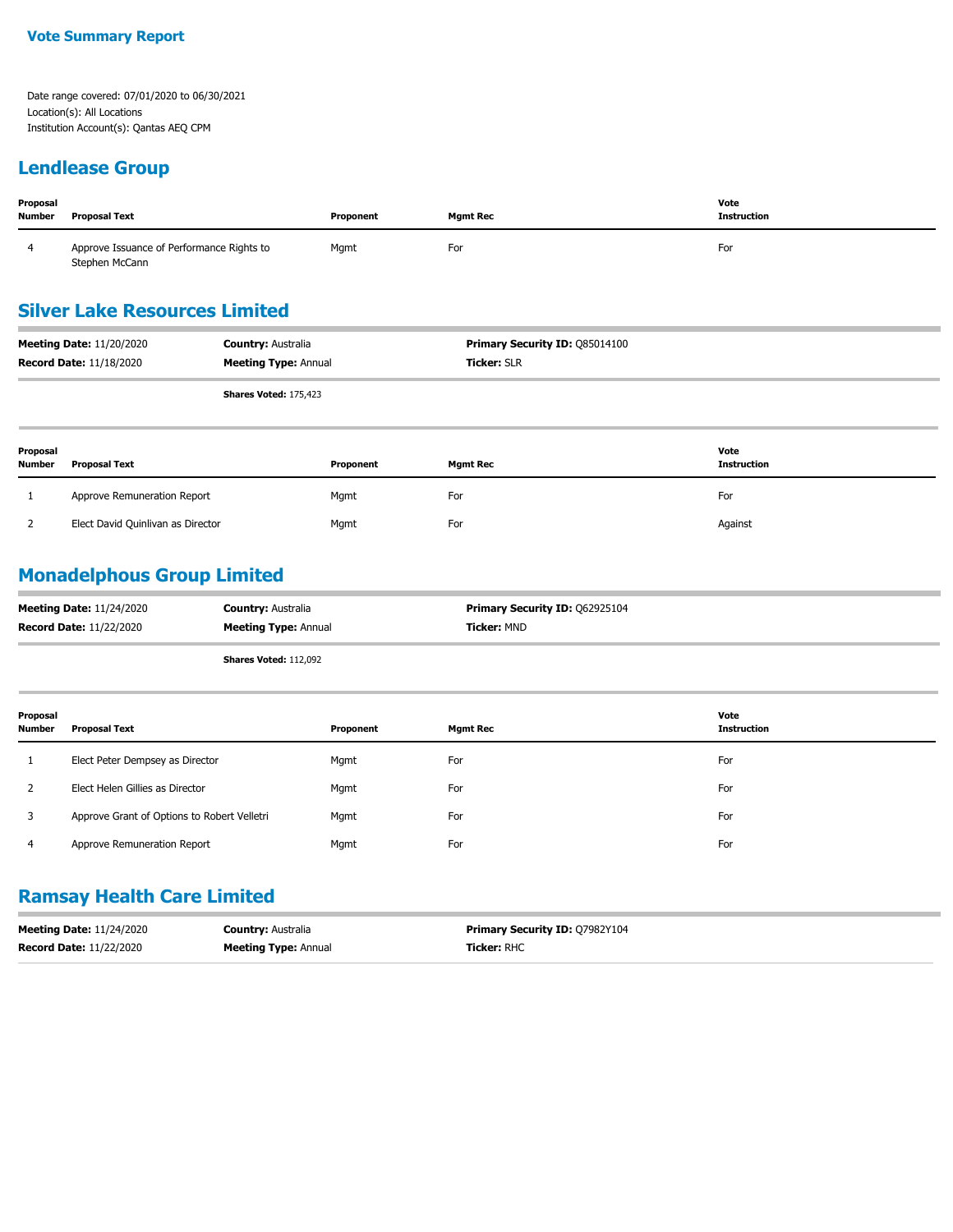**Vote Summary Report**

Date range covered: 07/01/2020 to 06/30/2021
Location(s): All Locations
Institution Account(s): Qantas AEQ CPM

## Lendlease Group

| Proposal Number | Proposal Text | Proponent | Mgmt Rec | Vote Instruction |
|---|---|---|---|---|
| 4 | Approve Issuance of Performance Rights to Stephen McCann | Mgmt | For | For |

## Silver Lake Resources Limited

**Meeting Date:** 11/20/2020 **Country:** Australia **Primary Security ID:** Q85014100
**Record Date:** 11/18/2020 **Meeting Type:** Annual **Ticker:** SLR

**Shares Voted:** 175,423

| Proposal Number | Proposal Text | Proponent | Mgmt Rec | Vote Instruction |
|---|---|---|---|---|
| 1 | Approve Remuneration Report | Mgmt | For | For |
| 2 | Elect David Quinlivan as Director | Mgmt | For | Against |

## Monadelphous Group Limited

**Meeting Date:** 11/24/2020 **Country:** Australia **Primary Security ID:** Q62925104
**Record Date:** 11/22/2020 **Meeting Type:** Annual **Ticker:** MND

**Shares Voted:** 112,092

| Proposal Number | Proposal Text | Proponent | Mgmt Rec | Vote Instruction |
|---|---|---|---|---|
| 1 | Elect Peter Dempsey as Director | Mgmt | For | For |
| 2 | Elect Helen Gillies as Director | Mgmt | For | For |
| 3 | Approve Grant of Options to Robert Velletri | Mgmt | For | For |
| 4 | Approve Remuneration Report | Mgmt | For | For |

## Ramsay Health Care Limited

**Meeting Date:** 11/24/2020 **Country:** Australia **Primary Security ID:** Q7982Y104
**Record Date:** 11/22/2020 **Meeting Type:** Annual **Ticker:** RHC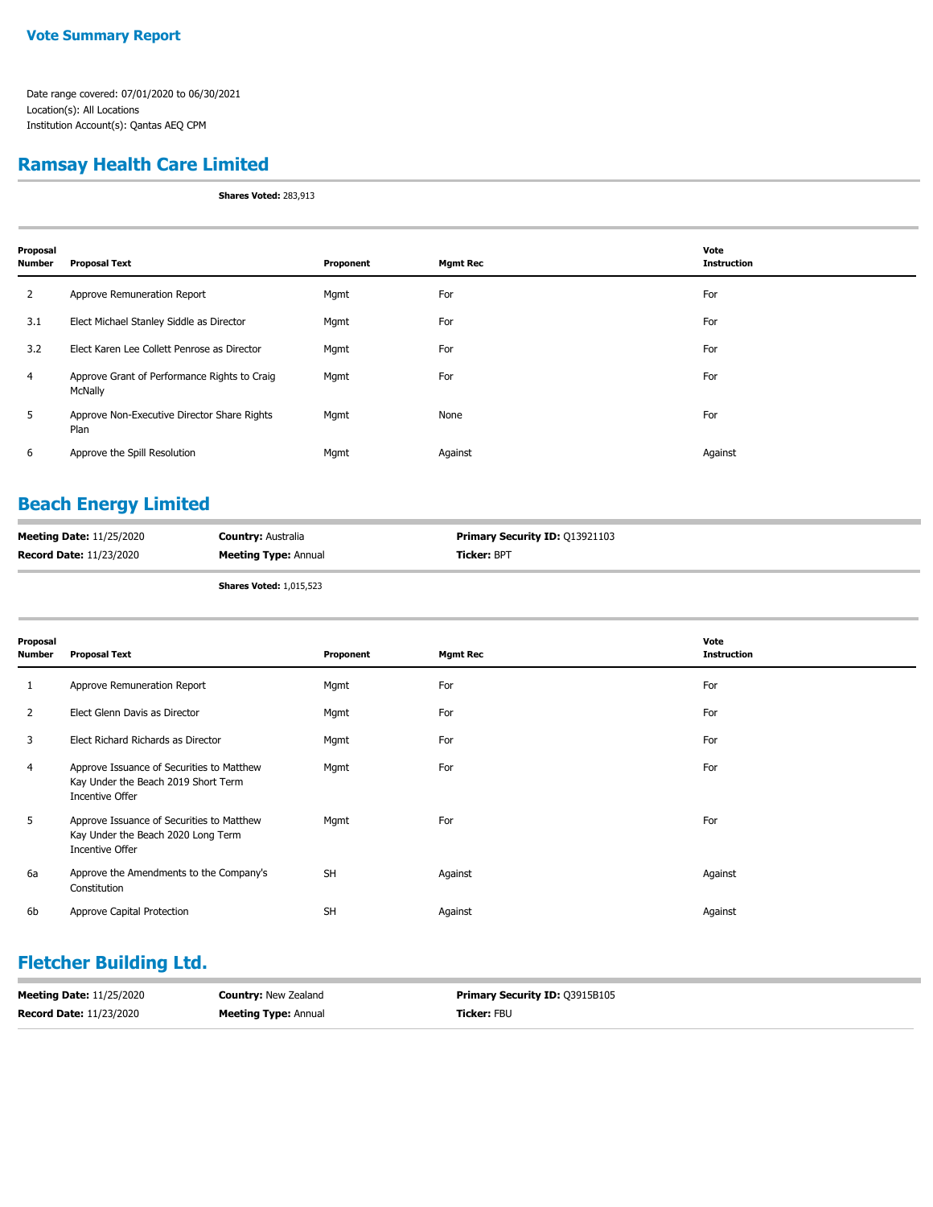**Vote Summary Report**

Date range covered: 07/01/2020 to 06/30/2021
Location(s): All Locations
Institution Account(s): Qantas AEQ CPM

## Ramsay Health Care Limited

**Shares Voted:** 283,913

| Proposal Number | Proposal Text | Proponent | Mgmt Rec | Vote Instruction |
|---|---|---|---|---|
| 2 | Approve Remuneration Report | Mgmt | For | For |
| 3.1 | Elect Michael Stanley Siddle as Director | Mgmt | For | For |
| 3.2 | Elect Karen Lee Collett Penrose as Director | Mgmt | For | For |
| 4 | Approve Grant of Performance Rights to Craig McNally | Mgmt | For | For |
| 5 | Approve Non-Executive Director Share Rights Plan | Mgmt | None | For |
| 6 | Approve the Spill Resolution | Mgmt | Against | Against |

## Beach Energy Limited

| | | |
|---|---|---|
| **Meeting Date:** 11/25/2020 | **Country:** Australia | **Primary Security ID:** Q13921103 |
| **Record Date:** 11/23/2020 | **Meeting Type:** Annual | **Ticker:** BPT |

**Shares Voted:** 1,015,523

| Proposal Number | Proposal Text | Proponent | Mgmt Rec | Vote Instruction |
|---|---|---|---|---|
| 1 | Approve Remuneration Report | Mgmt | For | For |
| 2 | Elect Glenn Davis as Director | Mgmt | For | For |
| 3 | Elect Richard Richards as Director | Mgmt | For | For |
| 4 | Approve Issuance of Securities to Matthew Kay Under the Beach 2019 Short Term Incentive Offer | Mgmt | For | For |
| 5 | Approve Issuance of Securities to Matthew Kay Under the Beach 2020 Long Term Incentive Offer | Mgmt | For | For |
| 6a | Approve the Amendments to the Company's Constitution | SH | Against | Against |
| 6b | Approve Capital Protection | SH | Against | Against |

## Fletcher Building Ltd.

| | | |
|---|---|---|
| **Meeting Date:** 11/25/2020 | **Country:** New Zealand | **Primary Security ID:** Q3915B105 |
| **Record Date:** 11/23/2020 | **Meeting Type:** Annual | **Ticker:** FBU |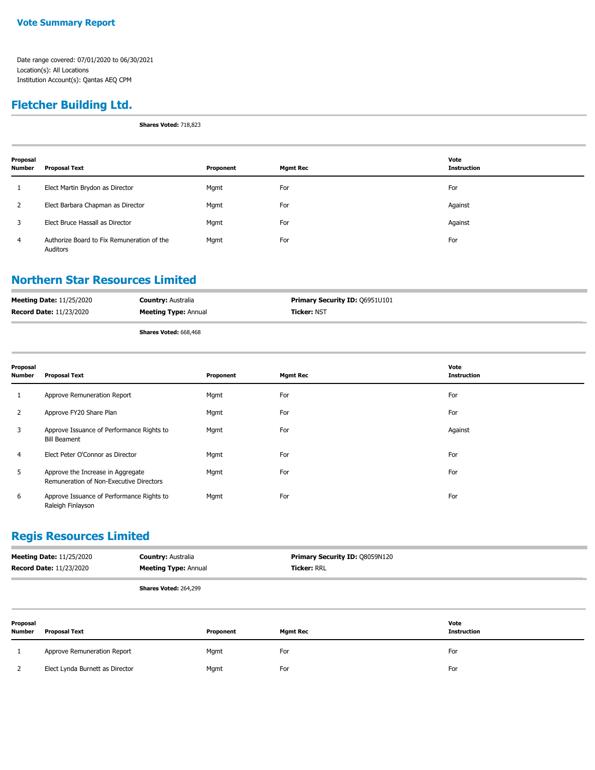## Vote Summary Report

Date range covered: 07/01/2020 to 06/30/2021
Location(s): All Locations
Institution Account(s): Qantas AEQ CPM

## Fletcher Building Ltd.

**Shares Voted:** 718,823

| Proposal Number | Proposal Text | Proponent | Mgmt Rec | Vote Instruction |
|---|---|---|---|---|
| 1 | Elect Martin Brydon as Director | Mgmt | For | For |
| 2 | Elect Barbara Chapman as Director | Mgmt | For | Against |
| 3 | Elect Bruce Hassall as Director | Mgmt | For | Against |
| 4 | Authorize Board to Fix Remuneration of the Auditors | Mgmt | For | For |

## Northern Star Resources Limited

**Meeting Date:** 11/25/2020 **Country:** Australia **Primary Security ID:** Q6951U101
**Record Date:** 11/23/2020 **Meeting Type:** Annual **Ticker:** NST

**Shares Voted:** 668,468

| Proposal Number | Proposal Text | Proponent | Mgmt Rec | Vote Instruction |
|---|---|---|---|---|
| 1 | Approve Remuneration Report | Mgmt | For | For |
| 2 | Approve FY20 Share Plan | Mgmt | For | For |
| 3 | Approve Issuance of Performance Rights to Bill Beament | Mgmt | For | Against |
| 4 | Elect Peter O'Connor as Director | Mgmt | For | For |
| 5 | Approve the Increase in Aggregate Remuneration of Non-Executive Directors | Mgmt | For | For |
| 6 | Approve Issuance of Performance Rights to Raleigh Finlayson | Mgmt | For | For |

## Regis Resources Limited

**Meeting Date:** 11/25/2020 **Country:** Australia **Primary Security ID:** Q8059N120
**Record Date:** 11/23/2020 **Meeting Type:** Annual **Ticker:** RRL

**Shares Voted:** 264,299

| Proposal Number | Proposal Text | Proponent | Mgmt Rec | Vote Instruction |
|---|---|---|---|---|
| 1 | Approve Remuneration Report | Mgmt | For | For |
| 2 | Elect Lynda Burnett as Director | Mgmt | For | For |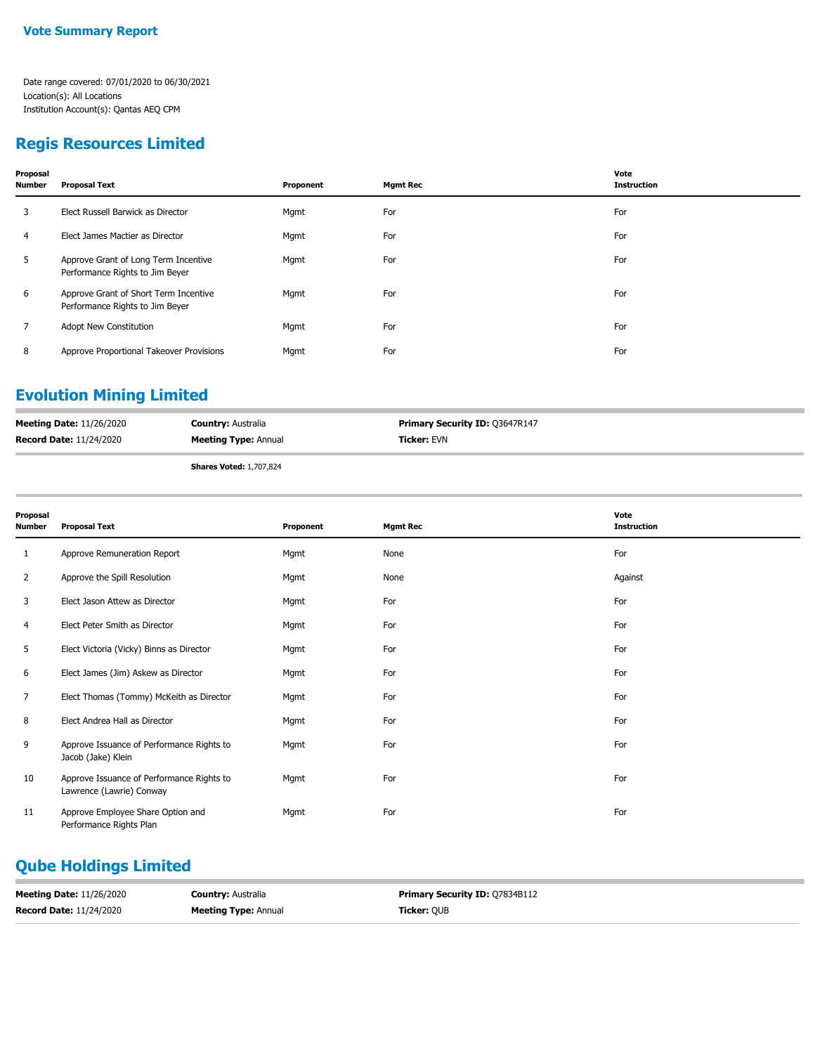# Vote Summary Report

Date range covered: 07/01/2020 to 06/30/2021
Location(s): All Locations
Institution Account(s): Qantas AEQ CPM

## Regis Resources Limited

| Proposal Number | Proposal Text | Proponent | Mgmt Rec | Vote Instruction |
|---|---|---|---|---|
| 3 | Elect Russell Barwick as Director | Mgmt | For | For |
| 4 | Elect James Mactier as Director | Mgmt | For | For |
| 5 | Approve Grant of Long Term Incentive Performance Rights to Jim Beyer | Mgmt | For | For |
| 6 | Approve Grant of Short Term Incentive Performance Rights to Jim Beyer | Mgmt | For | For |
| 7 | Adopt New Constitution | Mgmt | For | For |
| 8 | Approve Proportional Takeover Provisions | Mgmt | For | For |

## Evolution Mining Limited

**Meeting Date:** 11/26/2020 **Country:** Australia **Primary Security ID:** Q3647R147
**Record Date:** 11/24/2020 **Meeting Type:** Annual **Ticker:** EVN

**Shares Voted:** 1,707,824

| Proposal Number | Proposal Text | Proponent | Mgmt Rec | Vote Instruction |
|---|---|---|---|---|
| 1 | Approve Remuneration Report | Mgmt | None | For |
| 2 | Approve the Spill Resolution | Mgmt | None | Against |
| 3 | Elect Jason Attew as Director | Mgmt | For | For |
| 4 | Elect Peter Smith as Director | Mgmt | For | For |
| 5 | Elect Victoria (Vicky) Binns as Director | Mgmt | For | For |
| 6 | Elect James (Jim) Askew as Director | Mgmt | For | For |
| 7 | Elect Thomas (Tommy) McKeith as Director | Mgmt | For | For |
| 8 | Elect Andrea Hall as Director | Mgmt | For | For |
| 9 | Approve Issuance of Performance Rights to Jacob (Jake) Klein | Mgmt | For | For |
| 10 | Approve Issuance of Performance Rights to Lawrence (Lawrie) Conway | Mgmt | For | For |
| 11 | Approve Employee Share Option and Performance Rights Plan | Mgmt | For | For |

## Qube Holdings Limited

**Meeting Date:** 11/26/2020 **Country:** Australia **Primary Security ID:** Q7834B112
**Record Date:** 11/24/2020 **Meeting Type:** Annual **Ticker:** QUB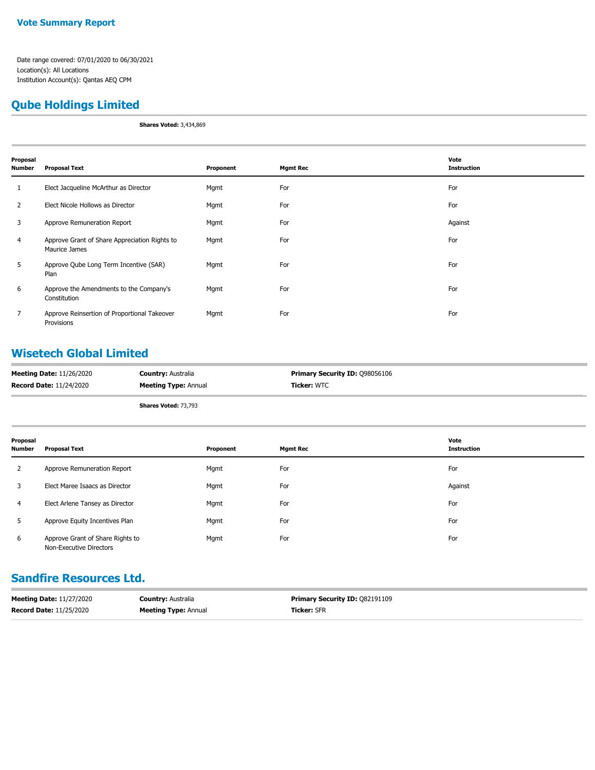**Vote Summary Report**

Date range covered: 07/01/2020 to 06/30/2021
Location(s): All Locations
Institution Account(s): Qantas AEQ CPM

## Qube Holdings Limited

**Shares Voted:** 3,434,869

| Proposal Number | Proposal Text | Proponent | Mgmt Rec | Vote Instruction |
|---|---|---|---|---|
| 1 | Elect Jacqueline McArthur as Director | Mgmt | For | For |
| 2 | Elect Nicole Hollows as Director | Mgmt | For | For |
| 3 | Approve Remuneration Report | Mgmt | For | Against |
| 4 | Approve Grant of Share Appreciation Rights to Maurice James | Mgmt | For | For |
| 5 | Approve Qube Long Term Incentive (SAR) Plan | Mgmt | For | For |
| 6 | Approve the Amendments to the Company's Constitution | Mgmt | For | For |
| 7 | Approve Reinsertion of Proportional Takeover Provisions | Mgmt | For | For |

## Wisetech Global Limited

**Meeting Date:** 11/26/2020 **Country:** Australia **Primary Security ID:** Q98056106
**Record Date:** 11/24/2020 **Meeting Type:** Annual **Ticker:** WTC

**Shares Voted:** 73,793

| Proposal Number | Proposal Text | Proponent | Mgmt Rec | Vote Instruction |
|---|---|---|---|---|
| 2 | Approve Remuneration Report | Mgmt | For | For |
| 3 | Elect Maree Isaacs as Director | Mgmt | For | Against |
| 4 | Elect Arlene Tansey as Director | Mgmt | For | For |
| 5 | Approve Equity Incentives Plan | Mgmt | For | For |
| 6 | Approve Grant of Share Rights to Non-Executive Directors | Mgmt | For | For |

## Sandfire Resources Ltd.

**Meeting Date:** 11/27/2020 **Country:** Australia **Primary Security ID:** Q82191109
**Record Date:** 11/25/2020 **Meeting Type:** Annual **Ticker:** SFR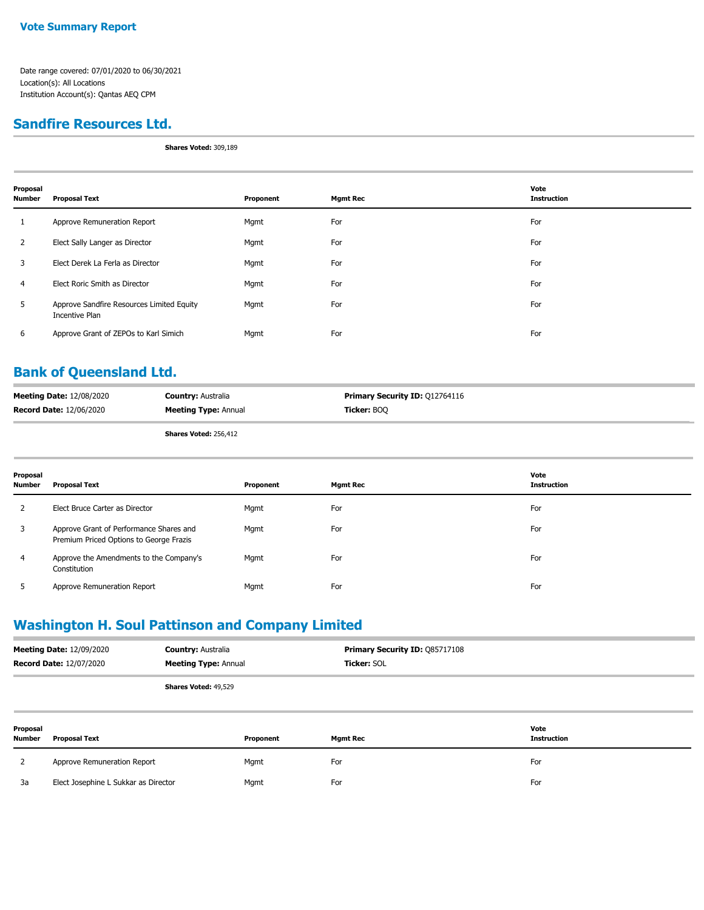**Vote Summary Report**

Date range covered: 07/01/2020 to 06/30/2021
Location(s): All Locations
Institution Account(s): Qantas AEQ CPM

## Sandfire Resources Ltd.

**Shares Voted:** 309,189

| Proposal Number | Proposal Text | Proponent | Mgmt Rec | Vote Instruction |
|---|---|---|---|---|
| 1 | Approve Remuneration Report | Mgmt | For | For |
| 2 | Elect Sally Langer as Director | Mgmt | For | For |
| 3 | Elect Derek La Ferla as Director | Mgmt | For | For |
| 4 | Elect Roric Smith as Director | Mgmt | For | For |
| 5 | Approve Sandfire Resources Limited Equity Incentive Plan | Mgmt | For | For |
| 6 | Approve Grant of ZEPOs to Karl Simich | Mgmt | For | For |

## Bank of Queensland Ltd.

**Meeting Date:** 12/08/2020 **Country:** Australia **Primary Security ID:** Q12764116
**Record Date:** 12/06/2020 **Meeting Type:** Annual **Ticker:** BOQ

**Shares Voted:** 256,412

| Proposal Number | Proposal Text | Proponent | Mgmt Rec | Vote Instruction |
|---|---|---|---|---|
| 2 | Elect Bruce Carter as Director | Mgmt | For | For |
| 3 | Approve Grant of Performance Shares and Premium Priced Options to George Frazis | Mgmt | For | For |
| 4 | Approve the Amendments to the Company's Constitution | Mgmt | For | For |
| 5 | Approve Remuneration Report | Mgmt | For | For |

## Washington H. Soul Pattinson and Company Limited

**Meeting Date:** 12/09/2020 **Country:** Australia **Primary Security ID:** Q85717108
**Record Date:** 12/07/2020 **Meeting Type:** Annual **Ticker:** SOL

**Shares Voted:** 49,529

| Proposal Number | Proposal Text | Proponent | Mgmt Rec | Vote Instruction |
|---|---|---|---|---|
| 2 | Approve Remuneration Report | Mgmt | For | For |
| 3a | Elect Josephine L Sukkar as Director | Mgmt | For | For |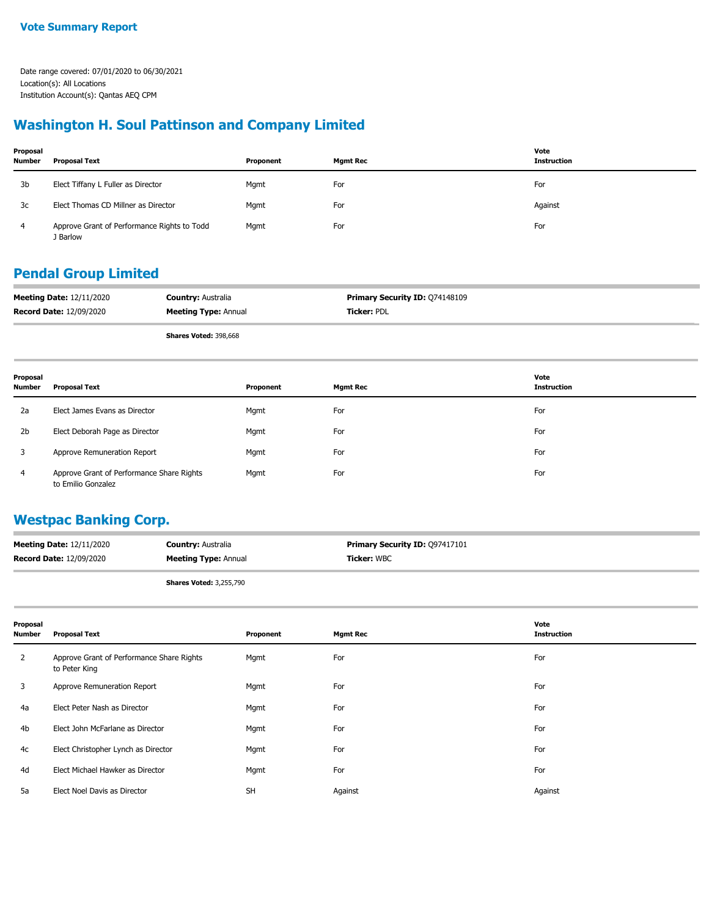**Vote Summary Report**

Date range covered: 07/01/2020 to 06/30/2021
Location(s): All Locations
Institution Account(s): Qantas AEQ CPM

## Washington H. Soul Pattinson and Company Limited

| Proposal Number | Proposal Text | Proponent | Mgmt Rec | Vote Instruction |
|---|---|---|---|---|
| 3b | Elect Tiffany L Fuller as Director | Mgmt | For | For |
| 3c | Elect Thomas CD Millner as Director | Mgmt | For | Against |
| 4 | Approve Grant of Performance Rights to Todd J Barlow | Mgmt | For | For |

## Pendal Group Limited

**Meeting Date:** 12/11/2020 **Country:** Australia **Primary Security ID:** Q74148109
**Record Date:** 12/09/2020 **Meeting Type:** Annual **Ticker:** PDL

**Shares Voted:** 398,668

| Proposal Number | Proposal Text | Proponent | Mgmt Rec | Vote Instruction |
|---|---|---|---|---|
| 2a | Elect James Evans as Director | Mgmt | For | For |
| 2b | Elect Deborah Page as Director | Mgmt | For | For |
| 3 | Approve Remuneration Report | Mgmt | For | For |
| 4 | Approve Grant of Performance Share Rights to Emilio Gonzalez | Mgmt | For | For |

## Westpac Banking Corp.

**Meeting Date:** 12/11/2020 **Country:** Australia **Primary Security ID:** Q97417101
**Record Date:** 12/09/2020 **Meeting Type:** Annual **Ticker:** WBC

**Shares Voted:** 3,255,790

| Proposal Number | Proposal Text | Proponent | Mgmt Rec | Vote Instruction |
|---|---|---|---|---|
| 2 | Approve Grant of Performance Share Rights to Peter King | Mgmt | For | For |
| 3 | Approve Remuneration Report | Mgmt | For | For |
| 4a | Elect Peter Nash as Director | Mgmt | For | For |
| 4b | Elect John McFarlane as Director | Mgmt | For | For |
| 4c | Elect Christopher Lynch as Director | Mgmt | For | For |
| 4d | Elect Michael Hawker as Director | Mgmt | For | For |
| 5a | Elect Noel Davis as Director | SH | Against | Against |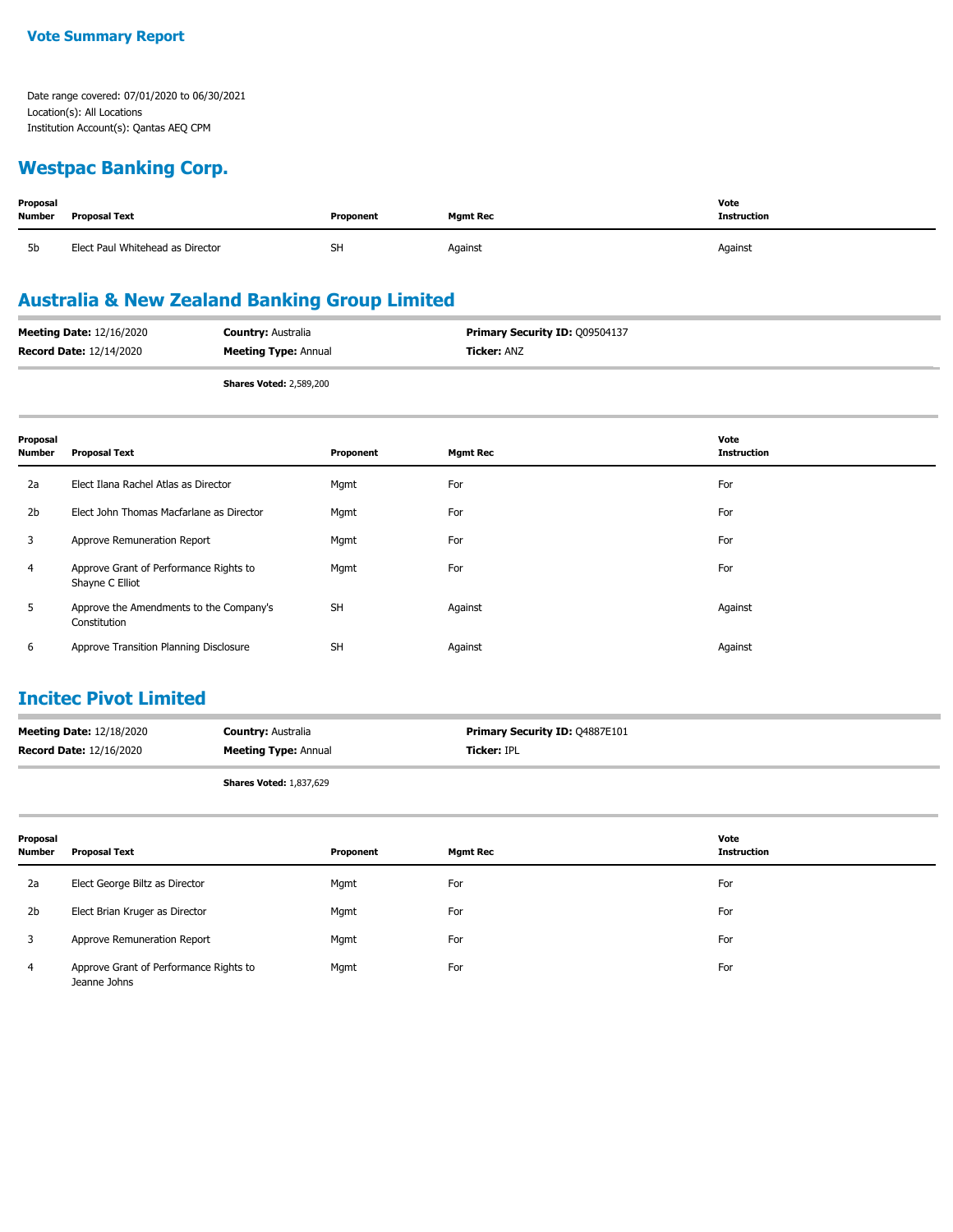**Vote Summary Report**

Date range covered: 07/01/2020 to 06/30/2021
Location(s): All Locations
Institution Account(s): Qantas AEQ CPM

## Westpac Banking Corp.

| Proposal Number | Proposal Text | Proponent | Mgmt Rec | Vote Instruction |
|---|---|---|---|---|
| 5b | Elect Paul Whitehead as Director | SH | Against | Against |

## Australia & New Zealand Banking Group Limited

**Meeting Date:** 12/16/2020 **Country:** Australia **Primary Security ID:** Q09504137
**Record Date:** 12/14/2020 **Meeting Type:** Annual **Ticker:** ANZ

**Shares Voted:** 2,589,200

| Proposal Number | Proposal Text | Proponent | Mgmt Rec | Vote Instruction |
|---|---|---|---|---|
| 2a | Elect Ilana Rachel Atlas as Director | Mgmt | For | For |
| 2b | Elect John Thomas Macfarlane as Director | Mgmt | For | For |
| 3 | Approve Remuneration Report | Mgmt | For | For |
| 4 | Approve Grant of Performance Rights to Shayne C Elliot | Mgmt | For | For |
| 5 | Approve the Amendments to the Company's Constitution | SH | Against | Against |
| 6 | Approve Transition Planning Disclosure | SH | Against | Against |

## Incitec Pivot Limited

**Meeting Date:** 12/18/2020 **Country:** Australia **Primary Security ID:** Q4887E101
**Record Date:** 12/16/2020 **Meeting Type:** Annual **Ticker:** IPL

**Shares Voted:** 1,837,629

| Proposal Number | Proposal Text | Proponent | Mgmt Rec | Vote Instruction |
|---|---|---|---|---|
| 2a | Elect George Biltz as Director | Mgmt | For | For |
| 2b | Elect Brian Kruger as Director | Mgmt | For | For |
| 3 | Approve Remuneration Report | Mgmt | For | For |
| 4 | Approve Grant of Performance Rights to Jeanne Johns | Mgmt | For | For |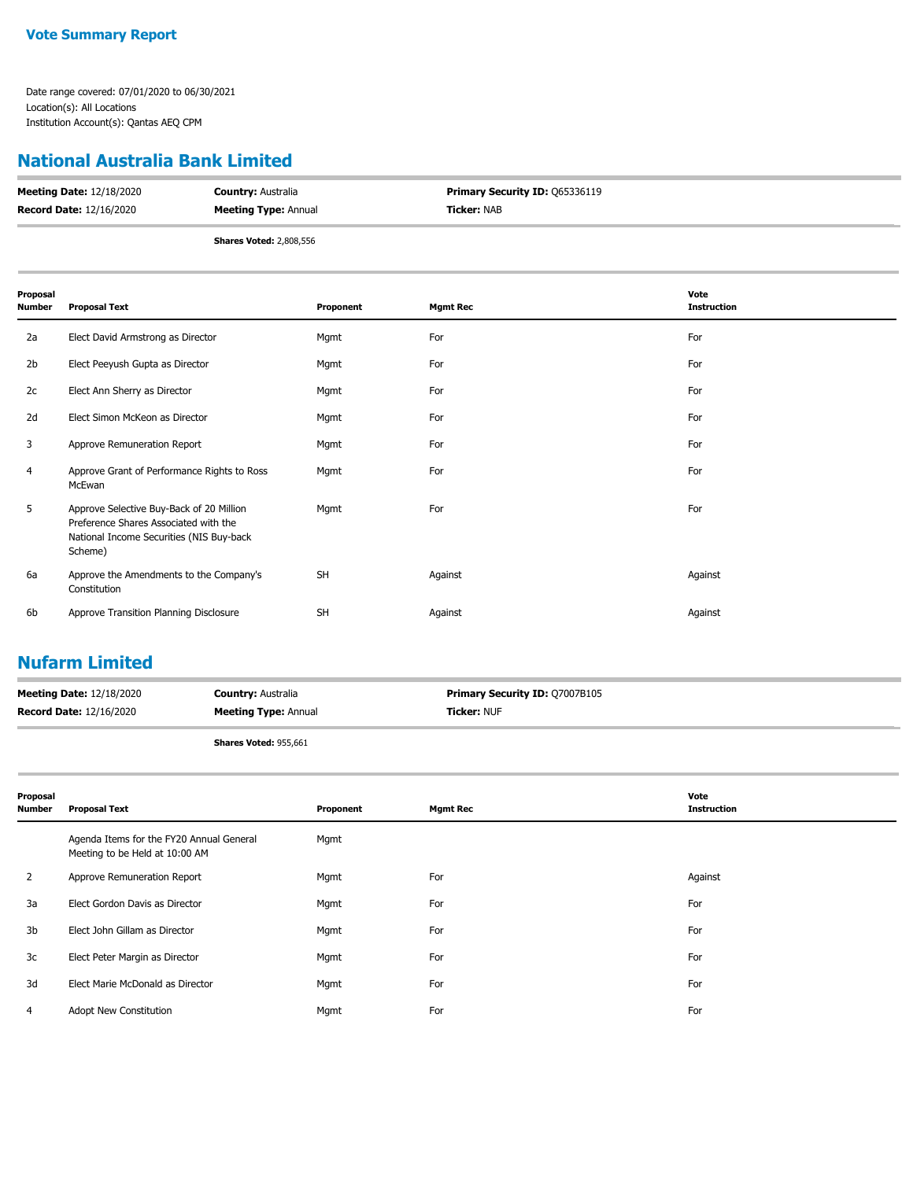**Vote Summary Report**

Date range covered: 07/01/2020 to 06/30/2021
Location(s): All Locations
Institution Account(s): Qantas AEQ CPM

## National Australia Bank Limited

**Meeting Date:** 12/18/2020 **Country:** Australia **Primary Security ID:** Q65336119
**Record Date:** 12/16/2020 **Meeting Type:** Annual **Ticker:** NAB

**Shares Voted:** 2,808,556

| Proposal Number | Proposal Text | Proponent | Mgmt Rec | Vote Instruction |
|---|---|---|---|---|
| 2a | Elect David Armstrong as Director | Mgmt | For | For |
| 2b | Elect Peeyush Gupta as Director | Mgmt | For | For |
| 2c | Elect Ann Sherry as Director | Mgmt | For | For |
| 2d | Elect Simon McKeon as Director | Mgmt | For | For |
| 3 | Approve Remuneration Report | Mgmt | For | For |
| 4 | Approve Grant of Performance Rights to Ross McEwan | Mgmt | For | For |
| 5 | Approve Selective Buy-Back of 20 Million Preference Shares Associated with the National Income Securities (NIS Buy-back Scheme) | Mgmt | For | For |
| 6a | Approve the Amendments to the Company's Constitution | SH | Against | Against |
| 6b | Approve Transition Planning Disclosure | SH | Against | Against |

## Nufarm Limited

**Meeting Date:** 12/18/2020 **Country:** Australia **Primary Security ID:** Q7007B105
**Record Date:** 12/16/2020 **Meeting Type:** Annual **Ticker:** NUF

**Shares Voted:** 955,661

| Proposal Number | Proposal Text | Proponent | Mgmt Rec | Vote Instruction |
|---|---|---|---|---|
| | Agenda Items for the FY20 Annual General Meeting to be Held at 10:00 AM | Mgmt | | |
| 2 | Approve Remuneration Report | Mgmt | For | Against |
| 3a | Elect Gordon Davis as Director | Mgmt | For | For |
| 3b | Elect John Gillam as Director | Mgmt | For | For |
| 3c | Elect Peter Margin as Director | Mgmt | For | For |
| 3d | Elect Marie McDonald as Director | Mgmt | For | For |
| 4 | Adopt New Constitution | Mgmt | For | For |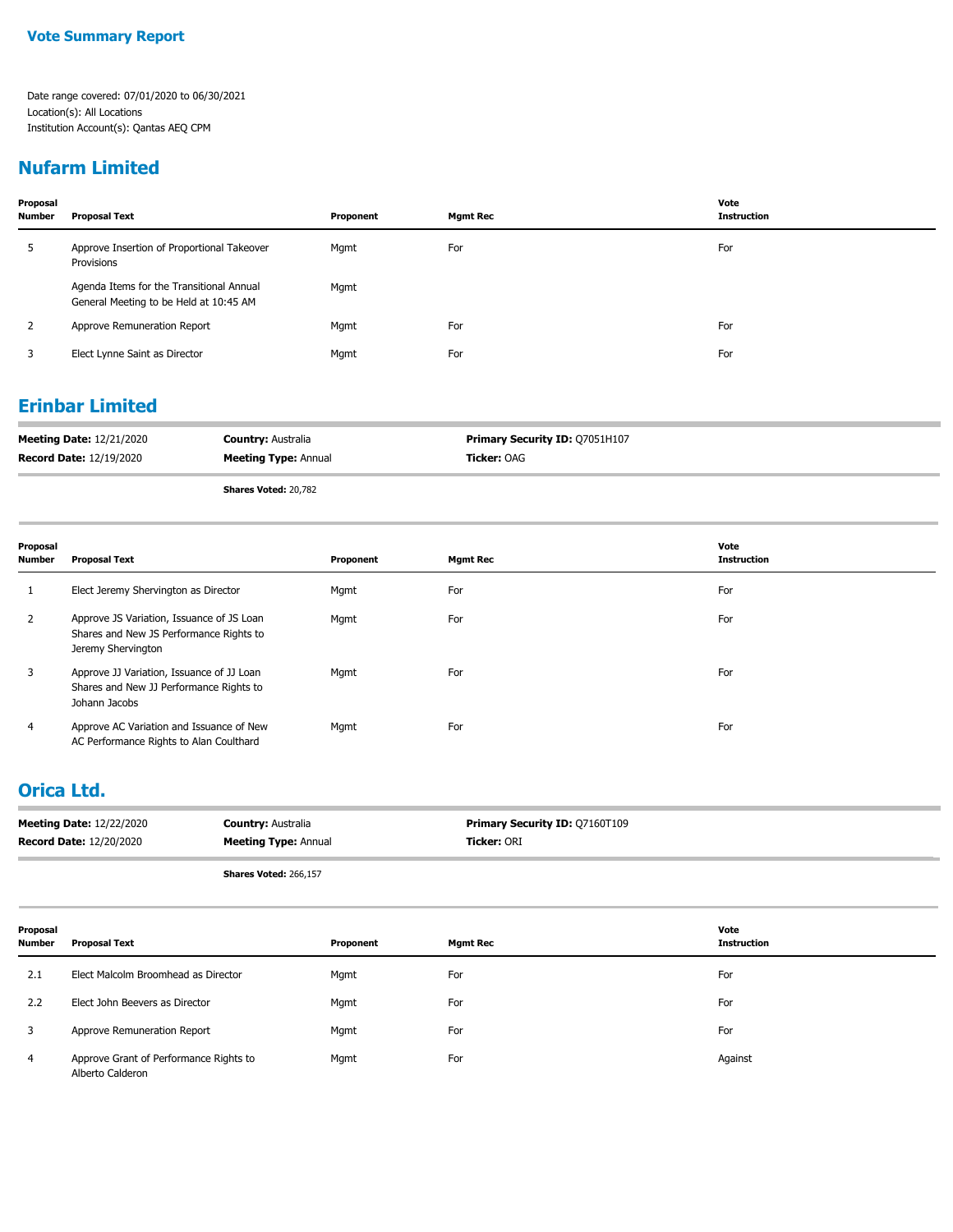**Vote Summary Report**

Date range covered: 07/01/2020 to 06/30/2021
Location(s): All Locations
Institution Account(s): Qantas AEQ CPM

## Nufarm Limited

| Proposal Number | Proposal Text | Proponent | Mgmt Rec | Vote Instruction |
|---|---|---|---|---|
| 5 | Approve Insertion of Proportional Takeover Provisions | Mgmt | For | For |
| | Agenda Items for the Transitional Annual General Meeting to be Held at 10:45 AM | Mgmt | | |
| 2 | Approve Remuneration Report | Mgmt | For | For |
| 3 | Elect Lynne Saint as Director | Mgmt | For | For |

## Erinbar Limited

**Meeting Date:** 12/21/2020 | **Country:** Australia | **Primary Security ID:** Q7051H107
**Record Date:** 12/19/2020 | **Meeting Type:** Annual | **Ticker:** OAG

**Shares Voted:** 20,782

| Proposal Number | Proposal Text | Proponent | Mgmt Rec | Vote Instruction |
|---|---|---|---|---|
| 1 | Elect Jeremy Shervington as Director | Mgmt | For | For |
| 2 | Approve JS Variation, Issuance of JS Loan Shares and New JS Performance Rights to Jeremy Shervington | Mgmt | For | For |
| 3 | Approve JJ Variation, Issuance of JJ Loan Shares and New JJ Performance Rights to Johann Jacobs | Mgmt | For | For |
| 4 | Approve AC Variation and Issuance of New AC Performance Rights to Alan Coulthard | Mgmt | For | For |

## Orica Ltd.

**Meeting Date:** 12/22/2020 | **Country:** Australia | **Primary Security ID:** Q7160T109
**Record Date:** 12/20/2020 | **Meeting Type:** Annual | **Ticker:** ORI

**Shares Voted:** 266,157

| Proposal Number | Proposal Text | Proponent | Mgmt Rec | Vote Instruction |
|---|---|---|---|---|
| 2.1 | Elect Malcolm Broomhead as Director | Mgmt | For | For |
| 2.2 | Elect John Beevers as Director | Mgmt | For | For |
| 3 | Approve Remuneration Report | Mgmt | For | For |
| 4 | Approve Grant of Performance Rights to Alberto Calderon | Mgmt | For | Against |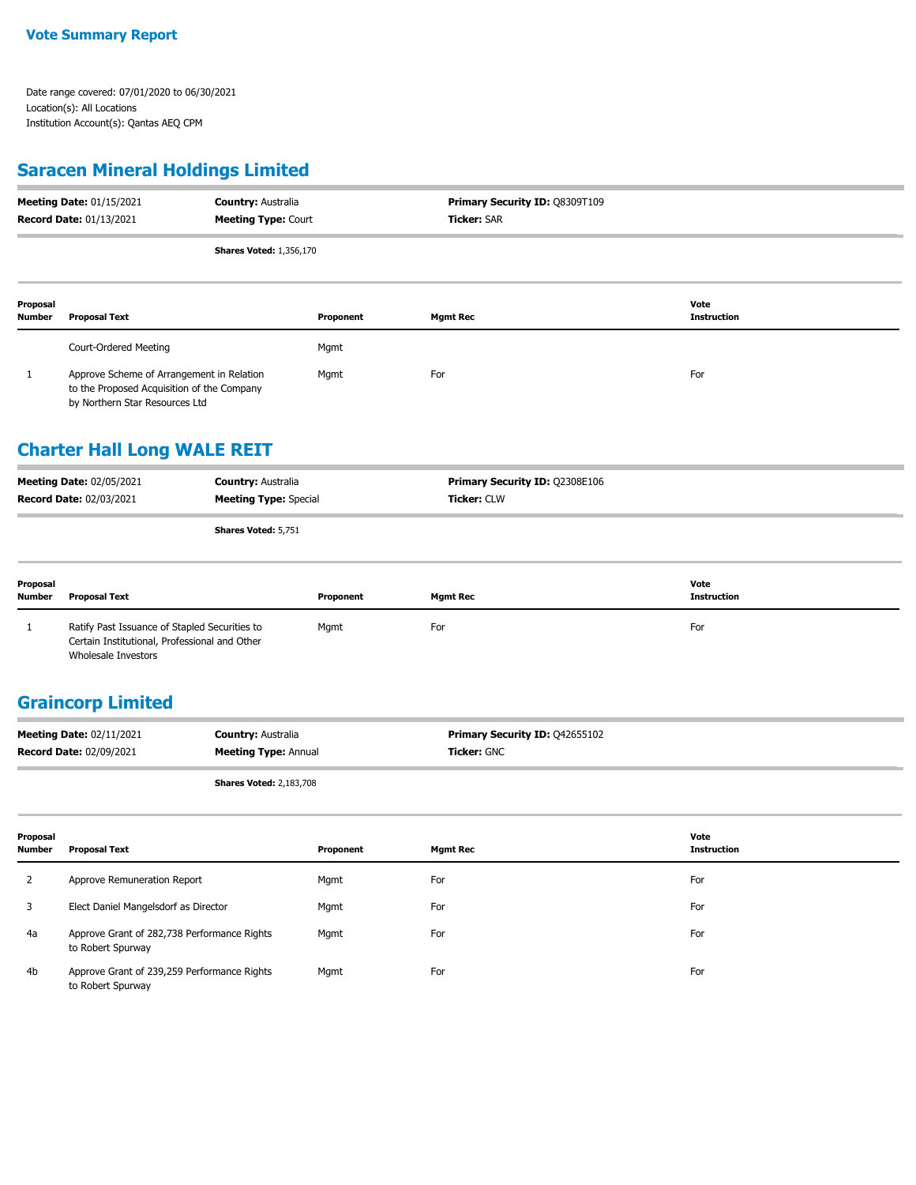**Vote Summary Report**

Date range covered: 07/01/2020 to 06/30/2021
Location(s): All Locations
Institution Account(s): Qantas AEQ CPM

## Saracen Mineral Holdings Limited

| | | |
|---|---|---|
| **Meeting Date:** 01/15/2021 | **Country:** Australia | **Primary Security ID:** Q8309T109 |
| **Record Date:** 01/13/2021 | **Meeting Type:** Court | **Ticker:** SAR |

**Shares Voted:** 1,356,170

| Proposal Number | Proposal Text | Proponent | Mgmt Rec | Vote Instruction |
|---|---|---|---|---|
| | Court-Ordered Meeting | Mgmt | | |
| 1 | Approve Scheme of Arrangement in Relation to the Proposed Acquisition of the Company by Northern Star Resources Ltd | Mgmt | For | For |

## Charter Hall Long WALE REIT

| | | |
|---|---|---|
| **Meeting Date:** 02/05/2021 | **Country:** Australia | **Primary Security ID:** Q2308E106 |
| **Record Date:** 02/03/2021 | **Meeting Type:** Special | **Ticker:** CLW |

**Shares Voted:** 5,751

| Proposal Number | Proposal Text | Proponent | Mgmt Rec | Vote Instruction |
|---|---|---|---|---|
| 1 | Ratify Past Issuance of Stapled Securities to Certain Institutional, Professional and Other Wholesale Investors | Mgmt | For | For |

## Graincorp Limited

| | | |
|---|---|---|
| **Meeting Date:** 02/11/2021 | **Country:** Australia | **Primary Security ID:** Q42655102 |
| **Record Date:** 02/09/2021 | **Meeting Type:** Annual | **Ticker:** GNC |

**Shares Voted:** 2,183,708

| Proposal Number | Proposal Text | Proponent | Mgmt Rec | Vote Instruction |
|---|---|---|---|---|
| 2 | Approve Remuneration Report | Mgmt | For | For |
| 3 | Elect Daniel Mangelsdorf as Director | Mgmt | For | For |
| 4a | Approve Grant of 282,738 Performance Rights to Robert Spurway | Mgmt | For | For |
| 4b | Approve Grant of 239,259 Performance Rights to Robert Spurway | Mgmt | For | For |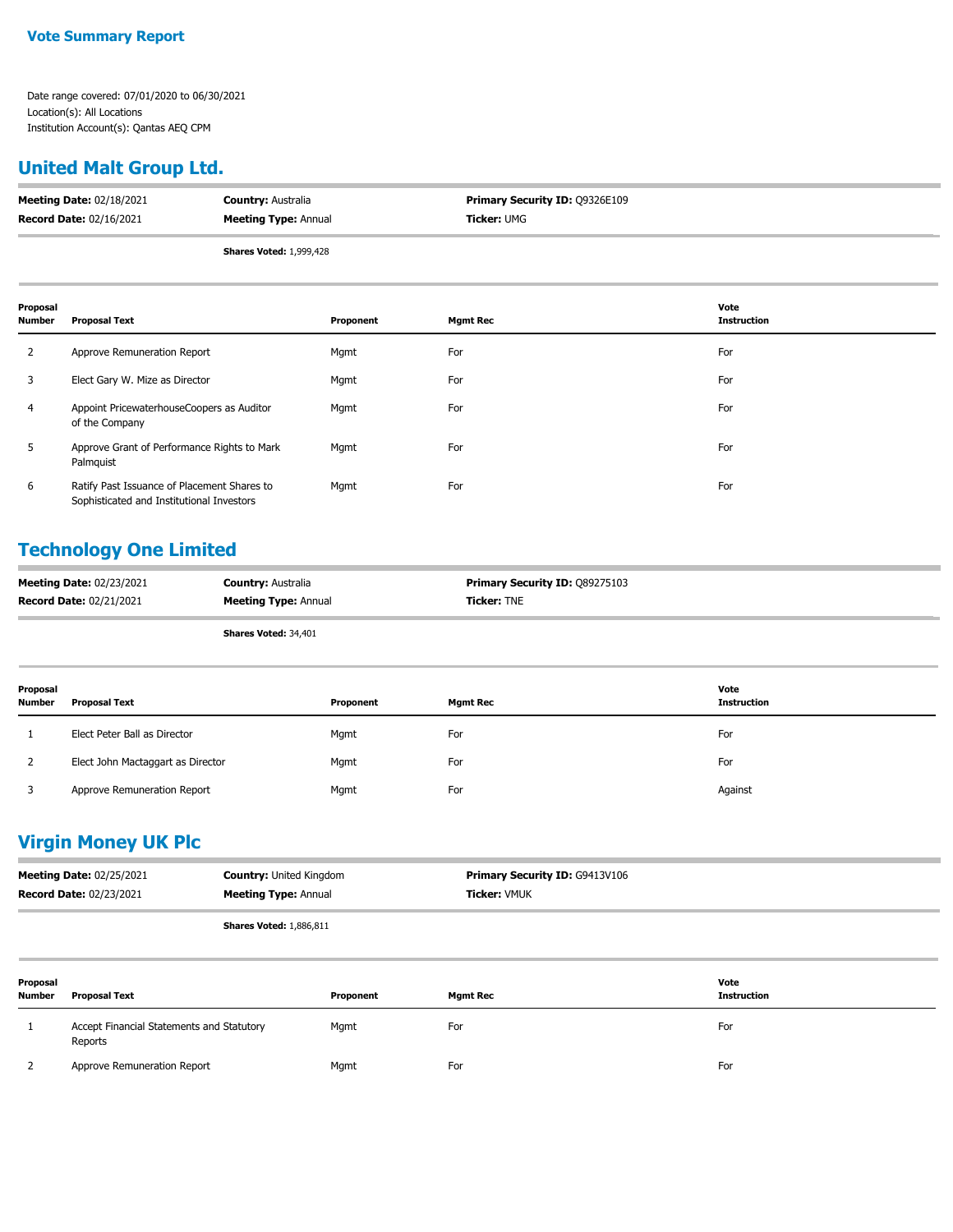**Vote Summary Report**

Date range covered: 07/01/2020 to 06/30/2021
Location(s): All Locations
Institution Account(s): Qantas AEQ CPM

## United Malt Group Ltd.

| **Meeting Date:** 02/18/2021 | **Country:** Australia | **Primary Security ID:** Q9326E109 |
|---|---|---|
| **Record Date:** 02/16/2021 | **Meeting Type:** Annual | **Ticker:** UMG |

**Shares Voted:** 1,999,428

| Proposal Number | Proposal Text | Proponent | Mgmt Rec | Vote Instruction |
|---|---|---|---|---|
| 2 | Approve Remuneration Report | Mgmt | For | For |
| 3 | Elect Gary W. Mize as Director | Mgmt | For | For |
| 4 | Appoint PricewaterhouseCoopers as Auditor of the Company | Mgmt | For | For |
| 5 | Approve Grant of Performance Rights to Mark Palmquist | Mgmt | For | For |
| 6 | Ratify Past Issuance of Placement Shares to Sophisticated and Institutional Investors | Mgmt | For | For |

## Technology One Limited

| **Meeting Date:** 02/23/2021 | **Country:** Australia | **Primary Security ID:** Q89275103 |
|---|---|---|
| **Record Date:** 02/21/2021 | **Meeting Type:** Annual | **Ticker:** TNE |

**Shares Voted:** 34,401

| Proposal Number | Proposal Text | Proponent | Mgmt Rec | Vote Instruction |
|---|---|---|---|---|
| 1 | Elect Peter Ball as Director | Mgmt | For | For |
| 2 | Elect John Mactaggart as Director | Mgmt | For | For |
| 3 | Approve Remuneration Report | Mgmt | For | Against |

## Virgin Money UK Plc

| **Meeting Date:** 02/25/2021 | **Country:** United Kingdom | **Primary Security ID:** G9413V106 |
|---|---|---|
| **Record Date:** 02/23/2021 | **Meeting Type:** Annual | **Ticker:** VMUK |

**Shares Voted:** 1,886,811

| Proposal Number | Proposal Text | Proponent | Mgmt Rec | Vote Instruction |
|---|---|---|---|---|
| 1 | Accept Financial Statements and Statutory Reports | Mgmt | For | For |
| 2 | Approve Remuneration Report | Mgmt | For | For |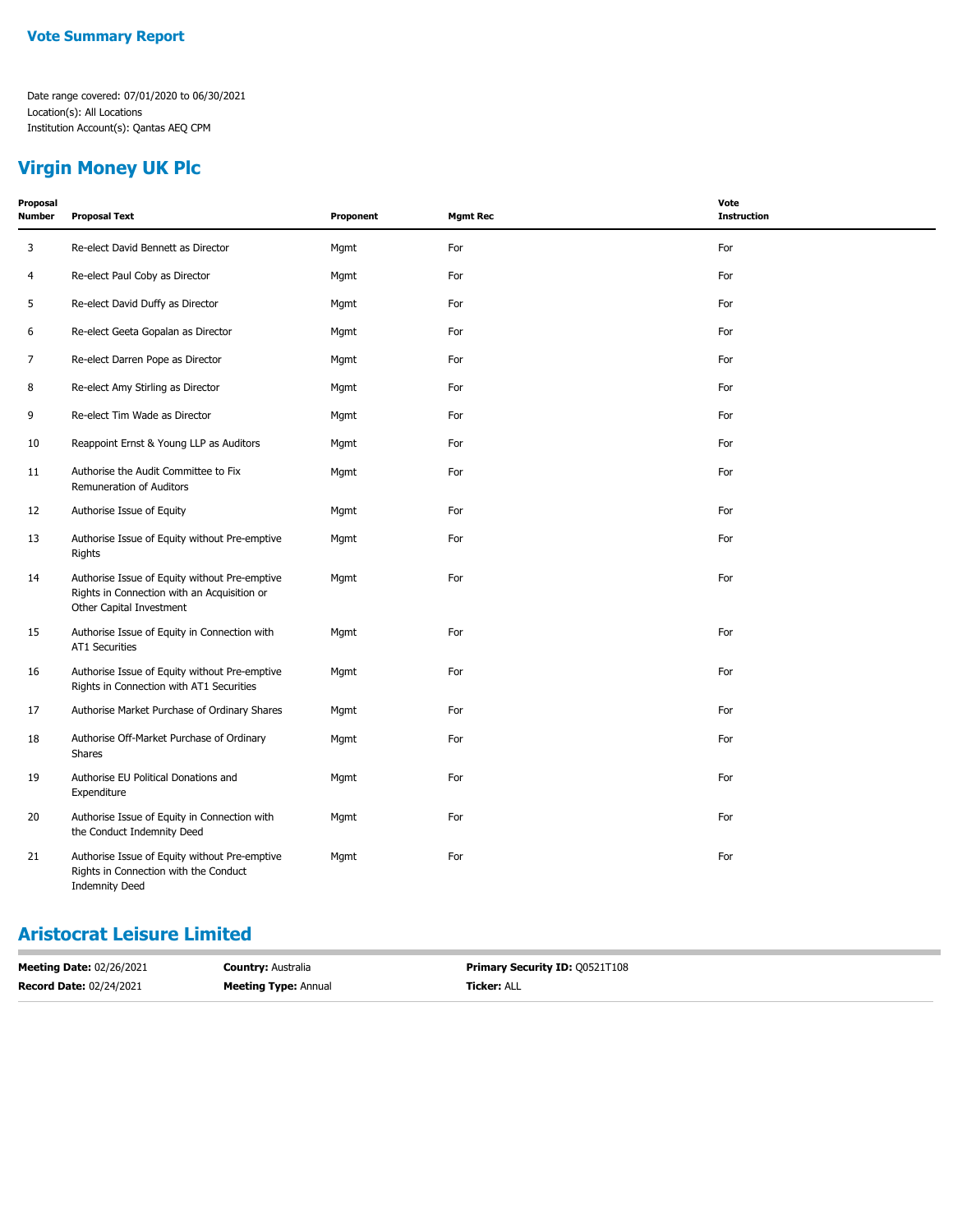**Vote Summary Report**

Date range covered: 07/01/2020 to 06/30/2021
Location(s): All Locations
Institution Account(s): Qantas AEQ CPM

## Virgin Money UK Plc

| Proposal Number | Proposal Text | Proponent | Mgmt Rec | Vote Instruction |
|---|---|---|---|---|
| 3 | Re-elect David Bennett as Director | Mgmt | For | For |
| 4 | Re-elect Paul Coby as Director | Mgmt | For | For |
| 5 | Re-elect David Duffy as Director | Mgmt | For | For |
| 6 | Re-elect Geeta Gopalan as Director | Mgmt | For | For |
| 7 | Re-elect Darren Pope as Director | Mgmt | For | For |
| 8 | Re-elect Amy Stirling as Director | Mgmt | For | For |
| 9 | Re-elect Tim Wade as Director | Mgmt | For | For |
| 10 | Reappoint Ernst & Young LLP as Auditors | Mgmt | For | For |
| 11 | Authorise the Audit Committee to Fix Remuneration of Auditors | Mgmt | For | For |
| 12 | Authorise Issue of Equity | Mgmt | For | For |
| 13 | Authorise Issue of Equity without Pre-emptive Rights | Mgmt | For | For |
| 14 | Authorise Issue of Equity without Pre-emptive Rights in Connection with an Acquisition or Other Capital Investment | Mgmt | For | For |
| 15 | Authorise Issue of Equity in Connection with AT1 Securities | Mgmt | For | For |
| 16 | Authorise Issue of Equity without Pre-emptive Rights in Connection with AT1 Securities | Mgmt | For | For |
| 17 | Authorise Market Purchase of Ordinary Shares | Mgmt | For | For |
| 18 | Authorise Off-Market Purchase of Ordinary Shares | Mgmt | For | For |
| 19 | Authorise EU Political Donations and Expenditure | Mgmt | For | For |
| 20 | Authorise Issue of Equity in Connection with the Conduct Indemnity Deed | Mgmt | For | For |
| 21 | Authorise Issue of Equity without Pre-emptive Rights in Connection with the Conduct Indemnity Deed | Mgmt | For | For |

## Aristocrat Leisure Limited

**Meeting Date:** 02/26/2021 **Country:** Australia **Primary Security ID:** Q0521T108
**Record Date:** 02/24/2021 **Meeting Type:** Annual **Ticker:** ALL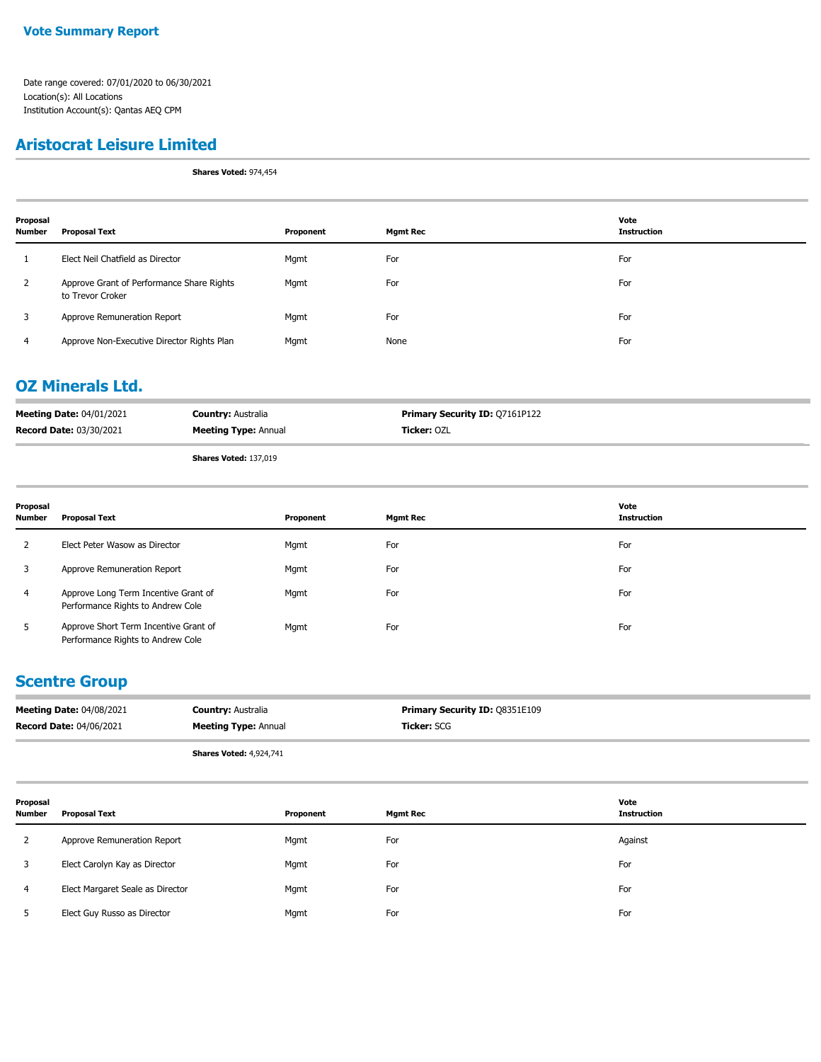**Vote Summary Report**

Date range covered: 07/01/2020 to 06/30/2021
Location(s): All Locations
Institution Account(s): Qantas AEQ CPM

## Aristocrat Leisure Limited

**Shares Voted:** 974,454

| Proposal Number | Proposal Text | Proponent | Mgmt Rec | Vote Instruction |
|---|---|---|---|---|
| 1 | Elect Neil Chatfield as Director | Mgmt | For | For |
| 2 | Approve Grant of Performance Share Rights to Trevor Croker | Mgmt | For | For |
| 3 | Approve Remuneration Report | Mgmt | For | For |
| 4 | Approve Non-Executive Director Rights Plan | Mgmt | None | For |

## OZ Minerals Ltd.

**Meeting Date:** 04/01/2021 **Country:** Australia **Primary Security ID:** Q7161P122
**Record Date:** 03/30/2021 **Meeting Type:** Annual **Ticker:** OZL

**Shares Voted:** 137,019

| Proposal Number | Proposal Text | Proponent | Mgmt Rec | Vote Instruction |
|---|---|---|---|---|
| 2 | Elect Peter Wasow as Director | Mgmt | For | For |
| 3 | Approve Remuneration Report | Mgmt | For | For |
| 4 | Approve Long Term Incentive Grant of Performance Rights to Andrew Cole | Mgmt | For | For |
| 5 | Approve Short Term Incentive Grant of Performance Rights to Andrew Cole | Mgmt | For | For |

## Scentre Group

**Meeting Date:** 04/08/2021 **Country:** Australia **Primary Security ID:** Q8351E109
**Record Date:** 04/06/2021 **Meeting Type:** Annual **Ticker:** SCG

**Shares Voted:** 4,924,741

| Proposal Number | Proposal Text | Proponent | Mgmt Rec | Vote Instruction |
|---|---|---|---|---|
| 2 | Approve Remuneration Report | Mgmt | For | Against |
| 3 | Elect Carolyn Kay as Director | Mgmt | For | For |
| 4 | Elect Margaret Seale as Director | Mgmt | For | For |
| 5 | Elect Guy Russo as Director | Mgmt | For | For |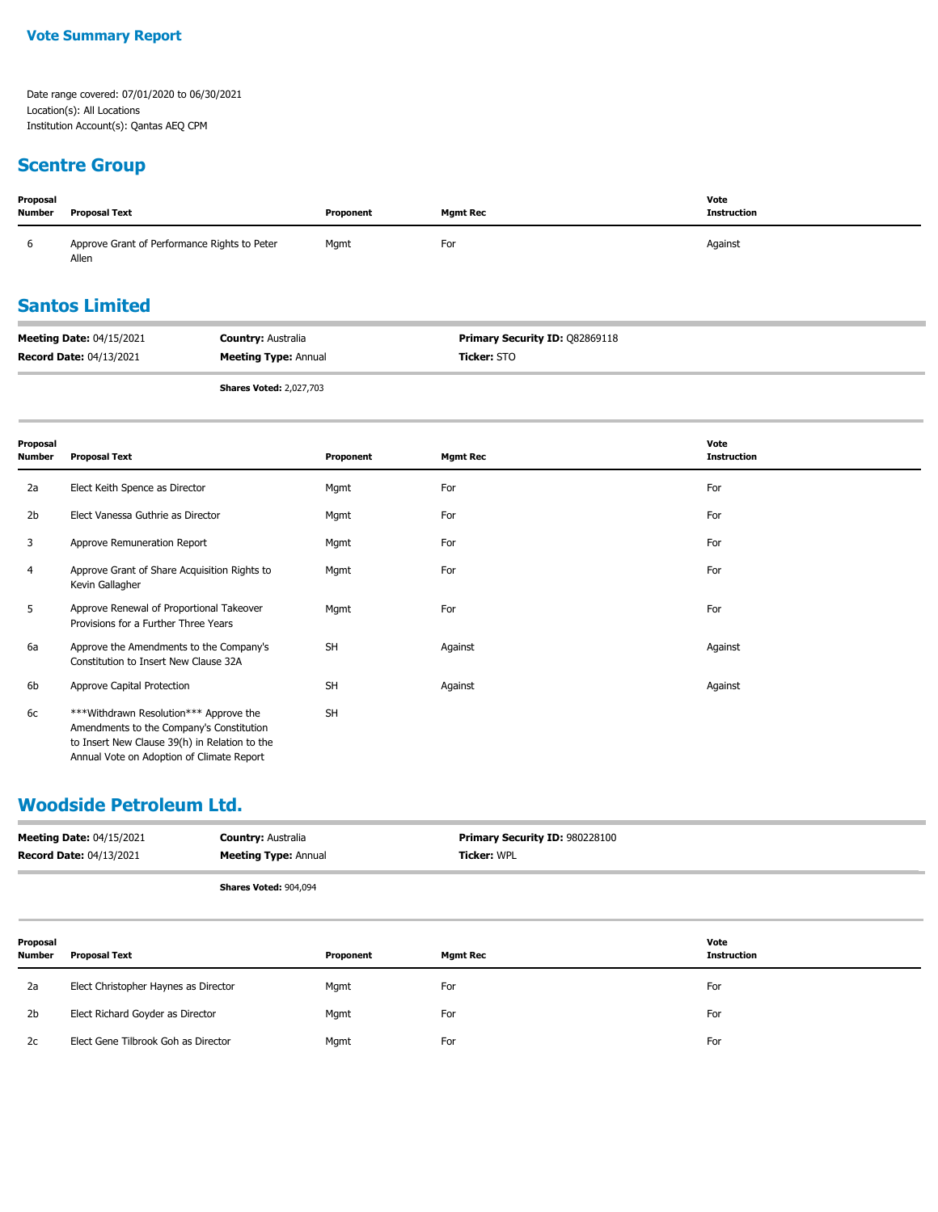**Vote Summary Report**

Date range covered: 07/01/2020 to 06/30/2021
Location(s): All Locations
Institution Account(s): Qantas AEQ CPM

## Scentre Group

| Proposal Number | Proposal Text | Proponent | Mgmt Rec | Vote Instruction |
|---|---|---|---|---|
| 6 | Approve Grant of Performance Rights to Peter Allen | Mgmt | For | Against |

## Santos Limited

**Meeting Date:** 04/15/2021 **Country:** Australia **Primary Security ID:** Q82869118
**Record Date:** 04/13/2021 **Meeting Type:** Annual **Ticker:** STO

**Shares Voted:** 2,027,703

| Proposal Number | Proposal Text | Proponent | Mgmt Rec | Vote Instruction |
|---|---|---|---|---|
| 2a | Elect Keith Spence as Director | Mgmt | For | For |
| 2b | Elect Vanessa Guthrie as Director | Mgmt | For | For |
| 3 | Approve Remuneration Report | Mgmt | For | For |
| 4 | Approve Grant of Share Acquisition Rights to Kevin Gallagher | Mgmt | For | For |
| 5 | Approve Renewal of Proportional Takeover Provisions for a Further Three Years | Mgmt | For | For |
| 6a | Approve the Amendments to the Company's Constitution to Insert New Clause 32A | SH | Against | Against |
| 6b | Approve Capital Protection | SH | Against | Against |
| 6c | ***Withdrawn Resolution*** Approve the Amendments to the Company's Constitution to Insert New Clause 39(h) in Relation to the Annual Vote on Adoption of Climate Report | SH | | |

## Woodside Petroleum Ltd.

**Meeting Date:** 04/15/2021 **Country:** Australia **Primary Security ID:** 980228100
**Record Date:** 04/13/2021 **Meeting Type:** Annual **Ticker:** WPL

**Shares Voted:** 904,094

| Proposal Number | Proposal Text | Proponent | Mgmt Rec | Vote Instruction |
|---|---|---|---|---|
| 2a | Elect Christopher Haynes as Director | Mgmt | For | For |
| 2b | Elect Richard Goyder as Director | Mgmt | For | For |
| 2c | Elect Gene Tilbrook Goh as Director | Mgmt | For | For |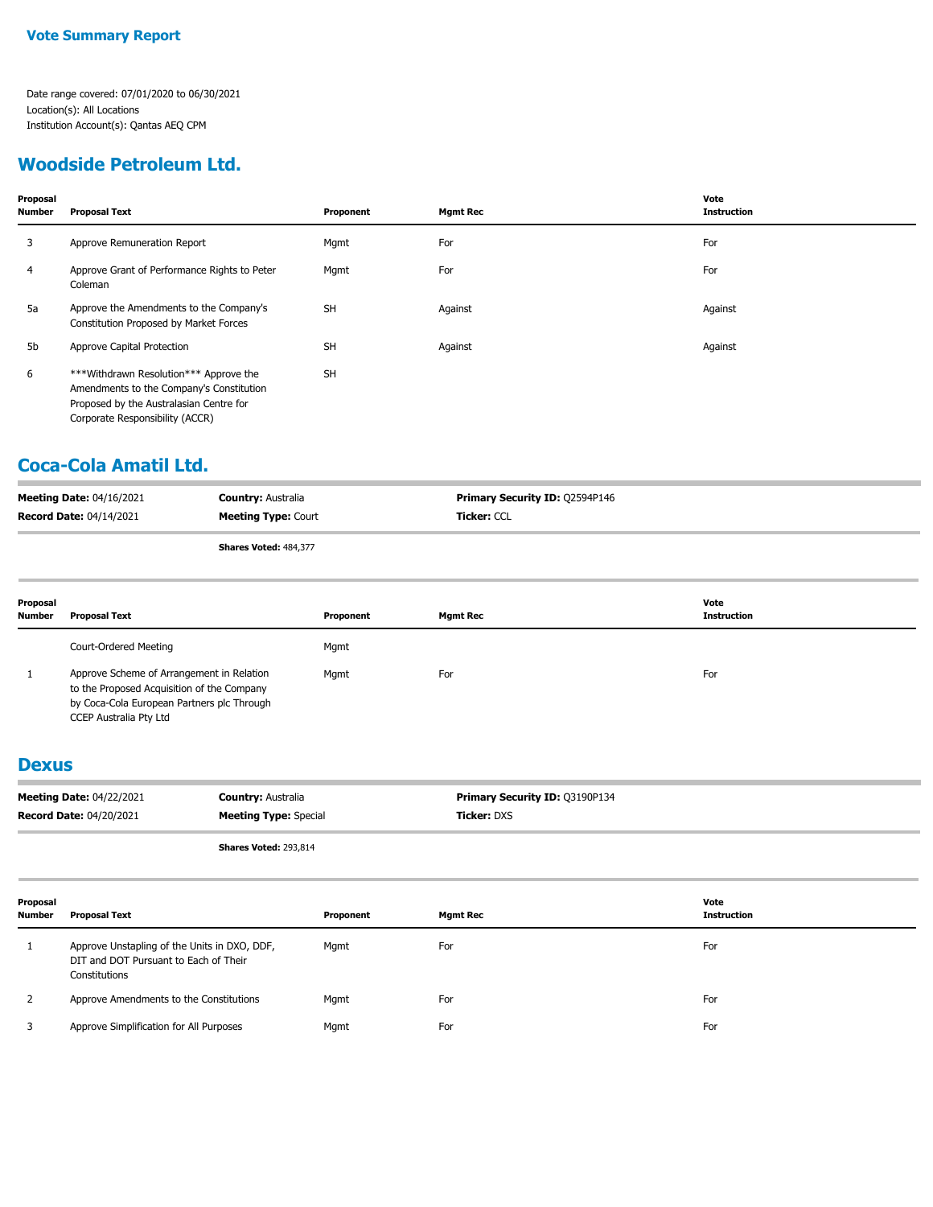## Vote Summary Report

Date range covered: 07/01/2020 to 06/30/2021
Location(s): All Locations
Institution Account(s): Qantas AEQ CPM

## Woodside Petroleum Ltd.

| Proposal Number | Proposal Text | Proponent | Mgmt Rec | Vote Instruction |
|---|---|---|---|---|
| 3 | Approve Remuneration Report | Mgmt | For | For |
| 4 | Approve Grant of Performance Rights to Peter Coleman | Mgmt | For | For |
| 5a | Approve the Amendments to the Company's Constitution Proposed by Market Forces | SH | Against | Against |
| 5b | Approve Capital Protection | SH | Against | Against |
| 6 | ***Withdrawn Resolution*** Approve the Amendments to the Company's Constitution Proposed by the Australasian Centre for Corporate Responsibility (ACCR) | SH | | |

## Coca-Cola Amatil Ltd.

**Meeting Date:** 04/16/2021 **Country:** Australia **Primary Security ID:** Q2594P146
**Record Date:** 04/14/2021 **Meeting Type:** Court **Ticker:** CCL

**Shares Voted:** 484,377

| Proposal Number | Proposal Text | Proponent | Mgmt Rec | Vote Instruction |
|---|---|---|---|---|
| | Court-Ordered Meeting | Mgmt | | |
| 1 | Approve Scheme of Arrangement in Relation to the Proposed Acquisition of the Company by Coca-Cola European Partners plc Through CCEP Australia Pty Ltd | Mgmt | For | For |

## Dexus

**Meeting Date:** 04/22/2021 **Country:** Australia **Primary Security ID:** Q3190P134
**Record Date:** 04/20/2021 **Meeting Type:** Special **Ticker:** DXS

**Shares Voted:** 293,814

| Proposal Number | Proposal Text | Proponent | Mgmt Rec | Vote Instruction |
|---|---|---|---|---|
| 1 | Approve Unstapling of the Units in DXO, DDF, DIT and DOT Pursuant to Each of Their Constitutions | Mgmt | For | For |
| 2 | Approve Amendments to the Constitutions | Mgmt | For | For |
| 3 | Approve Simplification for All Purposes | Mgmt | For | For |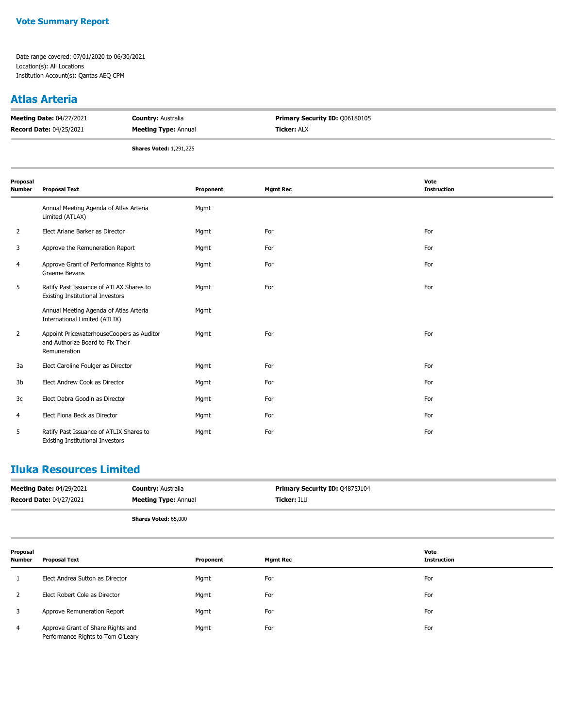**Vote Summary Report**

Date range covered: 07/01/2020 to 06/30/2021
Location(s): All Locations
Institution Account(s): Qantas AEQ CPM

## Atlas Arteria

**Meeting Date:** 04/27/2021 **Country:** Australia **Primary Security ID:** Q06180105
**Record Date:** 04/25/2021 **Meeting Type:** Annual **Ticker:** ALX

**Shares Voted:** 1,291,225

| Proposal Number | Proposal Text | Proponent | Mgmt Rec | Vote Instruction |
|---|---|---|---|---|
| | Annual Meeting Agenda of Atlas Arteria Limited (ATLAX) | Mgmt | | |
| 2 | Elect Ariane Barker as Director | Mgmt | For | For |
| 3 | Approve the Remuneration Report | Mgmt | For | For |
| 4 | Approve Grant of Performance Rights to Graeme Bevans | Mgmt | For | For |
| 5 | Ratify Past Issuance of ATLAX Shares to Existing Institutional Investors | Mgmt | For | For |
| | Annual Meeting Agenda of Atlas Arteria International Limited (ATLIX) | Mgmt | | |
| 2 | Appoint PricewaterhouseCoopers as Auditor and Authorize Board to Fix Their Remuneration | Mgmt | For | For |
| 3a | Elect Caroline Foulger as Director | Mgmt | For | For |
| 3b | Elect Andrew Cook as Director | Mgmt | For | For |
| 3c | Elect Debra Goodin as Director | Mgmt | For | For |
| 4 | Elect Fiona Beck as Director | Mgmt | For | For |
| 5 | Ratify Past Issuance of ATLIX Shares to Existing Institutional Investors | Mgmt | For | For |

## Iluka Resources Limited

**Meeting Date:** 04/29/2021 **Country:** Australia **Primary Security ID:** Q4875J104
**Record Date:** 04/27/2021 **Meeting Type:** Annual **Ticker:** ILU

**Shares Voted:** 65,000

| Proposal Number | Proposal Text | Proponent | Mgmt Rec | Vote Instruction |
|---|---|---|---|---|
| 1 | Elect Andrea Sutton as Director | Mgmt | For | For |
| 2 | Elect Robert Cole as Director | Mgmt | For | For |
| 3 | Approve Remuneration Report | Mgmt | For | For |
| 4 | Approve Grant of Share Rights and Performance Rights to Tom O'Leary | Mgmt | For | For |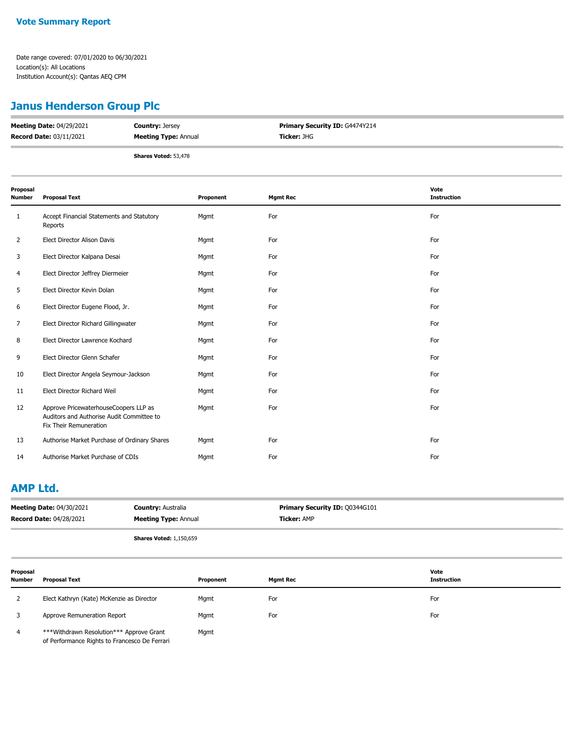## Vote Summary Report

Date range covered: 07/01/2020 to 06/30/2021
Location(s): All Locations
Institution Account(s): Qantas AEQ CPM

## Janus Henderson Group Plc

**Meeting Date:** 04/29/2021 **Country:** Jersey **Primary Security ID:** G4474Y214
**Record Date:** 03/11/2021 **Meeting Type:** Annual **Ticker:** JHG

**Shares Voted:** 53,478

| Proposal Number | Proposal Text | Proponent | Mgmt Rec | Vote Instruction |
|---|---|---|---|---|
| 1 | Accept Financial Statements and Statutory Reports | Mgmt | For | For |
| 2 | Elect Director Alison Davis | Mgmt | For | For |
| 3 | Elect Director Kalpana Desai | Mgmt | For | For |
| 4 | Elect Director Jeffrey Diermeier | Mgmt | For | For |
| 5 | Elect Director Kevin Dolan | Mgmt | For | For |
| 6 | Elect Director Eugene Flood, Jr. | Mgmt | For | For |
| 7 | Elect Director Richard Gillingwater | Mgmt | For | For |
| 8 | Elect Director Lawrence Kochard | Mgmt | For | For |
| 9 | Elect Director Glenn Schafer | Mgmt | For | For |
| 10 | Elect Director Angela Seymour-Jackson | Mgmt | For | For |
| 11 | Elect Director Richard Weil | Mgmt | For | For |
| 12 | Approve PricewaterhouseCoopers LLP as Auditors and Authorise Audit Committee to Fix Their Remuneration | Mgmt | For | For |
| 13 | Authorise Market Purchase of Ordinary Shares | Mgmt | For | For |
| 14 | Authorise Market Purchase of CDIs | Mgmt | For | For |

## AMP Ltd.

**Meeting Date:** 04/30/2021 **Country:** Australia **Primary Security ID:** Q0344G101
**Record Date:** 04/28/2021 **Meeting Type:** Annual **Ticker:** AMP

**Shares Voted:** 1,150,659

| Proposal Number | Proposal Text | Proponent | Mgmt Rec | Vote Instruction |
|---|---|---|---|---|
| 2 | Elect Kathryn (Kate) McKenzie as Director | Mgmt | For | For |
| 3 | Approve Remuneration Report | Mgmt | For | For |
| 4 | ***Withdrawn Resolution*** Approve Grant of Performance Rights to Francesco De Ferrari | Mgmt | | |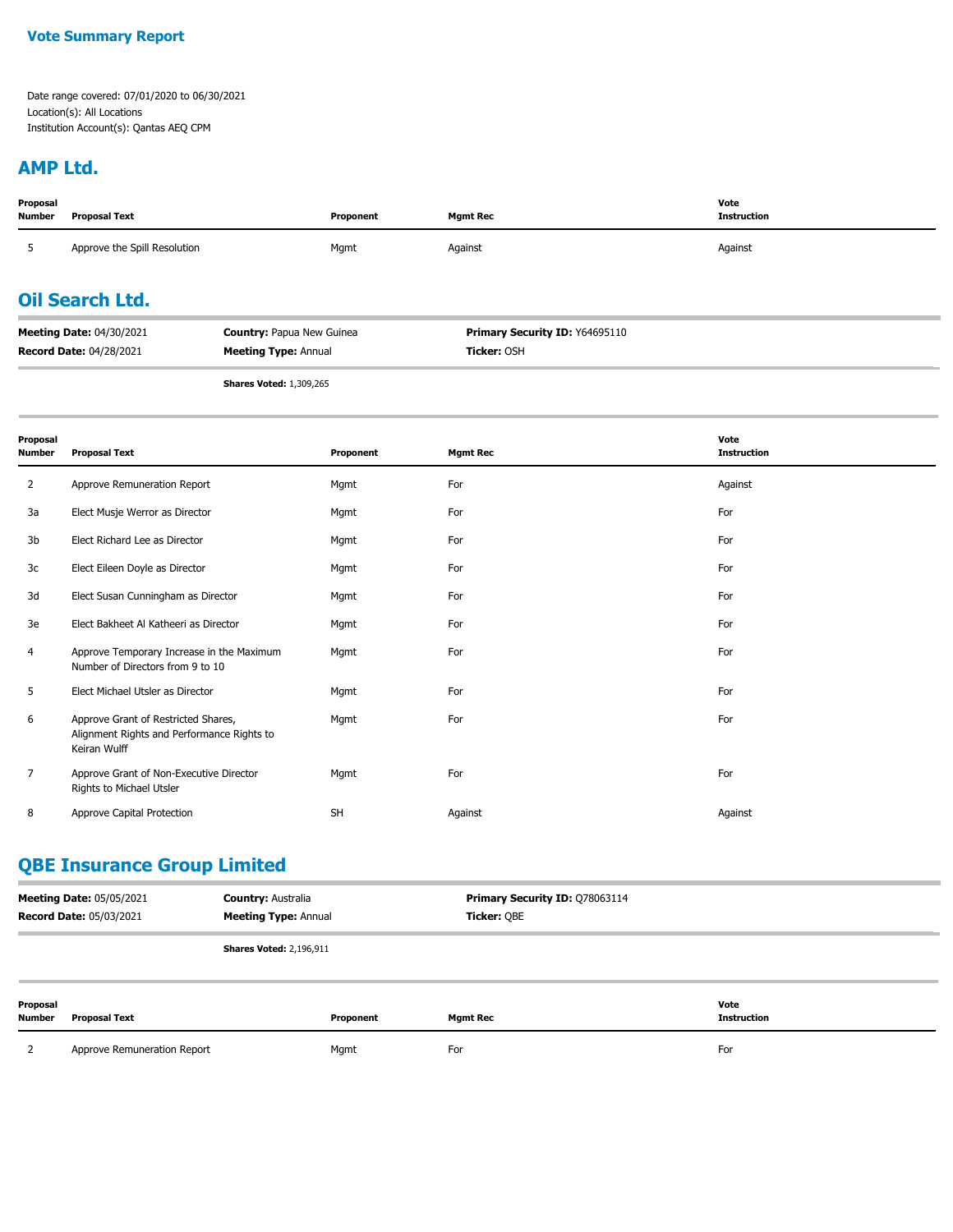**Vote Summary Report**

Date range covered: 07/01/2020 to 06/30/2021
Location(s): All Locations
Institution Account(s): Qantas AEQ CPM

## AMP Ltd.

| Proposal Number | Proposal Text | Proponent | Mgmt Rec | Vote Instruction |
|---|---|---|---|---|
| 5 | Approve the Spill Resolution | Mgmt | Against | Against |

## Oil Search Ltd.

**Meeting Date:** 04/30/2021 | **Country:** Papua New Guinea | **Primary Security ID:** Y64695110
**Record Date:** 04/28/2021 | **Meeting Type:** Annual | **Ticker:** OSH

**Shares Voted:** 1,309,265

| Proposal Number | Proposal Text | Proponent | Mgmt Rec | Vote Instruction |
|---|---|---|---|---|
| 2 | Approve Remuneration Report | Mgmt | For | Against |
| 3a | Elect Musje Werror as Director | Mgmt | For | For |
| 3b | Elect Richard Lee as Director | Mgmt | For | For |
| 3c | Elect Eileen Doyle as Director | Mgmt | For | For |
| 3d | Elect Susan Cunningham as Director | Mgmt | For | For |
| 3e | Elect Bakheet Al Katheeri as Director | Mgmt | For | For |
| 4 | Approve Temporary Increase in the Maximum Number of Directors from 9 to 10 | Mgmt | For | For |
| 5 | Elect Michael Utsler as Director | Mgmt | For | For |
| 6 | Approve Grant of Restricted Shares, Alignment Rights and Performance Rights to Keiran Wulff | Mgmt | For | For |
| 7 | Approve Grant of Non-Executive Director Rights to Michael Utsler | Mgmt | For | For |
| 8 | Approve Capital Protection | SH | Against | Against |

## QBE Insurance Group Limited

**Meeting Date:** 05/05/2021 | **Country:** Australia | **Primary Security ID:** Q78063114
**Record Date:** 05/03/2021 | **Meeting Type:** Annual | **Ticker:** QBE

**Shares Voted:** 2,196,911

| Proposal Number | Proposal Text | Proponent | Mgmt Rec | Vote Instruction |
|---|---|---|---|---|
| 2 | Approve Remuneration Report | Mgmt | For | For |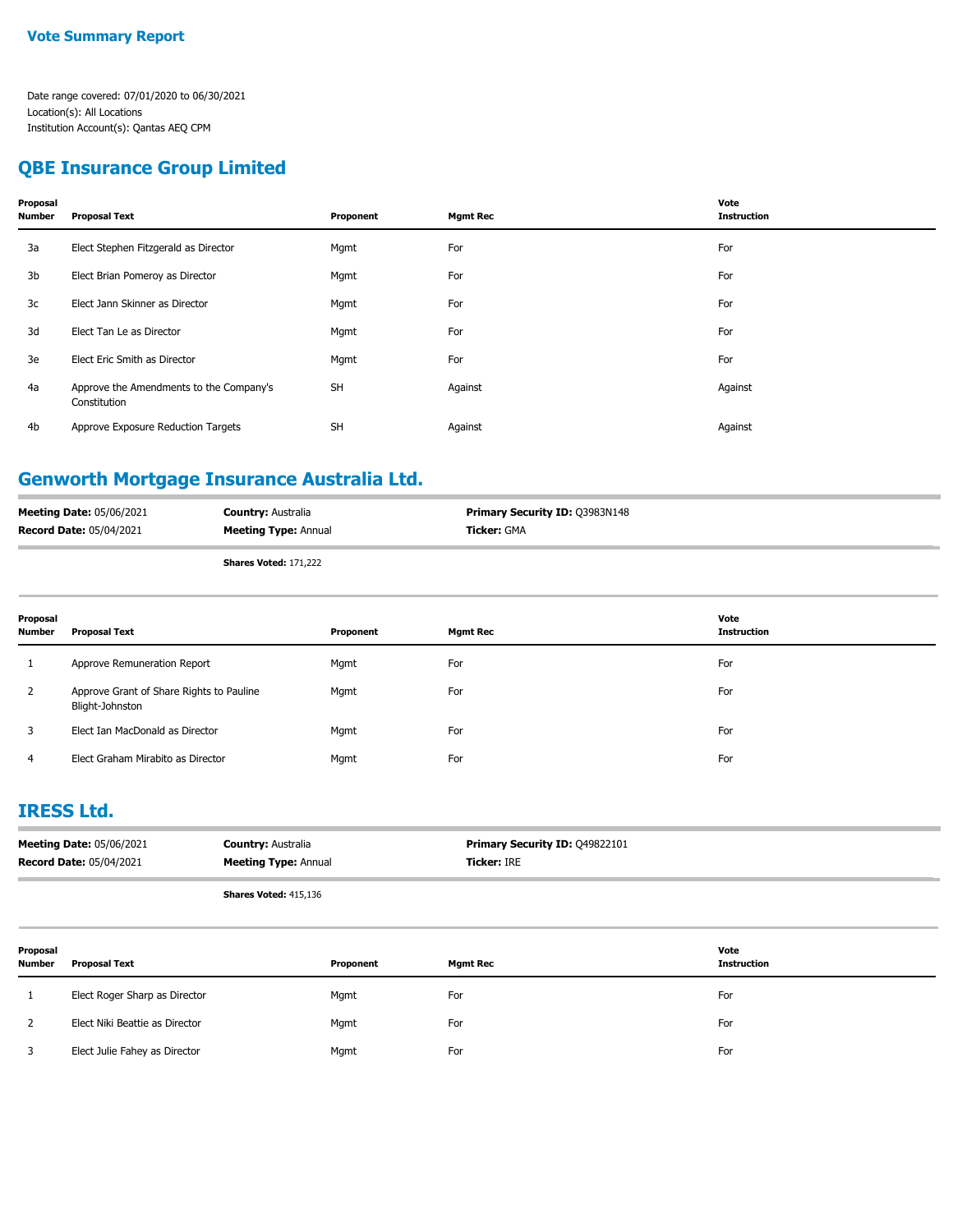**Vote Summary Report**

Date range covered: 07/01/2020 to 06/30/2021
Location(s): All Locations
Institution Account(s): Qantas AEQ CPM

## QBE Insurance Group Limited

| Proposal Number | Proposal Text | Proponent | Mgmt Rec | Vote Instruction |
|---|---|---|---|---|
| 3a | Elect Stephen Fitzgerald as Director | Mgmt | For | For |
| 3b | Elect Brian Pomeroy as Director | Mgmt | For | For |
| 3c | Elect Jann Skinner as Director | Mgmt | For | For |
| 3d | Elect Tan Le as Director | Mgmt | For | For |
| 3e | Elect Eric Smith as Director | Mgmt | For | For |
| 4a | Approve the Amendments to the Company's Constitution | SH | Against | Against |
| 4b | Approve Exposure Reduction Targets | SH | Against | Against |

## Genworth Mortgage Insurance Australia Ltd.

**Meeting Date:** 05/06/2021 **Country:** Australia **Primary Security ID:** Q3983N148
**Record Date:** 05/04/2021 **Meeting Type:** Annual **Ticker:** GMA

**Shares Voted:** 171,222

| Proposal Number | Proposal Text | Proponent | Mgmt Rec | Vote Instruction |
|---|---|---|---|---|
| 1 | Approve Remuneration Report | Mgmt | For | For |
| 2 | Approve Grant of Share Rights to Pauline Blight-Johnston | Mgmt | For | For |
| 3 | Elect Ian MacDonald as Director | Mgmt | For | For |
| 4 | Elect Graham Mirabito as Director | Mgmt | For | For |

## IRESS Ltd.

**Meeting Date:** 05/06/2021 **Country:** Australia **Primary Security ID:** Q49822101
**Record Date:** 05/04/2021 **Meeting Type:** Annual **Ticker:** IRE

**Shares Voted:** 415,136

| Proposal Number | Proposal Text | Proponent | Mgmt Rec | Vote Instruction |
|---|---|---|---|---|
| 1 | Elect Roger Sharp as Director | Mgmt | For | For |
| 2 | Elect Niki Beattie as Director | Mgmt | For | For |
| 3 | Elect Julie Fahey as Director | Mgmt | For | For |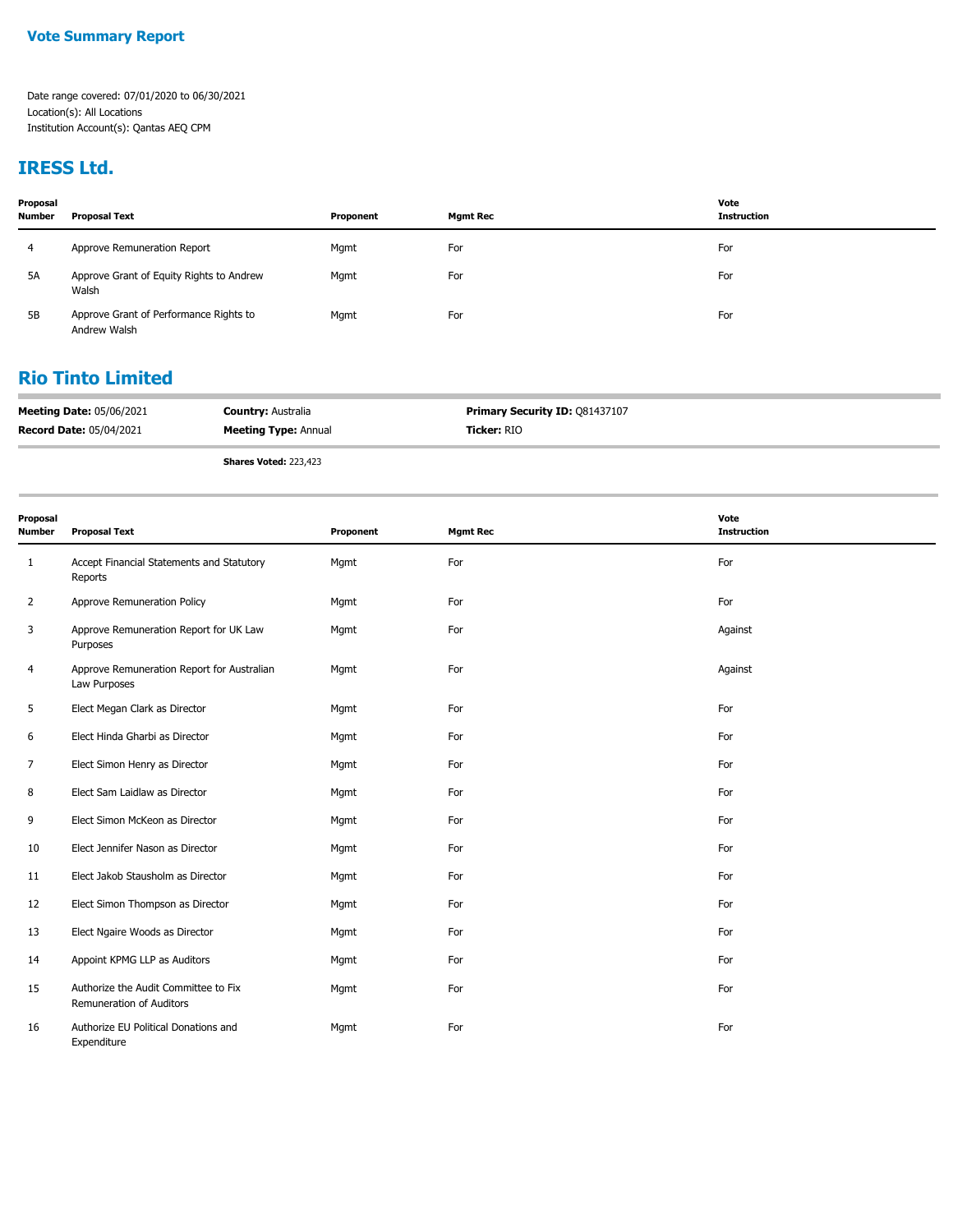**Vote Summary Report**

Date range covered: 07/01/2020 to 06/30/2021
Location(s): All Locations
Institution Account(s): Qantas AEQ CPM

## IRESS Ltd.

| Proposal Number | Proposal Text | Proponent | Mgmt Rec | Vote Instruction |
|---|---|---|---|---|
| 4 | Approve Remuneration Report | Mgmt | For | For |
| 5A | Approve Grant of Equity Rights to Andrew Walsh | Mgmt | For | For |
| 5B | Approve Grant of Performance Rights to Andrew Walsh | Mgmt | For | For |

## Rio Tinto Limited

**Meeting Date:** 05/06/2021 | **Country:** Australia | **Primary Security ID:** Q81437107
**Record Date:** 05/04/2021 | **Meeting Type:** Annual | **Ticker:** RIO

**Shares Voted:** 223,423

| Proposal Number | Proposal Text | Proponent | Mgmt Rec | Vote Instruction |
|---|---|---|---|---|
| 1 | Accept Financial Statements and Statutory Reports | Mgmt | For | For |
| 2 | Approve Remuneration Policy | Mgmt | For | For |
| 3 | Approve Remuneration Report for UK Law Purposes | Mgmt | For | Against |
| 4 | Approve Remuneration Report for Australian Law Purposes | Mgmt | For | Against |
| 5 | Elect Megan Clark as Director | Mgmt | For | For |
| 6 | Elect Hinda Gharbi as Director | Mgmt | For | For |
| 7 | Elect Simon Henry as Director | Mgmt | For | For |
| 8 | Elect Sam Laidlaw as Director | Mgmt | For | For |
| 9 | Elect Simon McKeon as Director | Mgmt | For | For |
| 10 | Elect Jennifer Nason as Director | Mgmt | For | For |
| 11 | Elect Jakob Stausholm as Director | Mgmt | For | For |
| 12 | Elect Simon Thompson as Director | Mgmt | For | For |
| 13 | Elect Ngaire Woods as Director | Mgmt | For | For |
| 14 | Appoint KPMG LLP as Auditors | Mgmt | For | For |
| 15 | Authorize the Audit Committee to Fix Remuneration of Auditors | Mgmt | For | For |
| 16 | Authorize EU Political Donations and Expenditure | Mgmt | For | For |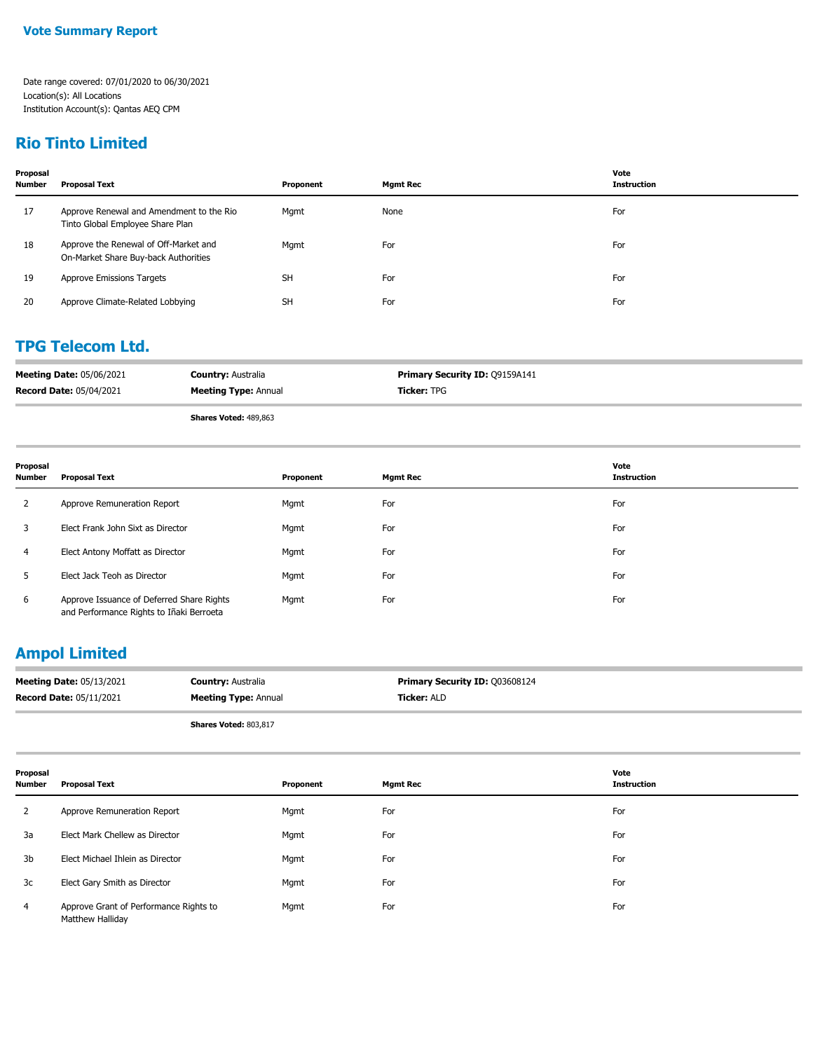**Vote Summary Report**

Date range covered: 07/01/2020 to 06/30/2021
Location(s): All Locations
Institution Account(s): Qantas AEQ CPM

## Rio Tinto Limited

| Proposal Number | Proposal Text | Proponent | Mgmt Rec | Vote Instruction |
|---|---|---|---|---|
| 17 | Approve Renewal and Amendment to the Rio Tinto Global Employee Share Plan | Mgmt | None | For |
| 18 | Approve the Renewal of Off-Market and On-Market Share Buy-back Authorities | Mgmt | For | For |
| 19 | Approve Emissions Targets | SH | For | For |
| 20 | Approve Climate-Related Lobbying | SH | For | For |

## TPG Telecom Ltd.

**Meeting Date:** 05/06/2021 **Country:** Australia **Primary Security ID:** Q9159A141
**Record Date:** 05/04/2021 **Meeting Type:** Annual **Ticker:** TPG

**Shares Voted:** 489,863

| Proposal Number | Proposal Text | Proponent | Mgmt Rec | Vote Instruction |
|---|---|---|---|---|
| 2 | Approve Remuneration Report | Mgmt | For | For |
| 3 | Elect Frank John Sixt as Director | Mgmt | For | For |
| 4 | Elect Antony Moffatt as Director | Mgmt | For | For |
| 5 | Elect Jack Teoh as Director | Mgmt | For | For |
| 6 | Approve Issuance of Deferred Share Rights and Performance Rights to Iñaki Berroeta | Mgmt | For | For |

## Ampol Limited

**Meeting Date:** 05/13/2021 **Country:** Australia **Primary Security ID:** Q03608124
**Record Date:** 05/11/2021 **Meeting Type:** Annual **Ticker:** ALD

**Shares Voted:** 803,817

| Proposal Number | Proposal Text | Proponent | Mgmt Rec | Vote Instruction |
|---|---|---|---|---|
| 2 | Approve Remuneration Report | Mgmt | For | For |
| 3a | Elect Mark Chellew as Director | Mgmt | For | For |
| 3b | Elect Michael Ihlein as Director | Mgmt | For | For |
| 3c | Elect Gary Smith as Director | Mgmt | For | For |
| 4 | Approve Grant of Performance Rights to Matthew Halliday | Mgmt | For | For |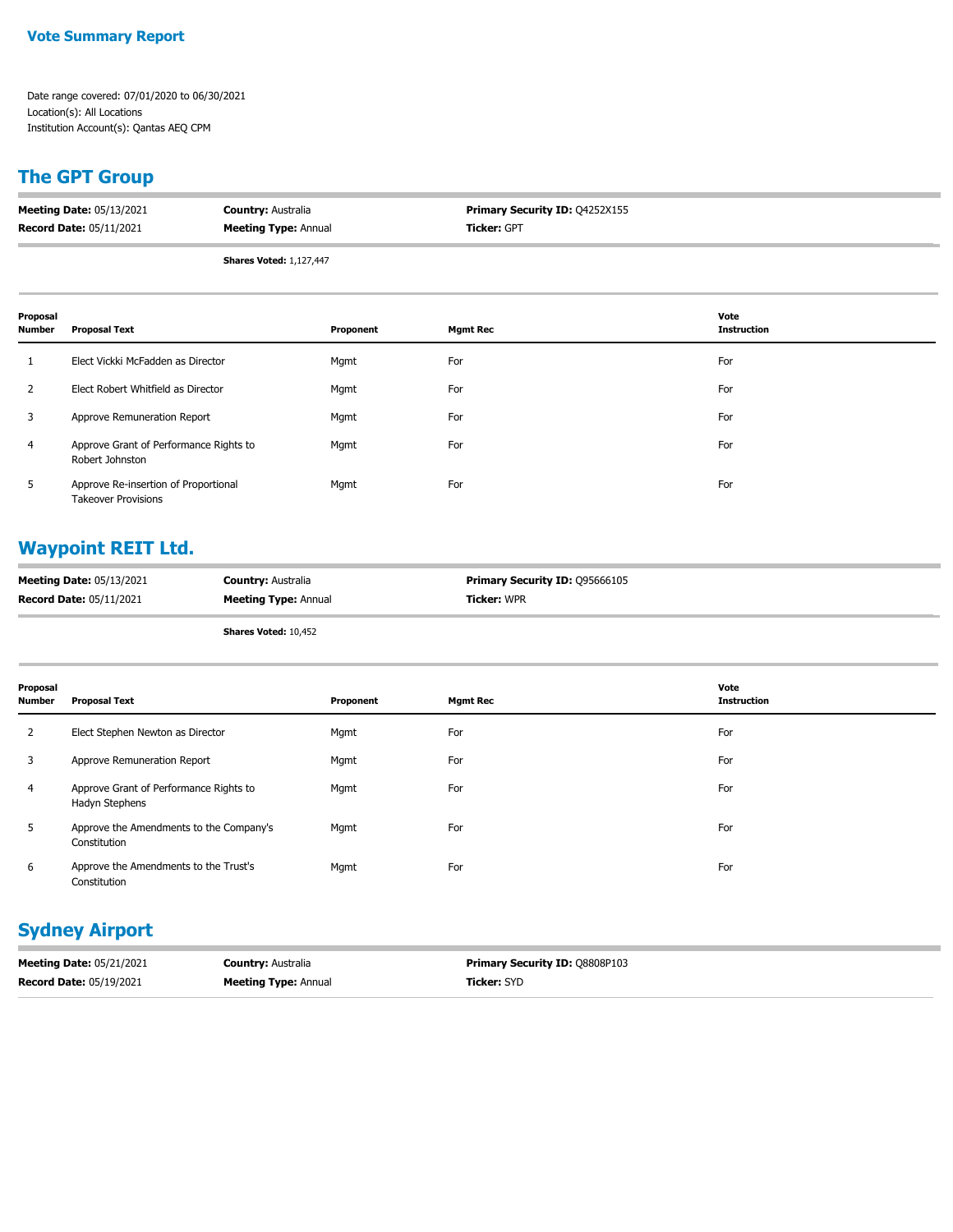**Vote Summary Report**

Date range covered: 07/01/2020 to 06/30/2021
Location(s): All Locations
Institution Account(s): Qantas AEQ CPM

## The GPT Group

**Meeting Date:** 05/13/2021 **Country:** Australia **Primary Security ID:** Q4252X155
**Record Date:** 05/11/2021 **Meeting Type:** Annual **Ticker:** GPT

**Shares Voted:** 1,127,447

| Proposal Number | Proposal Text | Proponent | Mgmt Rec | Vote Instruction |
|---|---|---|---|---|
| 1 | Elect Vickki McFadden as Director | Mgmt | For | For |
| 2 | Elect Robert Whitfield as Director | Mgmt | For | For |
| 3 | Approve Remuneration Report | Mgmt | For | For |
| 4 | Approve Grant of Performance Rights to Robert Johnston | Mgmt | For | For |
| 5 | Approve Re-insertion of Proportional Takeover Provisions | Mgmt | For | For |

## Waypoint REIT Ltd.

**Meeting Date:** 05/13/2021 **Country:** Australia **Primary Security ID:** Q95666105
**Record Date:** 05/11/2021 **Meeting Type:** Annual **Ticker:** WPR

**Shares Voted:** 10,452

| Proposal Number | Proposal Text | Proponent | Mgmt Rec | Vote Instruction |
|---|---|---|---|---|
| 2 | Elect Stephen Newton as Director | Mgmt | For | For |
| 3 | Approve Remuneration Report | Mgmt | For | For |
| 4 | Approve Grant of Performance Rights to Hadyn Stephens | Mgmt | For | For |
| 5 | Approve the Amendments to the Company's Constitution | Mgmt | For | For |
| 6 | Approve the Amendments to the Trust's Constitution | Mgmt | For | For |

## Sydney Airport

**Meeting Date:** 05/21/2021 **Country:** Australia **Primary Security ID:** Q8808P103
**Record Date:** 05/19/2021 **Meeting Type:** Annual **Ticker:** SYD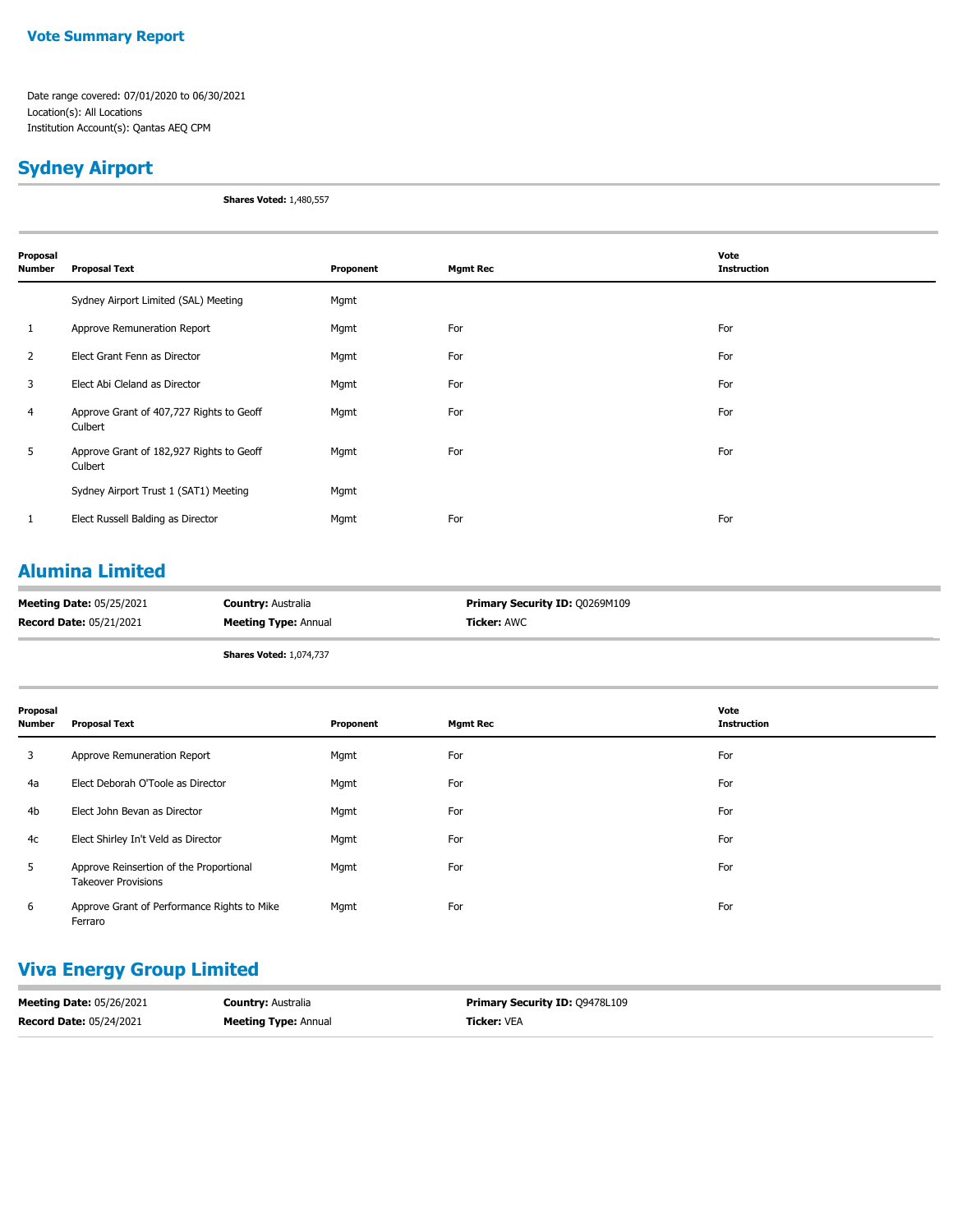**Vote Summary Report**

Date range covered: 07/01/2020 to 06/30/2021
Location(s): All Locations
Institution Account(s): Qantas AEQ CPM

## Sydney Airport

**Shares Voted:** 1,480,557

| Proposal Number | Proposal Text | Proponent | Mgmt Rec | Vote Instruction |
|---|---|---|---|---|
| | Sydney Airport Limited (SAL) Meeting | Mgmt | | |
| 1 | Approve Remuneration Report | Mgmt | For | For |
| 2 | Elect Grant Fenn as Director | Mgmt | For | For |
| 3 | Elect Abi Cleland as Director | Mgmt | For | For |
| 4 | Approve Grant of 407,727 Rights to Geoff Culbert | Mgmt | For | For |
| 5 | Approve Grant of 182,927 Rights to Geoff Culbert | Mgmt | For | For |
| | Sydney Airport Trust 1 (SAT1) Meeting | Mgmt | | |
| 1 | Elect Russell Balding as Director | Mgmt | For | For |

## Alumina Limited

**Meeting Date:** 05/25/2021
**Record Date:** 05/21/2021
**Country:** Australia
**Meeting Type:** Annual
**Primary Security ID:** Q0269M109
**Ticker:** AWC

**Shares Voted:** 1,074,737

| Proposal Number | Proposal Text | Proponent | Mgmt Rec | Vote Instruction |
|---|---|---|---|---|
| 3 | Approve Remuneration Report | Mgmt | For | For |
| 4a | Elect Deborah O'Toole as Director | Mgmt | For | For |
| 4b | Elect John Bevan as Director | Mgmt | For | For |
| 4c | Elect Shirley In't Veld as Director | Mgmt | For | For |
| 5 | Approve Reinsertion of the Proportional Takeover Provisions | Mgmt | For | For |
| 6 | Approve Grant of Performance Rights to Mike Ferraro | Mgmt | For | For |

## Viva Energy Group Limited

**Meeting Date:** 05/26/2021
**Record Date:** 05/24/2021
**Country:** Australia
**Meeting Type:** Annual
**Primary Security ID:** Q9478L109
**Ticker:** VEA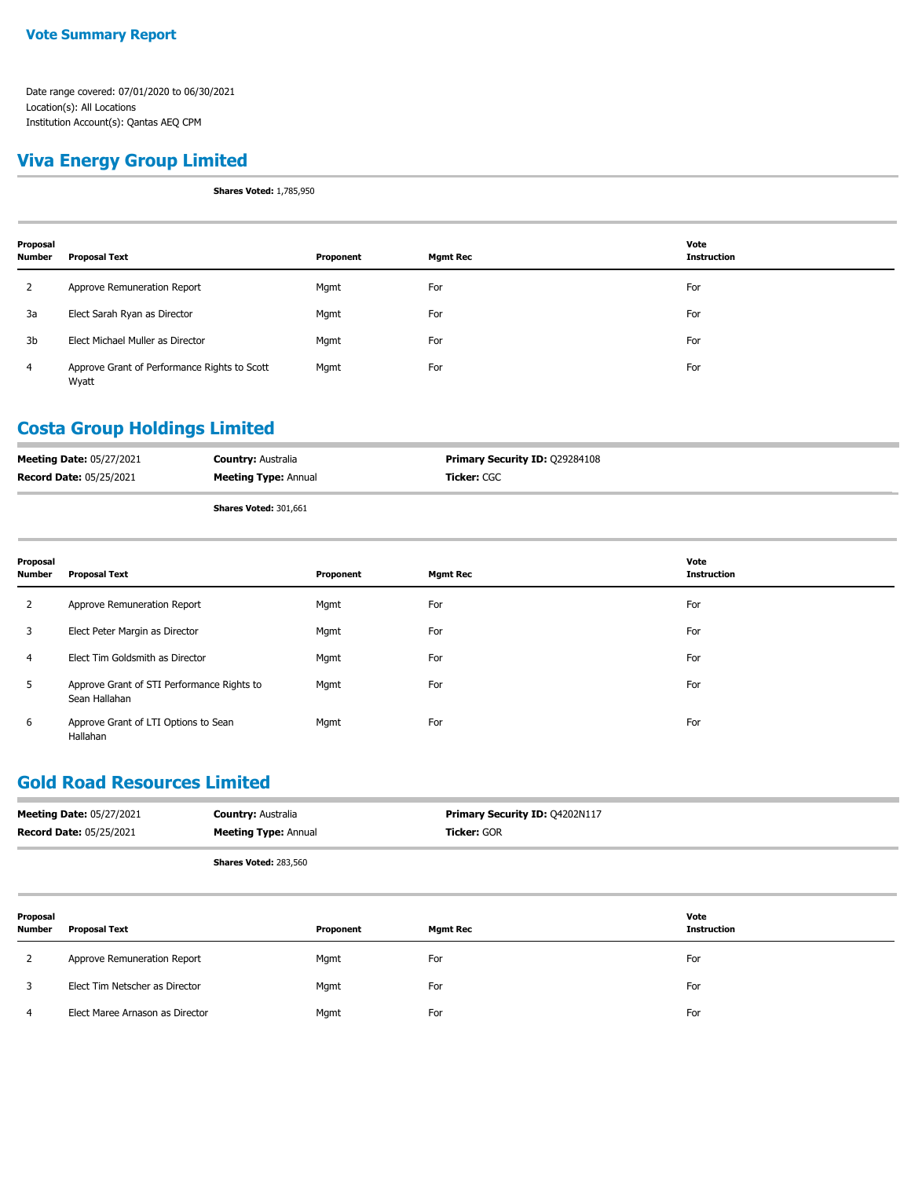**Vote Summary Report**

Date range covered: 07/01/2020 to 06/30/2021
Location(s): All Locations
Institution Account(s): Qantas AEQ CPM

## Viva Energy Group Limited

**Shares Voted:** 1,785,950

| Proposal Number | Proposal Text | Proponent | Mgmt Rec | Vote Instruction |
|---|---|---|---|---|
| 2 | Approve Remuneration Report | Mgmt | For | For |
| 3a | Elect Sarah Ryan as Director | Mgmt | For | For |
| 3b | Elect Michael Muller as Director | Mgmt | For | For |
| 4 | Approve Grant of Performance Rights to Scott Wyatt | Mgmt | For | For |

## Costa Group Holdings Limited

**Meeting Date:** 05/27/2021 **Country:** Australia **Primary Security ID:** Q29284108
**Record Date:** 05/25/2021 **Meeting Type:** Annual **Ticker:** CGC

**Shares Voted:** 301,661

| Proposal Number | Proposal Text | Proponent | Mgmt Rec | Vote Instruction |
|---|---|---|---|---|
| 2 | Approve Remuneration Report | Mgmt | For | For |
| 3 | Elect Peter Margin as Director | Mgmt | For | For |
| 4 | Elect Tim Goldsmith as Director | Mgmt | For | For |
| 5 | Approve Grant of STI Performance Rights to Sean Hallahan | Mgmt | For | For |
| 6 | Approve Grant of LTI Options to Sean Hallahan | Mgmt | For | For |

## Gold Road Resources Limited

**Meeting Date:** 05/27/2021 **Country:** Australia **Primary Security ID:** Q4202N117
**Record Date:** 05/25/2021 **Meeting Type:** Annual **Ticker:** GOR

**Shares Voted:** 283,560

| Proposal Number | Proposal Text | Proponent | Mgmt Rec | Vote Instruction |
|---|---|---|---|---|
| 2 | Approve Remuneration Report | Mgmt | For | For |
| 3 | Elect Tim Netscher as Director | Mgmt | For | For |
| 4 | Elect Maree Arnason as Director | Mgmt | For | For |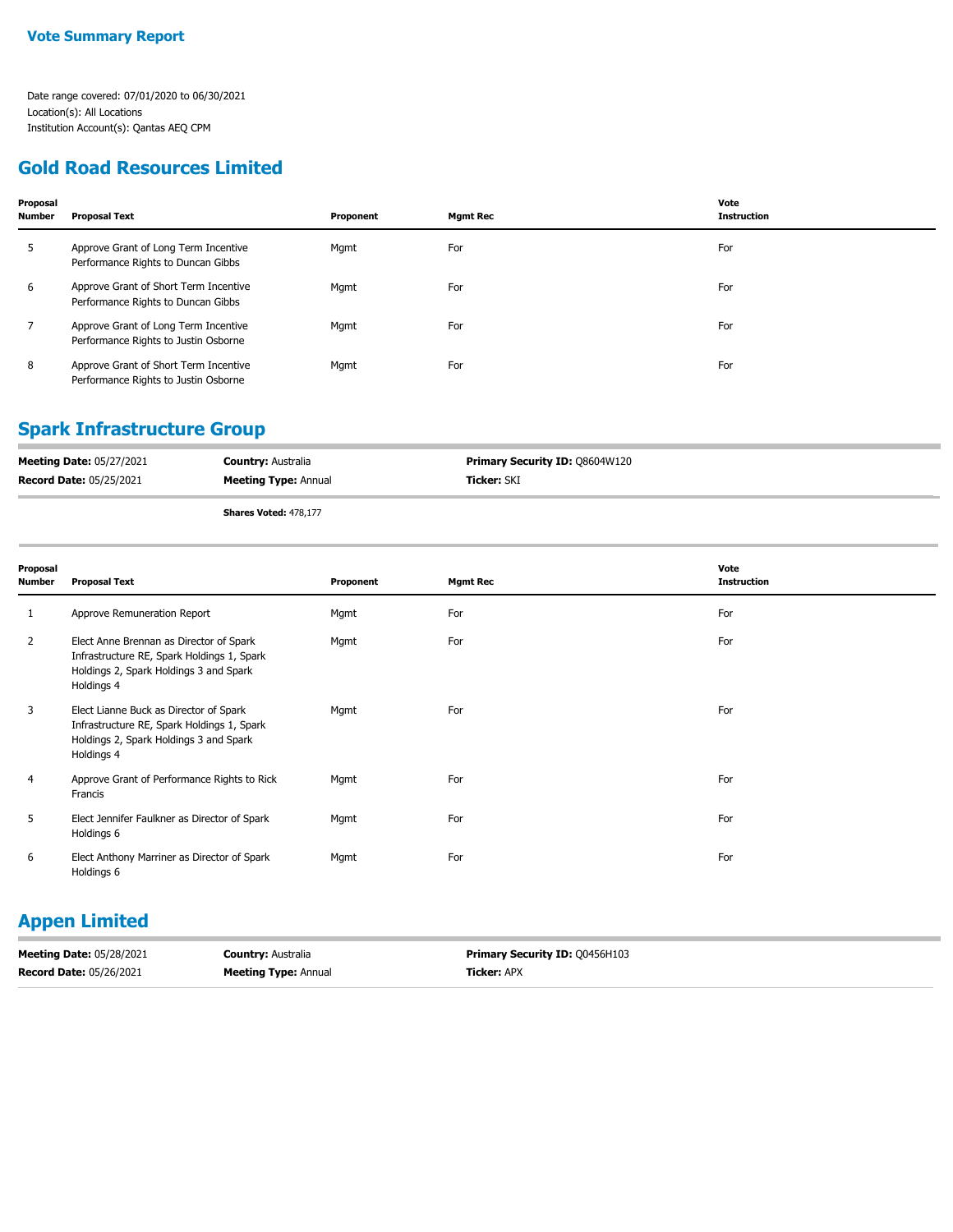**Vote Summary Report**

Date range covered: 07/01/2020 to 06/30/2021
Location(s): All Locations
Institution Account(s): Qantas AEQ CPM

## Gold Road Resources Limited

| Proposal Number | Proposal Text | Proponent | Mgmt Rec | Vote Instruction |
|---|---|---|---|---|
| 5 | Approve Grant of Long Term Incentive Performance Rights to Duncan Gibbs | Mgmt | For | For |
| 6 | Approve Grant of Short Term Incentive Performance Rights to Duncan Gibbs | Mgmt | For | For |
| 7 | Approve Grant of Long Term Incentive Performance Rights to Justin Osborne | Mgmt | For | For |
| 8 | Approve Grant of Short Term Incentive Performance Rights to Justin Osborne | Mgmt | For | For |

## Spark Infrastructure Group

| | | |
|---|---|---|
| **Meeting Date:** 05/27/2021 | **Country:** Australia | **Primary Security ID:** Q8604W120 |
| **Record Date:** 05/25/2021 | **Meeting Type:** Annual | **Ticker:** SKI |
| | **Shares Voted:** 478,177 | |

| Proposal Number | Proposal Text | Proponent | Mgmt Rec | Vote Instruction |
|---|---|---|---|---|
| 1 | Approve Remuneration Report | Mgmt | For | For |
| 2 | Elect Anne Brennan as Director of Spark Infrastructure RE, Spark Holdings 1, Spark Holdings 2, Spark Holdings 3 and Spark Holdings 4 | Mgmt | For | For |
| 3 | Elect Lianne Buck as Director of Spark Infrastructure RE, Spark Holdings 1, Spark Holdings 2, Spark Holdings 3 and Spark Holdings 4 | Mgmt | For | For |
| 4 | Approve Grant of Performance Rights to Rick Francis | Mgmt | For | For |
| 5 | Elect Jennifer Faulkner as Director of Spark Holdings 6 | Mgmt | For | For |
| 6 | Elect Anthony Marriner as Director of Spark Holdings 6 | Mgmt | For | For |

## Appen Limited

| | | |
|---|---|---|
| **Meeting Date:** 05/28/2021 | **Country:** Australia | **Primary Security ID:** Q0456H103 |
| **Record Date:** 05/26/2021 | **Meeting Type:** Annual | **Ticker:** APX |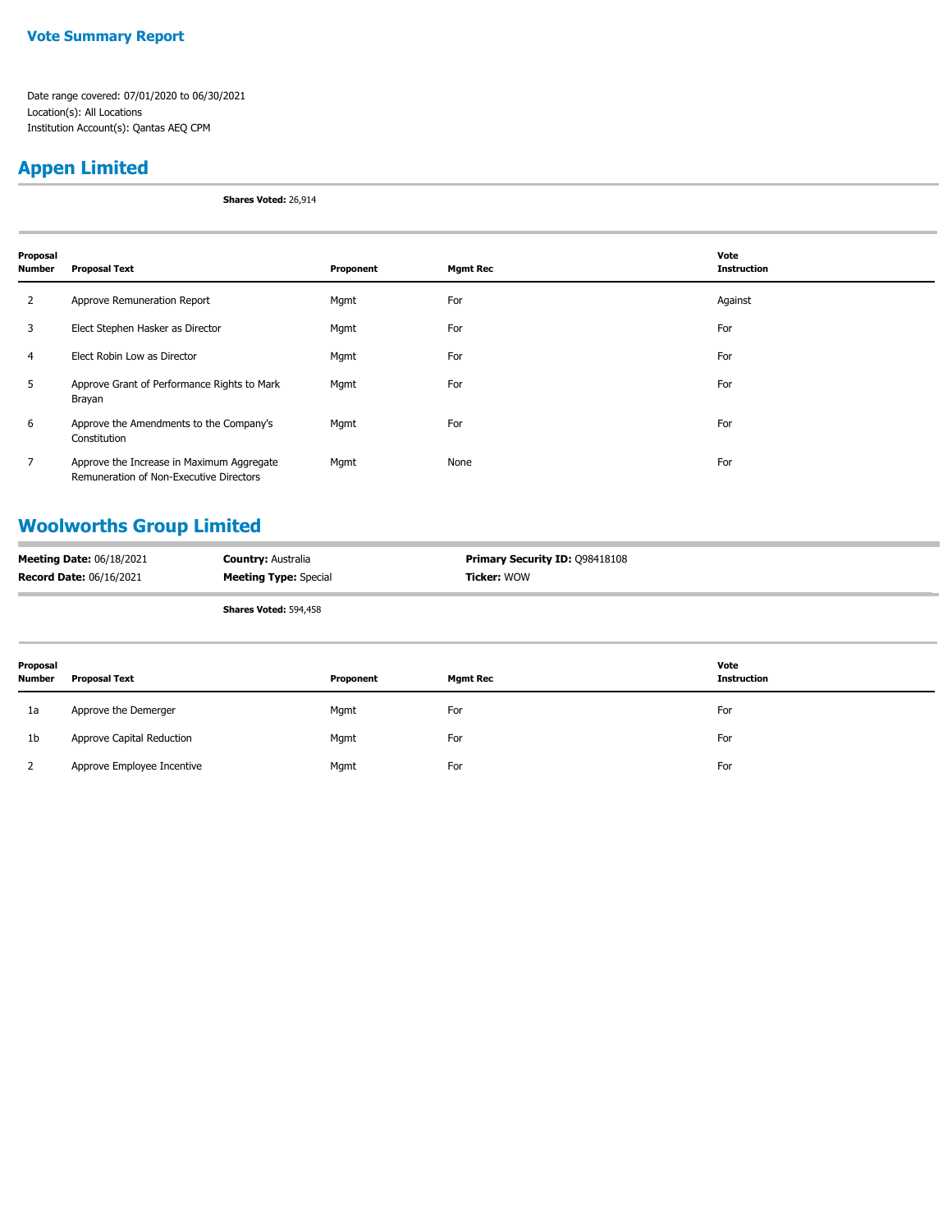**Vote Summary Report**

Date range covered: 07/01/2020 to 06/30/2021
Location(s): All Locations
Institution Account(s): Qantas AEQ CPM

## Appen Limited

**Shares Voted:** 26,914

| Proposal Number | Proposal Text | Proponent | Mgmt Rec | Vote Instruction |
|---|---|---|---|---|
| 2 | Approve Remuneration Report | Mgmt | For | Against |
| 3 | Elect Stephen Hasker as Director | Mgmt | For | For |
| 4 | Elect Robin Low as Director | Mgmt | For | For |
| 5 | Approve Grant of Performance Rights to Mark Brayan | Mgmt | For | For |
| 6 | Approve the Amendments to the Company's Constitution | Mgmt | For | For |
| 7 | Approve the Increase in Maximum Aggregate Remuneration of Non-Executive Directors | Mgmt | None | For |

## Woolworths Group Limited

**Meeting Date:** 06/18/2021
**Record Date:** 06/16/2021
**Country:** Australia
**Meeting Type:** Special
**Primary Security ID:** Q98418108
**Ticker:** WOW

**Shares Voted:** 594,458

| Proposal Number | Proposal Text | Proponent | Mgmt Rec | Vote Instruction |
|---|---|---|---|---|
| 1a | Approve the Demerger | Mgmt | For | For |
| 1b | Approve Capital Reduction | Mgmt | For | For |
| 2 | Approve Employee Incentive | Mgmt | For | For |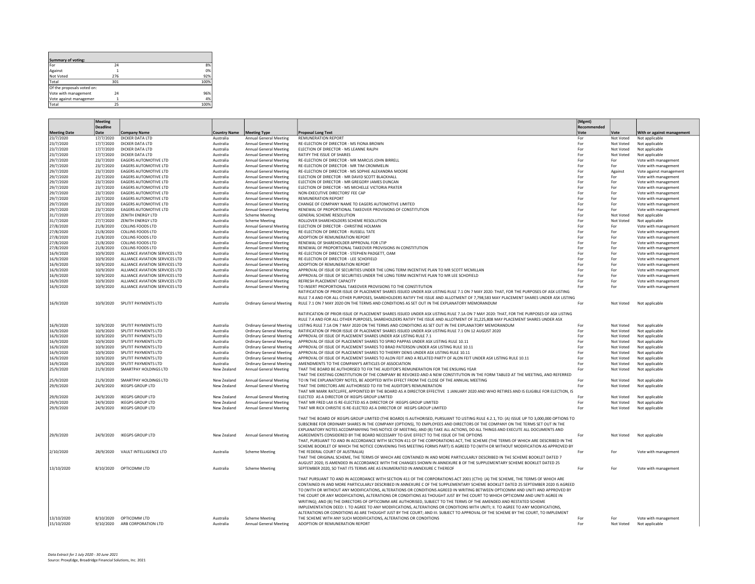| Summary of voting: | | |
|---|---|---|
| For | 24 | 8% |
| Against | 1 | 0% |
| Not Voted | 276 | 92% |
| Total | 301 | 100% |
| Of the proposals voted on: | | |
| Vote with management | 24 | 96% |
| Vote against managemen | 1 | 4% |
| Total | 25 | 100% |

| Meeting Date | Meeting Deadline Date | Company Name | Country Name | Meeting Type | Proposal Long Text | (Mgmt) Recommended Vote | Vote | With or against management |
|---|---|---|---|---|---|---|---|---|
| 23/7/2020 | 17/7/2020 | DICKER DATA LTD | Australia | Annual General Meeting | REMUNERATION REPORT | For | Not Voted | Not applicable |
| 23/7/2020 | 17/7/2020 | DICKER DATA LTD | Australia | Annual General Meeting | RE-ELECTION OF DIRECTOR - MS FIONA BROWN | For | Not Voted | Not applicable |
| 23/7/2020 | 17/7/2020 | DICKER DATA LTD | Australia | Annual General Meeting | ELECTION OF DIRECTOR - MS LEANNE RALPH | For | Not Voted | Not applicable |
| 23/7/2020 | 17/7/2020 | DICKER DATA LTD | Australia | Annual General Meeting | RATIFY THE ISSUE OF SHARES | For | Not Voted | Not applicable |
| 29/7/2020 | 23/7/2020 | EAGERS AUTOMOTIVE LTD | Australia | Annual General Meeting | RE-ELECTION OF DIRECTOR - MR MARCUS JOHN BIRRELL | For | For | Vote with management |
| 29/7/2020 | 23/7/2020 | EAGERS AUTOMOTIVE LTD | Australia | Annual General Meeting | RE-ELECTION OF DIRECTOR - MR TIM CROMMELIN | For | For | Vote with management |
| 29/7/2020 | 23/7/2020 | EAGERS AUTOMOTIVE LTD | Australia | Annual General Meeting | RE-ELECTION OF DIRECTOR - MS SOPHIE ALEXANDRA MOORE | For | Against | Vote against management |
| 29/7/2020 | 23/7/2020 | EAGERS AUTOMOTIVE LTD | Australia | Annual General Meeting | ELECTION OF DIRECTOR - MR DAVID SCOTT BLACKHALL | For | For | Vote with management |
| 29/7/2020 | 23/7/2020 | EAGERS AUTOMOTIVE LTD | Australia | Annual General Meeting | ELECTION OF DIRECTOR - MR GREGORY JAMES DUNCAN | For | For | Vote with management |
| 29/7/2020 | 23/7/2020 | EAGERS AUTOMOTIVE LTD | Australia | Annual General Meeting | ELECTION OF DIRECTOR - MS MICHELLE VICTORIA PRATER | For | For | Vote with management |
| 29/7/2020 | 23/7/2020 | EAGERS AUTOMOTIVE LTD | Australia | Annual General Meeting | NON-EXECUTIVE DIRECTORS' FEE CAP | For | For | Vote with management |
| 29/7/2020 | 23/7/2020 | EAGERS AUTOMOTIVE LTD | Australia | Annual General Meeting | REMUNERATION REPORT | For | For | Vote with management |
| 29/7/2020 | 23/7/2020 | EAGERS AUTOMOTIVE LTD | Australia | Annual General Meeting | CHANGE OF COMPANY NAME TO EAGERS AUTOMOTIVE LIMITED | For | For | Vote with management |
| 29/7/2020 | 23/7/2020 | EAGERS AUTOMOTIVE LTD | Australia | Annual General Meeting | RENEWAL OF PROPORTIONAL TAKEOVER PROVISIONS OF CONSTITUTION | For | For | Vote with management |
| 31/7/2020 | 27/7/2020 | ZENITH ENERGY LTD | Australia | Scheme Meeting | GENERAL SCHEME RESOLUTION | For | Not Voted | Not applicable |
| 31/7/2020 | 27/7/2020 | ZENITH ENERGY LTD | Australia | Scheme Meeting | ROLLOVER SHAREHOLDERS SCHEME RESOLUTION | For | Not Voted | Not applicable |
| 27/8/2020 | 21/8/2020 | COLLINS FOODS LTD | Australia | Annual General Meeting | ELECTION OF DIRECTOR - CHRISTINE HOLMAN | For | For | Vote with management |
| 27/8/2020 | 21/8/2020 | COLLINS FOODS LTD | Australia | Annual General Meeting | RE-ELECTION OF DIRECTOR - RUSSELL TATE | For | For | Vote with management |
| 27/8/2020 | 21/8/2020 | COLLINS FOODS LTD | Australia | Annual General Meeting | ADOPTION OF REMUNERATION REPORT | For | For | Vote with management |
| 27/8/2020 | 21/8/2020 | COLLINS FOODS LTD | Australia | Annual General Meeting | RENEWAL OF SHAREHOLDER APPROVAL FOR LTIP | For | For | Vote with management |
| 27/8/2020 | 21/8/2020 | COLLINS FOODS LTD | Australia | Annual General Meeting | RENEWAL OF PROPORTIONAL TAKEOVER PROVISIONS IN CONSTITUTION | For | For | Vote with management |
| 16/9/2020 | 10/9/2020 | ALLIANCE AVIATION SERVICES LTD | Australia | Annual General Meeting | RE-ELECTION OF DIRECTOR - STEPHEN PADGETT, OAM | For | For | Vote with management |
| 16/9/2020 | 10/9/2020 | ALLIANCE AVIATION SERVICES LTD | Australia | Annual General Meeting | RE-ELECTION OF DIRECTOR - LEE SCHOFIELD | For | For | Vote with management |
| 16/9/2020 | 10/9/2020 | ALLIANCE AVIATION SERVICES LTD | Australia | Annual General Meeting | ADOPTION OF REMUNERATION REPORT | For | For | Vote with management |
| 16/9/2020 | 10/9/2020 | ALLIANCE AVIATION SERVICES LTD | Australia | Annual General Meeting | APPROVAL OF ISSUE OF SECURITIES UNDER THE LONG TERM INCENTIVE PLAN TO MR SCOTT MCMILLAN | For | For | Vote with management |
| 16/9/2020 | 10/9/2020 | ALLIANCE AVIATION SERVICES LTD | Australia | Annual General Meeting | APPROVAL OF ISSUE OF SECURITIES UNDER THE LONG TERM INCENTIVE PLAN TO MR LEE SCHOFIELD | For | For | Vote with management |
| 16/9/2020 | 10/9/2020 | ALLIANCE AVIATION SERVICES LTD | Australia | Annual General Meeting | REFRESH PLACEMENT CAPACITY | For | For | Vote with management |
| 16/9/2020 | 10/9/2020 | ALLIANCE AVIATION SERVICES LTD | Australia | Annual General Meeting | TO INSERT PROPORTIONAL TAKEOVER PROVISIONS TO THE CONSTITUTION | For | For | Vote with management |
| 16/9/2020 | 10/9/2020 | SPLITIT PAYMENTS LTD | Australia | Ordinary General Meeting | RATIFICATION OF PRIOR ISSUE OF PLACEMENT SHARES ISSUED UNDER ASX LISTING RULE 7.1 ON 7 MAY 2020: THAT, FOR THE PURPOSES OF ASX LISTING RULE 7.4 AND FOR ALL OTHER PURPOSES, SHAREHOLDERS RATIFY THE ISSUE AND ALLOTMENT OF 7,798,583 MAY PLACEMENT SHARES UNDER ASX LISTING RULE 7.1 ON 7 MAY 2020 ON THE TERMS AND CONDITIONS AS SET OUT IN THE EXPLANATORY MEMORANDUM | For | Not Voted | Not applicable |
| 16/9/2020 | 10/9/2020 | SPLITIT PAYMENTS LTD | Australia | Ordinary General Meeting | RATIFICATION OF PRIOR ISSUE OF PLACEMENT SHARES ISSUED UNDER ASX LISTING RULE 7.1A ON 7 MAY 2020: THAT, FOR THE PURPOSES OF ASX LISTING RULE 7.4 AND FOR ALL OTHER PURPOSES, SHAREHOLDERS RATIFY THE ISSUE AND ALLOTMENT OF 31,225,808 MAY PLACEMENT SHARES UNDER ASX LISTING RULE 7.1A ON 7 MAY 2020 ON THE TERMS AND CONDITIONS AS SET OUT IN THE EXPLANATORY MEMORANDUM | For | Not Voted | Not applicable |
| 16/9/2020 | 10/9/2020 | SPLITIT PAYMENTS LTD | Australia | Ordinary General Meeting | RATIFICATION OF PRIOR ISSUE OF PLACEMENT SHARES ISSUED UNDER ASX LISTING RULE 7.1 ON 12 AUGUST 2020 | For | Not Voted | Not applicable |
| 16/9/2020 | 10/9/2020 | SPLITIT PAYMENTS LTD | Australia | Ordinary General Meeting | APPROVAL OF ISSUE OF PLACEMENT SHARES UNDER ASX LISTING RULE 7.1 | For | Not Voted | Not applicable |
| 16/9/2020 | 10/9/2020 | SPLITIT PAYMENTS LTD | Australia | Ordinary General Meeting | APPROVAL OF ISSUE OF PLACEMENT SHARES TO SPIRO PAPPAS UNDER ASX LISTING RULE 10.11 | For | Not Voted | Not applicable |
| 16/9/2020 | 10/9/2020 | SPLITIT PAYMENTS LTD | Australia | Ordinary General Meeting | APPROVAL OF ISSUE OF PLACEMENT SHARES TO BRAD PATERSON UNDER ASX LISTING RULE 10.11 | For | Not Voted | Not applicable |
| 16/9/2020 | 10/9/2020 | SPLITIT PAYMENTS LTD | Australia | Ordinary General Meeting | APPROVAL OF ISSUE OF PLACEMENT SHARES TO THIERRY DENIS UNDER ASX LISTING RULE 10.11 | For | Not Voted | Not applicable |
| 16/9/2020 | 10/9/2020 | SPLITIT PAYMENTS LTD | Australia | Ordinary General Meeting | APPROVAL OF ISSUE OF PLACEMENT SHARES TO ALON FEIT AND A RELATED PARTY OF ALON FEIT UNDER ASX LISTING RULE 10.11 | For | Not Voted | Not applicable |
| 16/9/2020 | 10/9/2020 | SPLITIT PAYMENTS LTD | Australia | Ordinary General Meeting | AMENDMENTS TO THE COMPANY'S ARTICLES OF ASSOCIATION | For | Not Voted | Not applicable |
| 25/9/2020 | 21/9/2020 | SMARTPAY HOLDINGS LTD | New Zealand | Annual General Meeting | THAT THE BOARD BE AUTHORISED TO FIX THE AUDITOR'S REMUNERATION FOR THE ENSUING YEAR | For | Not Voted | Not applicable |
| 25/9/2020 | 21/9/2020 | SMARTPAY HOLDINGS LTD | New Zealand | Annual General Meeting | THAT THE EXISTING CONSTITUTION OF THE COMPANY BE REVOKED AND A NEW CONSTITUTION IN THE FORM TABLED AT THE MEETING, AND REFERRED TO IN THE EXPLANATORY NOTES, BE ADOPTED WITH EFFECT FROM THE CLOSE OF THE ANNUAL MEETING | For | Not Voted | Not applicable |
| 29/9/2020 | 24/9/2020 | IKEGPS GROUP LTD | New Zealand | Annual General Meeting | THAT THE DIRECTORS ARE AUTHORISED TO FIX THE AUDITOR'S REMUNERATION | For | Not Voted | Not applicable |
| 29/9/2020 | 24/9/2020 | IKEGPS GROUP LTD | New Zealand | Annual General Meeting | THAT MR MARK RATCLIFFE, APPOINTED BY THE BOARD AS A DIRECTOR EFFECTIVE 1 JANUARY 2020 AND WHO RETIRES AND IS ELIGIBLE FOR ELECTION, IS ELECTED AS A DIRECTOR OF IKEGPS GROUP LIMITED | For | Not Voted | Not applicable |
| 29/9/2020 | 24/9/2020 | IKEGPS GROUP LTD | New Zealand | Annual General Meeting | THAT MR FRED LAX IS RE-ELECTED AS A DIRECTOR OF IKEGPS GROUP LIMITED | For | Not Voted | Not applicable |
| 29/9/2020 | 24/9/2020 | IKEGPS GROUP LTD | New Zealand | Annual General Meeting | THAT MR RICK CHRISTIE IS RE-ELECTED AS A DIRECTOR OF IKEGPS GROUP LIMITED | For | Not Voted | Not applicable |
| 29/9/2020 | 24/9/2020 | IKEGPS GROUP LTD | New Zealand | Annual General Meeting | THAT THE BOARD OF IKEGPS GROUP LIMITED (THE BOARD) IS AUTHORISED, PURSUANT TO LISTING RULE 4.2.1, TO: (A) ISSUE UP TO 3,000,000 OPTIONS TO SUBSCRIBE FOR ORDINARY SHARES IN THE COMPANY (OPTIONS), TO EMPLOYEES AND DIRECTORS OF THE COMPANY ON THE TERMS SET OUT IN THE EXPLANATORY NOTES ACCOMPANYING THIS NOTICE OF MEETING; AND (B) TAKE ALL ACTIONS, DO ALL THINGS AND EXECUTE ALL DOCUMENTS AND AGREEMENTS CONSIDERED BY THE BOARD NECESSARY TO GIVE EFFECT TO THE ISSUE OF THE OPTIONS | For | Not Voted | Not applicable |
| 2/10/2020 | 28/9/2020 | VAULT INTELLIGENCE LTD | Australia | Scheme Meeting | THAT, PURSUANT TO AND IN ACCORDANCE WITH SECTION 411 OF THE CORPORATIONS ACT, THE SCHEME (THE TERMS OF WHICH ARE DESCRIBED IN THE SCHEME BOOKLET OF WHICH THE NOTICE CONVENING THIS MEETING FORMS PART) IS AGREED TO (WITH OR WITHOUT MODIFICATION AS APPROVED BY THE FEDERAL COURT OF AUSTRALIA) | For | For | Vote with management |
| 13/10/2020 | 8/10/2020 | OPTICOMM LTD | Australia | Scheme Meeting | THAT THE ORIGINAL SCHEME, THE TERMS OF WHICH ARE CONTAINED IN AND MORE PARTICULARLY DESCRIBED IN THE SCHEME BOOKLET DATED 7 AUGUST 2020, IS AMENDED IN ACCORDANCE WITH THE CHANGES SHOWN IN ANNEXURE B OF THE SUPPLEMENTARY SCHEME BOOKLET DATED 25 SEPTEMBER 2020, SO THAT ITS TERMS ARE AS ENUMERATED IN ANNEXURE C THEREOF | For | For | Vote with management |
| 13/10/2020 | 8/10/2020 | OPTICOMM LTD | Australia | Scheme Meeting | THAT PURSUANT TO AND IN ACCORDANCE WITH SECTION 411 OF THE CORPORATIONS ACT 2001 (CTH): (A) THE SCHEME, THE TERMS OF WHICH ARE CONTAINED IN AND MORE PARTICULARLY DESCRIBED IN ANNEXURE C OF THE SUPPLEMENTARY SCHEME BOOKLET DATED 25 SEPTEMBER 2020 IS AGREED TO (WITH OR WITHOUT ANY MODIFICATIONS, ALTERATIONS OR CONDITIONS AGREED IN WRITING BETWEEN OPTICOMM AND UNITI AND APPROVED BY THE COURT OR ANY MODIFICATIONS, ALTERATIONS OR CONDITIONS AS THOUGHT JUST BY THE COURT TO WHICH OPTICOMM AND UNITI AGREE IN WRITING); AND (B) THE DIRECTORS OF OPTICOMM ARE AUTHORISED, SUBJECT TO THE TERMS OF THE AMENDED AND RESTATED SCHEME IMPLEMENTATION DEED: I. TO AGREE TO ANY MODIFICATIONS, ALTERATIONS OR CONDITIONS WITH UNITI; II. TO AGREE TO ANY MODIFICATIONS, ALTERATIONS OR CONDITIONS AS ARE THOUGHT JUST BY THE COURT; AND III. SUBJECT TO APPROVAL OF THE SCHEME BY THE COURT, TO IMPLEMENT THE SCHEME WITH ANY SUCH MODIFICATIONS, ALTERATIONS OR CONDITIONS | For | For | Vote with management |
| 15/10/2020 | 9/10/2020 | ARB CORPORATION LTD | Australia | Annual General Meeting | ADOPTION OF REMUNERATION REPORT | For | Not Voted | Not applicable |

*Data Extract for 1 July 2020 - 30 June 2021*
Source: ProxyEdge, Broadridge Financial Solutions, Inc. 2021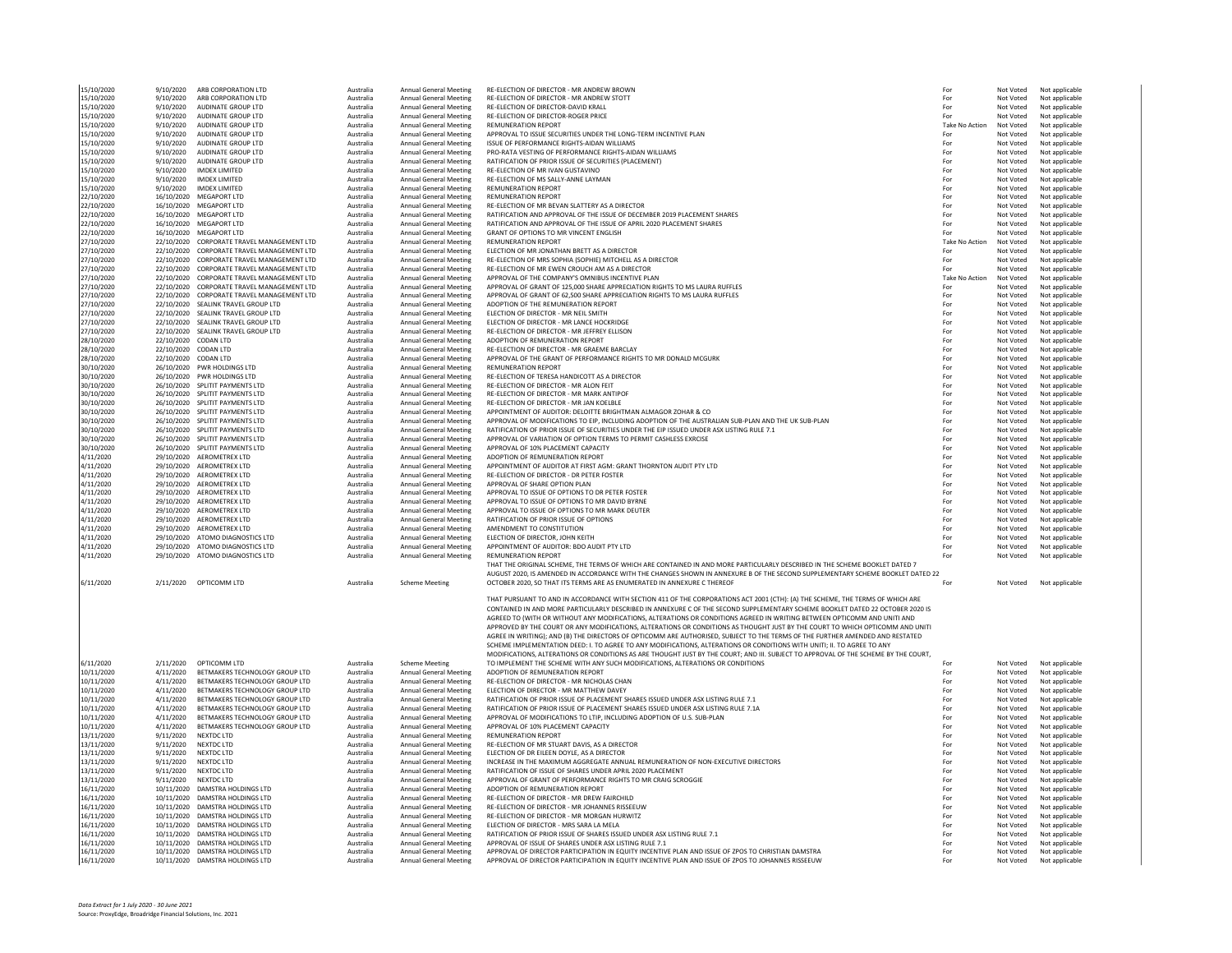| | | | | | | | | |
|---|---|---|---|---|---|---|---|---|
| 15/10/2020 | 9/10/2020 | ARB CORPORATION LTD | Australia | Annual General Meeting | RE-ELECTION OF DIRECTOR - MR ANDREW BROWN | For | Not Voted | Not applicable |
| 15/10/2020 | 9/10/2020 | ARB CORPORATION LTD | Australia | Annual General Meeting | RE-ELECTION OF DIRECTOR - MR ANDREW STOTT | For | Not Voted | Not applicable |
| 15/10/2020 | 9/10/2020 | AUDINATE GROUP LTD | Australia | Annual General Meeting | RE-ELECTION OF DIRECTOR-DAVID KRALL | For | Not Voted | Not applicable |
| 15/10/2020 | 9/10/2020 | AUDINATE GROUP LTD | Australia | Annual General Meeting | RE-ELECTION OF DIRECTOR-ROGER PRICE | For | Not Voted | Not applicable |
| 15/10/2020 | 9/10/2020 | AUDINATE GROUP LTD | Australia | Annual General Meeting | REMUNERATION REPORT | Take No Action | Not Voted | Not applicable |
| 15/10/2020 | 9/10/2020 | AUDINATE GROUP LTD | Australia | Annual General Meeting | APPROVAL TO ISSUE SECURITIES UNDER THE LONG-TERM INCENTIVE PLAN | For | Not Voted | Not applicable |
| 15/10/2020 | 9/10/2020 | AUDINATE GROUP LTD | Australia | Annual General Meeting | ISSUE OF PERFORMANCE RIGHTS-AIDAN WILLIAMS | For | Not Voted | Not applicable |
| 15/10/2020 | 9/10/2020 | AUDINATE GROUP LTD | Australia | Annual General Meeting | PRO-RATA VESTING OF PERFORMANCE RIGHTS-AIDAN WILLIAMS | For | Not Voted | Not applicable |
| 15/10/2020 | 9/10/2020 | AUDINATE GROUP LTD | Australia | Annual General Meeting | RATIFICATION OF PRIOR ISSUE OF SECURITIES (PLACEMENT) | For | Not Voted | Not applicable |
| 15/10/2020 | 9/10/2020 | IMDEX LIMITED | Australia | Annual General Meeting | RE-ELECTION OF MR IVAN GUSTAVINO | For | Not Voted | Not applicable |
| 15/10/2020 | 9/10/2020 | IMDEX LIMITED | Australia | Annual General Meeting | RE-ELECTION OF MS SALLY-ANNE LAYMAN | For | Not Voted | Not applicable |
| 15/10/2020 | 9/10/2020 | IMDEX LIMITED | Australia | Annual General Meeting | REMUNERATION REPORT | For | Not Voted | Not applicable |
| 22/10/2020 | 16/10/2020 | MEGAPORT LTD | Australia | Annual General Meeting | REMUNERATION REPORT | For | Not Voted | Not applicable |
| 22/10/2020 | 16/10/2020 | MEGAPORT LTD | Australia | Annual General Meeting | RE-ELECTION OF MR BEVAN SLATTERY AS A DIRECTOR | For | Not Voted | Not applicable |
| 22/10/2020 | 16/10/2020 | MEGAPORT LTD | Australia | Annual General Meeting | RATIFICATION AND APPROVAL OF THE ISSUE OF DECEMBER 2019 PLACEMENT SHARES | For | Not Voted | Not applicable |
| 22/10/2020 | 16/10/2020 | MEGAPORT LTD | Australia | Annual General Meeting | RATIFICATION AND APPROVAL OF THE ISSUE OF APRIL 2020 PLACEMENT SHARES | For | Not Voted | Not applicable |
| 22/10/2020 | 16/10/2020 | MEGAPORT LTD | Australia | Annual General Meeting | GRANT OF OPTIONS TO MR VINCENT ENGLISH | For | Not Voted | Not applicable |
| 27/10/2020 | 22/10/2020 | CORPORATE TRAVEL MANAGEMENT LTD | Australia | Annual General Meeting | REMUNERATION REPORT | Take No Action | Not Voted | Not applicable |
| 27/10/2020 | 22/10/2020 | CORPORATE TRAVEL MANAGEMENT LTD | Australia | Annual General Meeting | ELECTION OF MR JONATHAN BRETT AS A DIRECTOR | For | Not Voted | Not applicable |
| 27/10/2020 | 22/10/2020 | CORPORATE TRAVEL MANAGEMENT LTD | Australia | Annual General Meeting | RE-ELECTION OF MRS SOPHIA (SOPHIE) MITCHELL AS A DIRECTOR | For | Not Voted | Not applicable |
| 27/10/2020 | 22/10/2020 | CORPORATE TRAVEL MANAGEMENT LTD | Australia | Annual General Meeting | RE-ELECTION OF MR EWEN CROUCH AM AS A DIRECTOR | For | Not Voted | Not applicable |
| 27/10/2020 | 22/10/2020 | CORPORATE TRAVEL MANAGEMENT LTD | Australia | Annual General Meeting | APPROVAL OF THE COMPANY'S OMNIBUS INCENTIVE PLAN | Take No Action | Not Voted | Not applicable |
| 27/10/2020 | 22/10/2020 | CORPORATE TRAVEL MANAGEMENT LTD | Australia | Annual General Meeting | APPROVAL OF GRANT OF 125,000 SHARE APPRECIATION RIGHTS TO MS LAURA RUFFLES | For | Not Voted | Not applicable |
| 27/10/2020 | 22/10/2020 | CORPORATE TRAVEL MANAGEMENT LTD | Australia | Annual General Meeting | APPROVAL OF GRANT OF 62,500 SHARE APPRECIATION RIGHTS TO MS LAURA RUFFLES | For | Not Voted | Not applicable |
| 27/10/2020 | 22/10/2020 | SEALINK TRAVEL GROUP LTD | Australia | Annual General Meeting | ADOPTION OF THE REMUNERATION REPORT | For | Not Voted | Not applicable |
| 27/10/2020 | 22/10/2020 | SEALINK TRAVEL GROUP LTD | Australia | Annual General Meeting | ELECTION OF DIRECTOR - MR NEIL SMITH | For | Not Voted | Not applicable |
| 27/10/2020 | 22/10/2020 | SEALINK TRAVEL GROUP LTD | Australia | Annual General Meeting | ELECTION OF DIRECTOR - MR LANCE HOCKRIDGE | For | Not Voted | Not applicable |
| 27/10/2020 | 22/10/2020 | SEALINK TRAVEL GROUP LTD | Australia | Annual General Meeting | RE-ELECTION OF DIRECTOR - MR JEFFREY ELLISON | For | Not Voted | Not applicable |
| 28/10/2020 | 22/10/2020 | CODAN LTD | Australia | Annual General Meeting | ADOPTION OF REMUNERATION REPORT | For | Not Voted | Not applicable |
| 28/10/2020 | 22/10/2020 | CODAN LTD | Australia | Annual General Meeting | RE-ELECTION OF DIRECTOR - MR GRAEME BARCLAY | For | Not Voted | Not applicable |
| 28/10/2020 | 22/10/2020 | CODAN LTD | Australia | Annual General Meeting | APPROVAL OF THE GRANT OF PERFORMANCE RIGHTS TO MR DONALD MCGURK | For | Not Voted | Not applicable |
| 30/10/2020 | 26/10/2020 | PWR HOLDINGS LTD | Australia | Annual General Meeting | REMUNERATION REPORT | For | Not Voted | Not applicable |
| 30/10/2020 | 26/10/2020 | PWR HOLDINGS LTD | Australia | Annual General Meeting | RE-ELECTION OF TERESA HANDICOTT AS A DIRECTOR | For | Not Voted | Not applicable |
| 30/10/2020 | 26/10/2020 | SPLITIT PAYMENTS LTD | Australia | Annual General Meeting | RE-ELECTION OF DIRECTOR - MR ALON FEIT | For | Not Voted | Not applicable |
| 30/10/2020 | 26/10/2020 | SPLITIT PAYMENTS LTD | Australia | Annual General Meeting | RE-ELECTION OF DIRECTOR - MR MARK ANTIPOF | For | Not Voted | Not applicable |
| 30/10/2020 | 26/10/2020 | SPLITIT PAYMENTS LTD | Australia | Annual General Meeting | RE-ELECTION OF DIRECTOR - MR JAN KOELBLE | For | Not Voted | Not applicable |
| 30/10/2020 | 26/10/2020 | SPLITIT PAYMENTS LTD | Australia | Annual General Meeting | APPOINTMENT OF AUDITOR: DELOITTE BRIGHTMAN ALMAGOR ZOHAR & CO | For | Not Voted | Not applicable |
| 30/10/2020 | 26/10/2020 | SPLITIT PAYMENTS LTD | Australia | Annual General Meeting | APPROVAL OF MODIFICATIONS TO EIP, INCLUDING ADOPTION OF THE AUSTRALIAN SUB-PLAN AND THE UK SUB-PLAN | For | Not Voted | Not applicable |
| 30/10/2020 | 26/10/2020 | SPLITIT PAYMENTS LTD | Australia | Annual General Meeting | RATIFICATION OF PRIOR ISSUE OF SECURITIES UNDER THE EIP ISSUED UNDER ASX LISTING RULE 7.1 | For | Not Voted | Not applicable |
| 30/10/2020 | 26/10/2020 | SPLITIT PAYMENTS LTD | Australia | Annual General Meeting | APPROVAL OF VARIATION OF OPTION TERMS TO PERMIT CASHLESS EXRCISE | For | Not Voted | Not applicable |
| 30/10/2020 | 26/10/2020 | SPLITIT PAYMENTS LTD | Australia | Annual General Meeting | APPROVAL OF 10% PLACEMENT CAPACITY | For | Not Voted | Not applicable |
| 4/11/2020 | 29/10/2020 | AEROMETREX LTD | Australia | Annual General Meeting | ADOPTION OF REMUNERATION REPORT | For | Not Voted | Not applicable |
| 4/11/2020 | 29/10/2020 | AEROMETREX LTD | Australia | Annual General Meeting | APPOINTMENT OF AUDITOR AT FIRST AGM: GRANT THORNTON AUDIT PTY LTD | For | Not Voted | Not applicable |
| 4/11/2020 | 29/10/2020 | AEROMETREX LTD | Australia | Annual General Meeting | RE-ELECTION OF DIRECTOR - DR PETER FOSTER | For | Not Voted | Not applicable |
| 4/11/2020 | 29/10/2020 | AEROMETREX LTD | Australia | Annual General Meeting | APPROVAL OF SHARE OPTION PLAN | For | Not Voted | Not applicable |
| 4/11/2020 | 29/10/2020 | AEROMETREX LTD | Australia | Annual General Meeting | APPROVAL TO ISSUE OF OPTIONS TO DR PETER FOSTER | For | Not Voted | Not applicable |
| 4/11/2020 | 29/10/2020 | AEROMETREX LTD | Australia | Annual General Meeting | APPROVAL TO ISSUE OF OPTIONS TO MR DAVID BYRNE | For | Not Voted | Not applicable |
| 4/11/2020 | 29/10/2020 | AEROMETREX LTD | Australia | Annual General Meeting | APPROVAL TO ISSUE OF OPTIONS TO MR MARK DEUTER | For | Not Voted | Not applicable |
| 4/11/2020 | 29/10/2020 | AEROMETREX LTD | Australia | Annual General Meeting | RATIFICATION OF PRIOR ISSUE OF OPTIONS | For | Not Voted | Not applicable |
| 4/11/2020 | 29/10/2020 | AEROMETREX LTD | Australia | Annual General Meeting | AMENDMENT TO CONSTITUTION | For | Not Voted | Not applicable |
| 4/11/2020 | 29/10/2020 | ATOMO DIAGNOSTICS LTD | Australia | Annual General Meeting | ELECTION OF DIRECTOR, JOHN KEITH | For | Not Voted | Not applicable |
| 4/11/2020 | 29/10/2020 | ATOMO DIAGNOSTICS LTD | Australia | Annual General Meeting | APPOINTMENT OF AUDITOR: BDO AUDIT PTY LTD | For | Not Voted | Not applicable |
| 4/11/2020 | 29/10/2020 | ATOMO DIAGNOSTICS LTD | Australia | Annual General Meeting | REMUNERATION REPORT | For | Not Voted | Not applicable |
| 6/11/2020 | 2/11/2020 | OPTICOMM LTD | Australia | Scheme Meeting | THAT THE ORIGINAL SCHEME, THE TERMS OF WHICH ARE CONTAINED IN AND MORE PARTICULARLY DESCRIBED IN THE SCHEME BOOKLET DATED 7 AUGUST 2020, IS AMENDED IN ACCORDANCE WITH THE CHANGES SHOWN IN ANNEXURE B OF THE SECOND SUPPLEMENTARY SCHEME BOOKLET DATED 22 OCTOBER 2020, SO THAT ITS TERMS ARE AS ENUMERATED IN ANNEXURE C THEREOF | For | Not Voted | Not applicable |
| 6/11/2020 | 2/11/2020 | OPTICOMM LTD | Australia | Scheme Meeting | THAT PURSUANT TO AND IN ACCORDANCE WITH SECTION 411 OF THE CORPORATIONS ACT 2001 (CTH): (A) THE SCHEME, THE TERMS OF WHICH ARE CONTAINED IN AND MORE PARTICULARLY DESCRIBED IN ANNEXURE C OF THE SECOND SUPPLEMENTARY SCHEME BOOKLET DATED 22 OCTOBER 2020 IS AGREED TO (WITH OR WITHOUT ANY MODIFICATIONS, ALTERATIONS OR CONDITIONS AGREED IN WRITING BETWEEN OPTICOMM AND UNITI AND APPROVED BY THE COURT OR ANY MODIFICATIONS, ALTERATIONS OR CONDITIONS AS THOUGHT JUST BY THE COURT TO WHICH OPTICOMM AND UNITI AGREE IN WRITING); AND (B) THE DIRECTORS OF OPTICOMM ARE AUTHORISED, SUBJECT TO THE TERMS OF THE FURTHER AMENDED AND RESTATED SCHEME IMPLEMENTATION DEED: I. TO AGREE TO ANY MODIFICATIONS, ALTERATIONS OR CONDITIONS WITH UNITI; II. TO AGREE TO ANY MODIFICATIONS, ALTERATIONS OR CONDITIONS AS ARE THOUGHT JUST BY THE COURT; AND III. SUBJECT TO APPROVAL OF THE SCHEME BY THE COURT, TO IMPLEMENT THE SCHEME WITH ANY SUCH MODIFICATIONS, ALTERATIONS OR CONDITIONS | For | Not Voted | Not applicable |
| 10/11/2020 | 4/11/2020 | BETMAKERS TECHNOLOGY GROUP LTD | Australia | Annual General Meeting | ADOPTION OF REMUNERATION REPORT | For | Not Voted | Not applicable |
| 10/11/2020 | 4/11/2020 | BETMAKERS TECHNOLOGY GROUP LTD | Australia | Annual General Meeting | RE-ELECTION OF DIRECTOR - MR NICHOLAS CHAN | For | Not Voted | Not applicable |
| 10/11/2020 | 4/11/2020 | BETMAKERS TECHNOLOGY GROUP LTD | Australia | Annual General Meeting | ELECTION OF DIRECTOR - MR MATTHEW DAVEY | For | Not Voted | Not applicable |
| 10/11/2020 | 4/11/2020 | BETMAKERS TECHNOLOGY GROUP LTD | Australia | Annual General Meeting | RATIFICATION OF PRIOR ISSUE OF PLACEMENT SHARES ISSUED UNDER ASX LISTING RULE 7.1 | For | Not Voted | Not applicable |
| 10/11/2020 | 4/11/2020 | BETMAKERS TECHNOLOGY GROUP LTD | Australia | Annual General Meeting | RATIFICATION OF PRIOR ISSUE OF PLACEMENT SHARES ISSUED UNDER ASX LISTING RULE 7.1A | For | Not Voted | Not applicable |
| 10/11/2020 | 4/11/2020 | BETMAKERS TECHNOLOGY GROUP LTD | Australia | Annual General Meeting | APPROVAL OF MODIFICATIONS TO LTIP, INCLUDING ADOPTION OF U.S. SUB-PLAN | For | Not Voted | Not applicable |
| 10/11/2020 | 4/11/2020 | BETMAKERS TECHNOLOGY GROUP LTD | Australia | Annual General Meeting | APPROVAL OF 10% PLACEMENT CAPACITY | For | Not Voted | Not applicable |
| 13/11/2020 | 9/11/2020 | NEXTDC LTD | Australia | Annual General Meeting | REMUNERATION REPORT | For | Not Voted | Not applicable |
| 13/11/2020 | 9/11/2020 | NEXTDC LTD | Australia | Annual General Meeting | RE-ELECTION OF MR STUART DAVIS, AS A DIRECTOR | For | Not Voted | Not applicable |
| 13/11/2020 | 9/11/2020 | NEXTDC LTD | Australia | Annual General Meeting | ELECTION OF DR EILEEN DOYLE, AS A DIRECTOR | For | Not Voted | Not applicable |
| 13/11/2020 | 9/11/2020 | NEXTDC LTD | Australia | Annual General Meeting | INCREASE IN THE MAXIMUM AGGREGATE ANNUAL REMUNERATION OF NON-EXECUTIVE DIRECTORS | For | Not Voted | Not applicable |
| 13/11/2020 | 9/11/2020 | NEXTDC LTD | Australia | Annual General Meeting | RATIFICATION OF ISSUE OF SHARES UNDER APRIL 2020 PLACEMENT | For | Not Voted | Not applicable |
| 13/11/2020 | 9/11/2020 | NEXTDC LTD | Australia | Annual General Meeting | APPROVAL OF GRANT OF PERFORMANCE RIGHTS TO MR CRAIG SCROGGIE | For | Not Voted | Not applicable |
| 16/11/2020 | 10/11/2020 | DAMSTRA HOLDINGS LTD | Australia | Annual General Meeting | ADOPTION OF REMUNERATION REPORT | For | Not Voted | Not applicable |
| 16/11/2020 | 10/11/2020 | DAMSTRA HOLDINGS LTD | Australia | Annual General Meeting | RE-ELECTION OF DIRECTOR - MR DREW FAIRCHILD | For | Not Voted | Not applicable |
| 16/11/2020 | 10/11/2020 | DAMSTRA HOLDINGS LTD | Australia | Annual General Meeting | RE-ELECTION OF DIRECTOR - MR JOHANNES RISSEEUW | For | Not Voted | Not applicable |
| 16/11/2020 | 10/11/2020 | DAMSTRA HOLDINGS LTD | Australia | Annual General Meeting | RE-ELECTION OF DIRECTOR - MR MORGAN HURWITZ | For | Not Voted | Not applicable |
| 16/11/2020 | 10/11/2020 | DAMSTRA HOLDINGS LTD | Australia | Annual General Meeting | ELECTION OF DIRECTOR - MRS SARA LA MELA | For | Not Voted | Not applicable |
| 16/11/2020 | 10/11/2020 | DAMSTRA HOLDINGS LTD | Australia | Annual General Meeting | RATIFICATION OF PRIOR ISSUE OF SHARES ISSUED UNDER ASX LISTING RULE 7.1 | For | Not Voted | Not applicable |
| 16/11/2020 | 10/11/2020 | DAMSTRA HOLDINGS LTD | Australia | Annual General Meeting | APPROVAL OF ISSUE OF SHARES UNDER ASX LISTING RULE 7.1 | For | Not Voted | Not applicable |
| 16/11/2020 | 10/11/2020 | DAMSTRA HOLDINGS LTD | Australia | Annual General Meeting | APPROVAL OF DIRECTOR PARTICIPATION IN EQUITY INCENTIVE PLAN AND ISSUE OF ZPOS TO CHRISTIAN DAMSTRA | For | Not Voted | Not applicable |
| 16/11/2020 | 10/11/2020 | DAMSTRA HOLDINGS LTD | Australia | Annual General Meeting | APPROVAL OF DIRECTOR PARTICIPATION IN EQUITY INCENTIVE PLAN AND ISSUE OF ZPOS TO JOHANNES RISSEEUW | For | Not Voted | Not applicable |

*Data Extract for 1 July 2020 - 30 June 2021*
Source: ProxyEdge, Broadridge Financial Solutions, Inc. 2021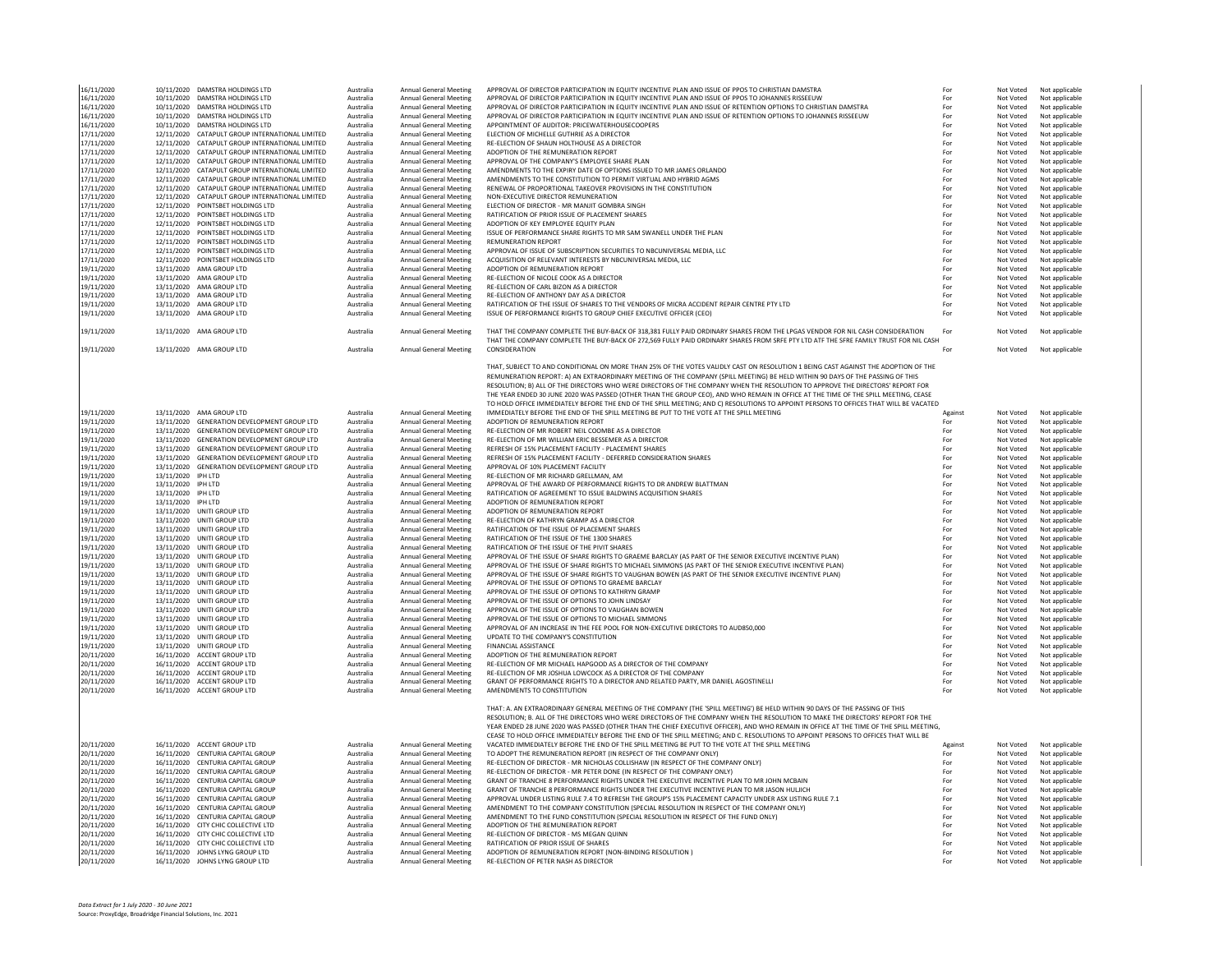| | | | | | | | | |
|---|---|---|---|---|---|---|---|---|
| 16/11/2020 | 10/11/2020 | DAMSTRA HOLDINGS LTD | Australia | Annual General Meeting | APPROVAL OF DIRECTOR PARTICIPATION IN EQUITY INCENTIVE PLAN AND ISSUE OF PPOS TO CHRISTIAN DAMSTRA | For | Not Voted | Not applicable |
| 16/11/2020 | 10/11/2020 | DAMSTRA HOLDINGS LTD | Australia | Annual General Meeting | APPROVAL OF DIRECTOR PARTICIPATION IN EQUITY INCENTIVE PLAN AND ISSUE OF PPOS TO JOHANNES RISSEEUW | For | Not Voted | Not applicable |
| 16/11/2020 | 10/11/2020 | DAMSTRA HOLDINGS LTD | Australia | Annual General Meeting | APPROVAL OF DIRECTOR PARTICIPATION IN EQUITY INCENTIVE PLAN AND ISSUE OF RETENTION OPTIONS TO CHRISTIAN DAMSTRA | For | Not Voted | Not applicable |
| 16/11/2020 | 10/11/2020 | DAMSTRA HOLDINGS LTD | Australia | Annual General Meeting | APPROVAL OF DIRECTOR PARTICIPATION IN EQUITY INCENTIVE PLAN AND ISSUE OF RETENTION OPTIONS TO JOHANNES RISSEEUW | For | Not Voted | Not applicable |
| 16/11/2020 | 10/11/2020 | DAMSTRA HOLDINGS LTD | Australia | Annual General Meeting | APPOINTMENT OF AUDITOR: PRICEWATERHOUSECOOPERS | For | Not Voted | Not applicable |
| 17/11/2020 | 12/11/2020 | CATAPULT GROUP INTERNATIONAL LIMITED | Australia | Annual General Meeting | ELECTION OF MICHELLE GUTHRIE AS A DIRECTOR | For | Not Voted | Not applicable |
| 17/11/2020 | 12/11/2020 | CATAPULT GROUP INTERNATIONAL LIMITED | Australia | Annual General Meeting | RE-ELECTION OF SHAUN HOLTHOUSE AS A DIRECTOR | For | Not Voted | Not applicable |
| 17/11/2020 | 12/11/2020 | CATAPULT GROUP INTERNATIONAL LIMITED | Australia | Annual General Meeting | ADOPTION OF THE REMUNERATION REPORT | For | Not Voted | Not applicable |
| 17/11/2020 | 12/11/2020 | CATAPULT GROUP INTERNATIONAL LIMITED | Australia | Annual General Meeting | APPROVAL OF THE COMPANY'S EMPLOYEE SHARE PLAN | For | Not Voted | Not applicable |
| 17/11/2020 | 12/11/2020 | CATAPULT GROUP INTERNATIONAL LIMITED | Australia | Annual General Meeting | AMENDMENTS TO THE EXPIRY DATE OF OPTIONS ISSUED TO MR JAMES ORLANDO | For | Not Voted | Not applicable |
| 17/11/2020 | 12/11/2020 | CATAPULT GROUP INTERNATIONAL LIMITED | Australia | Annual General Meeting | AMENDMENTS TO THE CONSTITUTION TO PERMIT VIRTUAL AND HYBRID AGMS | For | Not Voted | Not applicable |
| 17/11/2020 | 12/11/2020 | CATAPULT GROUP INTERNATIONAL LIMITED | Australia | Annual General Meeting | RENEWAL OF PROPORTIONAL TAKEOVER PROVISIONS IN THE CONSTITUTION | For | Not Voted | Not applicable |
| 17/11/2020 | 12/11/2020 | CATAPULT GROUP INTERNATIONAL LIMITED | Australia | Annual General Meeting | NON-EXECUTIVE DIRECTOR REMUNERATION | For | Not Voted | Not applicable |
| 17/11/2020 | 12/11/2020 | POINTSBET HOLDINGS LTD | Australia | Annual General Meeting | ELECTION OF DIRECTOR - MR MANJIT GOMBRA SINGH | For | Not Voted | Not applicable |
| 17/11/2020 | 12/11/2020 | POINTSBET HOLDINGS LTD | Australia | Annual General Meeting | RATIFICATION OF PRIOR ISSUE OF PLACEMENT SHARES | For | Not Voted | Not applicable |
| 17/11/2020 | 12/11/2020 | POINTSBET HOLDINGS LTD | Australia | Annual General Meeting | ADOPTION OF KEY EMPLOYEE EQUITY PLAN | For | Not Voted | Not applicable |
| 17/11/2020 | 12/11/2020 | POINTSBET HOLDINGS LTD | Australia | Annual General Meeting | ISSUE OF PERFORMANCE SHARE RIGHTS TO MR SAM SWANELL UNDER THE PLAN | For | Not Voted | Not applicable |
| 17/11/2020 | 12/11/2020 | POINTSBET HOLDINGS LTD | Australia | Annual General Meeting | REMUNERATION REPORT | For | Not Voted | Not applicable |
| 17/11/2020 | 12/11/2020 | POINTSBET HOLDINGS LTD | Australia | Annual General Meeting | APPROVAL OF ISSUE OF SUBSCRIPTION SECURITIES TO NBCUNIVERSAL MEDIA, LLC | For | Not Voted | Not applicable |
| 17/11/2020 | 12/11/2020 | POINTSBET HOLDINGS LTD | Australia | Annual General Meeting | ACQUISITION OF RELEVANT INTERESTS BY NBCUNIVERSAL MEDIA, LLC | For | Not Voted | Not applicable |
| 19/11/2020 | 13/11/2020 | AMA GROUP LTD | Australia | Annual General Meeting | ADOPTION OF REMUNERATION REPORT | For | Not Voted | Not applicable |
| 19/11/2020 | 13/11/2020 | AMA GROUP LTD | Australia | Annual General Meeting | RE-ELECTION OF NICOLE COOK AS A DIRECTOR | For | Not Voted | Not applicable |
| 19/11/2020 | 13/11/2020 | AMA GROUP LTD | Australia | Annual General Meeting | RE-ELECTION OF CARL BIZON AS A DIRECTOR | For | Not Voted | Not applicable |
| 19/11/2020 | 13/11/2020 | AMA GROUP LTD | Australia | Annual General Meeting | RE-ELECTION OF ANTHONY DAY AS A DIRECTOR | For | Not Voted | Not applicable |
| 19/11/2020 | 13/11/2020 | AMA GROUP LTD | Australia | Annual General Meeting | RATIFICATION OF THE ISSUE OF SHARES TO THE VENDORS OF MICRA ACCIDENT REPAIR CENTRE PTY LTD | For | Not Voted | Not applicable |
| 19/11/2020 | 13/11/2020 | AMA GROUP LTD | Australia | Annual General Meeting | ISSUE OF PERFORMANCE RIGHTS TO GROUP CHIEF EXECUTIVE OFFICER (CEO) | For | Not Voted | Not applicable |
| 19/11/2020 | 13/11/2020 | AMA GROUP LTD | Australia | Annual General Meeting | THAT THE COMPANY COMPLETE THE BUY-BACK OF 318,381 FULLY PAID ORDINARY SHARES FROM THE LPGAS VENDOR FOR NIL CASH CONSIDERATION | For | Not Voted | Not applicable |
| 19/11/2020 | 13/11/2020 | AMA GROUP LTD | Australia | Annual General Meeting | THAT THE COMPANY COMPLETE THE BUY-BACK OF 272,569 FULLY PAID ORDINARY SHARES FROM SRFE PTY LTD ATF THE SFRE FAMILY TRUST FOR NIL CASH CONSIDERATION | For | Not Voted | Not applicable |
| 19/11/2020 | 13/11/2020 | AMA GROUP LTD | Australia | Annual General Meeting | THAT, SUBJECT TO AND CONDITIONAL ON MORE THAN 25% OF THE VOTES VALIDLY CAST ON RESOLUTION 1 BEING CAST AGAINST THE ADOPTION OF THE REMUNERATION REPORT: A) AN EXTRAORDINARY MEETING OF THE COMPANY (SPILL MEETING) BE HELD WITHIN 90 DAYS OF THE PASSING OF THIS RESOLUTION; B) ALL OF THE DIRECTORS WHO WERE DIRECTORS OF THE COMPANY WHEN THE RESOLUTION TO APPROVE THE DIRECTORS' REPORT FOR THE YEAR ENDED 30 JUNE 2020 WAS PASSED (OTHER THAN THE GROUP CEO), AND WHO REMAIN IN OFFICE AT THE TIME OF THE SPILL MEETING, CEASE TO HOLD OFFICE IMMEDIATELY BEFORE THE END OF THE SPILL MEETING; AND C) RESOLUTIONS TO APPOINT PERSONS TO OFFICES THAT WILL BE VACATED IMMEDIATELY BEFORE THE END OF THE SPILL MEETING BE PUT TO THE VOTE AT THE SPILL MEETING | Against | Not Voted | Not applicable |
| 19/11/2020 | 13/11/2020 | GENERATION DEVELOPMENT GROUP LTD | Australia | Annual General Meeting | ADOPTION OF REMUNERATION REPORT | For | Not Voted | Not applicable |
| 19/11/2020 | 13/11/2020 | GENERATION DEVELOPMENT GROUP LTD | Australia | Annual General Meeting | RE-ELECTION OF MR ROBERT NEIL COOMBE AS A DIRECTOR | For | Not Voted | Not applicable |
| 19/11/2020 | 13/11/2020 | GENERATION DEVELOPMENT GROUP LTD | Australia | Annual General Meeting | RE-ELECTION OF MR WILLIAM ERIC BESSEMER AS A DIRECTOR | For | Not Voted | Not applicable |
| 19/11/2020 | 13/11/2020 | GENERATION DEVELOPMENT GROUP LTD | Australia | Annual General Meeting | REFRESH OF 15% PLACEMENT FACILITY - PLACEMENT SHARES | For | Not Voted | Not applicable |
| 19/11/2020 | 13/11/2020 | GENERATION DEVELOPMENT GROUP LTD | Australia | Annual General Meeting | REFRESH OF 15% PLACEMENT FACILITY - DEFERRED CONSIDERATION SHARES | For | Not Voted | Not applicable |
| 19/11/2020 | 13/11/2020 | GENERATION DEVELOPMENT GROUP LTD | Australia | Annual General Meeting | APPROVAL OF 10% PLACEMENT FACILITY | For | Not Voted | Not applicable |
| 19/11/2020 | 13/11/2020 | IPH LTD | Australia | Annual General Meeting | RE-ELECTION OF MR RICHARD GRELLMAN, AM | For | Not Voted | Not applicable |
| 19/11/2020 | 13/11/2020 | IPH LTD | Australia | Annual General Meeting | APPROVAL OF THE AWARD OF PERFORMANCE RIGHTS TO DR ANDREW BLATTMAN | For | Not Voted | Not applicable |
| 19/11/2020 | 13/11/2020 | IPH LTD | Australia | Annual General Meeting | RATIFICATION OF AGREEMENT TO ISSUE BALDWINS ACQUISITION SHARES | For | Not Voted | Not applicable |
| 19/11/2020 | 13/11/2020 | IPH LTD | Australia | Annual General Meeting | ADOPTION OF REMUNERATION REPORT | For | Not Voted | Not applicable |
| 19/11/2020 | 13/11/2020 | UNITI GROUP LTD | Australia | Annual General Meeting | ADOPTION OF REMUNERATION REPORT | For | Not Voted | Not applicable |
| 19/11/2020 | 13/11/2020 | UNITI GROUP LTD | Australia | Annual General Meeting | RE-ELECTION OF KATHRYN GRAMP AS A DIRECTOR | For | Not Voted | Not applicable |
| 19/11/2020 | 13/11/2020 | UNITI GROUP LTD | Australia | Annual General Meeting | RATIFICATION OF THE ISSUE OF PLACEMENT SHARES | For | Not Voted | Not applicable |
| 19/11/2020 | 13/11/2020 | UNITI GROUP LTD | Australia | Annual General Meeting | RATIFICATION OF THE ISSUE OF THE 1300 SHARES | For | Not Voted | Not applicable |
| 19/11/2020 | 13/11/2020 | UNITI GROUP LTD | Australia | Annual General Meeting | RATIFICATION OF THE ISSUE OF THE PIVIT SHARES | For | Not Voted | Not applicable |
| 19/11/2020 | 13/11/2020 | UNITI GROUP LTD | Australia | Annual General Meeting | APPROVAL OF THE ISSUE OF SHARE RIGHTS TO GRAEME BARCLAY (AS PART OF THE SENIOR EXECUTIVE INCENTIVE PLAN) | For | Not Voted | Not applicable |
| 19/11/2020 | 13/11/2020 | UNITI GROUP LTD | Australia | Annual General Meeting | APPROVAL OF THE ISSUE OF SHARE RIGHTS TO MICHAEL SIMMONS (AS PART OF THE SENIOR EXECUTIVE INCENTIVE PLAN) | For | Not Voted | Not applicable |
| 19/11/2020 | 13/11/2020 | UNITI GROUP LTD | Australia | Annual General Meeting | APPROVAL OF THE ISSUE OF SHARE RIGHTS TO VAUGHAN BOWEN (AS PART OF THE SENIOR EXECUTIVE INCENTIVE PLAN) | For | Not Voted | Not applicable |
| 19/11/2020 | 13/11/2020 | UNITI GROUP LTD | Australia | Annual General Meeting | APPROVAL OF THE ISSUE OF OPTIONS TO GRAEME BARCLAY | For | Not Voted | Not applicable |
| 19/11/2020 | 13/11/2020 | UNITI GROUP LTD | Australia | Annual General Meeting | APPROVAL OF THE ISSUE OF OPTIONS TO KATHRYN GRAMP | For | Not Voted | Not applicable |
| 19/11/2020 | 13/11/2020 | UNITI GROUP LTD | Australia | Annual General Meeting | APPROVAL OF THE ISSUE OF OPTIONS TO JOHN LINDSAY | For | Not Voted | Not applicable |
| 19/11/2020 | 13/11/2020 | UNITI GROUP LTD | Australia | Annual General Meeting | APPROVAL OF THE ISSUE OF OPTIONS TO VAUGHAN BOWEN | For | Not Voted | Not applicable |
| 19/11/2020 | 13/11/2020 | UNITI GROUP LTD | Australia | Annual General Meeting | APPROVAL OF THE ISSUE OF OPTIONS TO MICHAEL SIMMONS | For | Not Voted | Not applicable |
| 19/11/2020 | 13/11/2020 | UNITI GROUP LTD | Australia | Annual General Meeting | APPROVAL OF AN INCREASE IN THE FEE POOL FOR NON-EXECUTIVE DIRECTORS TO AUD850,000 | For | Not Voted | Not applicable |
| 19/11/2020 | 13/11/2020 | UNITI GROUP LTD | Australia | Annual General Meeting | UPDATE TO THE COMPANY'S CONSTITUTION | For | Not Voted | Not applicable |
| 19/11/2020 | 13/11/2020 | UNITI GROUP LTD | Australia | Annual General Meeting | FINANCIAL ASSISTANCE | For | Not Voted | Not applicable |
| 20/11/2020 | 16/11/2020 | ACCENT GROUP LTD | Australia | Annual General Meeting | ADOPTION OF THE REMUNERATION REPORT | For | Not Voted | Not applicable |
| 20/11/2020 | 16/11/2020 | ACCENT GROUP LTD | Australia | Annual General Meeting | RE-ELECTION OF MR MICHAEL HAPGOOD AS A DIRECTOR OF THE COMPANY | For | Not Voted | Not applicable |
| 20/11/2020 | 16/11/2020 | ACCENT GROUP LTD | Australia | Annual General Meeting | RE-ELECTION OF MR JOSHUA LOWCOCK AS A DIRECTOR OF THE COMPANY | For | Not Voted | Not applicable |
| 20/11/2020 | 16/11/2020 | ACCENT GROUP LTD | Australia | Annual General Meeting | GRANT OF PERFORMANCE RIGHTS TO A DIRECTOR AND RELATED PARTY, MR DANIEL AGOSTINELLI | For | Not Voted | Not applicable |
| 20/11/2020 | 16/11/2020 | ACCENT GROUP LTD | Australia | Annual General Meeting | AMENDMENTS TO CONSTITUTION | For | Not Voted | Not applicable |
| 20/11/2020 | 16/11/2020 | ACCENT GROUP LTD | Australia | Annual General Meeting | THAT: A. AN EXTRAORDINARY GENERAL MEETING OF THE COMPANY (THE 'SPILL MEETING') BE HELD WITHIN 90 DAYS OF THE PASSING OF THIS RESOLUTION; B. ALL OF THE DIRECTORS WHO WERE DIRECTORS OF THE COMPANY WHEN THE RESOLUTION TO MAKE THE DIRECTORS' REPORT FOR THE YEAR ENDED 28 JUNE 2020 WAS PASSED (OTHER THAN THE CHIEF EXECUTIVE OFFICER), AND WHO REMAIN IN OFFICE AT THE TIME OF THE SPILL MEETING, CEASE TO HOLD OFFICE IMMEDIATELY BEFORE THE END OF THE SPILL MEETING; AND C. RESOLUTIONS TO APPOINT PERSONS TO OFFICES THAT WILL BE VACATED IMMEDIATELY BEFORE THE END OF THE SPILL MEETING BE PUT TO THE VOTE AT THE SPILL MEETING | Against | Not Voted | Not applicable |
| 20/11/2020 | 16/11/2020 | CENTURIA CAPITAL GROUP | Australia | Annual General Meeting | TO ADOPT THE REMUNERATION REPORT (IN RESPECT OF THE COMPANY ONLY) | For | Not Voted | Not applicable |
| 20/11/2020 | 16/11/2020 | CENTURIA CAPITAL GROUP | Australia | Annual General Meeting | RE-ELECTION OF DIRECTOR - MR NICHOLAS COLLISHAW (IN RESPECT OF THE COMPANY ONLY) | For | Not Voted | Not applicable |
| 20/11/2020 | 16/11/2020 | CENTURIA CAPITAL GROUP | Australia | Annual General Meeting | RE-ELECTION OF DIRECTOR - MR PETER DONE (IN RESPECT OF THE COMPANY ONLY) | For | Not Voted | Not applicable |
| 20/11/2020 | 16/11/2020 | CENTURIA CAPITAL GROUP | Australia | Annual General Meeting | GRANT OF TRANCHE 8 PERFORMANCE RIGHTS UNDER THE EXECUTIVE INCENTIVE PLAN TO MR JOHN MCBAIN | For | Not Voted | Not applicable |
| 20/11/2020 | 16/11/2020 | CENTURIA CAPITAL GROUP | Australia | Annual General Meeting | GRANT OF TRANCHE 8 PERFORMANCE RIGHTS UNDER THE EXECUTIVE INCENTIVE PLAN TO MR JASON HULJICH | For | Not Voted | Not applicable |
| 20/11/2020 | 16/11/2020 | CENTURIA CAPITAL GROUP | Australia | Annual General Meeting | APPROVAL UNDER LISTING RULE 7.4 TO REFRESH THE GROUP'S 15% PLACEMENT CAPACITY UNDER ASX LISTING RULE 7.1 | For | Not Voted | Not applicable |
| 20/11/2020 | 16/11/2020 | CENTURIA CAPITAL GROUP | Australia | Annual General Meeting | AMENDMENT TO THE COMPANY CONSTITUTION (SPECIAL RESOLUTION IN RESPECT OF THE COMPANY ONLY) | For | Not Voted | Not applicable |
| 20/11/2020 | 16/11/2020 | CENTURIA CAPITAL GROUP | Australia | Annual General Meeting | AMENDMENT TO THE FUND CONSTITUTION (SPECIAL RESOLUTION IN RESPECT OF THE FUND ONLY) | For | Not Voted | Not applicable |
| 20/11/2020 | 16/11/2020 | CITY CHIC COLLECTIVE LTD | Australia | Annual General Meeting | ADOPTION OF THE REMUNERATION REPORT | For | Not Voted | Not applicable |
| 20/11/2020 | 16/11/2020 | CITY CHIC COLLECTIVE LTD | Australia | Annual General Meeting | RE-ELECTION OF DIRECTOR - MS MEGAN QUINN | For | Not Voted | Not applicable |
| 20/11/2020 | 16/11/2020 | CITY CHIC COLLECTIVE LTD | Australia | Annual General Meeting | RATIFICATION OF PRIOR ISSUE OF SHARES | For | Not Voted | Not applicable |
| 20/11/2020 | 16/11/2020 | JOHNS LYNG GROUP LTD | Australia | Annual General Meeting | ADOPTION OF REMUNERATION REPORT (NON-BINDING RESOLUTION ) | For | Not Voted | Not applicable |
| 20/11/2020 | 16/11/2020 | JOHNS LYNG GROUP LTD | Australia | Annual General Meeting | RE-ELECTION OF PETER NASH AS DIRECTOR | For | Not Voted | Not applicable |

*Data Extract for 1 July 2020 - 30 June 2021*
Source: ProxyEdge, Broadridge Financial Solutions, Inc. 2021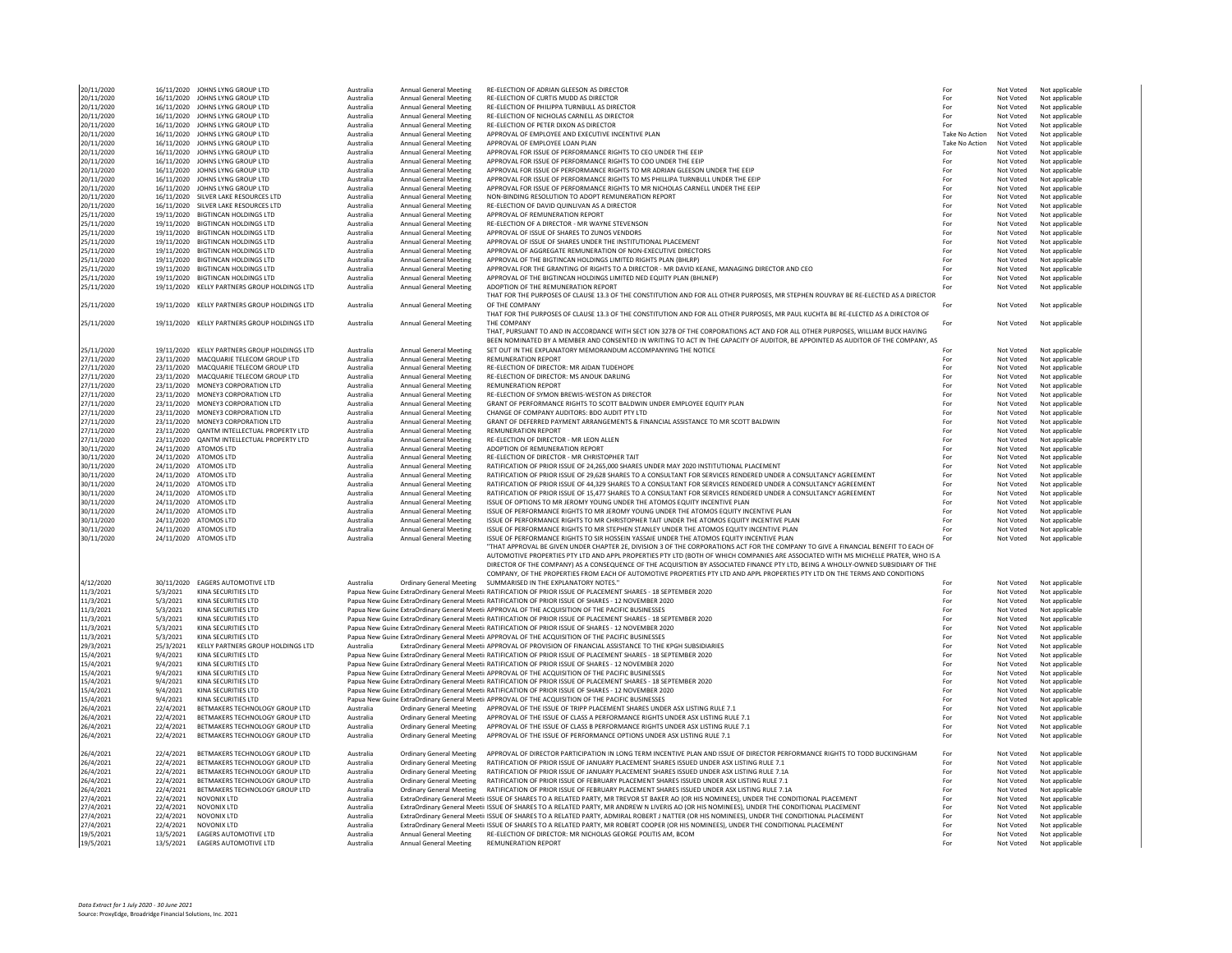| | | | | | | | | |
|---|---|---|---|---|---|---|---|---|
| 20/11/2020 | 16/11/2020 | JOHNS LYNG GROUP LTD | Australia | Annual General Meeting | RE-ELECTION OF ADRIAN GLEESON AS DIRECTOR | For | Not Voted | Not applicable |
| 20/11/2020 | 16/11/2020 | JOHNS LYNG GROUP LTD | Australia | Annual General Meeting | RE-ELECTION OF CURTIS MUDD AS DIRECTOR | For | Not Voted | Not applicable |
| 20/11/2020 | 16/11/2020 | JOHNS LYNG GROUP LTD | Australia | Annual General Meeting | RE-ELECTION OF PHILIPPA TURNBULL AS DIRECTOR | For | Not Voted | Not applicable |
| 20/11/2020 | 16/11/2020 | JOHNS LYNG GROUP LTD | Australia | Annual General Meeting | RE-ELECTION OF NICHOLAS CARNELL AS DIRECTOR | For | Not Voted | Not applicable |
| 20/11/2020 | 16/11/2020 | JOHNS LYNG GROUP LTD | Australia | Annual General Meeting | RE-ELECTION OF PETER DIXON AS DIRECTOR | For | Not Voted | Not applicable |
| 20/11/2020 | 16/11/2020 | JOHNS LYNG GROUP LTD | Australia | Annual General Meeting | APPROVAL OF EMPLOYEE AND EXECUTIVE INCENTIVE PLAN | Take No Action | Not Voted | Not applicable |
| 20/11/2020 | 16/11/2020 | JOHNS LYNG GROUP LTD | Australia | Annual General Meeting | APPROVAL OF EMPLOYEE LOAN PLAN | Take No Action | Not Voted | Not applicable |
| 20/11/2020 | 16/11/2020 | JOHNS LYNG GROUP LTD | Australia | Annual General Meeting | APPROVAL FOR ISSUE OF PERFORMANCE RIGHTS TO CEO UNDER THE EEIP | For | Not Voted | Not applicable |
| 20/11/2020 | 16/11/2020 | JOHNS LYNG GROUP LTD | Australia | Annual General Meeting | APPROVAL FOR ISSUE OF PERFORMANCE RIGHTS TO COO UNDER THE EEIP | For | Not Voted | Not applicable |
| 20/11/2020 | 16/11/2020 | JOHNS LYNG GROUP LTD | Australia | Annual General Meeting | APPROVAL FOR ISSUE OF PERFORMANCE RIGHTS TO MR ADRIAN GLEESON UNDER THE EEIP | For | Not Voted | Not applicable |
| 20/11/2020 | 16/11/2020 | JOHNS LYNG GROUP LTD | Australia | Annual General Meeting | APPROVAL FOR ISSUE OF PERFORMANCE RIGHTS TO MS PHILLIPA TURNBULL UNDER THE EEIP | For | Not Voted | Not applicable |
| 20/11/2020 | 16/11/2020 | JOHNS LYNG GROUP LTD | Australia | Annual General Meeting | APPROVAL FOR ISSUE OF PERFORMANCE RIGHTS TO MR NICHOLAS CARNELL UNDER THE EEIP | For | Not Voted | Not applicable |
| 20/11/2020 | 16/11/2020 | SILVER LAKE RESOURCES LTD | Australia | Annual General Meeting | NON-BINDING RESOLUTION TO ADOPT REMUNERATION REPORT | For | Not Voted | Not applicable |
| 20/11/2020 | 16/11/2020 | SILVER LAKE RESOURCES LTD | Australia | Annual General Meeting | RE-ELECTION OF DAVID QUINLIVAN AS A DIRECTOR | For | Not Voted | Not applicable |
| 25/11/2020 | 19/11/2020 | BIGTINCAN HOLDINGS LTD | Australia | Annual General Meeting | APPROVAL OF REMUNERATION REPORT | For | Not Voted | Not applicable |
| 25/11/2020 | 19/11/2020 | BIGTINCAN HOLDINGS LTD | Australia | Annual General Meeting | RE-ELECTION OF A DIRECTOR - MR WAYNE STEVENSON | For | Not Voted | Not applicable |
| 25/11/2020 | 19/11/2020 | BIGTINCAN HOLDINGS LTD | Australia | Annual General Meeting | APPROVAL OF ISSUE OF SHARES TO ZUNOS VENDORS | For | Not Voted | Not applicable |
| 25/11/2020 | 19/11/2020 | BIGTINCAN HOLDINGS LTD | Australia | Annual General Meeting | APPROVAL OF ISSUE OF SHARES UNDER THE INSTITUTIONAL PLACEMENT | For | Not Voted | Not applicable |
| 25/11/2020 | 19/11/2020 | BIGTINCAN HOLDINGS LTD | Australia | Annual General Meeting | APPROVAL OF AGGREGATE REMUNERATION OF NON-EXECUTIVE DIRECTORS | For | Not Voted | Not applicable |
| 25/11/2020 | 19/11/2020 | BIGTINCAN HOLDINGS LTD | Australia | Annual General Meeting | APPROVAL OF THE BIGTINCAN HOLDINGS LIMITED RIGHTS PLAN (BHLRP) | For | Not Voted | Not applicable |
| 25/11/2020 | 19/11/2020 | BIGTINCAN HOLDINGS LTD | Australia | Annual General Meeting | APPROVAL FOR THE GRANTING OF RIGHTS TO A DIRECTOR - MR DAVID KEANE, MANAGING DIRECTOR AND CEO | For | Not Voted | Not applicable |
| 25/11/2020 | 19/11/2020 | BIGTINCAN HOLDINGS LTD | Australia | Annual General Meeting | APPROVAL OF THE BIGTINCAN HOLDINGS LIMITED NED EQUITY PLAN (BHLNEP) | For | Not Voted | Not applicable |
| 25/11/2020 | 19/11/2020 | KELLY PARTNERS GROUP HOLDINGS LTD | Australia | Annual General Meeting | ADOPTION OF THE REMUNERATION REPORT | For | Not Voted | Not applicable |
| 25/11/2020 | 19/11/2020 | KELLY PARTNERS GROUP HOLDINGS LTD | Australia | Annual General Meeting | THAT FOR THE PURPOSES OF CLAUSE 13.3 OF THE CONSTITUTION AND FOR ALL OTHER PURPOSES, MR STEPHEN ROUVRAY BE RE-ELECTED AS A DIRECTOR OF THE COMPANY | For | Not Voted | Not applicable |
| 25/11/2020 | 19/11/2020 | KELLY PARTNERS GROUP HOLDINGS LTD | Australia | Annual General Meeting | THAT FOR THE PURPOSES OF CLAUSE 13.3 OF THE CONSTITUTION AND FOR ALL OTHER PURPOSES, MR PAUL KUCHTA BE RE-ELECTED AS A DIRECTOR OF THE COMPANY | For | Not Voted | Not applicable |
| 25/11/2020 | 19/11/2020 | KELLY PARTNERS GROUP HOLDINGS LTD | Australia | Annual General Meeting | THAT, PURSUANT TO AND IN ACCORDANCE WITH SECT ION 327B OF THE CORPORATIONS ACT AND FOR ALL OTHER PURPOSES, WILLIAM BUCK HAVING BEEN NOMINATED BY A MEMBER AND CONSENTED IN WRITING TO ACT IN THE CAPACITY OF AUDITOR, BE APPOINTED AS AUDITOR OF THE COMPANY, AS SET OUT IN THE EXPLANATORY MEMORANDUM ACCOMPANYING THE NOTICE | For | Not Voted | Not applicable |
| 27/11/2020 | 23/11/2020 | MACQUARIE TELECOM GROUP LTD | Australia | Annual General Meeting | REMUNERATION REPORT | For | Not Voted | Not applicable |
| 27/11/2020 | 23/11/2020 | MACQUARIE TELECOM GROUP LTD | Australia | Annual General Meeting | RE-ELECTION OF DIRECTOR: MR AIDAN TUDEHOPE | For | Not Voted | Not applicable |
| 27/11/2020 | 23/11/2020 | MACQUARIE TELECOM GROUP LTD | Australia | Annual General Meeting | RE-ELECTION OF DIRECTOR: MS ANOUK DARLING | For | Not Voted | Not applicable |
| 27/11/2020 | 23/11/2020 | MONEY3 CORPORATION LTD | Australia | Annual General Meeting | REMUNERATION REPORT | For | Not Voted | Not applicable |
| 27/11/2020 | 23/11/2020 | MONEY3 CORPORATION LTD | Australia | Annual General Meeting | RE-ELECTION OF SYMON BREWIS-WESTON AS DIRECTOR | For | Not Voted | Not applicable |
| 27/11/2020 | 23/11/2020 | MONEY3 CORPORATION LTD | Australia | Annual General Meeting | GRANT OF PERFORMANCE RIGHTS TO SCOTT BALDWIN UNDER EMPLOYEE EQUITY PLAN | For | Not Voted | Not applicable |
| 27/11/2020 | 23/11/2020 | MONEY3 CORPORATION LTD | Australia | Annual General Meeting | CHANGE OF COMPANY AUDITORS: BDO AUDIT PTY LTD | For | Not Voted | Not applicable |
| 27/11/2020 | 23/11/2020 | MONEY3 CORPORATION LTD | Australia | Annual General Meeting | GRANT OF DEFERRED PAYMENT ARRANGEMENTS & FINANCIAL ASSISTANCE TO MR SCOTT BALDWIN | For | Not Voted | Not applicable |
| 27/11/2020 | 23/11/2020 | QANTM INTELLECTUAL PROPERTY LTD | Australia | Annual General Meeting | REMUNERATION REPORT | For | Not Voted | Not applicable |
| 27/11/2020 | 23/11/2020 | QANTM INTELLECTUAL PROPERTY LTD | Australia | Annual General Meeting | RE-ELECTION OF DIRECTOR - MR LEON ALLEN | For | Not Voted | Not applicable |
| 30/11/2020 | 24/11/2020 | ATOMOS LTD | Australia | Annual General Meeting | ADOPTION OF REMUNERATION REPORT | For | Not Voted | Not applicable |
| 30/11/2020 | 24/11/2020 | ATOMOS LTD | Australia | Annual General Meeting | RE-ELECTION OF DIRECTOR - MR CHRISTOPHER TAIT | For | Not Voted | Not applicable |
| 30/11/2020 | 24/11/2020 | ATOMOS LTD | Australia | Annual General Meeting | RATIFICATION OF PRIOR ISSUE OF 24,265,000 SHARES UNDER MAY 2020 INSTITUTIONAL PLACEMENT | For | Not Voted | Not applicable |
| 30/11/2020 | 24/11/2020 | ATOMOS LTD | Australia | Annual General Meeting | RATIFICATION OF PRIOR ISSUE OF 29,628 SHARES TO A CONSULTANT FOR SERVICES RENDERED UNDER A CONSULTANCY AGREEMENT | For | Not Voted | Not applicable |
| 30/11/2020 | 24/11/2020 | ATOMOS LTD | Australia | Annual General Meeting | RATIFICATION OF PRIOR ISSUE OF 44,329 SHARES TO A CONSULTANT FOR SERVICES RENDERED UNDER A CONSULTANCY AGREEMENT | For | Not Voted | Not applicable |
| 30/11/2020 | 24/11/2020 | ATOMOS LTD | Australia | Annual General Meeting | RATIFICATION OF PRIOR ISSUE OF 15,477 SHARES TO A CONSULTANT FOR SERVICES RENDERED UNDER A CONSULTANCY AGREEMENT | For | Not Voted | Not applicable |
| 30/11/2020 | 24/11/2020 | ATOMOS LTD | Australia | Annual General Meeting | ISSUE OF OPTIONS TO MR JEROMY YOUNG UNDER THE ATOMOS EQUITY INCENTIVE PLAN | For | Not Voted | Not applicable |
| 30/11/2020 | 24/11/2020 | ATOMOS LTD | Australia | Annual General Meeting | ISSUE OF PERFORMANCE RIGHTS TO MR JEROMY YOUNG UNDER THE ATOMOS EQUITY INCENTIVE PLAN | For | Not Voted | Not applicable |
| 30/11/2020 | 24/11/2020 | ATOMOS LTD | Australia | Annual General Meeting | ISSUE OF PERFORMANCE RIGHTS TO MR CHRISTOPHER TAIT UNDER THE ATOMOS EQUITY INCENTIVE PLAN | For | Not Voted | Not applicable |
| 30/11/2020 | 24/11/2020 | ATOMOS LTD | Australia | Annual General Meeting | ISSUE OF PERFORMANCE RIGHTS TO MR STEPHEN STANLEY UNDER THE ATOMOS EQUITY INCENTIVE PLAN | For | Not Voted | Not applicable |
| 30/11/2020 | 24/11/2020 | ATOMOS LTD | Australia | Annual General Meeting | ISSUE OF PERFORMANCE RIGHTS TO SIR HOSSEIN YASSAIE UNDER THE ATOMOS EQUITY INCENTIVE PLAN | For | Not Voted | Not applicable |
| 4/12/2020 | 30/11/2020 | EAGERS AUTOMOTIVE LTD | Australia | Ordinary General Meeting | "THAT APPROVAL BE GIVEN UNDER CHAPTER 2E, DIVISION 3 OF THE CORPORATIONS ACT FOR THE COMPANY TO GIVE A FINANCIAL BENEFIT TO EACH OF AUTOMOTIVE PROPERTIES PTY LTD AND APPL PROPERTIES PTY LTD (BOTH OF WHICH COMPANIES ARE ASSOCIATED WITH MS MICHELLE PRATER, WHO IS A DIRECTOR OF THE COMPANY) AS A CONSEQUENCE OF THE ACQUISITION BY ASSOCIATED FINANCE PTY LTD, BEING A WHOLLY-OWNED SUBSIDIARY OF THE COMPANY, OF THE PROPERTIES FROM EACH OF AUTOMOTIVE PROPERTIES PTY LTD AND APPL PROPERTIES PTY LTD ON THE TERMS AND CONDITIONS SUMMARISED IN THE EXPLANATORY NOTES." | For | Not Voted | Not applicable |
| 11/3/2021 | 5/3/2021 | KINA SECURITIES LTD | Papua New Guine | ExtraOrdinary General Meeti | RATIFICATION OF PRIOR ISSUE OF PLACEMENT SHARES - 18 SEPTEMBER 2020 | For | Not Voted | Not applicable |
| 11/3/2021 | 5/3/2021 | KINA SECURITIES LTD | Papua New Guine | ExtraOrdinary General Meeti | RATIFICATION OF PRIOR ISSUE OF SHARES - 12 NOVEMBER 2020 | For | Not Voted | Not applicable |
| 11/3/2021 | 5/3/2021 | KINA SECURITIES LTD | Papua New Guine | ExtraOrdinary General Meeti | APPROVAL OF THE ACQUISITION OF THE PACIFIC BUSINESSES | For | Not Voted | Not applicable |
| 11/3/2021 | 5/3/2021 | KINA SECURITIES LTD | Papua New Guine | ExtraOrdinary General Meeti | RATIFICATION OF PRIOR ISSUE OF PLACEMENT SHARES - 18 SEPTEMBER 2020 | For | Not Voted | Not applicable |
| 11/3/2021 | 5/3/2021 | KINA SECURITIES LTD | Papua New Guine | ExtraOrdinary General Meeti | RATIFICATION OF PRIOR ISSUE OF SHARES - 12 NOVEMBER 2020 | For | Not Voted | Not applicable |
| 11/3/2021 | 5/3/2021 | KINA SECURITIES LTD | Papua New Guine | ExtraOrdinary General Meeti | APPROVAL OF THE ACQUISITION OF THE PACIFIC BUSINESSES | For | Not Voted | Not applicable |
| 29/3/2021 | 25/3/2021 | KELLY PARTNERS GROUP HOLDINGS LTD | Australia | ExtraOrdinary General Meeti | APPROVAL OF PROVISION OF FINANCIAL ASSISTANCE TO THE KPGH SUBSIDIARIES | For | Not Voted | Not applicable |
| 15/4/2021 | 9/4/2021 | KINA SECURITIES LTD | Papua New Guine | ExtraOrdinary General Meeti | RATIFICATION OF PRIOR ISSUE OF PLACEMENT SHARES - 18 SEPTEMBER 2020 | For | Not Voted | Not applicable |
| 15/4/2021 | 9/4/2021 | KINA SECURITIES LTD | Papua New Guine | ExtraOrdinary General Meeti | RATIFICATION OF PRIOR ISSUE OF SHARES - 12 NOVEMBER 2020 | For | Not Voted | Not applicable |
| 15/4/2021 | 9/4/2021 | KINA SECURITIES LTD | Papua New Guine | ExtraOrdinary General Meeti | APPROVAL OF THE ACQUISITION OF THE PACIFIC BUSINESSES | For | Not Voted | Not applicable |
| 15/4/2021 | 9/4/2021 | KINA SECURITIES LTD | Papua New Guine | ExtraOrdinary General Meeti | RATIFICATION OF PRIOR ISSUE OF PLACEMENT SHARES - 18 SEPTEMBER 2020 | For | Not Voted | Not applicable |
| 15/4/2021 | 9/4/2021 | KINA SECURITIES LTD | Papua New Guine | ExtraOrdinary General Meeti | RATIFICATION OF PRIOR ISSUE OF SHARES - 12 NOVEMBER 2020 | For | Not Voted | Not applicable |
| 15/4/2021 | 9/4/2021 | KINA SECURITIES LTD | Papua New Guine | ExtraOrdinary General Meeti | APPROVAL OF THE ACQUISITION OF THE PACIFIC BUSINESSES | For | Not Voted | Not applicable |
| 26/4/2021 | 22/4/2021 | BETMAKERS TECHNOLOGY GROUP LTD | Australia | Ordinary General Meeting | APPROVAL OF THE ISSUE OF TRIPP PLACEMENT SHARES UNDER ASX LISTING RULE 7.1 | For | Not Voted | Not applicable |
| 26/4/2021 | 22/4/2021 | BETMAKERS TECHNOLOGY GROUP LTD | Australia | Ordinary General Meeting | APPROVAL OF THE ISSUE OF CLASS A PERFORMANCE RIGHTS UNDER ASX LISTING RULE 7.1 | For | Not Voted | Not applicable |
| 26/4/2021 | 22/4/2021 | BETMAKERS TECHNOLOGY GROUP LTD | Australia | Ordinary General Meeting | APPROVAL OF THE ISSUE OF CLASS B PERFORMANCE RIGHTS UNDER ASX LISTING RULE 7.1 | For | Not Voted | Not applicable |
| 26/4/2021 | 22/4/2021 | BETMAKERS TECHNOLOGY GROUP LTD | Australia | Ordinary General Meeting | APPROVAL OF THE ISSUE OF PERFORMANCE OPTIONS UNDER ASX LISTING RULE 7.1 | For | Not Voted | Not applicable |
| 26/4/2021 | 22/4/2021 | BETMAKERS TECHNOLOGY GROUP LTD | Australia | Ordinary General Meeting | APPROVAL OF DIRECTOR PARTICIPATION IN LONG TERM INCENTIVE PLAN AND ISSUE OF DIRECTOR PERFORMANCE RIGHTS TO TODD BUCKINGHAM | For | Not Voted | Not applicable |
| 26/4/2021 | 22/4/2021 | BETMAKERS TECHNOLOGY GROUP LTD | Australia | Ordinary General Meeting | RATIFICATION OF PRIOR ISSUE OF JANUARY PLACEMENT SHARES ISSUED UNDER ASX LISTING RULE 7.1 | For | Not Voted | Not applicable |
| 26/4/2021 | 22/4/2021 | BETMAKERS TECHNOLOGY GROUP LTD | Australia | Ordinary General Meeting | RATIFICATION OF PRIOR ISSUE OF JANUARY PLACEMENT SHARES ISSUED UNDER ASX LISTING RULE 7.1A | For | Not Voted | Not applicable |
| 26/4/2021 | 22/4/2021 | BETMAKERS TECHNOLOGY GROUP LTD | Australia | Ordinary General Meeting | RATIFICATION OF PRIOR ISSUE OF FEBRUARY PLACEMENT SHARES ISSUED UNDER ASX LISTING RULE 7.1 | For | Not Voted | Not applicable |
| 26/4/2021 | 22/4/2021 | BETMAKERS TECHNOLOGY GROUP LTD | Australia | Ordinary General Meeting | RATIFICATION OF PRIOR ISSUE OF FEBRUARY PLACEMENT SHARES ISSUED UNDER ASX LISTING RULE 7.1A | For | Not Voted | Not applicable |
| 27/4/2021 | 22/4/2021 | NOVONIX LTD | Australia | ExtraOrdinary General Meeti | ISSUE OF SHARES TO A RELATED PARTY, MR TREVOR ST BAKER AO (OR HIS NOMINEES), UNDER THE CONDITIONAL PLACEMENT | For | Not Voted | Not applicable |
| 27/4/2021 | 22/4/2021 | NOVONIX LTD | Australia | ExtraOrdinary General Meeti | ISSUE OF SHARES TO A RELATED PARTY, MR ANDREW N LIVERIS AO (OR HIS NOMINEES), UNDER THE CONDITIONAL PLACEMENT | For | Not Voted | Not applicable |
| 27/4/2021 | 22/4/2021 | NOVONIX LTD | Australia | ExtraOrdinary General Meeti | ISSUE OF SHARES TO A RELATED PARTY, ADMIRAL ROBERT J NATTER (OR HIS NOMINEES), UNDER THE CONDITIONAL PLACEMENT | For | Not Voted | Not applicable |
| 27/4/2021 | 22/4/2021 | NOVONIX LTD | Australia | ExtraOrdinary General Meeti | ISSUE OF SHARES TO A RELATED PARTY, MR ROBERT COOPER (OR HIS NOMINEES), UNDER THE CONDITIONAL PLACEMENT | For | Not Voted | Not applicable |
| 19/5/2021 | 13/5/2021 | EAGERS AUTOMOTIVE LTD | Australia | Annual General Meeting | RE-ELECTION OF DIRECTOR: MR NICHOLAS GEORGE POLITIS AM, BCOM | For | Not Voted | Not applicable |
| 19/5/2021 | 13/5/2021 | EAGERS AUTOMOTIVE LTD | Australia | Annual General Meeting | REMUNERATION REPORT | For | Not Voted | Not applicable |

*Data Extract for 1 July 2020 - 30 June 2021*
Source: ProxyEdge, Broadridge Financial Solutions, Inc. 2021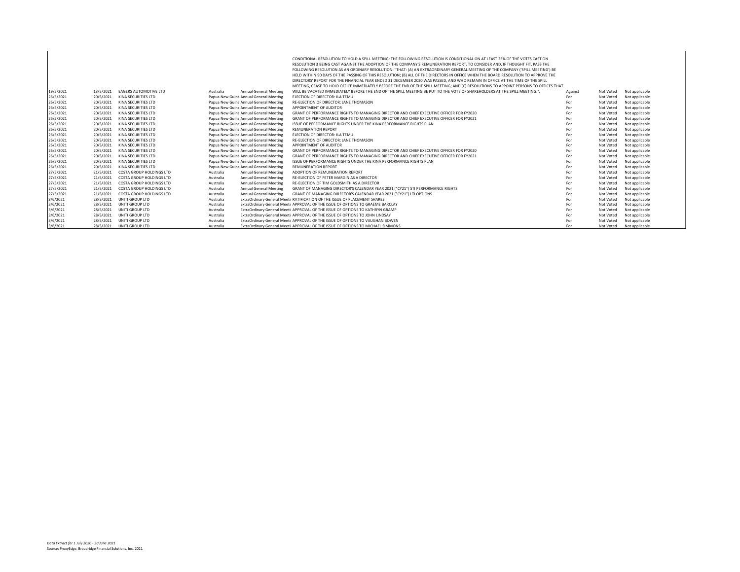| | | | | | | | | |
|---|---|---|---|---|---|---|---|---|
| 19/5/2021 | 13/5/2021 | EAGERS AUTOMOTIVE LTD | Australia | Annual General Meeting | CONDITIONAL RESOLUTION TO HOLD A SPILL MEETING: THE FOLLOWING RESOLUTION IS CONDITIONAL ON AT LEAST 25% OF THE VOTES CAST ON RESOLUTION 3 BEING CAST AGAINST THE ADOPTION OF THE COMPANY'S REMUNERATION REPORT. TO CONSIDER AND, IF THOUGHT FIT, PASS THE FOLLOWING RESOLUTION AS AN ORDINARY RESOLUTION: "THAT: (A) AN EXTRAORDINARY GENERAL MEETING OF THE COMPANY ('SPILL MEETING') BE HELD WITHIN 90 DAYS OF THE PASSING OF THIS RESOLUTION; (B) ALL OF THE DIRECTORS IN OFFICE WHEN THE BOARD RESOLUTION TO APPROVE THE DIRECTORS' REPORT FOR THE FINANCIAL YEAR ENDED 31 DECEMBER 2020 WAS PASSED, AND WHO REMAIN IN OFFICE AT THE TIME OF THE SPILL MEETING, CEASE TO HOLD OFFICE IMMEDIATELY BEFORE THE END OF THE SPILL MEETING; AND (C) RESOLUTIONS TO APPOINT PERSONS TO OFFICES THAT WILL BE VACATED IMMEDIATELY BEFORE THE END OF THE SPILL MEETING BE PUT TO THE VOTE OF SHAREHOLDERS AT THE SPILL MEETING.". | Against | Not Voted | Not applicable |
| 26/5/2021 | 20/5/2021 | KINA SECURITIES LTD | Papua New Guine | Annual General Meeting | ELECTION OF DIRECTOR: ILA TEMU | For | Not Voted | Not applicable |
| 26/5/2021 | 20/5/2021 | KINA SECURITIES LTD | Papua New Guine | Annual General Meeting | RE-ELECTION OF DIRECTOR: JANE THOMASON | For | Not Voted | Not applicable |
| 26/5/2021 | 20/5/2021 | KINA SECURITIES LTD | Papua New Guine | Annual General Meeting | APPOINTMENT OF AUDITOR | For | Not Voted | Not applicable |
| 26/5/2021 | 20/5/2021 | KINA SECURITIES LTD | Papua New Guine | Annual General Meeting | GRANT OF PERFORMANCE RIGHTS TO MANAGING DIRECTOR AND CHIEF EXECUTIVE OFFICER FOR FY2020 | For | Not Voted | Not applicable |
| 26/5/2021 | 20/5/2021 | KINA SECURITIES LTD | Papua New Guine | Annual General Meeting | GRANT OF PERFORMANCE RIGHTS TO MANAGING DIRECTOR AND CHIEF EXECUTIVE OFFICER FOR FY2021 | For | Not Voted | Not applicable |
| 26/5/2021 | 20/5/2021 | KINA SECURITIES LTD | Papua New Guine | Annual General Meeting | ISSUE OF PERFORMANCE RIGHTS UNDER THE KINA PERFORMANCE RIGHTS PLAN | For | Not Voted | Not applicable |
| 26/5/2021 | 20/5/2021 | KINA SECURITIES LTD | Papua New Guine | Annual General Meeting | REMUNERATION REPORT | For | Not Voted | Not applicable |
| 26/5/2021 | 20/5/2021 | KINA SECURITIES LTD | Papua New Guine | Annual General Meeting | ELECTION OF DIRECTOR: ILA TEMU | For | Not Voted | Not applicable |
| 26/5/2021 | 20/5/2021 | KINA SECURITIES LTD | Papua New Guine | Annual General Meeting | RE-ELECTION OF DIRECTOR: JANE THOMASON | For | Not Voted | Not applicable |
| 26/5/2021 | 20/5/2021 | KINA SECURITIES LTD | Papua New Guine | Annual General Meeting | APPOINTMENT OF AUDITOR | For | Not Voted | Not applicable |
| 26/5/2021 | 20/5/2021 | KINA SECURITIES LTD | Papua New Guine | Annual General Meeting | GRANT OF PERFORMANCE RIGHTS TO MANAGING DIRECTOR AND CHIEF EXECUTIVE OFFICER FOR FY2020 | For | Not Voted | Not applicable |
| 26/5/2021 | 20/5/2021 | KINA SECURITIES LTD | Papua New Guine | Annual General Meeting | GRANT OF PERFORMANCE RIGHTS TO MANAGING DIRECTOR AND CHIEF EXECUTIVE OFFICER FOR FY2021 | For | Not Voted | Not applicable |
| 26/5/2021 | 20/5/2021 | KINA SECURITIES LTD | Papua New Guine | Annual General Meeting | ISSUE OF PERFORMANCE RIGHTS UNDER THE KINA PERFORMANCE RIGHTS PLAN | For | Not Voted | Not applicable |
| 26/5/2021 | 20/5/2021 | KINA SECURITIES LTD | Papua New Guine | Annual General Meeting | REMUNERATION REPORT | For | Not Voted | Not applicable |
| 27/5/2021 | 21/5/2021 | COSTA GROUP HOLDINGS LTD | Australia | Annual General Meeting | ADOPTION OF REMUNERATION REPORT | For | Not Voted | Not applicable |
| 27/5/2021 | 21/5/2021 | COSTA GROUP HOLDINGS LTD | Australia | Annual General Meeting | RE-ELECTION OF PETER MARGIN AS A DIRECTOR | For | Not Voted | Not applicable |
| 27/5/2021 | 21/5/2021 | COSTA GROUP HOLDINGS LTD | Australia | Annual General Meeting | RE-ELECTION OF TIM GOLDSMITH AS A DIRECTOR | For | Not Voted | Not applicable |
| 27/5/2021 | 21/5/2021 | COSTA GROUP HOLDINGS LTD | Australia | Annual General Meeting | GRANT OF MANAGING DIRECTOR'S CALENDAR YEAR 2021 ("CY21") STI PERFORMANCE RIGHTS | For | Not Voted | Not applicable |
| 27/5/2021 | 21/5/2021 | COSTA GROUP HOLDINGS LTD | Australia | Annual General Meeting | GRANT OF MANAGING DIRECTOR'S CALENDAR YEAR 2021 ("CY21") LTI OPTIONS | For | Not Voted | Not applicable |
| 3/6/2021 | 28/5/2021 | UNITI GROUP LTD | Australia | ExtraOrdinary General Meeti | RATIFICATION OF THE ISSUE OF PLACEMENT SHARES | For | Not Voted | Not applicable |
| 3/6/2021 | 28/5/2021 | UNITI GROUP LTD | Australia | ExtraOrdinary General Meeti | APPROVAL OF THE ISSUE OF OPTIONS TO GRAEME BARCLAY | For | Not Voted | Not applicable |
| 3/6/2021 | 28/5/2021 | UNITI GROUP LTD | Australia | ExtraOrdinary General Meeti | APPROVAL OF THE ISSUE OF OPTIONS TO KATHRYN GRAMP | For | Not Voted | Not applicable |
| 3/6/2021 | 28/5/2021 | UNITI GROUP LTD | Australia | ExtraOrdinary General Meeti | APPROVAL OF THE ISSUE OF OPTIONS TO JOHN LINDSAY | For | Not Voted | Not applicable |
| 3/6/2021 | 28/5/2021 | UNITI GROUP LTD | Australia | ExtraOrdinary General Meeti | APPROVAL OF THE ISSUE OF OPTIONS TO VAUGHAN BOWEN | For | Not Voted | Not applicable |
| 3/6/2021 | 28/5/2021 | UNITI GROUP LTD | Australia | ExtraOrdinary General Meeti | APPROVAL OF THE ISSUE OF OPTIONS TO MICHAEL SIMMONS | For | Not Voted | Not applicable |

*Data Extract for 1 July 2020 - 30 June 2021*
Source: ProxyEdge, Broadridge Financial Solutions, Inc. 2021